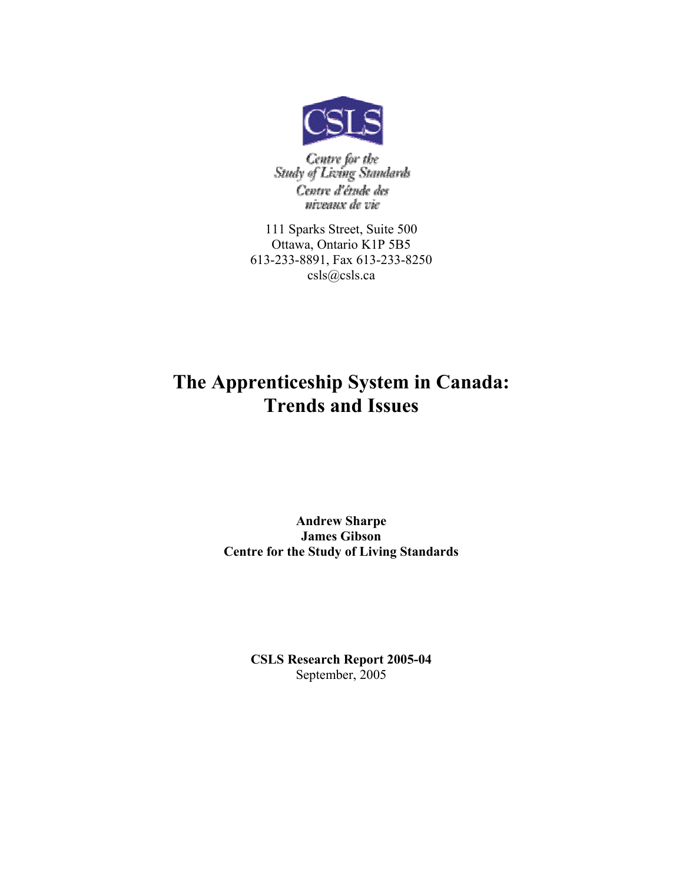CSLS

Centre for the Study of Living Standards

Centre d'étude des niveaux de vie

111 Sparks Street, Suite 500
Ottawa, Ontario K1P 5B5
613-233-8891, Fax 613-233-8250
csls@csls.ca

# The Apprenticeship System in Canada: Trends and Issues

**Andrew Sharpe**
**James Gibson**
**Centre for the Study of Living Standards**

**CSLS Research Report 2005-04**
September, 2005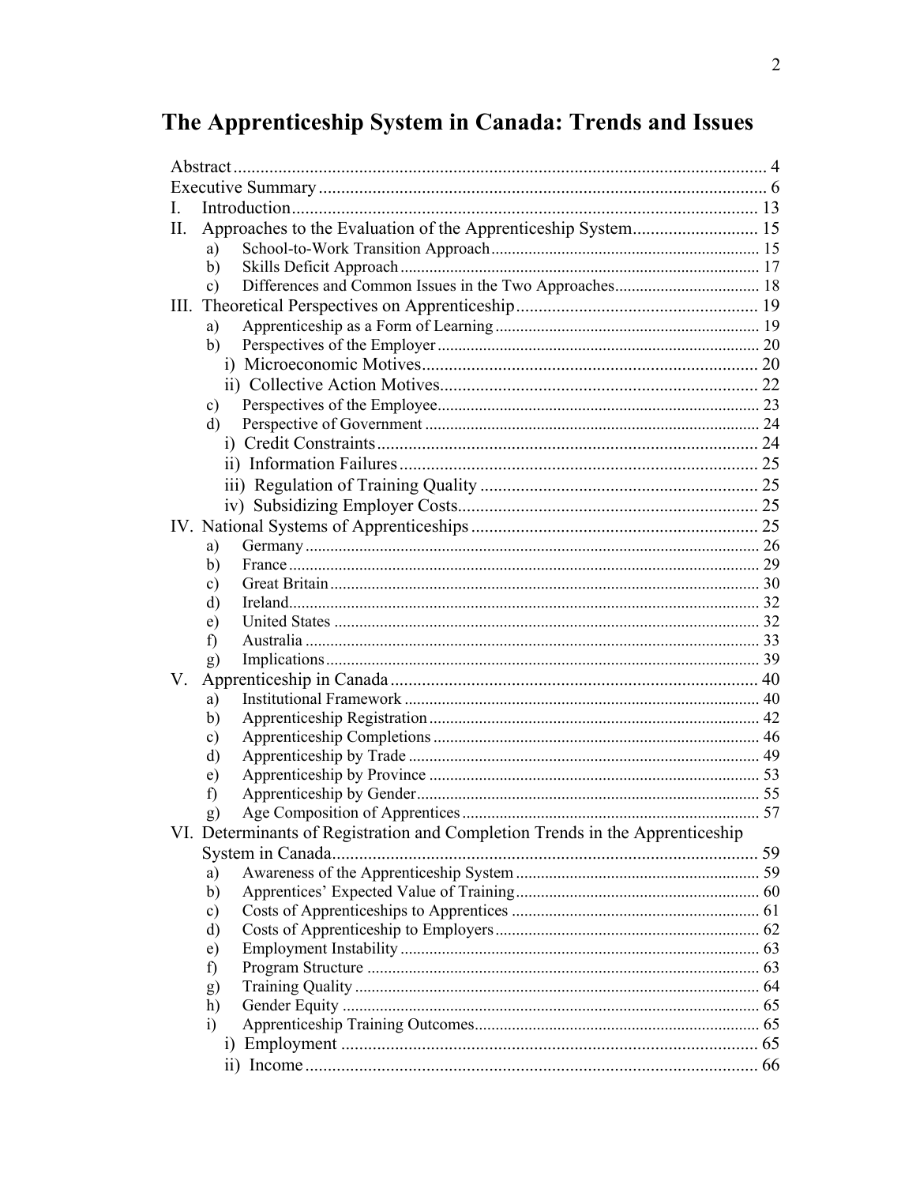# The Apprenticeship System in Canada: Trends and Issues

Abstract ..... 4
Executive Summary ..... 6
I. Introduction ..... 13
II. Approaches to the Evaluation of the Apprenticeship System ..... 15
  a) School-to-Work Transition Approach ..... 15
  b) Skills Deficit Approach ..... 17
  c) Differences and Common Issues in the Two Approaches ..... 18
III. Theoretical Perspectives on Apprenticeship ..... 19
  a) Apprenticeship as a Form of Learning ..... 19
  b) Perspectives of the Employer ..... 20
    i) Microeconomic Motives ..... 20
    ii) Collective Action Motives ..... 22
  c) Perspectives of the Employee ..... 23
  d) Perspective of Government ..... 24
    i) Credit Constraints ..... 24
    ii) Information Failures ..... 25
    iii) Regulation of Training Quality ..... 25
    iv) Subsidizing Employer Costs ..... 25
IV. National Systems of Apprenticeships ..... 25
  a) Germany ..... 26
  b) France ..... 29
  c) Great Britain ..... 30
  d) Ireland ..... 32
  e) United States ..... 32
  f) Australia ..... 33
  g) Implications ..... 39
V. Apprenticeship in Canada ..... 40
  a) Institutional Framework ..... 40
  b) Apprenticeship Registration ..... 42
  c) Apprenticeship Completions ..... 46
  d) Apprenticeship by Trade ..... 49
  e) Apprenticeship by Province ..... 53
  f) Apprenticeship by Gender ..... 55
  g) Age Composition of Apprentices ..... 57
VI. Determinants of Registration and Completion Trends in the Apprenticeship System in Canada ..... 59
  a) Awareness of the Apprenticeship System ..... 59
  b) Apprentices' Expected Value of Training ..... 60
  c) Costs of Apprenticeships to Apprentices ..... 61
  d) Costs of Apprenticeship to Employers ..... 62
  e) Employment Instability ..... 63
  f) Program Structure ..... 63
  g) Training Quality ..... 64
  h) Gender Equity ..... 65
  i) Apprenticeship Training Outcomes ..... 65
    i) Employment ..... 65
    ii) Income ..... 66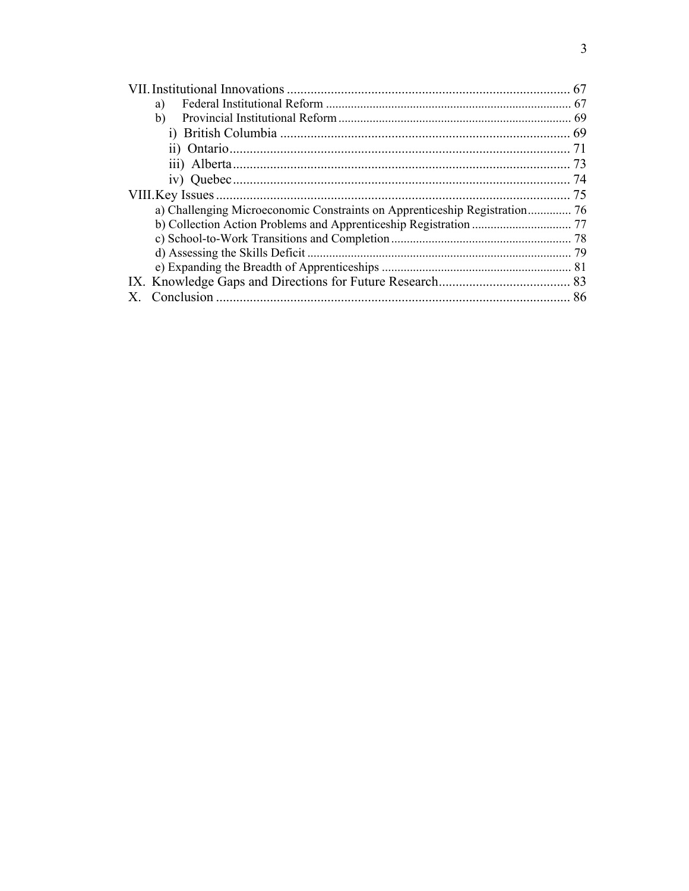VII. Institutional Innovations .................................................................................... 67
- a) Federal Institutional Reform ............................................................................. 67
- b) Provincial Institutional Reform .......................................................................... 69
  - i) British Columbia ....................................................................................... 69
  - ii) Ontario..................................................................................................... 71
  - iii) Alberta.................................................................................................... 73
  - iv) Quebec..................................................................................................... 74

VIII. Key Issues .......................................................................................................... 75
- a) Challenging Microeconomic Constraints on Apprenticeship Registration.............. 76
- b) Collection Action Problems and Apprenticeship Registration ............................... 77
- c) School-to-Work Transitions and Completion ......................................................... 78
- d) Assessing the Skills Deficit .................................................................................... 79
- e) Expanding the Breadth of Apprenticeships ............................................................ 81

IX. Knowledge Gaps and Directions for Future Research....................................... 83

X. Conclusion ......................................................................................................... 86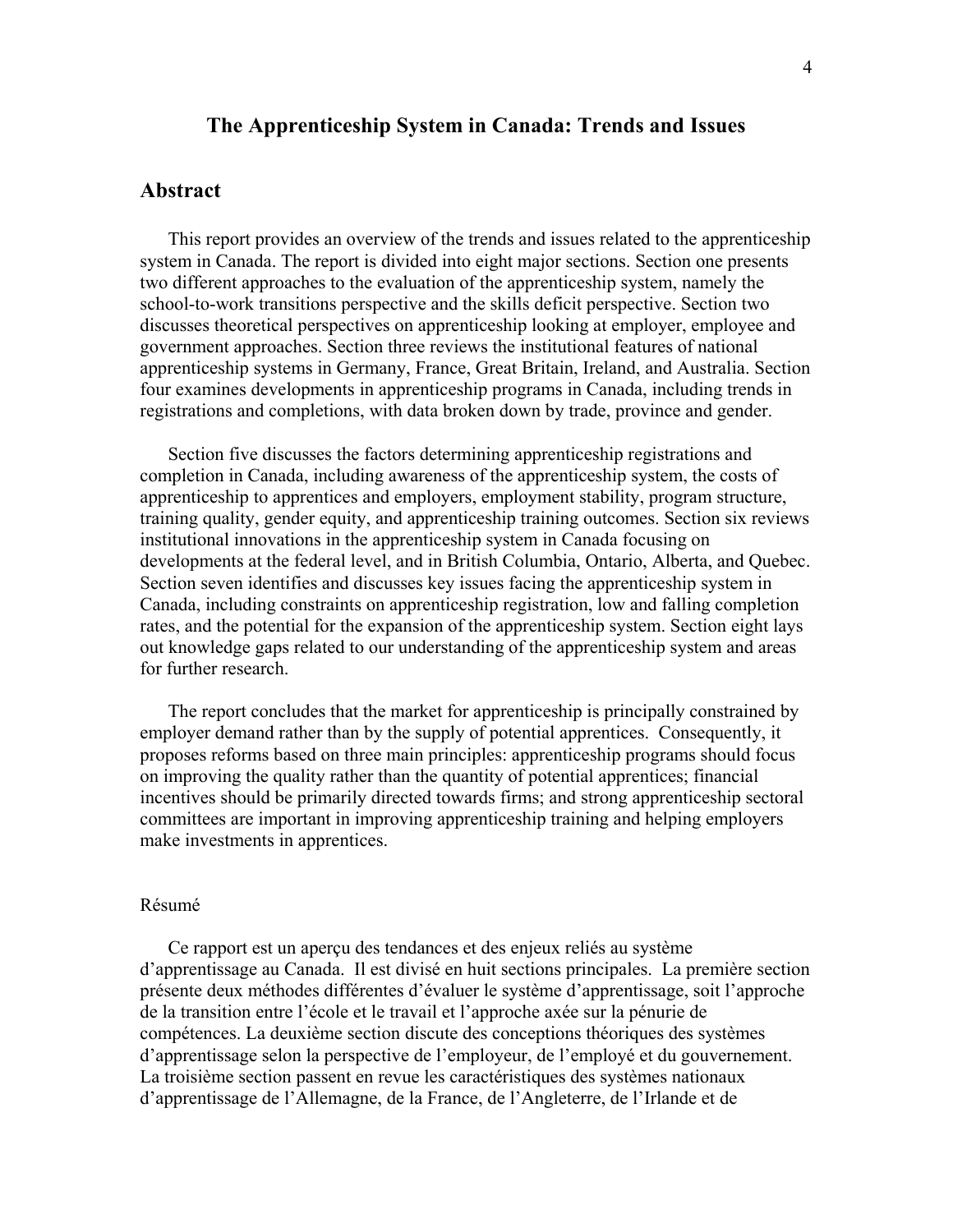# The Apprenticeship System in Canada: Trends and Issues

## Abstract

This report provides an overview of the trends and issues related to the apprenticeship system in Canada. The report is divided into eight major sections. Section one presents two different approaches to the evaluation of the apprenticeship system, namely the school-to-work transitions perspective and the skills deficit perspective. Section two discusses theoretical perspectives on apprenticeship looking at employer, employee and government approaches. Section three reviews the institutional features of national apprenticeship systems in Germany, France, Great Britain, Ireland, and Australia. Section four examines developments in apprenticeship programs in Canada, including trends in registrations and completions, with data broken down by trade, province and gender.

Section five discusses the factors determining apprenticeship registrations and completion in Canada, including awareness of the apprenticeship system, the costs of apprenticeship to apprentices and employers, employment stability, program structure, training quality, gender equity, and apprenticeship training outcomes. Section six reviews institutional innovations in the apprenticeship system in Canada focusing on developments at the federal level, and in British Columbia, Ontario, Alberta, and Quebec. Section seven identifies and discusses key issues facing the apprenticeship system in Canada, including constraints on apprenticeship registration, low and falling completion rates, and the potential for the expansion of the apprenticeship system. Section eight lays out knowledge gaps related to our understanding of the apprenticeship system and areas for further research.

The report concludes that the market for apprenticeship is principally constrained by employer demand rather than by the supply of potential apprentices. Consequently, it proposes reforms based on three main principles: apprenticeship programs should focus on improving the quality rather than the quantity of potential apprentices; financial incentives should be primarily directed towards firms; and strong apprenticeship sectoral committees are important in improving apprenticeship training and helping employers make investments in apprentices.

Résumé

Ce rapport est un aperçu des tendances et des enjeux reliés au système d'apprentissage au Canada. Il est divisé en huit sections principales. La première section présente deux méthodes différentes d'évaluer le système d'apprentissage, soit l'approche de la transition entre l'école et le travail et l'approche axée sur la pénurie de compétences. La deuxième section discute des conceptions théoriques des systèmes d'apprentissage selon la perspective de l'employeur, de l'employé et du gouvernement. La troisième section passent en revue les caractéristiques des systèmes nationaux d'apprentissage de l'Allemagne, de la France, de l'Angleterre, de l'Irlande et de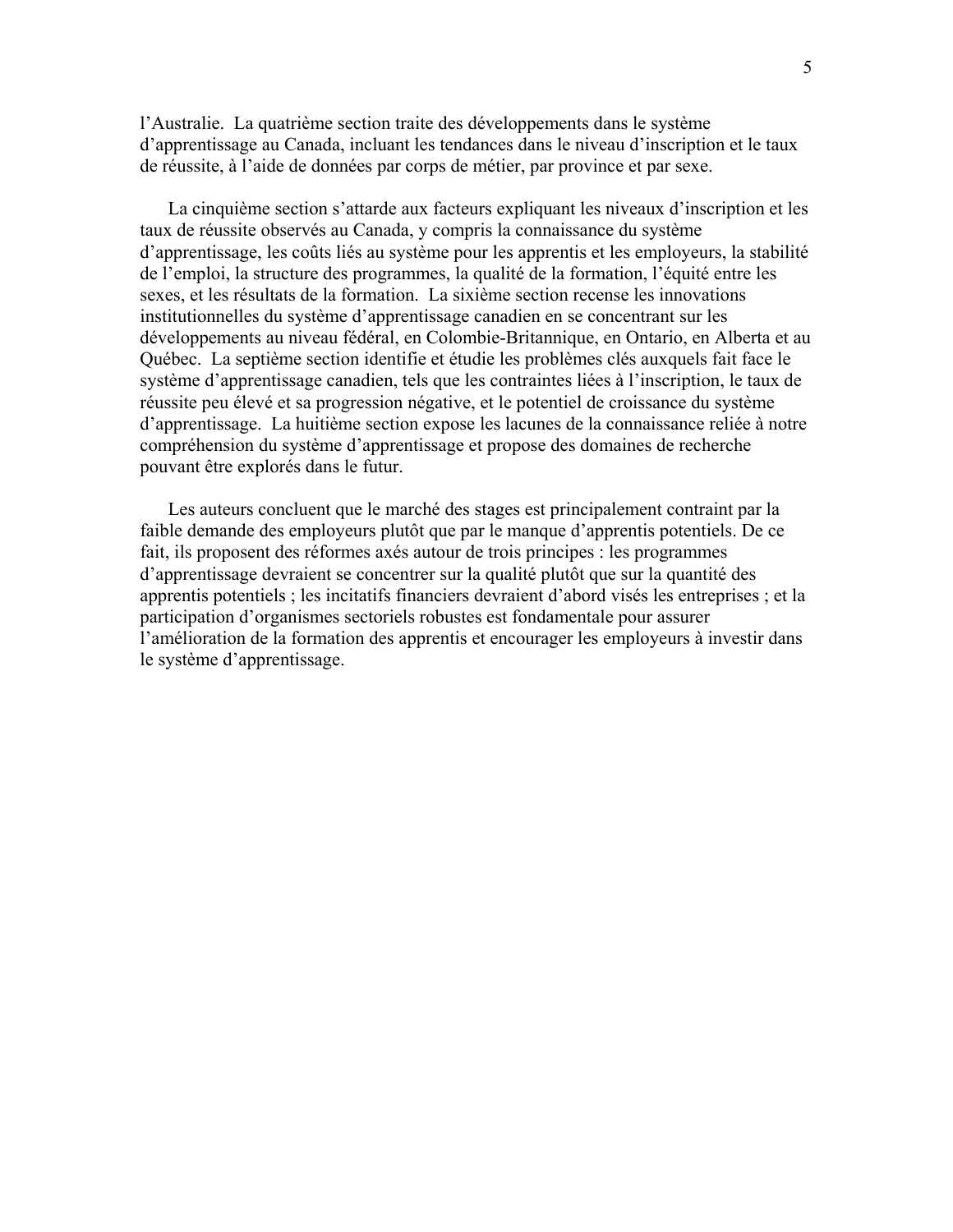l'Australie.  La quatrième section traite des développements dans le système d'apprentissage au Canada, incluant les tendances dans le niveau d'inscription et le taux de réussite, à l'aide de données par corps de métier, par province et par sexe.

La cinquième section s'attarde aux facteurs expliquant les niveaux d'inscription et les taux de réussite observés au Canada, y compris la connaissance du système d'apprentissage, les coûts liés au système pour les apprentis et les employeurs, la stabilité de l'emploi, la structure des programmes, la qualité de la formation, l'équité entre les sexes, et les résultats de la formation.  La sixième section recense les innovations institutionnelles du système d'apprentissage canadien en se concentrant sur les développements au niveau fédéral, en Colombie-Britannique, en Ontario, en Alberta et au Québec.  La septième section identifie et étudie les problèmes clés auxquels fait face le système d'apprentissage canadien, tels que les contraintes liées à l'inscription, le taux de réussite peu élevé et sa progression négative, et le potentiel de croissance du système d'apprentissage.  La huitième section expose les lacunes de la connaissance reliée à notre compréhension du système d'apprentissage et propose des domaines de recherche pouvant être explorés dans le futur.

Les auteurs concluent que le marché des stages est principalement contraint par la faible demande des employeurs plutôt que par le manque d'apprentis potentiels. De ce fait, ils proposent des réformes axés autour de trois principes : les programmes d'apprentissage devraient se concentrer sur la qualité plutôt que sur la quantité des apprentis potentiels ; les incitatifs financiers devraient d'abord visés les entreprises ; et la participation d'organismes sectoriels robustes est fondamentale pour assurer l'amélioration de la formation des apprentis et encourager les employeurs à investir dans le système d'apprentissage.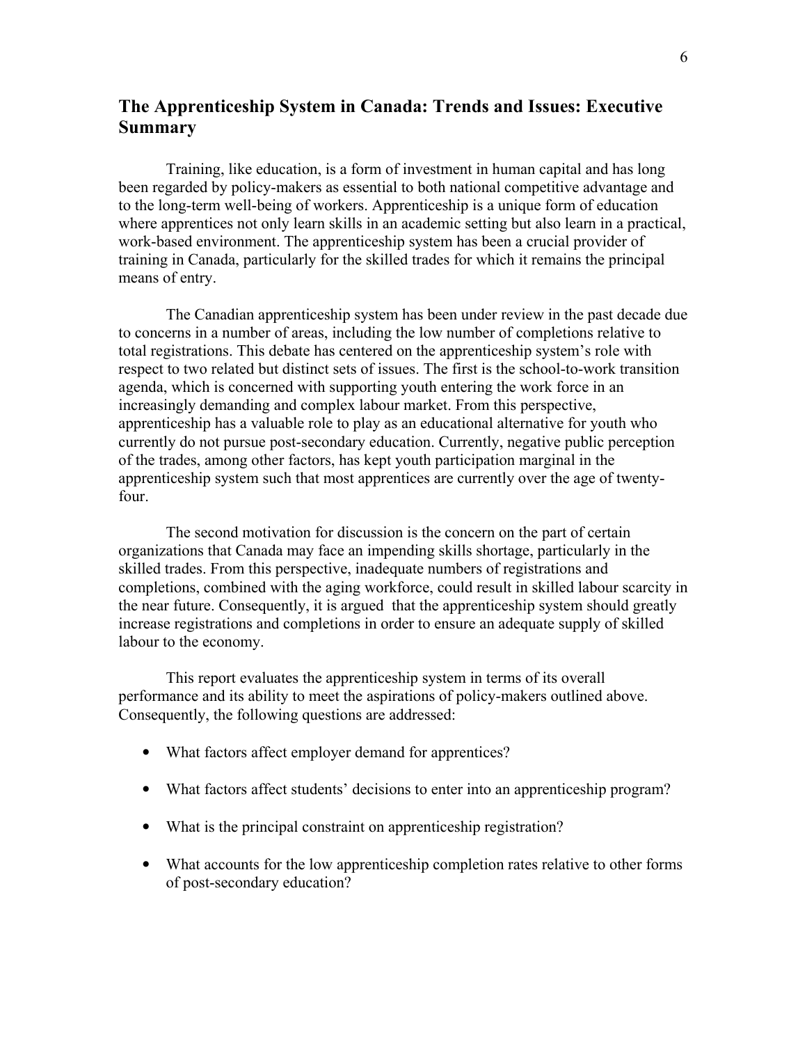## The Apprenticeship System in Canada: Trends and Issues: Executive Summary

Training, like education, is a form of investment in human capital and has long been regarded by policy-makers as essential to both national competitive advantage and to the long-term well-being of workers. Apprenticeship is a unique form of education where apprentices not only learn skills in an academic setting but also learn in a practical, work-based environment. The apprenticeship system has been a crucial provider of training in Canada, particularly for the skilled trades for which it remains the principal means of entry.

The Canadian apprenticeship system has been under review in the past decade due to concerns in a number of areas, including the low number of completions relative to total registrations. This debate has centered on the apprenticeship system's role with respect to two related but distinct sets of issues. The first is the school-to-work transition agenda, which is concerned with supporting youth entering the work force in an increasingly demanding and complex labour market. From this perspective, apprenticeship has a valuable role to play as an educational alternative for youth who currently do not pursue post-secondary education. Currently, negative public perception of the trades, among other factors, has kept youth participation marginal in the apprenticeship system such that most apprentices are currently over the age of twenty-four.

The second motivation for discussion is the concern on the part of certain organizations that Canada may face an impending skills shortage, particularly in the skilled trades. From this perspective, inadequate numbers of registrations and completions, combined with the aging workforce, could result in skilled labour scarcity in the near future. Consequently, it is argued that the apprenticeship system should greatly increase registrations and completions in order to ensure an adequate supply of skilled labour to the economy.

This report evaluates the apprenticeship system in terms of its overall performance and its ability to meet the aspirations of policy-makers outlined above. Consequently, the following questions are addressed:

- What factors affect employer demand for apprentices?
- What factors affect students' decisions to enter into an apprenticeship program?
- What is the principal constraint on apprenticeship registration?
- What accounts for the low apprenticeship completion rates relative to other forms of post-secondary education?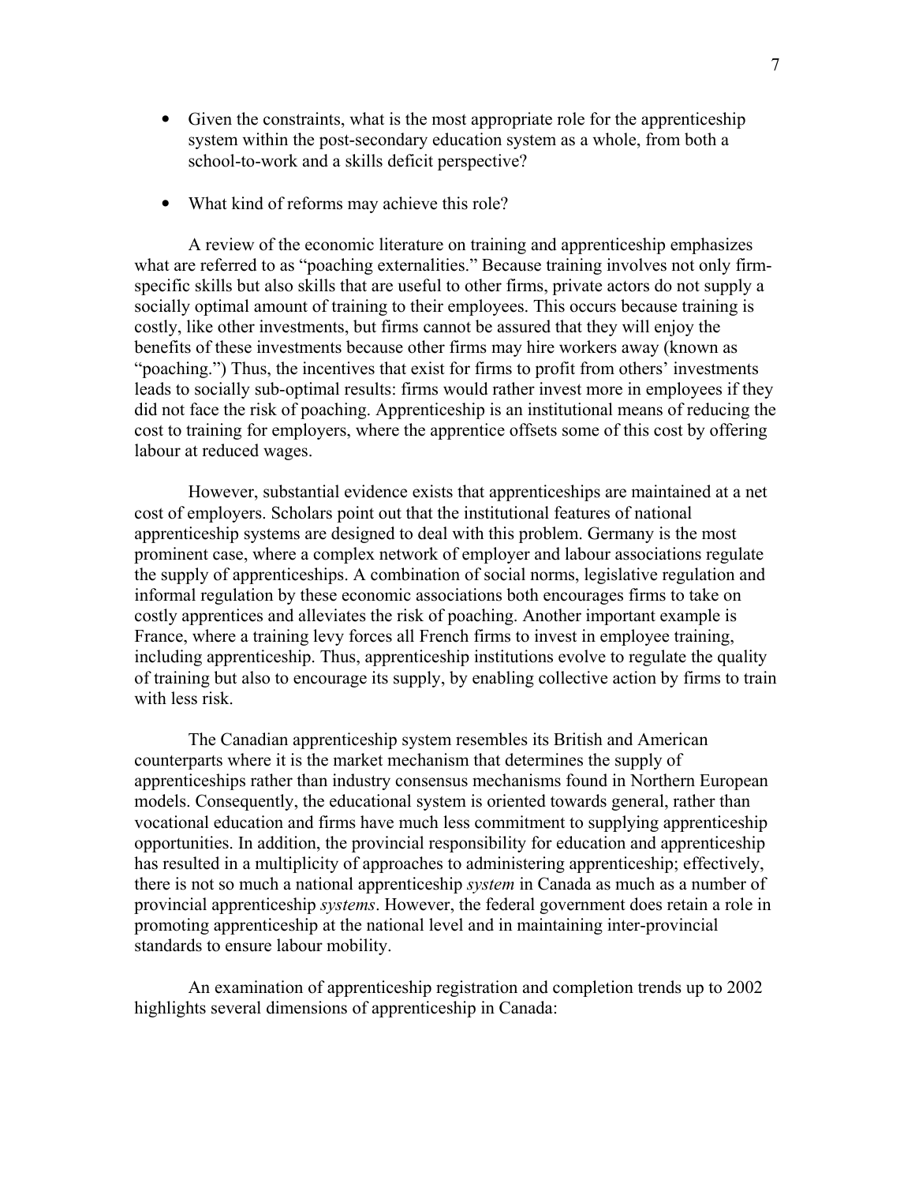- Given the constraints, what is the most appropriate role for the apprenticeship system within the post-secondary education system as a whole, from both a school-to-work and a skills deficit perspective?

- What kind of reforms may achieve this role?

A review of the economic literature on training and apprenticeship emphasizes what are referred to as "poaching externalities." Because training involves not only firm-specific skills but also skills that are useful to other firms, private actors do not supply a socially optimal amount of training to their employees. This occurs because training is costly, like other investments, but firms cannot be assured that they will enjoy the benefits of these investments because other firms may hire workers away (known as "poaching.") Thus, the incentives that exist for firms to profit from others' investments leads to socially sub-optimal results: firms would rather invest more in employees if they did not face the risk of poaching. Apprenticeship is an institutional means of reducing the cost to training for employers, where the apprentice offsets some of this cost by offering labour at reduced wages.

However, substantial evidence exists that apprenticeships are maintained at a net cost of employers. Scholars point out that the institutional features of national apprenticeship systems are designed to deal with this problem. Germany is the most prominent case, where a complex network of employer and labour associations regulate the supply of apprenticeships. A combination of social norms, legislative regulation and informal regulation by these economic associations both encourages firms to take on costly apprentices and alleviates the risk of poaching. Another important example is France, where a training levy forces all French firms to invest in employee training, including apprenticeship. Thus, apprenticeship institutions evolve to regulate the quality of training but also to encourage its supply, by enabling collective action by firms to train with less risk.

The Canadian apprenticeship system resembles its British and American counterparts where it is the market mechanism that determines the supply of apprenticeships rather than industry consensus mechanisms found in Northern European models. Consequently, the educational system is oriented towards general, rather than vocational education and firms have much less commitment to supplying apprenticeship opportunities. In addition, the provincial responsibility for education and apprenticeship has resulted in a multiplicity of approaches to administering apprenticeship; effectively, there is not so much a national apprenticeship *system* in Canada as much as a number of provincial apprenticeship *systems*. However, the federal government does retain a role in promoting apprenticeship at the national level and in maintaining inter-provincial standards to ensure labour mobility.

An examination of apprenticeship registration and completion trends up to 2002 highlights several dimensions of apprenticeship in Canada: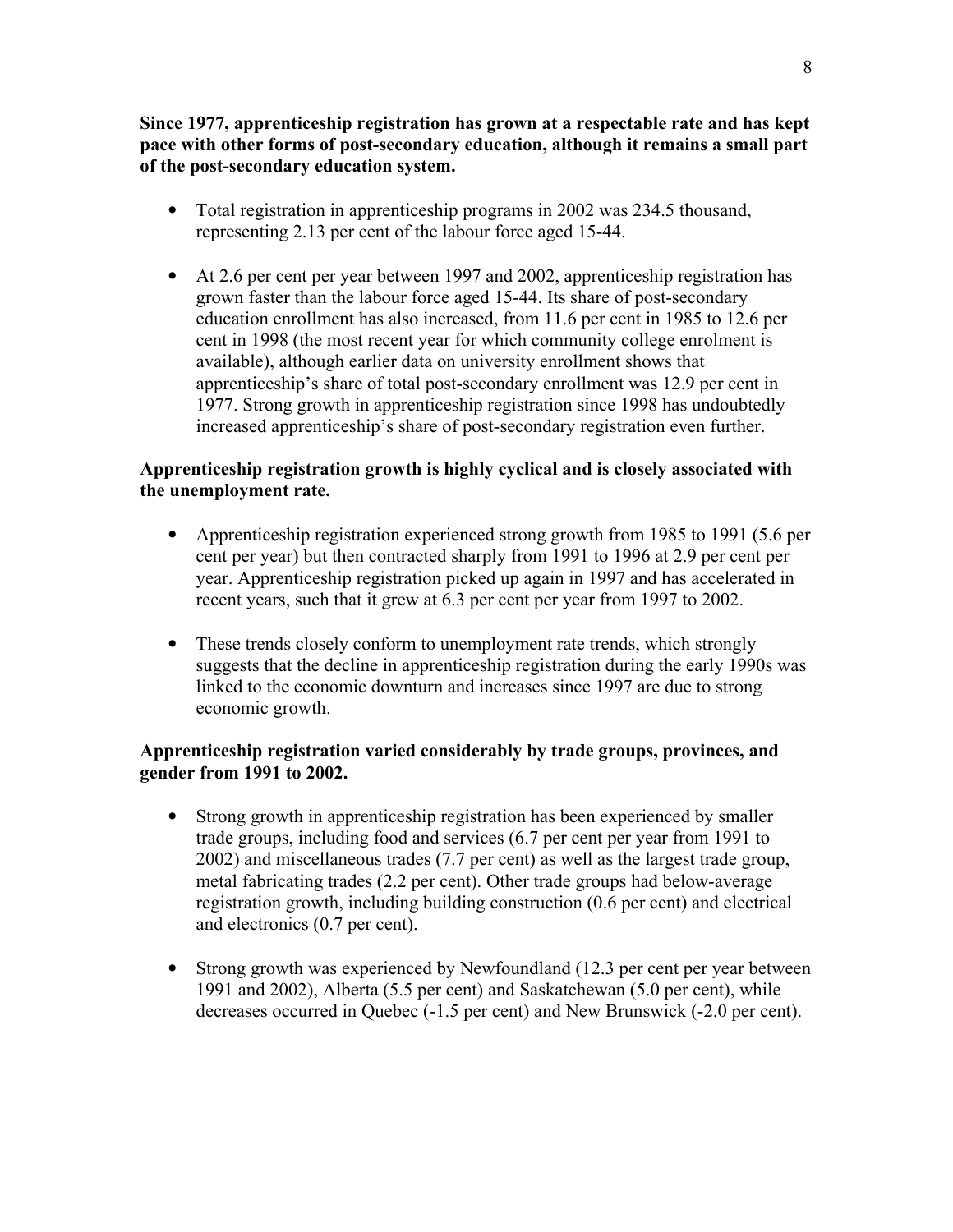**Since 1977, apprenticeship registration has grown at a respectable rate and has kept pace with other forms of post-secondary education, although it remains a small part of the post-secondary education system.**

- Total registration in apprenticeship programs in 2002 was 234.5 thousand, representing 2.13 per cent of the labour force aged 15-44.

- At 2.6 per cent per year between 1997 and 2002, apprenticeship registration has grown faster than the labour force aged 15-44. Its share of post-secondary education enrollment has also increased, from 11.6 per cent in 1985 to 12.6 per cent in 1998 (the most recent year for which community college enrolment is available), although earlier data on university enrollment shows that apprenticeship's share of total post-secondary enrollment was 12.9 per cent in 1977. Strong growth in apprenticeship registration since 1998 has undoubtedly increased apprenticeship's share of post-secondary registration even further.

**Apprenticeship registration growth is highly cyclical and is closely associated with the unemployment rate.**

- Apprenticeship registration experienced strong growth from 1985 to 1991 (5.6 per cent per year) but then contracted sharply from 1991 to 1996 at 2.9 per cent per year. Apprenticeship registration picked up again in 1997 and has accelerated in recent years, such that it grew at 6.3 per cent per year from 1997 to 2002.

- These trends closely conform to unemployment rate trends, which strongly suggests that the decline in apprenticeship registration during the early 1990s was linked to the economic downturn and increases since 1997 are due to strong economic growth.

**Apprenticeship registration varied considerably by trade groups, provinces, and gender from 1991 to 2002.**

- Strong growth in apprenticeship registration has been experienced by smaller trade groups, including food and services (6.7 per cent per year from 1991 to 2002) and miscellaneous trades (7.7 per cent) as well as the largest trade group, metal fabricating trades (2.2 per cent). Other trade groups had below-average registration growth, including building construction (0.6 per cent) and electrical and electronics (0.7 per cent).

- Strong growth was experienced by Newfoundland (12.3 per cent per year between 1991 and 2002), Alberta (5.5 per cent) and Saskatchewan (5.0 per cent), while decreases occurred in Quebec (-1.5 per cent) and New Brunswick (-2.0 per cent).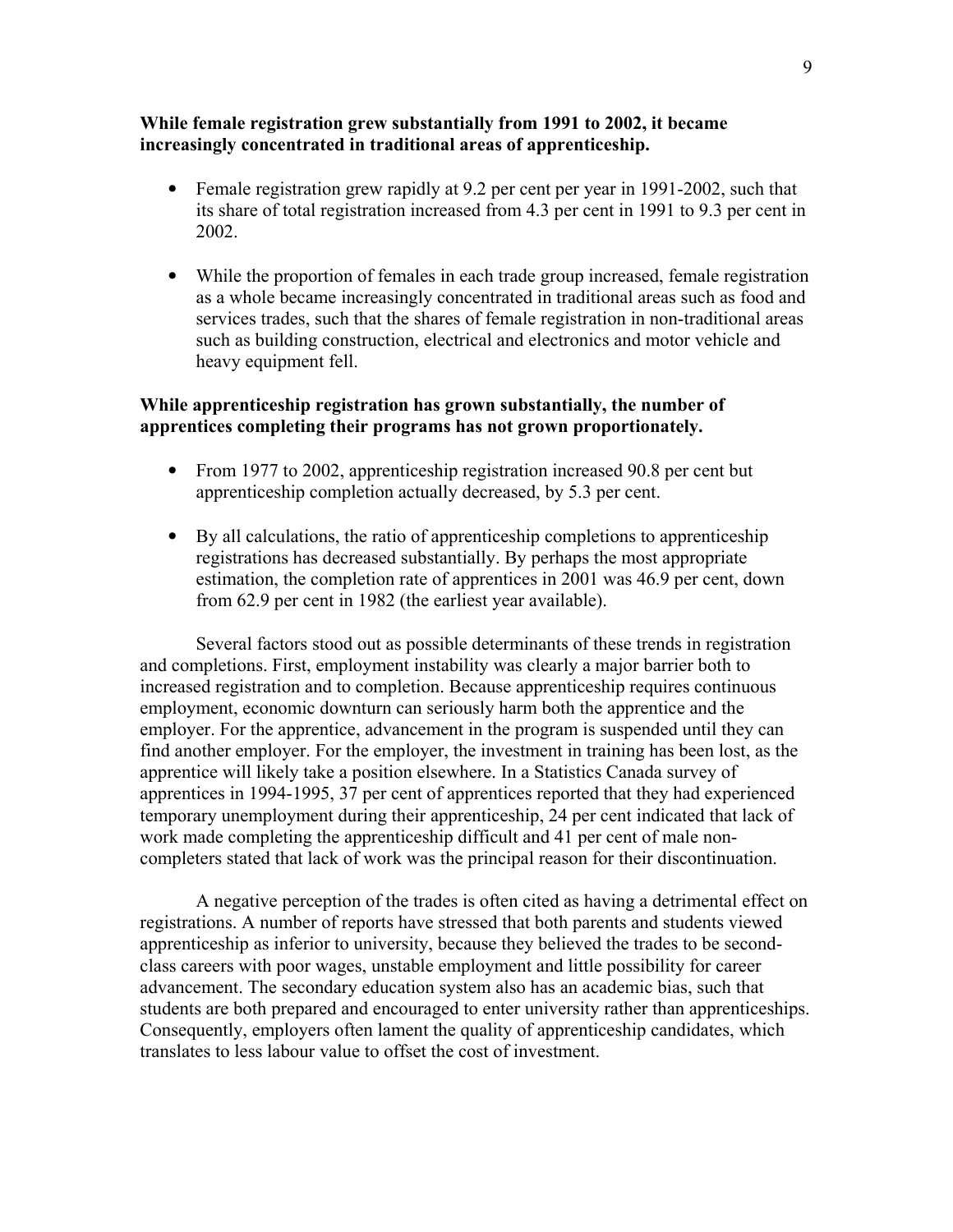**While female registration grew substantially from 1991 to 2002, it became increasingly concentrated in traditional areas of apprenticeship.**

- Female registration grew rapidly at 9.2 per cent per year in 1991-2002, such that its share of total registration increased from 4.3 per cent in 1991 to 9.3 per cent in 2002.
- While the proportion of females in each trade group increased, female registration as a whole became increasingly concentrated in traditional areas such as food and services trades, such that the shares of female registration in non-traditional areas such as building construction, electrical and electronics and motor vehicle and heavy equipment fell.

**While apprenticeship registration has grown substantially, the number of apprentices completing their programs has not grown proportionately.**

- From 1977 to 2002, apprenticeship registration increased 90.8 per cent but apprenticeship completion actually decreased, by 5.3 per cent.
- By all calculations, the ratio of apprenticeship completions to apprenticeship registrations has decreased substantially. By perhaps the most appropriate estimation, the completion rate of apprentices in 2001 was 46.9 per cent, down from 62.9 per cent in 1982 (the earliest year available).

Several factors stood out as possible determinants of these trends in registration and completions. First, employment instability was clearly a major barrier both to increased registration and to completion. Because apprenticeship requires continuous employment, economic downturn can seriously harm both the apprentice and the employer. For the apprentice, advancement in the program is suspended until they can find another employer. For the employer, the investment in training has been lost, as the apprentice will likely take a position elsewhere. In a Statistics Canada survey of apprentices in 1994-1995, 37 per cent of apprentices reported that they had experienced temporary unemployment during their apprenticeship, 24 per cent indicated that lack of work made completing the apprenticeship difficult and 41 per cent of male non-completers stated that lack of work was the principal reason for their discontinuation.

A negative perception of the trades is often cited as having a detrimental effect on registrations. A number of reports have stressed that both parents and students viewed apprenticeship as inferior to university, because they believed the trades to be second-class careers with poor wages, unstable employment and little possibility for career advancement. The secondary education system also has an academic bias, such that students are both prepared and encouraged to enter university rather than apprenticeships. Consequently, employers often lament the quality of apprenticeship candidates, which translates to less labour value to offset the cost of investment.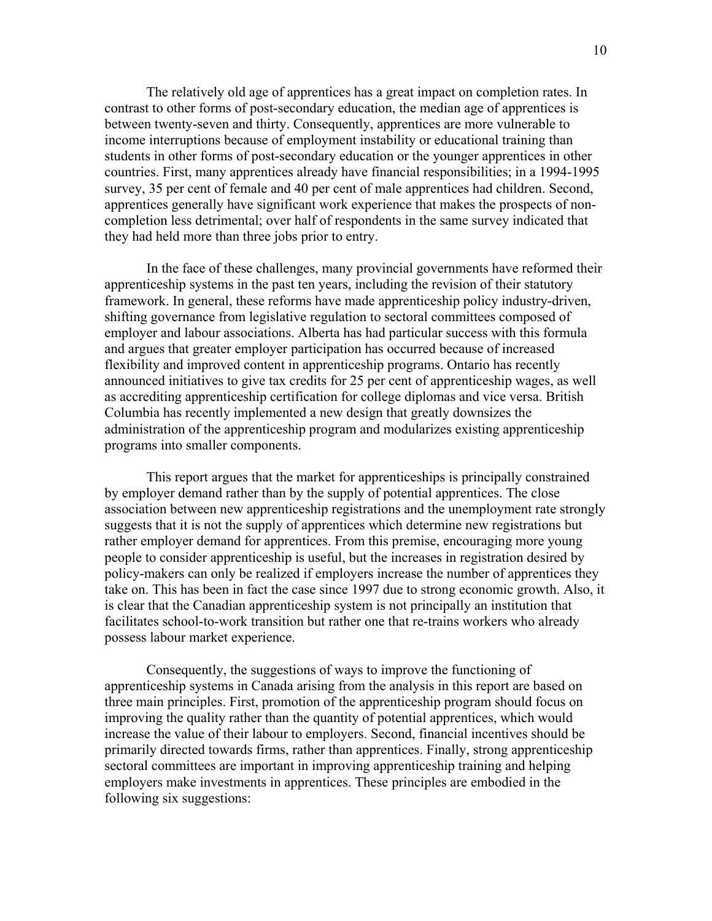The relatively old age of apprentices has a great impact on completion rates. In contrast to other forms of post-secondary education, the median age of apprentices is between twenty-seven and thirty. Consequently, apprentices are more vulnerable to income interruptions because of employment instability or educational training than students in other forms of post-secondary education or the younger apprentices in other countries. First, many apprentices already have financial responsibilities; in a 1994-1995 survey, 35 per cent of female and 40 per cent of male apprentices had children. Second, apprentices generally have significant work experience that makes the prospects of non-completion less detrimental; over half of respondents in the same survey indicated that they had held more than three jobs prior to entry.

In the face of these challenges, many provincial governments have reformed their apprenticeship systems in the past ten years, including the revision of their statutory framework. In general, these reforms have made apprenticeship policy industry-driven, shifting governance from legislative regulation to sectoral committees composed of employer and labour associations. Alberta has had particular success with this formula and argues that greater employer participation has occurred because of increased flexibility and improved content in apprenticeship programs. Ontario has recently announced initiatives to give tax credits for 25 per cent of apprenticeship wages, as well as accrediting apprenticeship certification for college diplomas and vice versa. British Columbia has recently implemented a new design that greatly downsizes the administration of the apprenticeship program and modularizes existing apprenticeship programs into smaller components.

This report argues that the market for apprenticeships is principally constrained by employer demand rather than by the supply of potential apprentices. The close association between new apprenticeship registrations and the unemployment rate strongly suggests that it is not the supply of apprentices which determine new registrations but rather employer demand for apprentices. From this premise, encouraging more young people to consider apprenticeship is useful, but the increases in registration desired by policy-makers can only be realized if employers increase the number of apprentices they take on. This has been in fact the case since 1997 due to strong economic growth. Also, it is clear that the Canadian apprenticeship system is not principally an institution that facilitates school-to-work transition but rather one that re-trains workers who already possess labour market experience.

Consequently, the suggestions of ways to improve the functioning of apprenticeship systems in Canada arising from the analysis in this report are based on three main principles. First, promotion of the apprenticeship program should focus on improving the quality rather than the quantity of potential apprentices, which would increase the value of their labour to employers. Second, financial incentives should be primarily directed towards firms, rather than apprentices. Finally, strong apprenticeship sectoral committees are important in improving apprenticeship training and helping employers make investments in apprentices. These principles are embodied in the following six suggestions: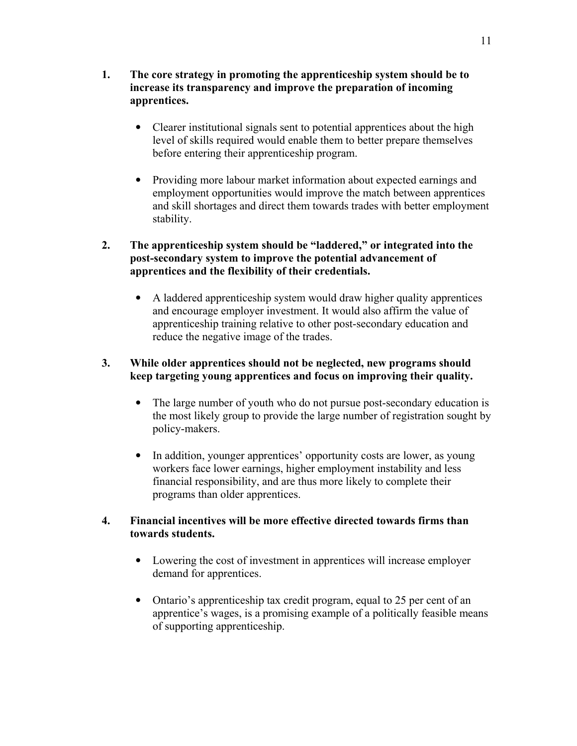1. **The core strategy in promoting the apprenticeship system should be to increase its transparency and improve the preparation of incoming apprentices.**

   - Clearer institutional signals sent to potential apprentices about the high level of skills required would enable them to better prepare themselves before entering their apprenticeship program.

   - Providing more labour market information about expected earnings and employment opportunities would improve the match between apprentices and skill shortages and direct them towards trades with better employment stability.

2. **The apprenticeship system should be "laddered," or integrated into the post-secondary system to improve the potential advancement of apprentices and the flexibility of their credentials.**

   - A laddered apprenticeship system would draw higher quality apprentices and encourage employer investment. It would also affirm the value of apprenticeship training relative to other post-secondary education and reduce the negative image of the trades.

3. **While older apprentices should not be neglected, new programs should keep targeting young apprentices and focus on improving their quality.**

   - The large number of youth who do not pursue post-secondary education is the most likely group to provide the large number of registration sought by policy-makers.

   - In addition, younger apprentices' opportunity costs are lower, as young workers face lower earnings, higher employment instability and less financial responsibility, and are thus more likely to complete their programs than older apprentices.

4. **Financial incentives will be more effective directed towards firms than towards students.**

   - Lowering the cost of investment in apprentices will increase employer demand for apprentices.

   - Ontario's apprenticeship tax credit program, equal to 25 per cent of an apprentice's wages, is a promising example of a politically feasible means of supporting apprenticeship.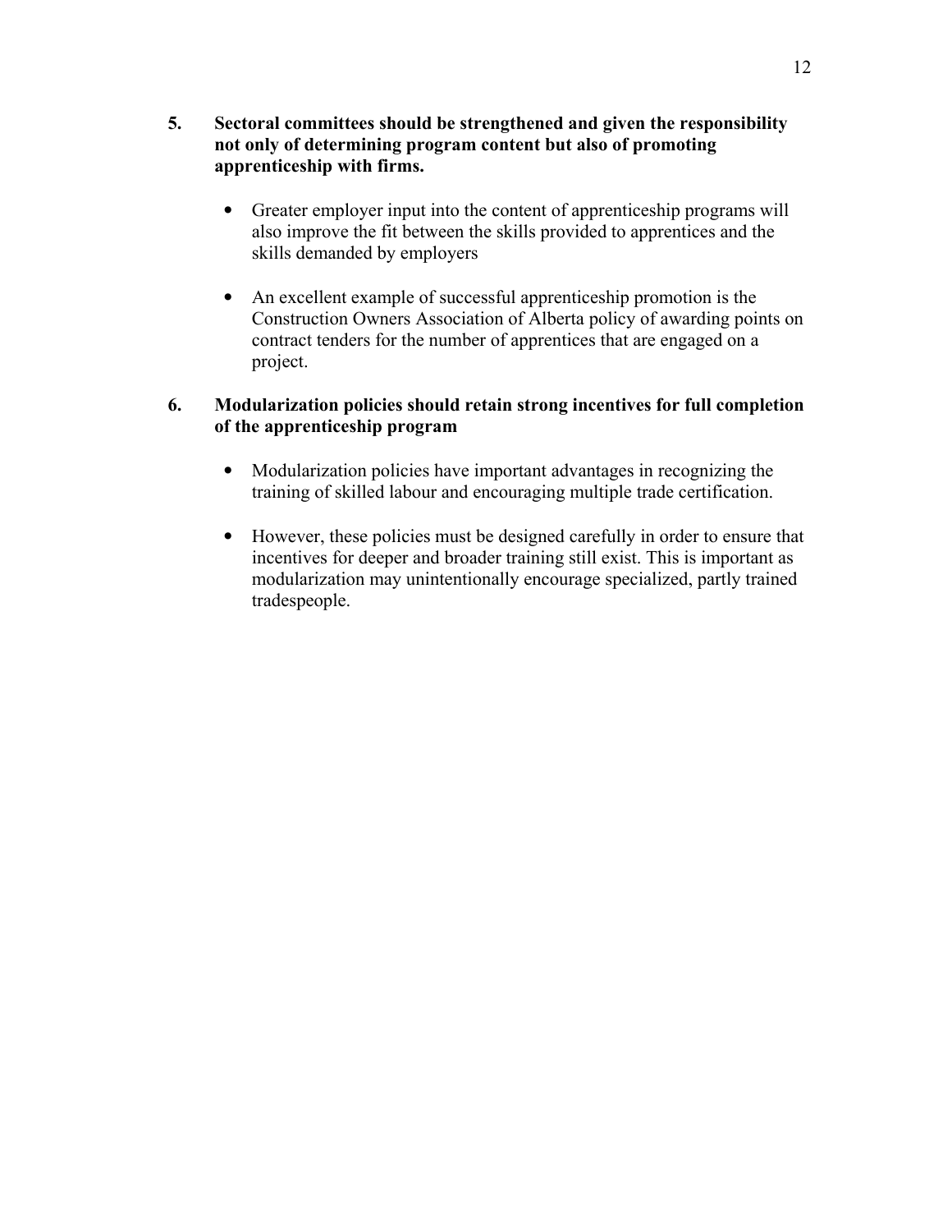**5. Sectoral committees should be strengthened and given the responsibility not only of determining program content but also of promoting apprenticeship with firms.**

- Greater employer input into the content of apprenticeship programs will also improve the fit between the skills provided to apprentices and the skills demanded by employers

- An excellent example of successful apprenticeship promotion is the Construction Owners Association of Alberta policy of awarding points on contract tenders for the number of apprentices that are engaged on a project.

**6. Modularization policies should retain strong incentives for full completion of the apprenticeship program**

- Modularization policies have important advantages in recognizing the training of skilled labour and encouraging multiple trade certification.

- However, these policies must be designed carefully in order to ensure that incentives for deeper and broader training still exist. This is important as modularization may unintentionally encourage specialized, partly trained tradespeople.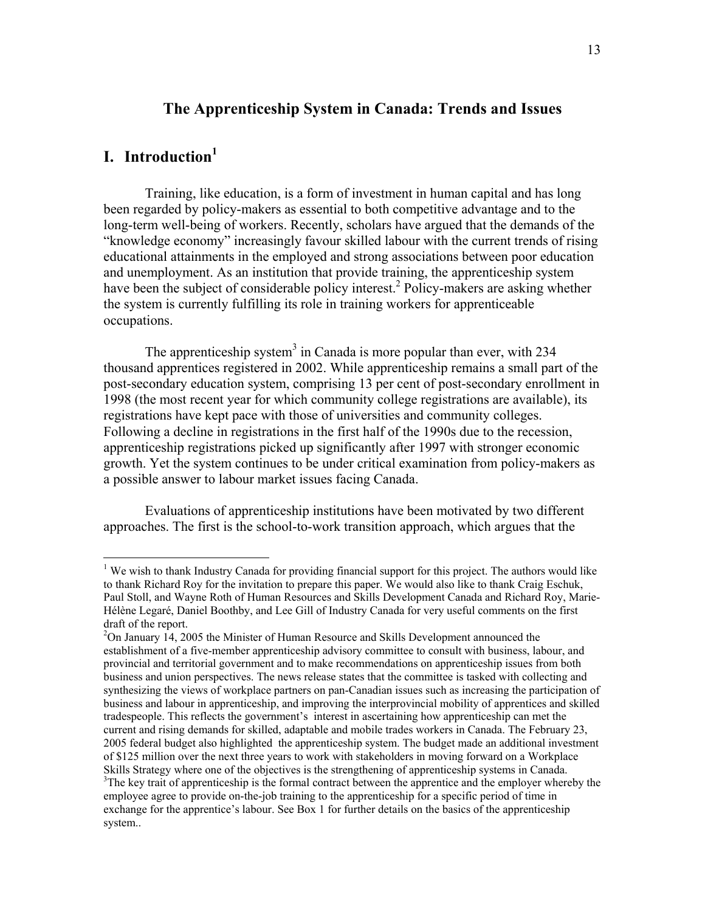# The Apprenticeship System in Canada: Trends and Issues

## I. Introduction[1]

Training, like education, is a form of investment in human capital and has long been regarded by policy-makers as essential to both competitive advantage and to the long-term well-being of workers. Recently, scholars have argued that the demands of the "knowledge economy" increasingly favour skilled labour with the current trends of rising educational attainments in the employed and strong associations between poor education and unemployment. As an institution that provide training, the apprenticeship system have been the subject of considerable policy interest.[2] Policy-makers are asking whether the system is currently fulfilling its role in training workers for apprenticeable occupations.

The apprenticeship system[3] in Canada is more popular than ever, with 234 thousand apprentices registered in 2002. While apprenticeship remains a small part of the post-secondary education system, comprising 13 per cent of post-secondary enrollment in 1998 (the most recent year for which community college registrations are available), its registrations have kept pace with those of universities and community colleges. Following a decline in registrations in the first half of the 1990s due to the recession, apprenticeship registrations picked up significantly after 1997 with stronger economic growth. Yet the system continues to be under critical examination from policy-makers as a possible answer to labour market issues facing Canada.

Evaluations of apprenticeship institutions have been motivated by two different approaches. The first is the school-to-work transition approach, which argues that the

---

[1] We wish to thank Industry Canada for providing financial support for this project. The authors would like to thank Richard Roy for the invitation to prepare this paper. We would also like to thank Craig Eschuk, Paul Stoll, and Wayne Roth of Human Resources and Skills Development Canada and Richard Roy, Marie-Hélène Legaré, Daniel Boothby, and Lee Gill of Industry Canada for very useful comments on the first draft of the report.

[2] On January 14, 2005 the Minister of Human Resource and Skills Development announced the establishment of a five-member apprenticeship advisory committee to consult with business, labour, and provincial and territorial government and to make recommendations on apprenticeship issues from both business and union perspectives. The news release states that the committee is tasked with collecting and synthesizing the views of workplace partners on pan-Canadian issues such as increasing the participation of business and labour in apprenticeship, and improving the interprovincial mobility of apprentices and skilled tradespeople. This reflects the government's interest in ascertaining how apprenticeship can met the current and rising demands for skilled, adaptable and mobile trades workers in Canada. The February 23, 2005 federal budget also highlighted the apprenticeship system. The budget made an additional investment of $125 million over the next three years to work with stakeholders in moving forward on a Workplace Skills Strategy where one of the objectives is the strengthening of apprenticeship systems in Canada.

[3] The key trait of apprenticeship is the formal contract between the apprentice and the employer whereby the employee agree to provide on-the-job training to the apprenticeship for a specific period of time in exchange for the apprentice's labour. See Box 1 for further details on the basics of the apprenticeship system..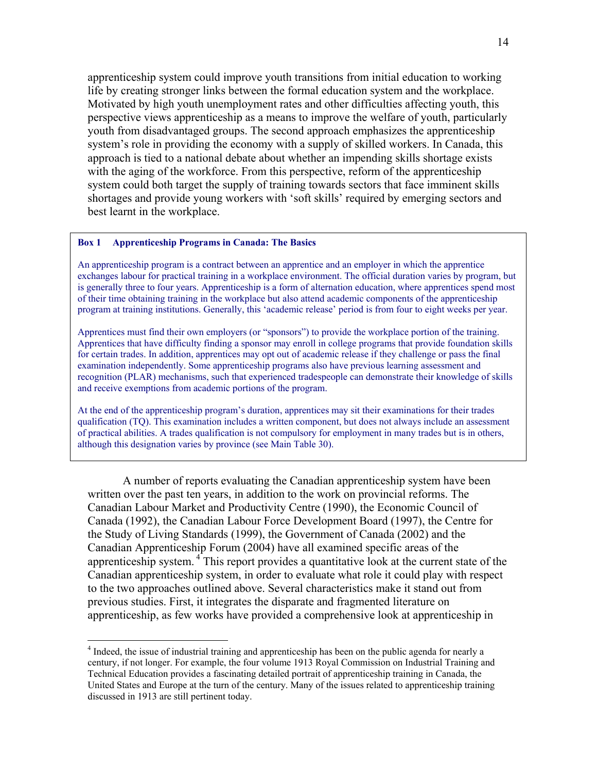apprenticeship system could improve youth transitions from initial education to working life by creating stronger links between the formal education system and the workplace. Motivated by high youth unemployment rates and other difficulties affecting youth, this perspective views apprenticeship as a means to improve the welfare of youth, particularly youth from disadvantaged groups. The second approach emphasizes the apprenticeship system's role in providing the economy with a supply of skilled workers. In Canada, this approach is tied to a national debate about whether an impending skills shortage exists with the aging of the workforce. From this perspective, reform of the apprenticeship system could both target the supply of training towards sectors that face imminent skills shortages and provide young workers with 'soft skills' required by emerging sectors and best learnt in the workplace.

> **Box 1 Apprenticeship Programs in Canada: The Basics**
>
> An apprenticeship program is a contract between an apprentice and an employer in which the apprentice exchanges labour for practical training in a workplace environment. The official duration varies by program, but is generally three to four years. Apprenticeship is a form of alternation education, where apprentices spend most of their time obtaining training in the workplace but also attend academic components of the apprenticeship program at training institutions. Generally, this 'academic release' period is from four to eight weeks per year.
>
> Apprentices must find their own employers (or "sponsors") to provide the workplace portion of the training. Apprentices that have difficulty finding a sponsor may enroll in college programs that provide foundation skills for certain trades. In addition, apprentices may opt out of academic release if they challenge or pass the final examination independently. Some apprenticeship programs also have previous learning assessment and recognition (PLAR) mechanisms, such that experienced tradespeople can demonstrate their knowledge of skills and receive exemptions from academic portions of the program.
>
> At the end of the apprenticeship program's duration, apprentices may sit their examinations for their trades qualification (TQ). This examination includes a written component, but does not always include an assessment of practical abilities. A trades qualification is not compulsory for employment in many trades but is in others, although this designation varies by province (see Main Table 30).

A number of reports evaluating the Canadian apprenticeship system have been written over the past ten years, in addition to the work on provincial reforms. The Canadian Labour Market and Productivity Centre (1990), the Economic Council of Canada (1992), the Canadian Labour Force Development Board (1997), the Centre for the Study of Living Standards (1999), the Government of Canada (2002) and the Canadian Apprenticeship Forum (2004) have all examined specific areas of the apprenticeship system.[4] This report provides a quantitative look at the current state of the Canadian apprenticeship system, in order to evaluate what role it could play with respect to the two approaches outlined above. Several characteristics make it stand out from previous studies. First, it integrates the disparate and fragmented literature on apprenticeship, as few works have provided a comprehensive look at apprenticeship in

[4] Indeed, the issue of industrial training and apprenticeship has been on the public agenda for nearly a century, if not longer. For example, the four volume 1913 Royal Commission on Industrial Training and Technical Education provides a fascinating detailed portrait of apprenticeship training in Canada, the United States and Europe at the turn of the century. Many of the issues related to apprenticeship training discussed in 1913 are still pertinent today.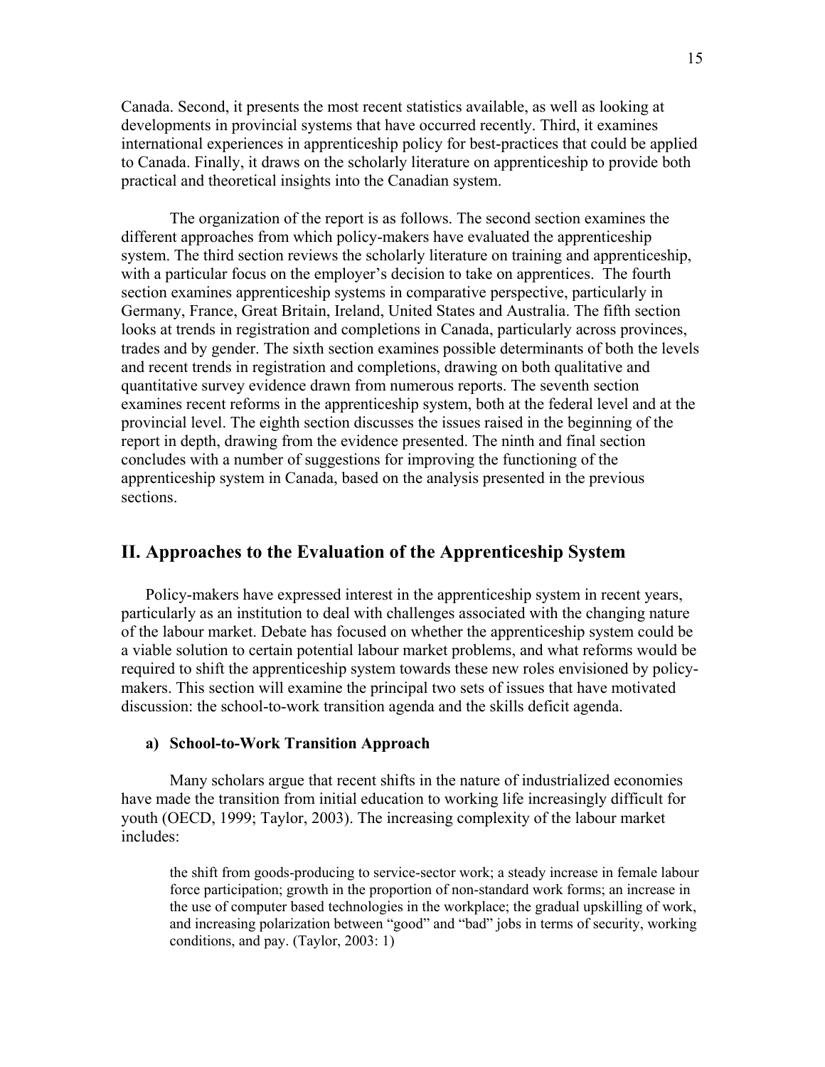Canada. Second, it presents the most recent statistics available, as well as looking at developments in provincial systems that have occurred recently. Third, it examines international experiences in apprenticeship policy for best-practices that could be applied to Canada. Finally, it draws on the scholarly literature on apprenticeship to provide both practical and theoretical insights into the Canadian system.

The organization of the report is as follows. The second section examines the different approaches from which policy-makers have evaluated the apprenticeship system. The third section reviews the scholarly literature on training and apprenticeship, with a particular focus on the employer's decision to take on apprentices. The fourth section examines apprenticeship systems in comparative perspective, particularly in Germany, France, Great Britain, Ireland, United States and Australia. The fifth section looks at trends in registration and completions in Canada, particularly across provinces, trades and by gender. The sixth section examines possible determinants of both the levels and recent trends in registration and completions, drawing on both qualitative and quantitative survey evidence drawn from numerous reports. The seventh section examines recent reforms in the apprenticeship system, both at the federal level and at the provincial level. The eighth section discusses the issues raised in the beginning of the report in depth, drawing from the evidence presented. The ninth and final section concludes with a number of suggestions for improving the functioning of the apprenticeship system in Canada, based on the analysis presented in the previous sections.

## II. Approaches to the Evaluation of the Apprenticeship System

Policy-makers have expressed interest in the apprenticeship system in recent years, particularly as an institution to deal with challenges associated with the changing nature of the labour market. Debate has focused on whether the apprenticeship system could be a viable solution to certain potential labour market problems, and what reforms would be required to shift the apprenticeship system towards these new roles envisioned by policy-makers. This section will examine the principal two sets of issues that have motivated discussion: the school-to-work transition agenda and the skills deficit agenda.

### a) School-to-Work Transition Approach

Many scholars argue that recent shifts in the nature of industrialized economies have made the transition from initial education to working life increasingly difficult for youth (OECD, 1999; Taylor, 2003). The increasing complexity of the labour market includes:

> the shift from goods-producing to service-sector work; a steady increase in female labour force participation; growth in the proportion of non-standard work forms; an increase in the use of computer based technologies in the workplace; the gradual upskilling of work, and increasing polarization between "good" and "bad" jobs in terms of security, working conditions, and pay. (Taylor, 2003: 1)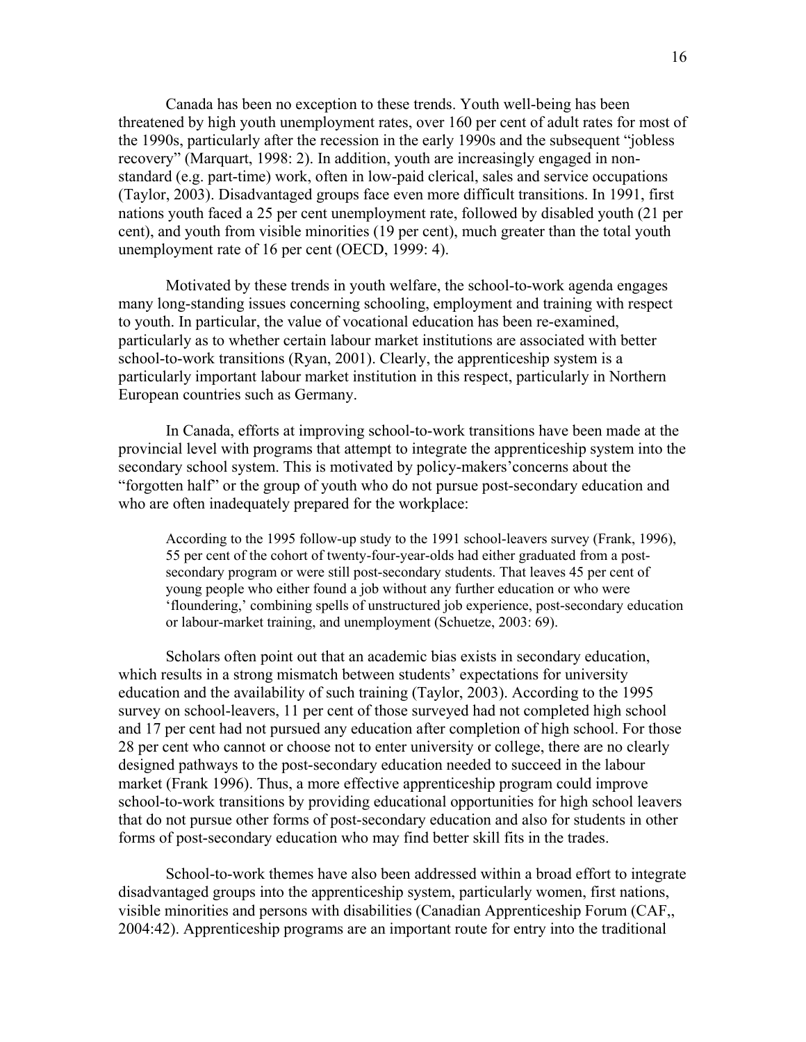Canada has been no exception to these trends. Youth well-being has been threatened by high youth unemployment rates, over 160 per cent of adult rates for most of the 1990s, particularly after the recession in the early 1990s and the subsequent "jobless recovery" (Marquart, 1998: 2). In addition, youth are increasingly engaged in non-standard (e.g. part-time) work, often in low-paid clerical, sales and service occupations (Taylor, 2003). Disadvantaged groups face even more difficult transitions. In 1991, first nations youth faced a 25 per cent unemployment rate, followed by disabled youth (21 per cent), and youth from visible minorities (19 per cent), much greater than the total youth unemployment rate of 16 per cent (OECD, 1999: 4).

Motivated by these trends in youth welfare, the school-to-work agenda engages many long-standing issues concerning schooling, employment and training with respect to youth. In particular, the value of vocational education has been re-examined, particularly as to whether certain labour market institutions are associated with better school-to-work transitions (Ryan, 2001). Clearly, the apprenticeship system is a particularly important labour market institution in this respect, particularly in Northern European countries such as Germany.

In Canada, efforts at improving school-to-work transitions have been made at the provincial level with programs that attempt to integrate the apprenticeship system into the secondary school system. This is motivated by policy-makers'concerns about the "forgotten half" or the group of youth who do not pursue post-secondary education and who are often inadequately prepared for the workplace:

> According to the 1995 follow-up study to the 1991 school-leavers survey (Frank, 1996), 55 per cent of the cohort of twenty-four-year-olds had either graduated from a post-secondary program or were still post-secondary students. That leaves 45 per cent of young people who either found a job without any further education or who were 'floundering,' combining spells of unstructured job experience, post-secondary education or labour-market training, and unemployment (Schuetze, 2003: 69).

Scholars often point out that an academic bias exists in secondary education, which results in a strong mismatch between students' expectations for university education and the availability of such training (Taylor, 2003). According to the 1995 survey on school-leavers, 11 per cent of those surveyed had not completed high school and 17 per cent had not pursued any education after completion of high school. For those 28 per cent who cannot or choose not to enter university or college, there are no clearly designed pathways to the post-secondary education needed to succeed in the labour market (Frank 1996). Thus, a more effective apprenticeship program could improve school-to-work transitions by providing educational opportunities for high school leavers that do not pursue other forms of post-secondary education and also for students in other forms of post-secondary education who may find better skill fits in the trades.

School-to-work themes have also been addressed within a broad effort to integrate disadvantaged groups into the apprenticeship system, particularly women, first nations, visible minorities and persons with disabilities (Canadian Apprenticeship Forum (CAF,, 2004:42). Apprenticeship programs are an important route for entry into the traditional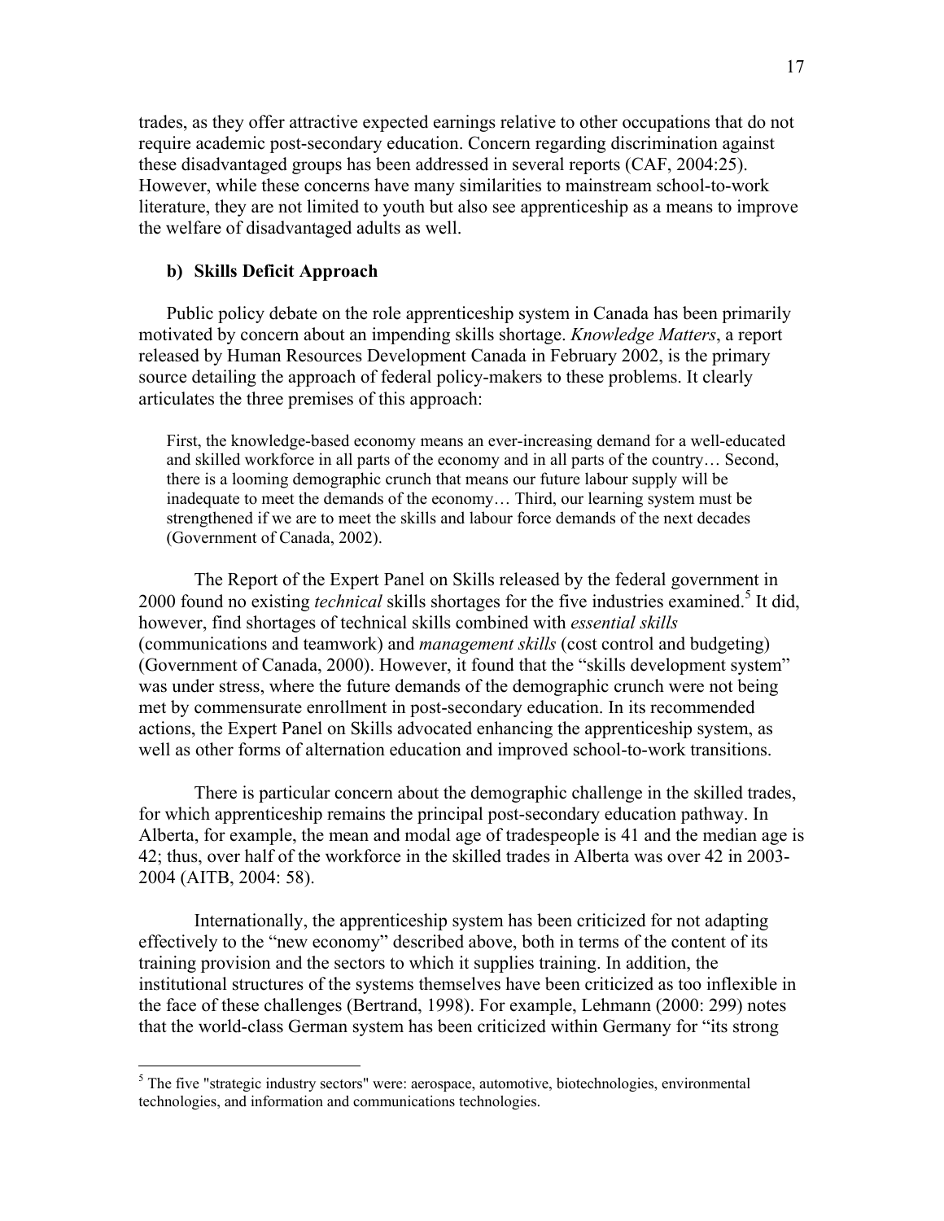trades, as they offer attractive expected earnings relative to other occupations that do not require academic post-secondary education. Concern regarding discrimination against these disadvantaged groups has been addressed in several reports (CAF, 2004:25). However, while these concerns have many similarities to mainstream school-to-work literature, they are not limited to youth but also see apprenticeship as a means to improve the welfare of disadvantaged adults as well.

### b) Skills Deficit Approach

Public policy debate on the role apprenticeship system in Canada has been primarily motivated by concern about an impending skills shortage. *Knowledge Matters*, a report released by Human Resources Development Canada in February 2002, is the primary source detailing the approach of federal policy-makers to these problems. It clearly articulates the three premises of this approach:

> First, the knowledge-based economy means an ever-increasing demand for a well-educated and skilled workforce in all parts of the economy and in all parts of the country… Second, there is a looming demographic crunch that means our future labour supply will be inadequate to meet the demands of the economy… Third, our learning system must be strengthened if we are to meet the skills and labour force demands of the next decades (Government of Canada, 2002).

The Report of the Expert Panel on Skills released by the federal government in 2000 found no existing *technical* skills shortages for the five industries examined.[5] It did, however, find shortages of technical skills combined with *essential skills* (communications and teamwork) and *management skills* (cost control and budgeting) (Government of Canada, 2000). However, it found that the "skills development system" was under stress, where the future demands of the demographic crunch were not being met by commensurate enrollment in post-secondary education. In its recommended actions, the Expert Panel on Skills advocated enhancing the apprenticeship system, as well as other forms of alternation education and improved school-to-work transitions.

There is particular concern about the demographic challenge in the skilled trades, for which apprenticeship remains the principal post-secondary education pathway. In Alberta, for example, the mean and modal age of tradespeople is 41 and the median age is 42; thus, over half of the workforce in the skilled trades in Alberta was over 42 in 2003-2004 (AITB, 2004: 58).

Internationally, the apprenticeship system has been criticized for not adapting effectively to the "new economy" described above, both in terms of the content of its training provision and the sectors to which it supplies training. In addition, the institutional structures of the systems themselves have been criticized as too inflexible in the face of these challenges (Bertrand, 1998). For example, Lehmann (2000: 299) notes that the world-class German system has been criticized within Germany for "its strong

[5] The five "strategic industry sectors" were: aerospace, automotive, biotechnologies, environmental technologies, and information and communications technologies.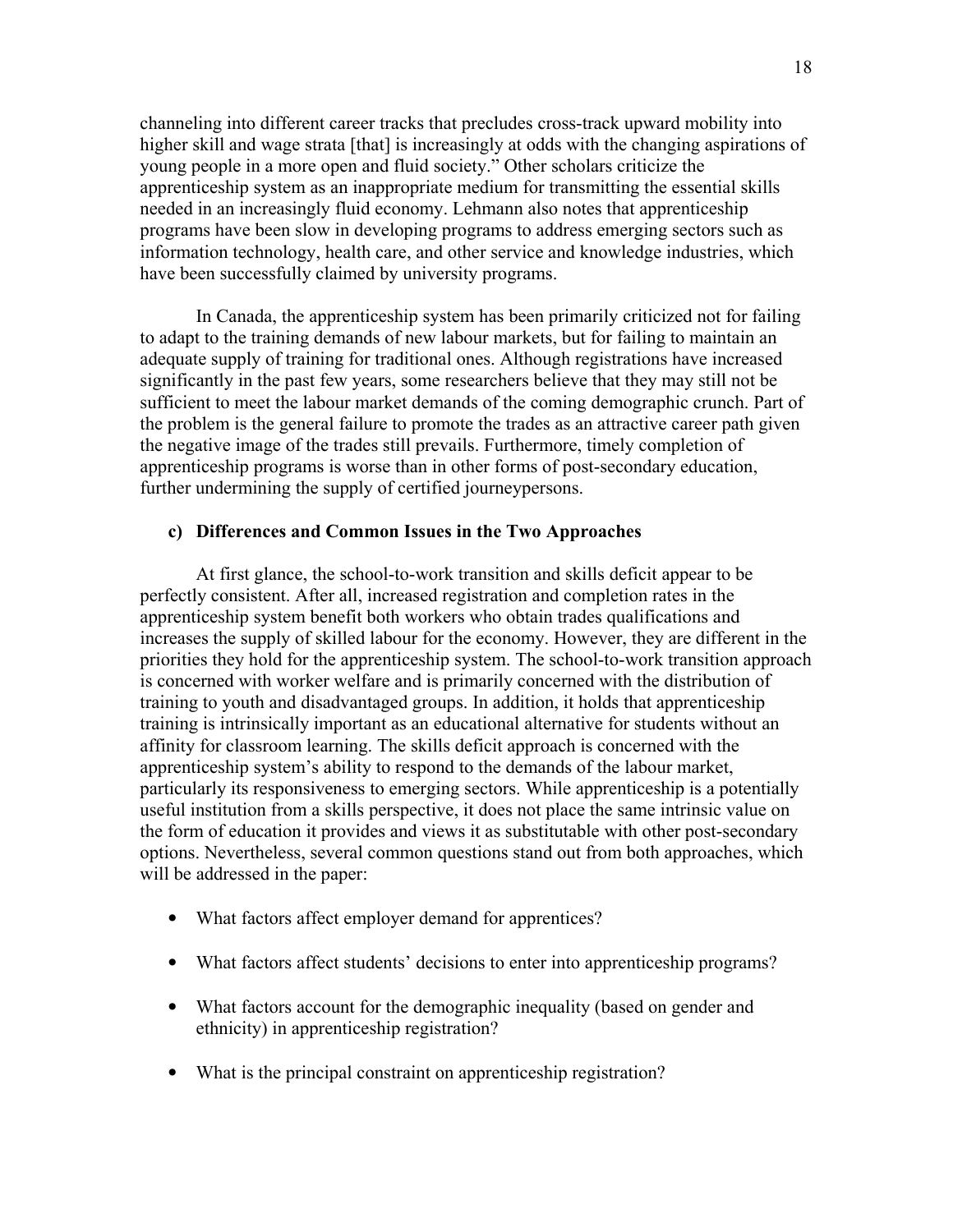channeling into different career tracks that precludes cross-track upward mobility into higher skill and wage strata [that] is increasingly at odds with the changing aspirations of young people in a more open and fluid society." Other scholars criticize the apprenticeship system as an inappropriate medium for transmitting the essential skills needed in an increasingly fluid economy. Lehmann also notes that apprenticeship programs have been slow in developing programs to address emerging sectors such as information technology, health care, and other service and knowledge industries, which have been successfully claimed by university programs.

In Canada, the apprenticeship system has been primarily criticized not for failing to adapt to the training demands of new labour markets, but for failing to maintain an adequate supply of training for traditional ones. Although registrations have increased significantly in the past few years, some researchers believe that they may still not be sufficient to meet the labour market demands of the coming demographic crunch. Part of the problem is the general failure to promote the trades as an attractive career path given the negative image of the trades still prevails. Furthermore, timely completion of apprenticeship programs is worse than in other forms of post-secondary education, further undermining the supply of certified journeypersons.

### c) Differences and Common Issues in the Two Approaches

At first glance, the school-to-work transition and skills deficit appear to be perfectly consistent. After all, increased registration and completion rates in the apprenticeship system benefit both workers who obtain trades qualifications and increases the supply of skilled labour for the economy. However, they are different in the priorities they hold for the apprenticeship system. The school-to-work transition approach is concerned with worker welfare and is primarily concerned with the distribution of training to youth and disadvantaged groups. In addition, it holds that apprenticeship training is intrinsically important as an educational alternative for students without an affinity for classroom learning. The skills deficit approach is concerned with the apprenticeship system's ability to respond to the demands of the labour market, particularly its responsiveness to emerging sectors. While apprenticeship is a potentially useful institution from a skills perspective, it does not place the same intrinsic value on the form of education it provides and views it as substitutable with other post-secondary options. Nevertheless, several common questions stand out from both approaches, which will be addressed in the paper:

- What factors affect employer demand for apprentices?
- What factors affect students' decisions to enter into apprenticeship programs?
- What factors account for the demographic inequality (based on gender and ethnicity) in apprenticeship registration?
- What is the principal constraint on apprenticeship registration?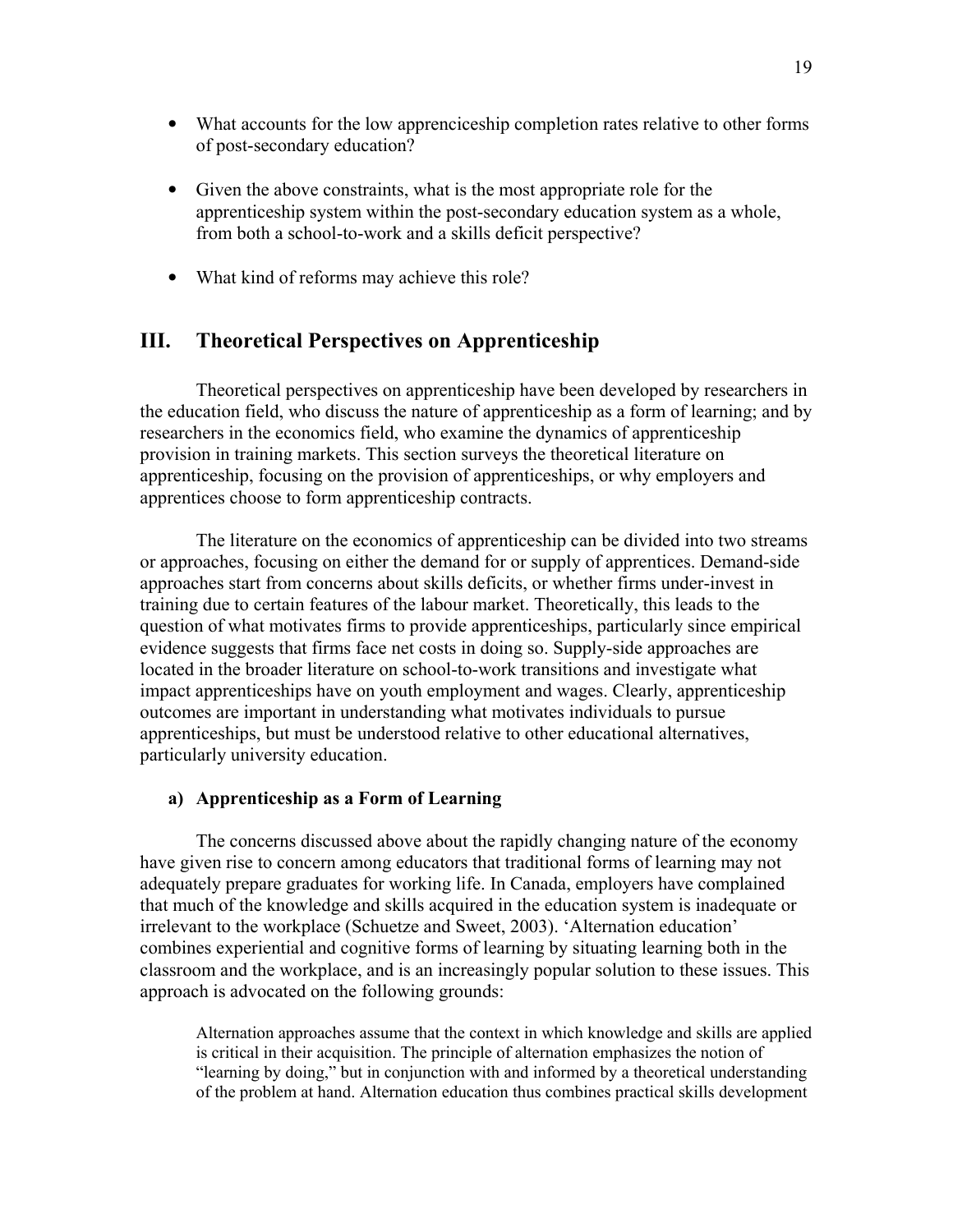- What accounts for the low apprenciceship completion rates relative to other forms of post-secondary education?

- Given the above constraints, what is the most appropriate role for the apprenticeship system within the post-secondary education system as a whole, from both a school-to-work and a skills deficit perspective?

- What kind of reforms may achieve this role?

## III. Theoretical Perspectives on Apprenticeship

Theoretical perspectives on apprenticeship have been developed by researchers in the education field, who discuss the nature of apprenticeship as a form of learning; and by researchers in the economics field, who examine the dynamics of apprenticeship provision in training markets. This section surveys the theoretical literature on apprenticeship, focusing on the provision of apprenticeships, or why employers and apprentices choose to form apprenticeship contracts.

The literature on the economics of apprenticeship can be divided into two streams or approaches, focusing on either the demand for or supply of apprentices. Demand-side approaches start from concerns about skills deficits, or whether firms under-invest in training due to certain features of the labour market. Theoretically, this leads to the question of what motivates firms to provide apprenticeships, particularly since empirical evidence suggests that firms face net costs in doing so. Supply-side approaches are located in the broader literature on school-to-work transitions and investigate what impact apprenticeships have on youth employment and wages. Clearly, apprenticeship outcomes are important in understanding what motivates individuals to pursue apprenticeships, but must be understood relative to other educational alternatives, particularly university education.

### a) Apprenticeship as a Form of Learning

The concerns discussed above about the rapidly changing nature of the economy have given rise to concern among educators that traditional forms of learning may not adequately prepare graduates for working life. In Canada, employers have complained that much of the knowledge and skills acquired in the education system is inadequate or irrelevant to the workplace (Schuetze and Sweet, 2003). 'Alternation education' combines experiential and cognitive forms of learning by situating learning both in the classroom and the workplace, and is an increasingly popular solution to these issues. This approach is advocated on the following grounds:

> Alternation approaches assume that the context in which knowledge and skills are applied is critical in their acquisition. The principle of alternation emphasizes the notion of "learning by doing," but in conjunction with and informed by a theoretical understanding of the problem at hand. Alternation education thus combines practical skills development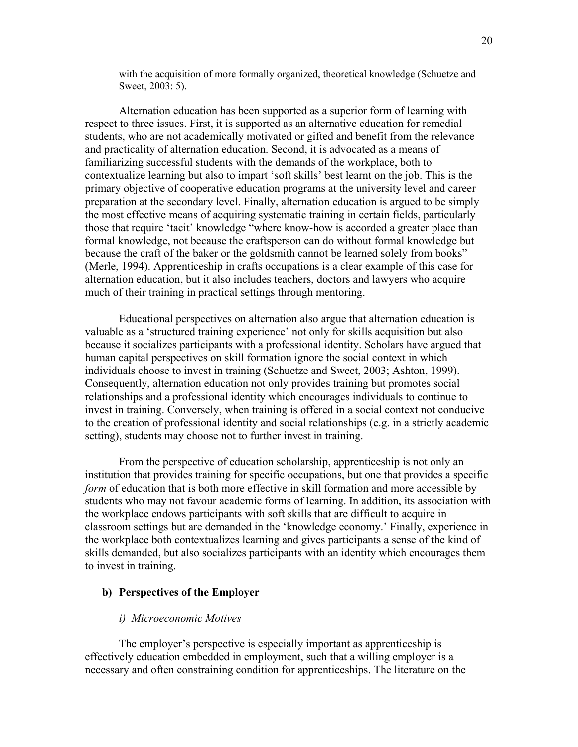with the acquisition of more formally organized, theoretical knowledge (Schuetze and Sweet, 2003: 5).

Alternation education has been supported as a superior form of learning with respect to three issues. First, it is supported as an alternative education for remedial students, who are not academically motivated or gifted and benefit from the relevance and practicality of alternation education. Second, it is advocated as a means of familiarizing successful students with the demands of the workplace, both to contextualize learning but also to impart 'soft skills' best learnt on the job. This is the primary objective of cooperative education programs at the university level and career preparation at the secondary level. Finally, alternation education is argued to be simply the most effective means of acquiring systematic training in certain fields, particularly those that require 'tacit' knowledge "where know-how is accorded a greater place than formal knowledge, not because the craftsperson can do without formal knowledge but because the craft of the baker or the goldsmith cannot be learned solely from books" (Merle, 1994). Apprenticeship in crafts occupations is a clear example of this case for alternation education, but it also includes teachers, doctors and lawyers who acquire much of their training in practical settings through mentoring.

Educational perspectives on alternation also argue that alternation education is valuable as a 'structured training experience' not only for skills acquisition but also because it socializes participants with a professional identity. Scholars have argued that human capital perspectives on skill formation ignore the social context in which individuals choose to invest in training (Schuetze and Sweet, 2003; Ashton, 1999). Consequently, alternation education not only provides training but promotes social relationships and a professional identity which encourages individuals to continue to invest in training. Conversely, when training is offered in a social context not conducive to the creation of professional identity and social relationships (e.g. in a strictly academic setting), students may choose not to further invest in training.

From the perspective of education scholarship, apprenticeship is not only an institution that provides training for specific occupations, but one that provides a specific *form* of education that is both more effective in skill formation and more accessible by students who may not favour academic forms of learning. In addition, its association with the workplace endows participants with soft skills that are difficult to acquire in classroom settings but are demanded in the 'knowledge economy.' Finally, experience in the workplace both contextualizes learning and gives participants a sense of the kind of skills demanded, but also socializes participants with an identity which encourages them to invest in training.

### b) Perspectives of the Employer

#### *i) Microeconomic Motives*

The employer's perspective is especially important as apprenticeship is effectively education embedded in employment, such that a willing employer is a necessary and often constraining condition for apprenticeships. The literature on the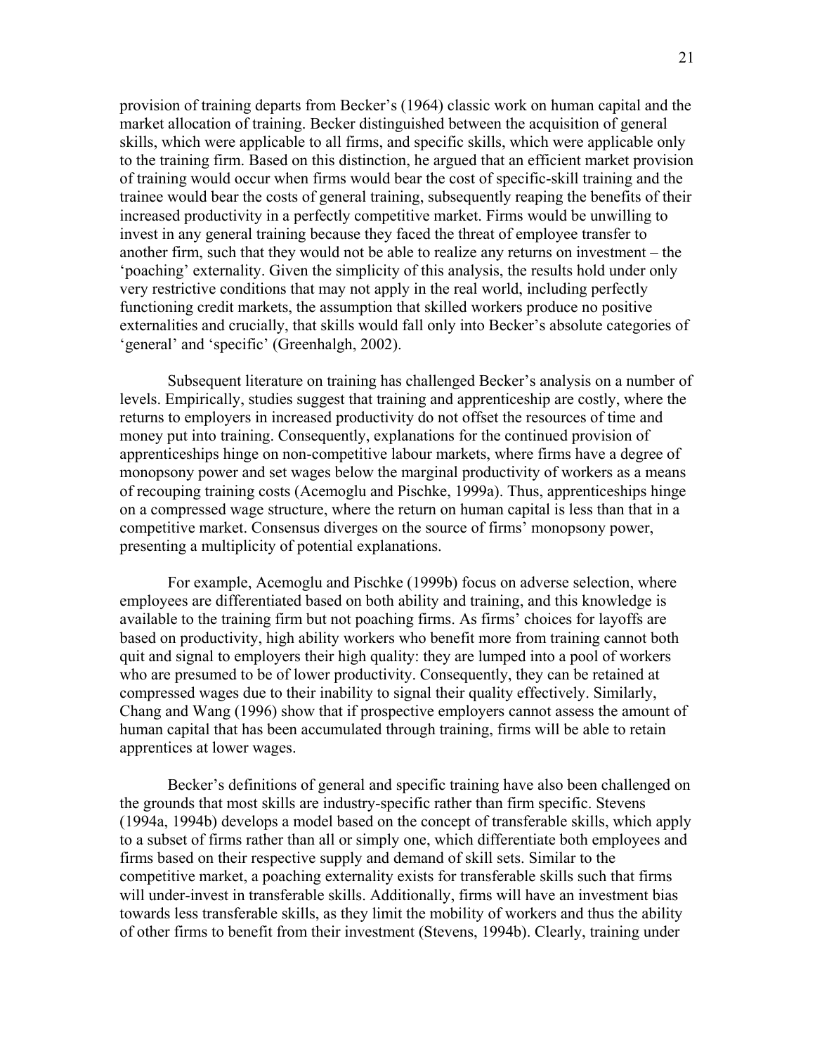provision of training departs from Becker's (1964) classic work on human capital and the market allocation of training. Becker distinguished between the acquisition of general skills, which were applicable to all firms, and specific skills, which were applicable only to the training firm. Based on this distinction, he argued that an efficient market provision of training would occur when firms would bear the cost of specific-skill training and the trainee would bear the costs of general training, subsequently reaping the benefits of their increased productivity in a perfectly competitive market. Firms would be unwilling to invest in any general training because they faced the threat of employee transfer to another firm, such that they would not be able to realize any returns on investment – the 'poaching' externality. Given the simplicity of this analysis, the results hold under only very restrictive conditions that may not apply in the real world, including perfectly functioning credit markets, the assumption that skilled workers produce no positive externalities and crucially, that skills would fall only into Becker's absolute categories of 'general' and 'specific' (Greenhalgh, 2002).

Subsequent literature on training has challenged Becker's analysis on a number of levels. Empirically, studies suggest that training and apprenticeship are costly, where the returns to employers in increased productivity do not offset the resources of time and money put into training. Consequently, explanations for the continued provision of apprenticeships hinge on non-competitive labour markets, where firms have a degree of monopsony power and set wages below the marginal productivity of workers as a means of recouping training costs (Acemoglu and Pischke, 1999a). Thus, apprenticeships hinge on a compressed wage structure, where the return on human capital is less than that in a competitive market. Consensus diverges on the source of firms' monopsony power, presenting a multiplicity of potential explanations.

For example, Acemoglu and Pischke (1999b) focus on adverse selection, where employees are differentiated based on both ability and training, and this knowledge is available to the training firm but not poaching firms. As firms' choices for layoffs are based on productivity, high ability workers who benefit more from training cannot both quit and signal to employers their high quality: they are lumped into a pool of workers who are presumed to be of lower productivity. Consequently, they can be retained at compressed wages due to their inability to signal their quality effectively. Similarly, Chang and Wang (1996) show that if prospective employers cannot assess the amount of human capital that has been accumulated through training, firms will be able to retain apprentices at lower wages.

Becker's definitions of general and specific training have also been challenged on the grounds that most skills are industry-specific rather than firm specific. Stevens (1994a, 1994b) develops a model based on the concept of transferable skills, which apply to a subset of firms rather than all or simply one, which differentiate both employees and firms based on their respective supply and demand of skill sets. Similar to the competitive market, a poaching externality exists for transferable skills such that firms will under-invest in transferable skills. Additionally, firms will have an investment bias towards less transferable skills, as they limit the mobility of workers and thus the ability of other firms to benefit from their investment (Stevens, 1994b). Clearly, training under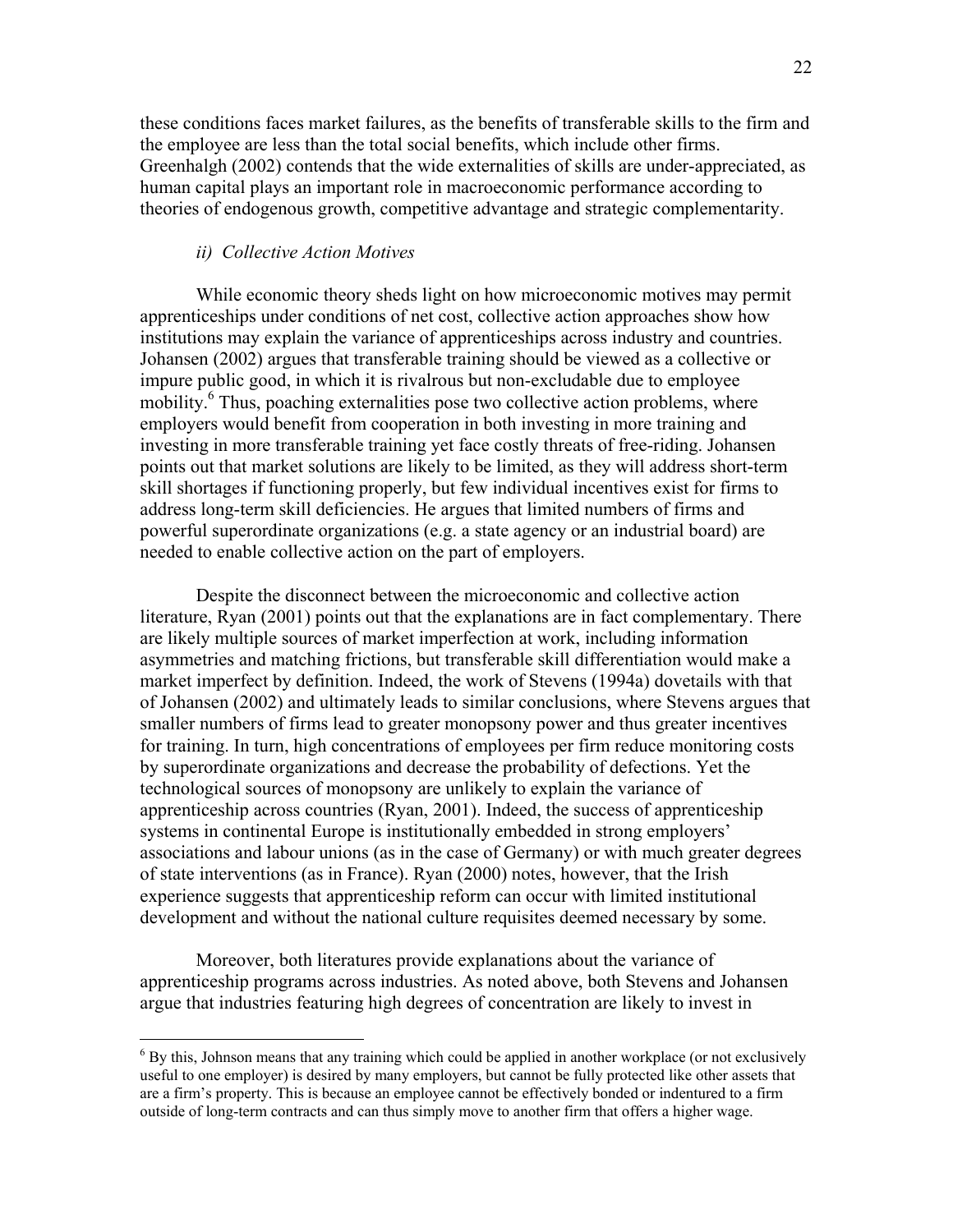these conditions faces market failures, as the benefits of transferable skills to the firm and the employee are less than the total social benefits, which include other firms. Greenhalgh (2002) contends that the wide externalities of skills are under-appreciated, as human capital plays an important role in macroeconomic performance according to theories of endogenous growth, competitive advantage and strategic complementarity.

*ii) Collective Action Motives*

While economic theory sheds light on how microeconomic motives may permit apprenticeships under conditions of net cost, collective action approaches show how institutions may explain the variance of apprenticeships across industry and countries. Johansen (2002) argues that transferable training should be viewed as a collective or impure public good, in which it is rivalrous but non-excludable due to employee mobility.[6] Thus, poaching externalities pose two collective action problems, where employers would benefit from cooperation in both investing in more training and investing in more transferable training yet face costly threats of free-riding. Johansen points out that market solutions are likely to be limited, as they will address short-term skill shortages if functioning properly, but few individual incentives exist for firms to address long-term skill deficiencies. He argues that limited numbers of firms and powerful superordinate organizations (e.g. a state agency or an industrial board) are needed to enable collective action on the part of employers.

Despite the disconnect between the microeconomic and collective action literature, Ryan (2001) points out that the explanations are in fact complementary. There are likely multiple sources of market imperfection at work, including information asymmetries and matching frictions, but transferable skill differentiation would make a market imperfect by definition. Indeed, the work of Stevens (1994a) dovetails with that of Johansen (2002) and ultimately leads to similar conclusions, where Stevens argues that smaller numbers of firms lead to greater monopsony power and thus greater incentives for training. In turn, high concentrations of employees per firm reduce monitoring costs by superordinate organizations and decrease the probability of defections. Yet the technological sources of monopsony are unlikely to explain the variance of apprenticeship across countries (Ryan, 2001). Indeed, the success of apprenticeship systems in continental Europe is institutionally embedded in strong employers' associations and labour unions (as in the case of Germany) or with much greater degrees of state interventions (as in France). Ryan (2000) notes, however, that the Irish experience suggests that apprenticeship reform can occur with limited institutional development and without the national culture requisites deemed necessary by some.

Moreover, both literatures provide explanations about the variance of apprenticeship programs across industries. As noted above, both Stevens and Johansen argue that industries featuring high degrees of concentration are likely to invest in

[6] By this, Johnson means that any training which could be applied in another workplace (or not exclusively useful to one employer) is desired by many employers, but cannot be fully protected like other assets that are a firm's property. This is because an employee cannot be effectively bonded or indentured to a firm outside of long-term contracts and can thus simply move to another firm that offers a higher wage.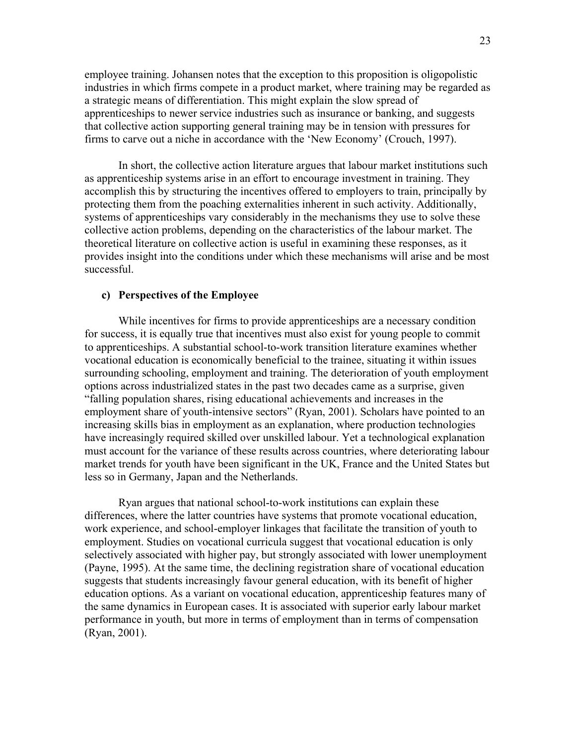employee training. Johansen notes that the exception to this proposition is oligopolistic industries in which firms compete in a product market, where training may be regarded as a strategic means of differentiation. This might explain the slow spread of apprenticeships to newer service industries such as insurance or banking, and suggests that collective action supporting general training may be in tension with pressures for firms to carve out a niche in accordance with the 'New Economy' (Crouch, 1997).

In short, the collective action literature argues that labour market institutions such as apprenticeship systems arise in an effort to encourage investment in training. They accomplish this by structuring the incentives offered to employers to train, principally by protecting them from the poaching externalities inherent in such activity. Additionally, systems of apprenticeships vary considerably in the mechanisms they use to solve these collective action problems, depending on the characteristics of the labour market. The theoretical literature on collective action is useful in examining these responses, as it provides insight into the conditions under which these mechanisms will arise and be most successful.

### c) Perspectives of the Employee

While incentives for firms to provide apprenticeships are a necessary condition for success, it is equally true that incentives must also exist for young people to commit to apprenticeships. A substantial school-to-work transition literature examines whether vocational education is economically beneficial to the trainee, situating it within issues surrounding schooling, employment and training. The deterioration of youth employment options across industrialized states in the past two decades came as a surprise, given "falling population shares, rising educational achievements and increases in the employment share of youth-intensive sectors" (Ryan, 2001). Scholars have pointed to an increasing skills bias in employment as an explanation, where production technologies have increasingly required skilled over unskilled labour. Yet a technological explanation must account for the variance of these results across countries, where deteriorating labour market trends for youth have been significant in the UK, France and the United States but less so in Germany, Japan and the Netherlands.

Ryan argues that national school-to-work institutions can explain these differences, where the latter countries have systems that promote vocational education, work experience, and school-employer linkages that facilitate the transition of youth to employment. Studies on vocational curricula suggest that vocational education is only selectively associated with higher pay, but strongly associated with lower unemployment (Payne, 1995). At the same time, the declining registration share of vocational education suggests that students increasingly favour general education, with its benefit of higher education options. As a variant on vocational education, apprenticeship features many of the same dynamics in European cases. It is associated with superior early labour market performance in youth, but more in terms of employment than in terms of compensation (Ryan, 2001).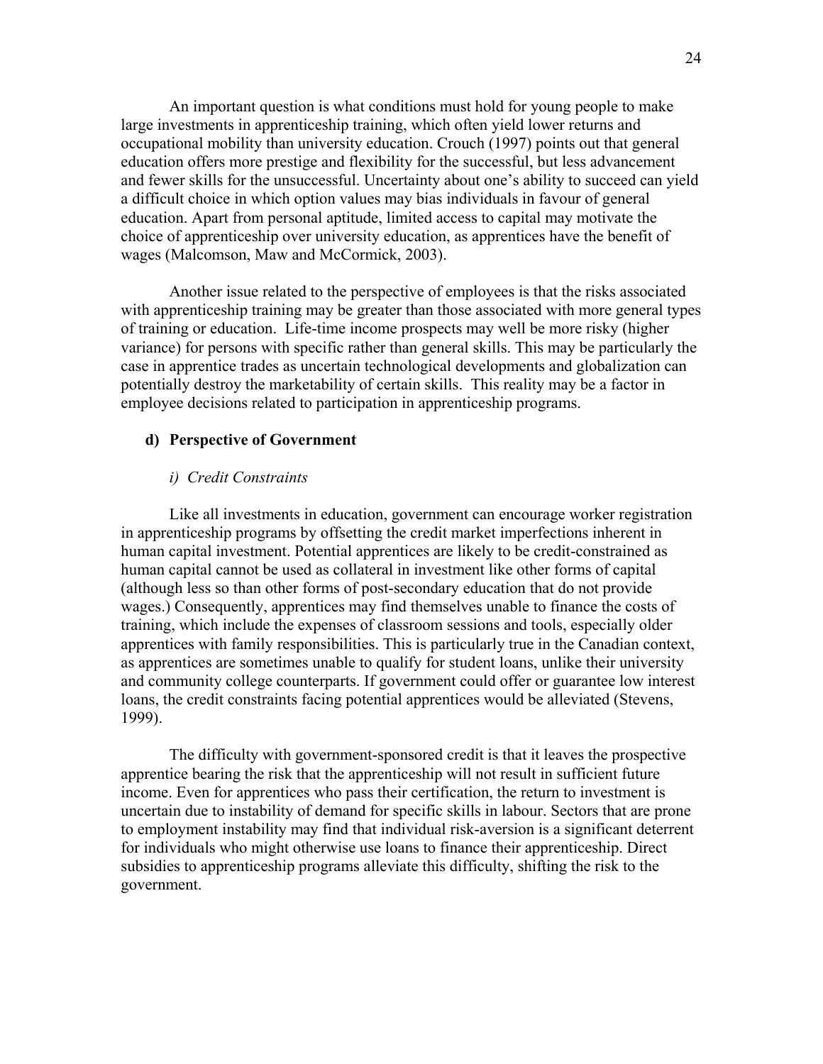An important question is what conditions must hold for young people to make large investments in apprenticeship training, which often yield lower returns and occupational mobility than university education. Crouch (1997) points out that general education offers more prestige and flexibility for the successful, but less advancement and fewer skills for the unsuccessful. Uncertainty about one's ability to succeed can yield a difficult choice in which option values may bias individuals in favour of general education. Apart from personal aptitude, limited access to capital may motivate the choice of apprenticeship over university education, as apprentices have the benefit of wages (Malcomson, Maw and McCormick, 2003).

Another issue related to the perspective of employees is that the risks associated with apprenticeship training may be greater than those associated with more general types of training or education. Life-time income prospects may well be more risky (higher variance) for persons with specific rather than general skills. This may be particularly the case in apprentice trades as uncertain technological developments and globalization can potentially destroy the marketability of certain skills. This reality may be a factor in employee decisions related to participation in apprenticeship programs.

### d) Perspective of Government

#### *i) Credit Constraints*

Like all investments in education, government can encourage worker registration in apprenticeship programs by offsetting the credit market imperfections inherent in human capital investment. Potential apprentices are likely to be credit-constrained as human capital cannot be used as collateral in investment like other forms of capital (although less so than other forms of post-secondary education that do not provide wages.) Consequently, apprentices may find themselves unable to finance the costs of training, which include the expenses of classroom sessions and tools, especially older apprentices with family responsibilities. This is particularly true in the Canadian context, as apprentices are sometimes unable to qualify for student loans, unlike their university and community college counterparts. If government could offer or guarantee low interest loans, the credit constraints facing potential apprentices would be alleviated (Stevens, 1999).

The difficulty with government-sponsored credit is that it leaves the prospective apprentice bearing the risk that the apprenticeship will not result in sufficient future income. Even for apprentices who pass their certification, the return to investment is uncertain due to instability of demand for specific skills in labour. Sectors that are prone to employment instability may find that individual risk-aversion is a significant deterrent for individuals who might otherwise use loans to finance their apprenticeship. Direct subsidies to apprenticeship programs alleviate this difficulty, shifting the risk to the government.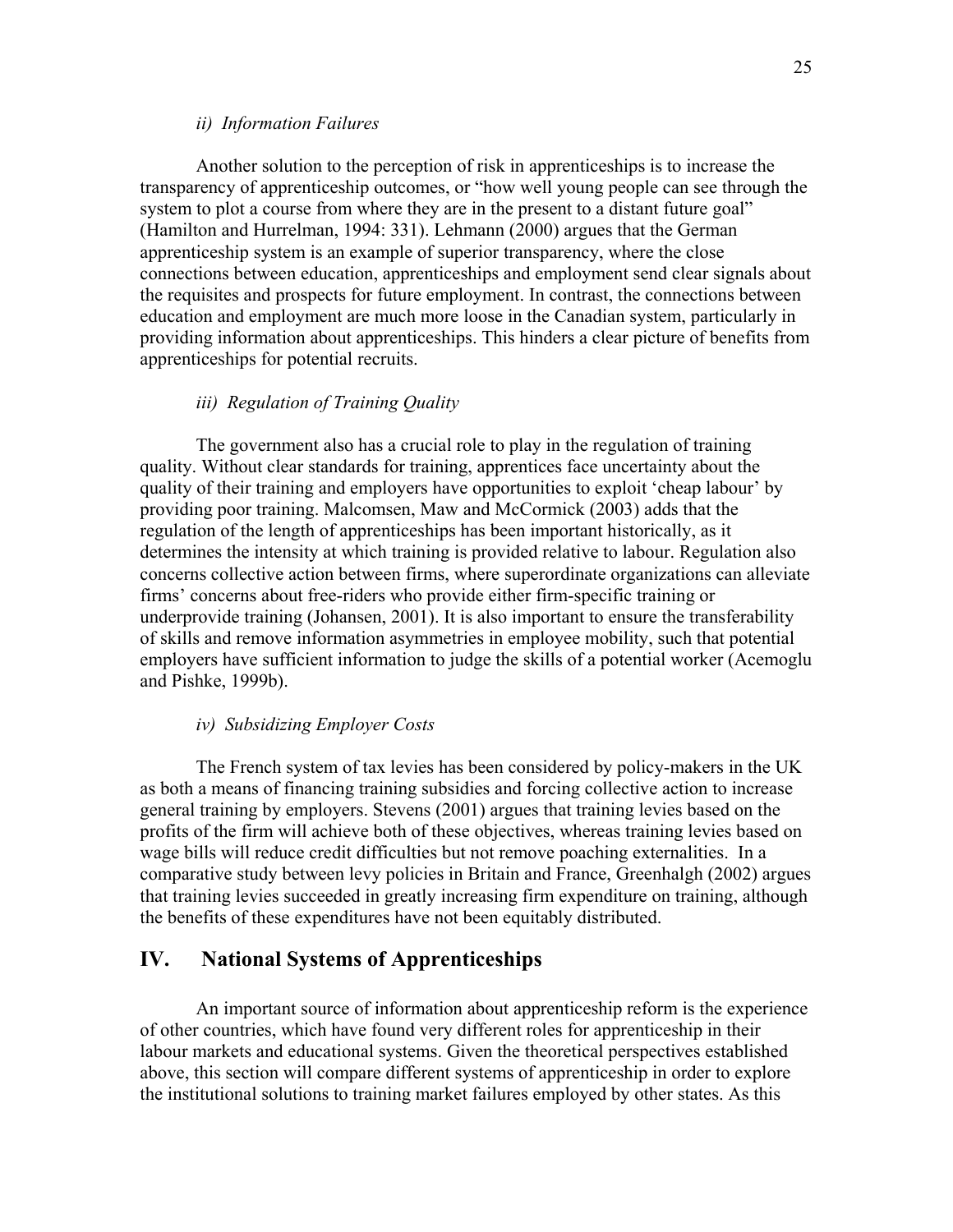### *ii) Information Failures*

Another solution to the perception of risk in apprenticeships is to increase the transparency of apprenticeship outcomes, or "how well young people can see through the system to plot a course from where they are in the present to a distant future goal" (Hamilton and Hurrelman, 1994: 331). Lehmann (2000) argues that the German apprenticeship system is an example of superior transparency, where the close connections between education, apprenticeships and employment send clear signals about the requisites and prospects for future employment. In contrast, the connections between education and employment are much more loose in the Canadian system, particularly in providing information about apprenticeships. This hinders a clear picture of benefits from apprenticeships for potential recruits.

### *iii) Regulation of Training Quality*

The government also has a crucial role to play in the regulation of training quality. Without clear standards for training, apprentices face uncertainty about the quality of their training and employers have opportunities to exploit 'cheap labour' by providing poor training. Malcomsen, Maw and McCormick (2003) adds that the regulation of the length of apprenticeships has been important historically, as it determines the intensity at which training is provided relative to labour. Regulation also concerns collective action between firms, where superordinate organizations can alleviate firms' concerns about free-riders who provide either firm-specific training or underprovide training (Johansen, 2001). It is also important to ensure the transferability of skills and remove information asymmetries in employee mobility, such that potential employers have sufficient information to judge the skills of a potential worker (Acemoglu and Pishke, 1999b).

### *iv) Subsidizing Employer Costs*

The French system of tax levies has been considered by policy-makers in the UK as both a means of financing training subsidies and forcing collective action to increase general training by employers. Stevens (2001) argues that training levies based on the profits of the firm will achieve both of these objectives, whereas training levies based on wage bills will reduce credit difficulties but not remove poaching externalities. In a comparative study between levy policies in Britain and France, Greenhalgh (2002) argues that training levies succeeded in greatly increasing firm expenditure on training, although the benefits of these expenditures have not been equitably distributed.

## IV. National Systems of Apprenticeships

An important source of information about apprenticeship reform is the experience of other countries, which have found very different roles for apprenticeship in their labour markets and educational systems. Given the theoretical perspectives established above, this section will compare different systems of apprenticeship in order to explore the institutional solutions to training market failures employed by other states. As this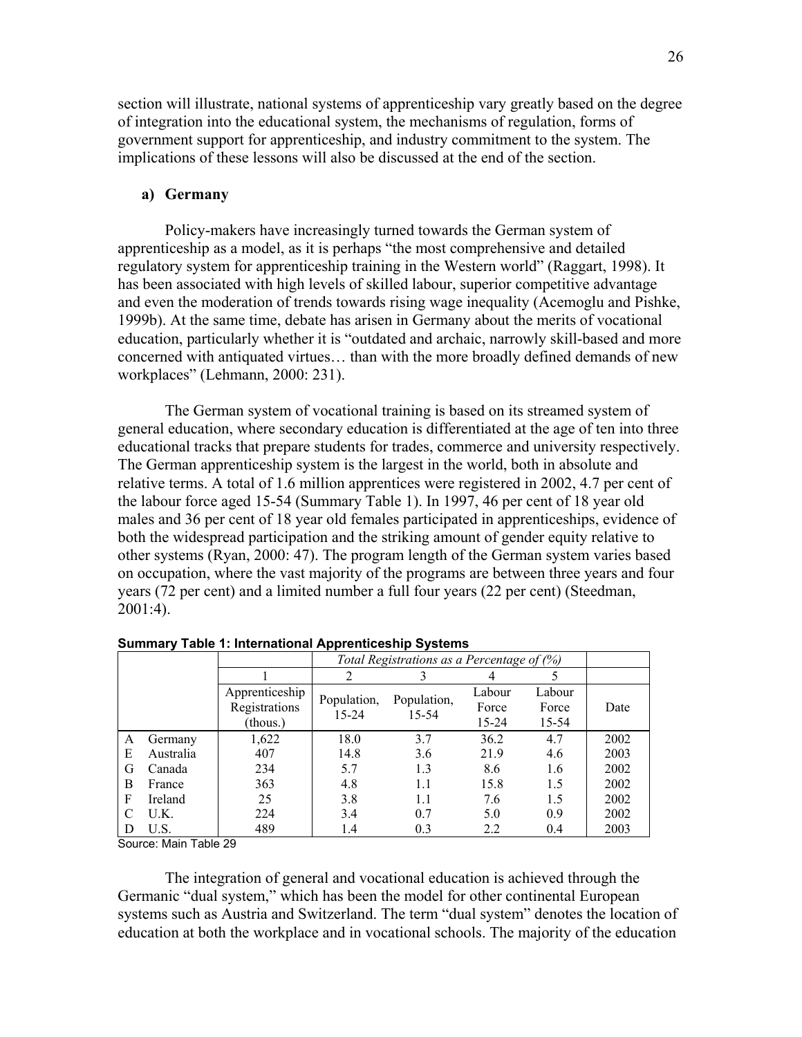section will illustrate, national systems of apprenticeship vary greatly based on the degree of integration into the educational system, the mechanisms of regulation, forms of government support for apprenticeship, and industry commitment to the system. The implications of these lessons will also be discussed at the end of the section.

### a) Germany

Policy-makers have increasingly turned towards the German system of apprenticeship as a model, as it is perhaps "the most comprehensive and detailed regulatory system for apprenticeship training in the Western world" (Raggart, 1998). It has been associated with high levels of skilled labour, superior competitive advantage and even the moderation of trends towards rising wage inequality (Acemoglu and Pishke, 1999b). At the same time, debate has arisen in Germany about the merits of vocational education, particularly whether it is "outdated and archaic, narrowly skill-based and more concerned with antiquated virtues… than with the more broadly defined demands of new workplaces" (Lehmann, 2000: 231).

The German system of vocational training is based on its streamed system of general education, where secondary education is differentiated at the age of ten into three educational tracks that prepare students for trades, commerce and university respectively. The German apprenticeship system is the largest in the world, both in absolute and relative terms. A total of 1.6 million apprentices were registered in 2002, 4.7 per cent of the labour force aged 15-54 (Summary Table 1). In 1997, 46 per cent of 18 year old males and 36 per cent of 18 year old females participated in apprenticeships, evidence of both the widespread participation and the striking amount of gender equity relative to other systems (Ryan, 2000: 47). The program length of the German system varies based on occupation, where the vast majority of the programs are between three years and four years (72 per cent) and a limited number a full four years (22 per cent) (Steedman, 2001:4).

**Summary Table 1: International Apprenticeship Systems**

| | | | *Total Registrations as a Percentage of (%)* | | | | |
|---|---|---|---|---|---|---|---|
| | | 1 | 2 | 3 | 4 | 5 | |
| | | Apprenticeship Registrations (thous.) | Population, 15-24 | Population, 15-54 | Labour Force 15-24 | Labour Force 15-54 | Date |
| A | Germany | 1,622 | 18.0 | 3.7 | 36.2 | 4.7 | 2002 |
| E | Australia | 407 | 14.8 | 3.6 | 21.9 | 4.6 | 2003 |
| G | Canada | 234 | 5.7 | 1.3 | 8.6 | 1.6 | 2002 |
| B | France | 363 | 4.8 | 1.1 | 15.8 | 1.5 | 2002 |
| F | Ireland | 25 | 3.8 | 1.1 | 7.6 | 1.5 | 2002 |
| C | U.K. | 224 | 3.4 | 0.7 | 5.0 | 0.9 | 2002 |
| D | U.S. | 489 | 1.4 | 0.3 | 2.2 | 0.4 | 2003 |

Source: Main Table 29

The integration of general and vocational education is achieved through the Germanic "dual system," which has been the model for other continental European systems such as Austria and Switzerland. The term "dual system" denotes the location of education at both the workplace and in vocational schools. The majority of the education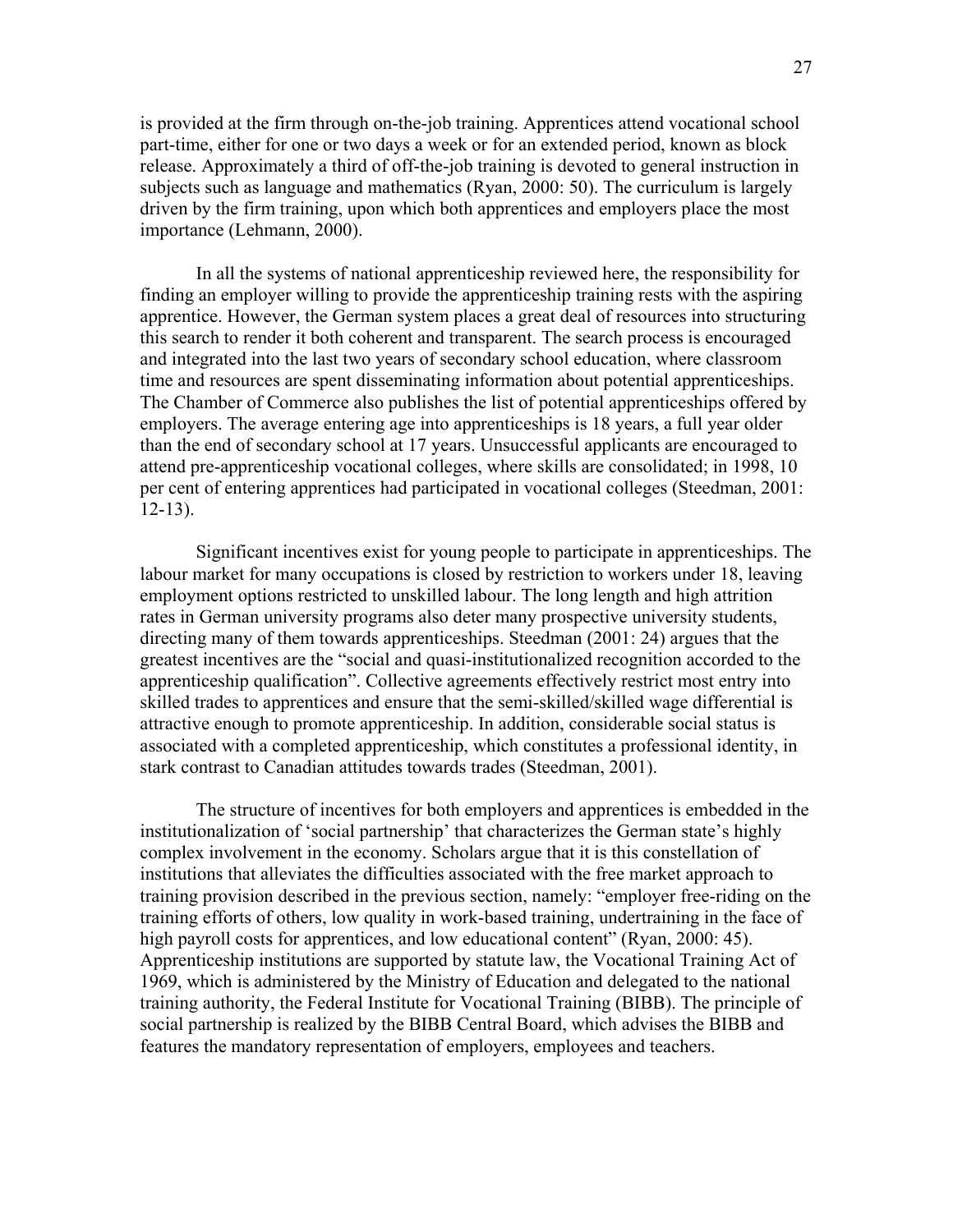is provided at the firm through on-the-job training. Apprentices attend vocational school part-time, either for one or two days a week or for an extended period, known as block release. Approximately a third of off-the-job training is devoted to general instruction in subjects such as language and mathematics (Ryan, 2000: 50). The curriculum is largely driven by the firm training, upon which both apprentices and employers place the most importance (Lehmann, 2000).

In all the systems of national apprenticeship reviewed here, the responsibility for finding an employer willing to provide the apprenticeship training rests with the aspiring apprentice. However, the German system places a great deal of resources into structuring this search to render it both coherent and transparent. The search process is encouraged and integrated into the last two years of secondary school education, where classroom time and resources are spent disseminating information about potential apprenticeships. The Chamber of Commerce also publishes the list of potential apprenticeships offered by employers. The average entering age into apprenticeships is 18 years, a full year older than the end of secondary school at 17 years. Unsuccessful applicants are encouraged to attend pre-apprenticeship vocational colleges, where skills are consolidated; in 1998, 10 per cent of entering apprentices had participated in vocational colleges (Steedman, 2001: 12-13).

Significant incentives exist for young people to participate in apprenticeships. The labour market for many occupations is closed by restriction to workers under 18, leaving employment options restricted to unskilled labour. The long length and high attrition rates in German university programs also deter many prospective university students, directing many of them towards apprenticeships. Steedman (2001: 24) argues that the greatest incentives are the "social and quasi-institutionalized recognition accorded to the apprenticeship qualification". Collective agreements effectively restrict most entry into skilled trades to apprentices and ensure that the semi-skilled/skilled wage differential is attractive enough to promote apprenticeship. In addition, considerable social status is associated with a completed apprenticeship, which constitutes a professional identity, in stark contrast to Canadian attitudes towards trades (Steedman, 2001).

The structure of incentives for both employers and apprentices is embedded in the institutionalization of 'social partnership' that characterizes the German state's highly complex involvement in the economy. Scholars argue that it is this constellation of institutions that alleviates the difficulties associated with the free market approach to training provision described in the previous section, namely: "employer free-riding on the training efforts of others, low quality in work-based training, undertraining in the face of high payroll costs for apprentices, and low educational content" (Ryan, 2000: 45). Apprenticeship institutions are supported by statute law, the Vocational Training Act of 1969, which is administered by the Ministry of Education and delegated to the national training authority, the Federal Institute for Vocational Training (BIBB). The principle of social partnership is realized by the BIBB Central Board, which advises the BIBB and features the mandatory representation of employers, employees and teachers.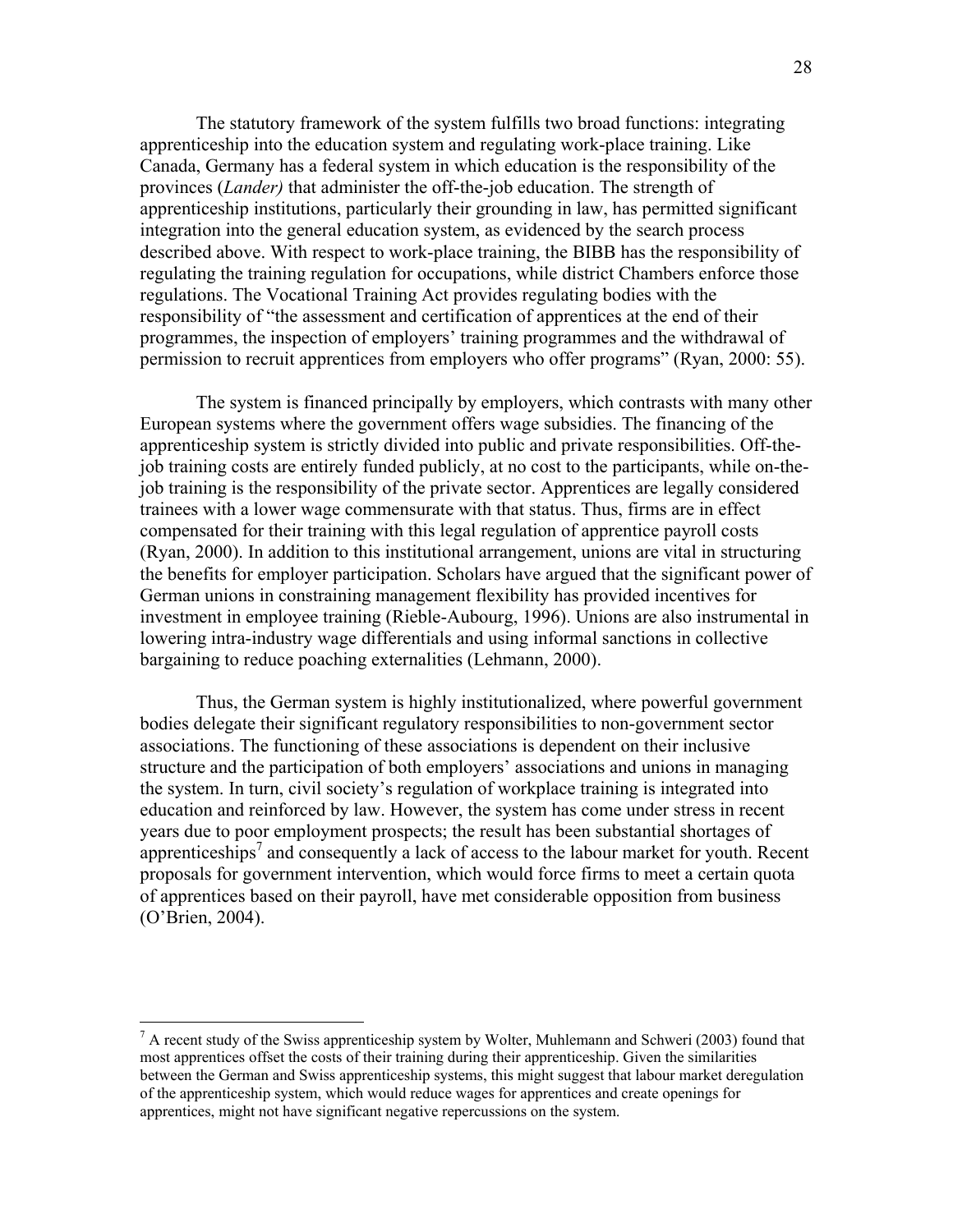The statutory framework of the system fulfills two broad functions: integrating apprenticeship into the education system and regulating work-place training. Like Canada, Germany has a federal system in which education is the responsibility of the provinces (*Lander)* that administer the off-the-job education. The strength of apprenticeship institutions, particularly their grounding in law, has permitted significant integration into the general education system, as evidenced by the search process described above. With respect to work-place training, the BIBB has the responsibility of regulating the training regulation for occupations, while district Chambers enforce those regulations. The Vocational Training Act provides regulating bodies with the responsibility of "the assessment and certification of apprentices at the end of their programmes, the inspection of employers' training programmes and the withdrawal of permission to recruit apprentices from employers who offer programs" (Ryan, 2000: 55).

The system is financed principally by employers, which contrasts with many other European systems where the government offers wage subsidies. The financing of the apprenticeship system is strictly divided into public and private responsibilities. Off-the-job training costs are entirely funded publicly, at no cost to the participants, while on-the-job training is the responsibility of the private sector. Apprentices are legally considered trainees with a lower wage commensurate with that status. Thus, firms are in effect compensated for their training with this legal regulation of apprentice payroll costs (Ryan, 2000). In addition to this institutional arrangement, unions are vital in structuring the benefits for employer participation. Scholars have argued that the significant power of German unions in constraining management flexibility has provided incentives for investment in employee training (Rieble-Aubourg, 1996). Unions are also instrumental in lowering intra-industry wage differentials and using informal sanctions in collective bargaining to reduce poaching externalities (Lehmann, 2000).

Thus, the German system is highly institutionalized, where powerful government bodies delegate their significant regulatory responsibilities to non-government sector associations. The functioning of these associations is dependent on their inclusive structure and the participation of both employers' associations and unions in managing the system. In turn, civil society's regulation of workplace training is integrated into education and reinforced by law. However, the system has come under stress in recent years due to poor employment prospects; the result has been substantial shortages of apprenticeships[7] and consequently a lack of access to the labour market for youth. Recent proposals for government intervention, which would force firms to meet a certain quota of apprentices based on their payroll, have met considerable opposition from business (O'Brien, 2004).

---

[7] A recent study of the Swiss apprenticeship system by Wolter, Muhlemann and Schweri (2003) found that most apprentices offset the costs of their training during their apprenticeship. Given the similarities between the German and Swiss apprenticeship systems, this might suggest that labour market deregulation of the apprenticeship system, which would reduce wages for apprentices and create openings for apprentices, might not have significant negative repercussions on the system.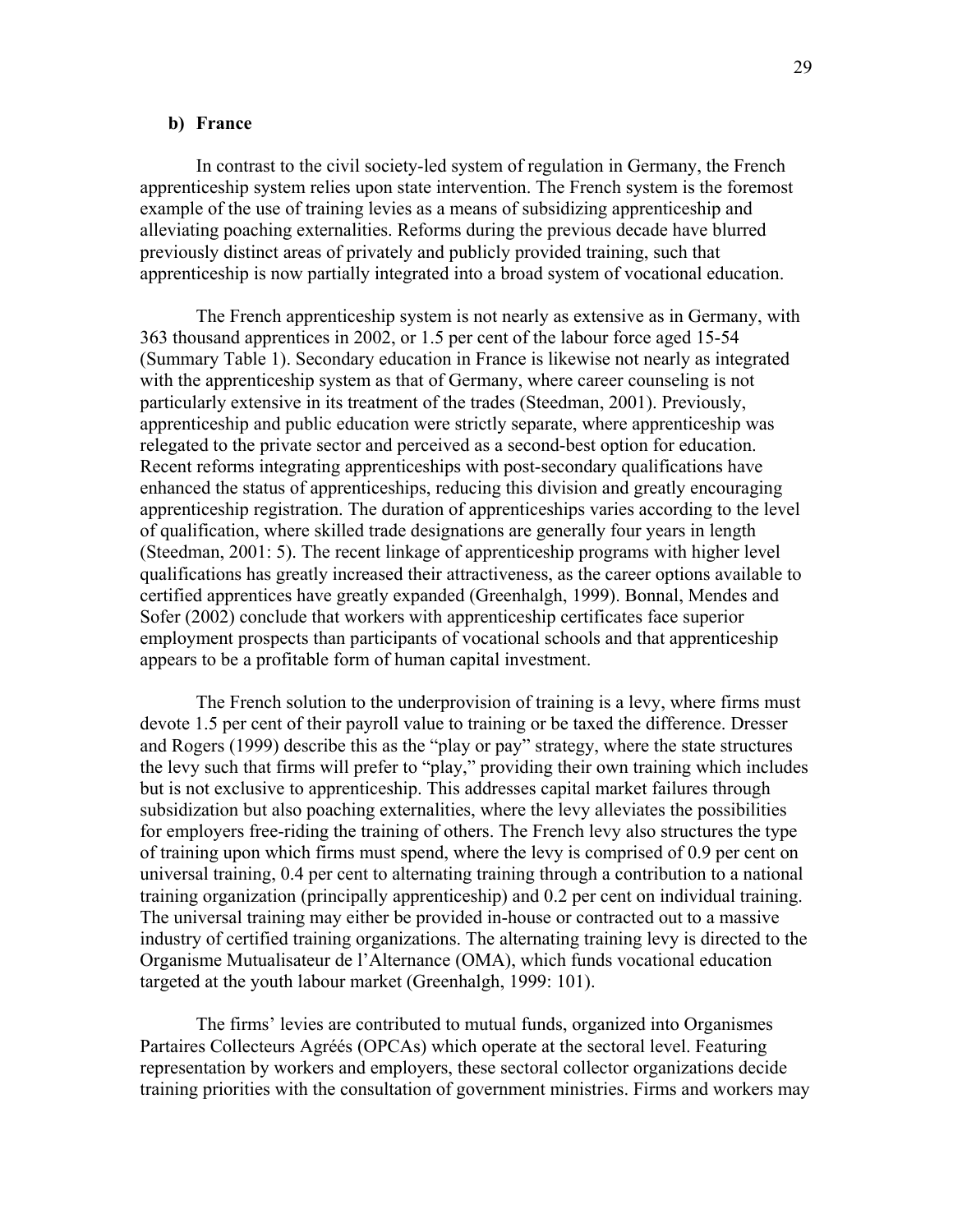### b) France

In contrast to the civil society-led system of regulation in Germany, the French apprenticeship system relies upon state intervention. The French system is the foremost example of the use of training levies as a means of subsidizing apprenticeship and alleviating poaching externalities. Reforms during the previous decade have blurred previously distinct areas of privately and publicly provided training, such that apprenticeship is now partially integrated into a broad system of vocational education.

The French apprenticeship system is not nearly as extensive as in Germany, with 363 thousand apprentices in 2002, or 1.5 per cent of the labour force aged 15-54 (Summary Table 1). Secondary education in France is likewise not nearly as integrated with the apprenticeship system as that of Germany, where career counseling is not particularly extensive in its treatment of the trades (Steedman, 2001). Previously, apprenticeship and public education were strictly separate, where apprenticeship was relegated to the private sector and perceived as a second-best option for education. Recent reforms integrating apprenticeships with post-secondary qualifications have enhanced the status of apprenticeships, reducing this division and greatly encouraging apprenticeship registration. The duration of apprenticeships varies according to the level of qualification, where skilled trade designations are generally four years in length (Steedman, 2001: 5). The recent linkage of apprenticeship programs with higher level qualifications has greatly increased their attractiveness, as the career options available to certified apprentices have greatly expanded (Greenhalgh, 1999). Bonnal, Mendes and Sofer (2002) conclude that workers with apprenticeship certificates face superior employment prospects than participants of vocational schools and that apprenticeship appears to be a profitable form of human capital investment.

The French solution to the underprovision of training is a levy, where firms must devote 1.5 per cent of their payroll value to training or be taxed the difference. Dresser and Rogers (1999) describe this as the "play or pay" strategy, where the state structures the levy such that firms will prefer to "play," providing their own training which includes but is not exclusive to apprenticeship. This addresses capital market failures through subsidization but also poaching externalities, where the levy alleviates the possibilities for employers free-riding the training of others. The French levy also structures the type of training upon which firms must spend, where the levy is comprised of 0.9 per cent on universal training, 0.4 per cent to alternating training through a contribution to a national training organization (principally apprenticeship) and 0.2 per cent on individual training. The universal training may either be provided in-house or contracted out to a massive industry of certified training organizations. The alternating training levy is directed to the Organisme Mutualisateur de l'Alternance (OMA), which funds vocational education targeted at the youth labour market (Greenhalgh, 1999: 101).

The firms' levies are contributed to mutual funds, organized into Organismes Partaires Collecteurs Agréés (OPCAs) which operate at the sectoral level. Featuring representation by workers and employers, these sectoral collector organizations decide training priorities with the consultation of government ministries. Firms and workers may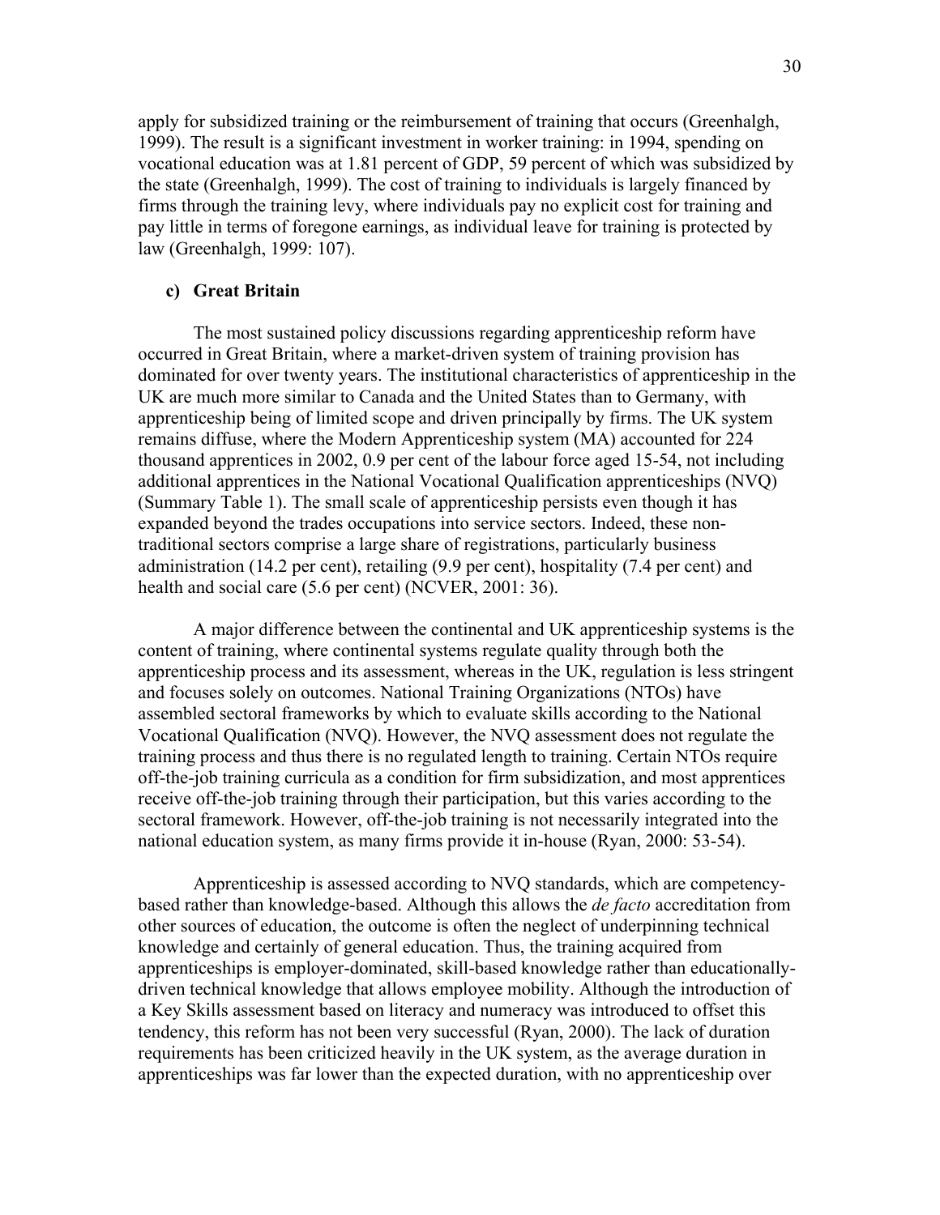apply for subsidized training or the reimbursement of training that occurs (Greenhalgh, 1999). The result is a significant investment in worker training: in 1994, spending on vocational education was at 1.81 percent of GDP, 59 percent of which was subsidized by the state (Greenhalgh, 1999). The cost of training to individuals is largely financed by firms through the training levy, where individuals pay no explicit cost for training and pay little in terms of foregone earnings, as individual leave for training is protected by law (Greenhalgh, 1999: 107).

### c) Great Britain

The most sustained policy discussions regarding apprenticeship reform have occurred in Great Britain, where a market-driven system of training provision has dominated for over twenty years. The institutional characteristics of apprenticeship in the UK are much more similar to Canada and the United States than to Germany, with apprenticeship being of limited scope and driven principally by firms. The UK system remains diffuse, where the Modern Apprenticeship system (MA) accounted for 224 thousand apprentices in 2002, 0.9 per cent of the labour force aged 15-54, not including additional apprentices in the National Vocational Qualification apprenticeships (NVQ) (Summary Table 1). The small scale of apprenticeship persists even though it has expanded beyond the trades occupations into service sectors. Indeed, these non-traditional sectors comprise a large share of registrations, particularly business administration (14.2 per cent), retailing (9.9 per cent), hospitality (7.4 per cent) and health and social care (5.6 per cent) (NCVER, 2001: 36).

A major difference between the continental and UK apprenticeship systems is the content of training, where continental systems regulate quality through both the apprenticeship process and its assessment, whereas in the UK, regulation is less stringent and focuses solely on outcomes. National Training Organizations (NTOs) have assembled sectoral frameworks by which to evaluate skills according to the National Vocational Qualification (NVQ). However, the NVQ assessment does not regulate the training process and thus there is no regulated length to training. Certain NTOs require off-the-job training curricula as a condition for firm subsidization, and most apprentices receive off-the-job training through their participation, but this varies according to the sectoral framework. However, off-the-job training is not necessarily integrated into the national education system, as many firms provide it in-house (Ryan, 2000: 53-54).

Apprenticeship is assessed according to NVQ standards, which are competency-based rather than knowledge-based. Although this allows the *de facto* accreditation from other sources of education, the outcome is often the neglect of underpinning technical knowledge and certainly of general education. Thus, the training acquired from apprenticeships is employer-dominated, skill-based knowledge rather than educationally-driven technical knowledge that allows employee mobility. Although the introduction of a Key Skills assessment based on literacy and numeracy was introduced to offset this tendency, this reform has not been very successful (Ryan, 2000). The lack of duration requirements has been criticized heavily in the UK system, as the average duration in apprenticeships was far lower than the expected duration, with no apprenticeship over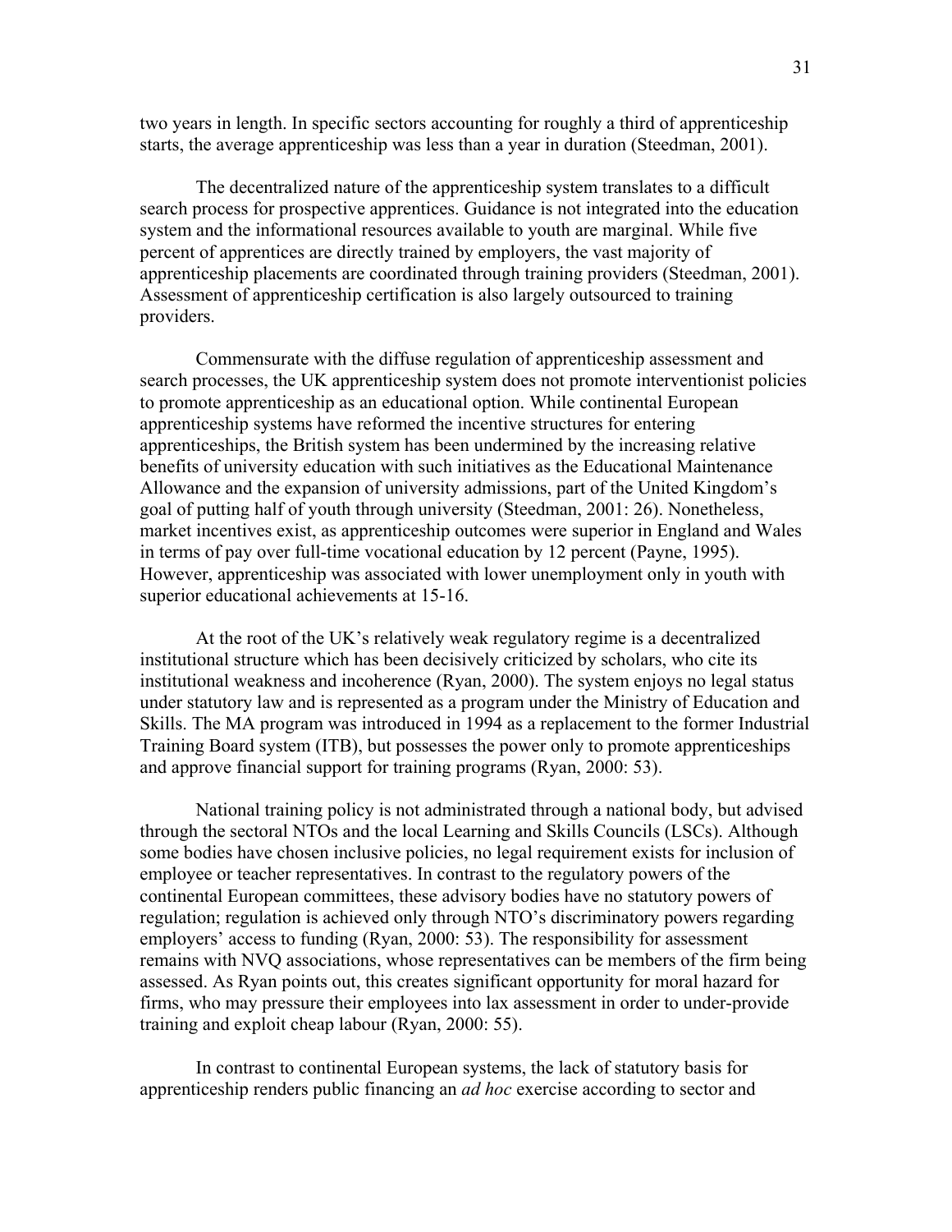two years in length. In specific sectors accounting for roughly a third of apprenticeship starts, the average apprenticeship was less than a year in duration (Steedman, 2001).

The decentralized nature of the apprenticeship system translates to a difficult search process for prospective apprentices. Guidance is not integrated into the education system and the informational resources available to youth are marginal. While five percent of apprentices are directly trained by employers, the vast majority of apprenticeship placements are coordinated through training providers (Steedman, 2001). Assessment of apprenticeship certification is also largely outsourced to training providers.

Commensurate with the diffuse regulation of apprenticeship assessment and search processes, the UK apprenticeship system does not promote interventionist policies to promote apprenticeship as an educational option. While continental European apprenticeship systems have reformed the incentive structures for entering apprenticeships, the British system has been undermined by the increasing relative benefits of university education with such initiatives as the Educational Maintenance Allowance and the expansion of university admissions, part of the United Kingdom's goal of putting half of youth through university (Steedman, 2001: 26). Nonetheless, market incentives exist, as apprenticeship outcomes were superior in England and Wales in terms of pay over full-time vocational education by 12 percent (Payne, 1995). However, apprenticeship was associated with lower unemployment only in youth with superior educational achievements at 15-16.

At the root of the UK's relatively weak regulatory regime is a decentralized institutional structure which has been decisively criticized by scholars, who cite its institutional weakness and incoherence (Ryan, 2000). The system enjoys no legal status under statutory law and is represented as a program under the Ministry of Education and Skills. The MA program was introduced in 1994 as a replacement to the former Industrial Training Board system (ITB), but possesses the power only to promote apprenticeships and approve financial support for training programs (Ryan, 2000: 53).

National training policy is not administrated through a national body, but advised through the sectoral NTOs and the local Learning and Skills Councils (LSCs). Although some bodies have chosen inclusive policies, no legal requirement exists for inclusion of employee or teacher representatives. In contrast to the regulatory powers of the continental European committees, these advisory bodies have no statutory powers of regulation; regulation is achieved only through NTO's discriminatory powers regarding employers' access to funding (Ryan, 2000: 53). The responsibility for assessment remains with NVQ associations, whose representatives can be members of the firm being assessed. As Ryan points out, this creates significant opportunity for moral hazard for firms, who may pressure their employees into lax assessment in order to under-provide training and exploit cheap labour (Ryan, 2000: 55).

In contrast to continental European systems, the lack of statutory basis for apprenticeship renders public financing an *ad hoc* exercise according to sector and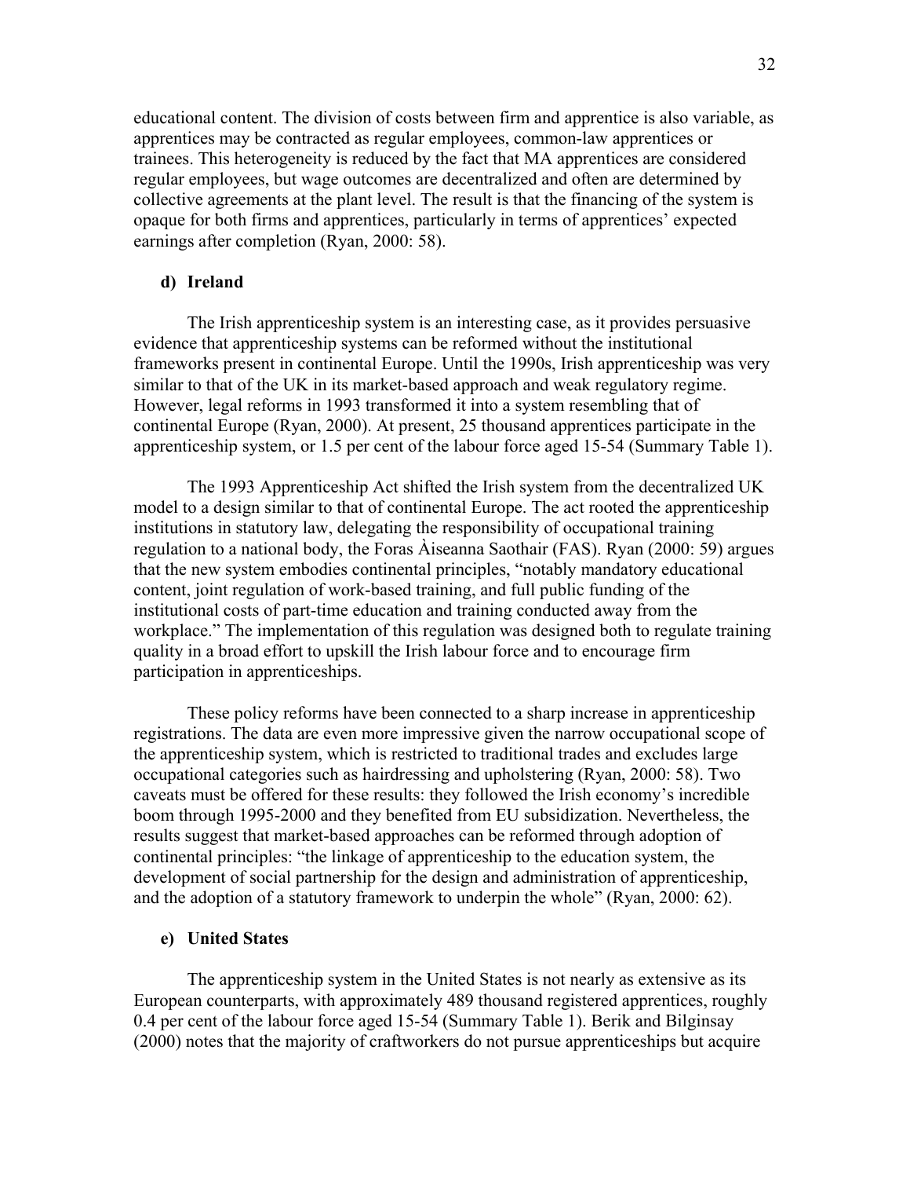educational content. The division of costs between firm and apprentice is also variable, as apprentices may be contracted as regular employees, common-law apprentices or trainees. This heterogeneity is reduced by the fact that MA apprentices are considered regular employees, but wage outcomes are decentralized and often are determined by collective agreements at the plant level. The result is that the financing of the system is opaque for both firms and apprentices, particularly in terms of apprentices' expected earnings after completion (Ryan, 2000: 58).

### d) Ireland

The Irish apprenticeship system is an interesting case, as it provides persuasive evidence that apprenticeship systems can be reformed without the institutional frameworks present in continental Europe. Until the 1990s, Irish apprenticeship was very similar to that of the UK in its market-based approach and weak regulatory regime. However, legal reforms in 1993 transformed it into a system resembling that of continental Europe (Ryan, 2000). At present, 25 thousand apprentices participate in the apprenticeship system, or 1.5 per cent of the labour force aged 15-54 (Summary Table 1).

The 1993 Apprenticeship Act shifted the Irish system from the decentralized UK model to a design similar to that of continental Europe. The act rooted the apprenticeship institutions in statutory law, delegating the responsibility of occupational training regulation to a national body, the Foras Àiseanna Saothair (FAS). Ryan (2000: 59) argues that the new system embodies continental principles, "notably mandatory educational content, joint regulation of work-based training, and full public funding of the institutional costs of part-time education and training conducted away from the workplace." The implementation of this regulation was designed both to regulate training quality in a broad effort to upskill the Irish labour force and to encourage firm participation in apprenticeships.

These policy reforms have been connected to a sharp increase in apprenticeship registrations. The data are even more impressive given the narrow occupational scope of the apprenticeship system, which is restricted to traditional trades and excludes large occupational categories such as hairdressing and upholstering (Ryan, 2000: 58). Two caveats must be offered for these results: they followed the Irish economy's incredible boom through 1995-2000 and they benefited from EU subsidization. Nevertheless, the results suggest that market-based approaches can be reformed through adoption of continental principles: "the linkage of apprenticeship to the education system, the development of social partnership for the design and administration of apprenticeship, and the adoption of a statutory framework to underpin the whole" (Ryan, 2000: 62).

### e) United States

The apprenticeship system in the United States is not nearly as extensive as its European counterparts, with approximately 489 thousand registered apprentices, roughly 0.4 per cent of the labour force aged 15-54 (Summary Table 1). Berik and Bilginsay (2000) notes that the majority of craftworkers do not pursue apprenticeships but acquire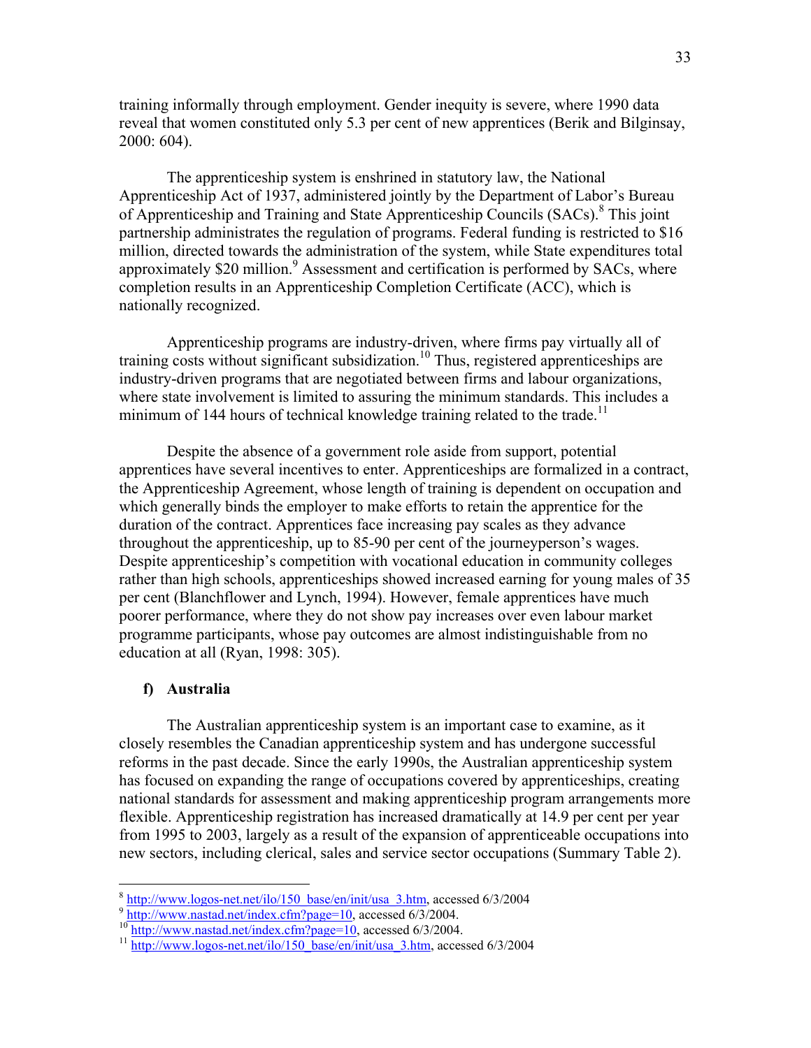training informally through employment. Gender inequity is severe, where 1990 data reveal that women constituted only 5.3 per cent of new apprentices (Berik and Bilginsay, 2000: 604).

The apprenticeship system is enshrined in statutory law, the National Apprenticeship Act of 1937, administered jointly by the Department of Labor's Bureau of Apprenticeship and Training and State Apprenticeship Councils (SACs).[8] This joint partnership administrates the regulation of programs. Federal funding is restricted to $16 million, directed towards the administration of the system, while State expenditures total approximately $20 million.[9] Assessment and certification is performed by SACs, where completion results in an Apprenticeship Completion Certificate (ACC), which is nationally recognized.

Apprenticeship programs are industry-driven, where firms pay virtually all of training costs without significant subsidization.[10] Thus, registered apprenticeships are industry-driven programs that are negotiated between firms and labour organizations, where state involvement is limited to assuring the minimum standards. This includes a minimum of 144 hours of technical knowledge training related to the trade.[11]

Despite the absence of a government role aside from support, potential apprentices have several incentives to enter. Apprenticeships are formalized in a contract, the Apprenticeship Agreement, whose length of training is dependent on occupation and which generally binds the employer to make efforts to retain the apprentice for the duration of the contract. Apprentices face increasing pay scales as they advance throughout the apprenticeship, up to 85-90 per cent of the journeyperson's wages. Despite apprenticeship's competition with vocational education in community colleges rather than high schools, apprenticeships showed increased earning for young males of 35 per cent (Blanchflower and Lynch, 1994). However, female apprentices have much poorer performance, where they do not show pay increases over even labour market programme participants, whose pay outcomes are almost indistinguishable from no education at all (Ryan, 1998: 305).

### f) Australia

The Australian apprenticeship system is an important case to examine, as it closely resembles the Canadian apprenticeship system and has undergone successful reforms in the past decade. Since the early 1990s, the Australian apprenticeship system has focused on expanding the range of occupations covered by apprenticeships, creating national standards for assessment and making apprenticeship program arrangements more flexible. Apprenticeship registration has increased dramatically at 14.9 per cent per year from 1995 to 2003, largely as a result of the expansion of apprenticeable occupations into new sectors, including clerical, sales and service sector occupations (Summary Table 2).

---

[8] http://www.logos-net.net/ilo/150_base/en/init/usa_3.htm, accessed 6/3/2004

[9] http://www.nastad.net/index.cfm?page=10, accessed 6/3/2004.

[10] http://www.nastad.net/index.cfm?page=10, accessed 6/3/2004.

[11] http://www.logos-net.net/ilo/150_base/en/init/usa_3.htm, accessed 6/3/2004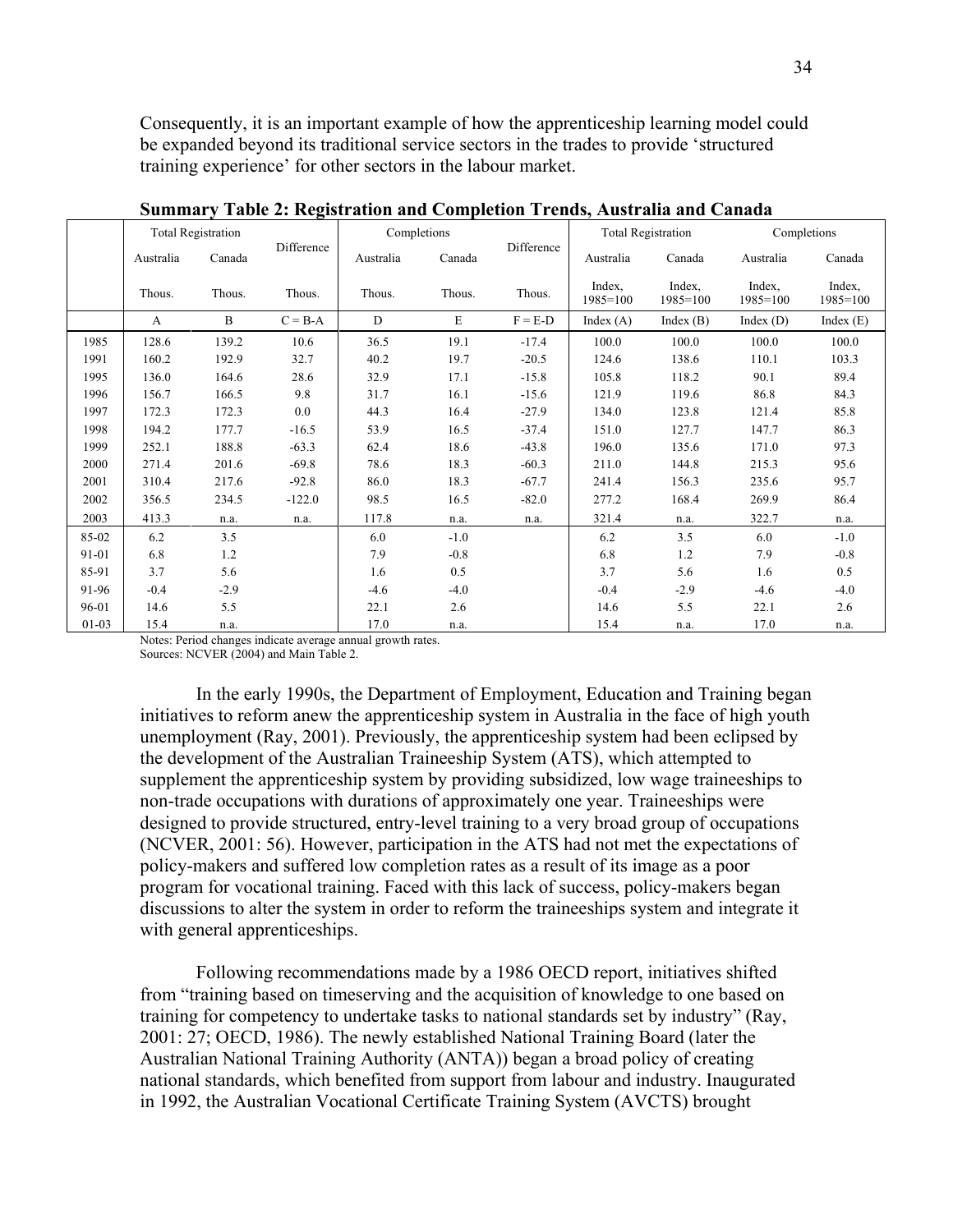Consequently, it is an important example of how the apprenticeship learning model could be expanded beyond its traditional service sectors in the trades to provide 'structured training experience' for other sectors in the labour market.

**Summary Table 2: Registration and Completion Trends, Australia and Canada**

| | Total Registration | | Difference | Completions | | Difference | Total Registration | | Completions | |
|---|---|---|---|---|---|---|---|---|---|---|
| | Australia | Canada | | Australia | Canada | | Australia | Canada | Australia | Canada |
| | Thous. | Thous. | Thous. | Thous. | Thous. | Thous. | Index, 1985=100 | Index, 1985=100 | Index, 1985=100 | Index, 1985=100 |
| | A | B | C = B-A | D | E | F = E-D | Index (A) | Index (B) | Index (D) | Index (E) |
| 1985 | 128.6 | 139.2 | 10.6 | 36.5 | 19.1 | -17.4 | 100.0 | 100.0 | 100.0 | 100.0 |
| 1991 | 160.2 | 192.9 | 32.7 | 40.2 | 19.7 | -20.5 | 124.6 | 138.6 | 110.1 | 103.3 |
| 1995 | 136.0 | 164.6 | 28.6 | 32.9 | 17.1 | -15.8 | 105.8 | 118.2 | 90.1 | 89.4 |
| 1996 | 156.7 | 166.5 | 9.8 | 31.7 | 16.1 | -15.6 | 121.9 | 119.6 | 86.8 | 84.3 |
| 1997 | 172.3 | 172.3 | 0.0 | 44.3 | 16.4 | -27.9 | 134.0 | 123.8 | 121.4 | 85.8 |
| 1998 | 194.2 | 177.7 | -16.5 | 53.9 | 16.5 | -37.4 | 151.0 | 127.7 | 147.7 | 86.3 |
| 1999 | 252.1 | 188.8 | -63.3 | 62.4 | 18.6 | -43.8 | 196.0 | 135.6 | 171.0 | 97.3 |
| 2000 | 271.4 | 201.6 | -69.8 | 78.6 | 18.3 | -60.3 | 211.0 | 144.8 | 215.3 | 95.6 |
| 2001 | 310.4 | 217.6 | -92.8 | 86.0 | 18.3 | -67.7 | 241.4 | 156.3 | 235.6 | 95.7 |
| 2002 | 356.5 | 234.5 | -122.0 | 98.5 | 16.5 | -82.0 | 277.2 | 168.4 | 269.9 | 86.4 |
| 2003 | 413.3 | n.a. | n.a. | 117.8 | n.a. | n.a. | 321.4 | n.a. | 322.7 | n.a. |
| 85-02 | 6.2 | 3.5 | | 6.0 | -1.0 | | 6.2 | 3.5 | 6.0 | -1.0 |
| 91-01 | 6.8 | 1.2 | | 7.9 | -0.8 | | 6.8 | 1.2 | 7.9 | -0.8 |
| 85-91 | 3.7 | 5.6 | | 1.6 | 0.5 | | 3.7 | 5.6 | 1.6 | 0.5 |
| 91-96 | -0.4 | -2.9 | | -4.6 | -4.0 | | -0.4 | -2.9 | -4.6 | -4.0 |
| 96-01 | 14.6 | 5.5 | | 22.1 | 2.6 | | 14.6 | 5.5 | 22.1 | 2.6 |
| 01-03 | 15.4 | n.a. | | 17.0 | n.a. | | 15.4 | n.a. | 17.0 | n.a. |

Notes: Period changes indicate average annual growth rates.
Sources: NCVER (2004) and Main Table 2.

In the early 1990s, the Department of Employment, Education and Training began initiatives to reform anew the apprenticeship system in Australia in the face of high youth unemployment (Ray, 2001). Previously, the apprenticeship system had been eclipsed by the development of the Australian Traineeship System (ATS), which attempted to supplement the apprenticeship system by providing subsidized, low wage traineeships to non-trade occupations with durations of approximately one year. Traineeships were designed to provide structured, entry-level training to a very broad group of occupations (NCVER, 2001: 56). However, participation in the ATS had not met the expectations of policy-makers and suffered low completion rates as a result of its image as a poor program for vocational training. Faced with this lack of success, policy-makers began discussions to alter the system in order to reform the traineeships system and integrate it with general apprenticeships.

Following recommendations made by a 1986 OECD report, initiatives shifted from "training based on timeserving and the acquisition of knowledge to one based on training for competency to undertake tasks to national standards set by industry" (Ray, 2001: 27; OECD, 1986). The newly established National Training Board (later the Australian National Training Authority (ANTA)) began a broad policy of creating national standards, which benefited from support from labour and industry. Inaugurated in 1992, the Australian Vocational Certificate Training System (AVCTS) brought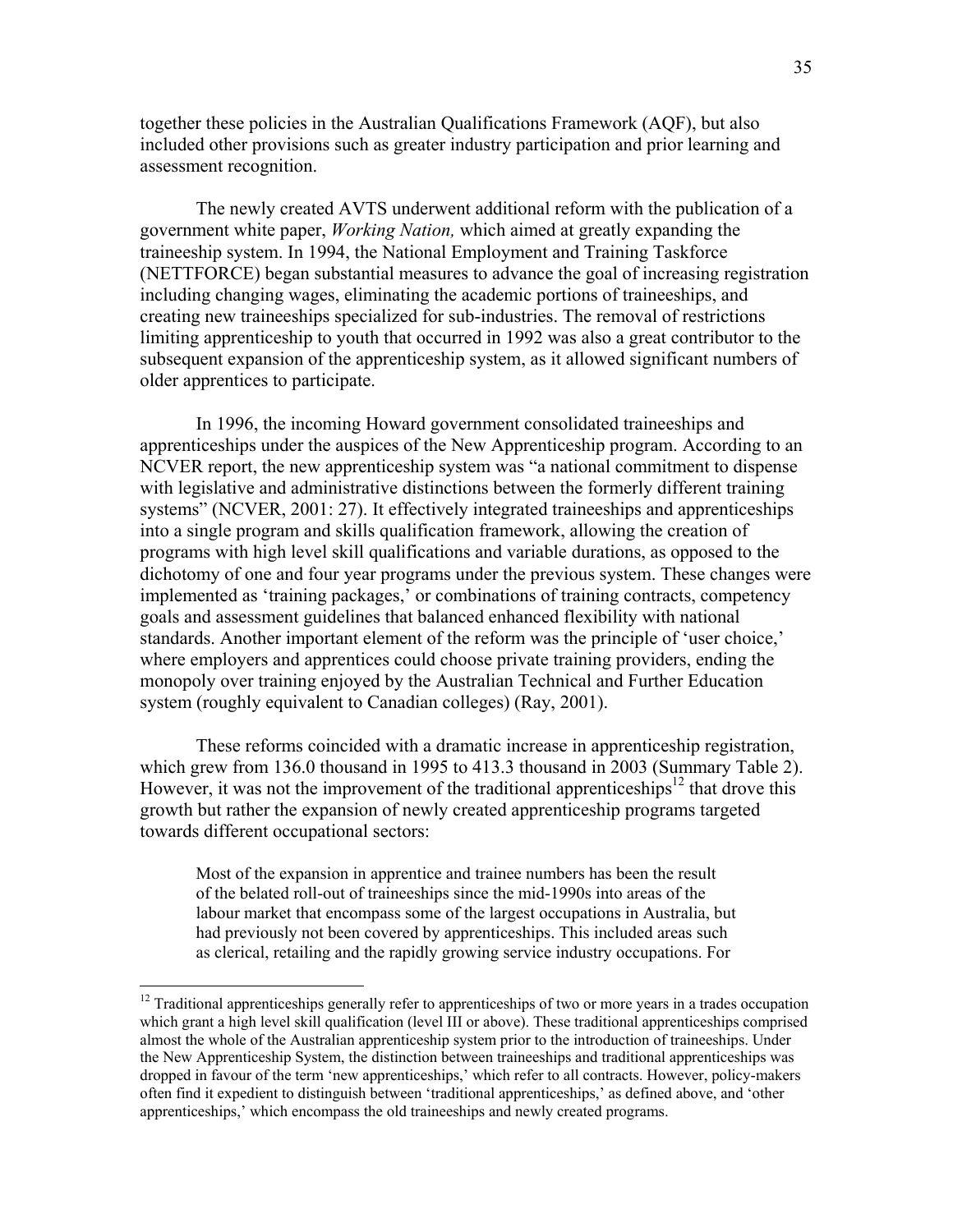together these policies in the Australian Qualifications Framework (AQF), but also included other provisions such as greater industry participation and prior learning and assessment recognition.

The newly created AVTS underwent additional reform with the publication of a government white paper, *Working Nation,* which aimed at greatly expanding the traineeship system. In 1994, the National Employment and Training Taskforce (NETTFORCE) began substantial measures to advance the goal of increasing registration including changing wages, eliminating the academic portions of traineeships, and creating new traineeships specialized for sub-industries. The removal of restrictions limiting apprenticeship to youth that occurred in 1992 was also a great contributor to the subsequent expansion of the apprenticeship system, as it allowed significant numbers of older apprentices to participate.

In 1996, the incoming Howard government consolidated traineeships and apprenticeships under the auspices of the New Apprenticeship program. According to an NCVER report, the new apprenticeship system was "a national commitment to dispense with legislative and administrative distinctions between the formerly different training systems" (NCVER, 2001: 27). It effectively integrated traineeships and apprenticeships into a single program and skills qualification framework, allowing the creation of programs with high level skill qualifications and variable durations, as opposed to the dichotomy of one and four year programs under the previous system. These changes were implemented as 'training packages,' or combinations of training contracts, competency goals and assessment guidelines that balanced enhanced flexibility with national standards. Another important element of the reform was the principle of 'user choice,' where employers and apprentices could choose private training providers, ending the monopoly over training enjoyed by the Australian Technical and Further Education system (roughly equivalent to Canadian colleges) (Ray, 2001).

These reforms coincided with a dramatic increase in apprenticeship registration, which grew from 136.0 thousand in 1995 to 413.3 thousand in 2003 (Summary Table 2). However, it was not the improvement of the traditional apprenticeships[12] that drove this growth but rather the expansion of newly created apprenticeship programs targeted towards different occupational sectors:

> Most of the expansion in apprentice and trainee numbers has been the result of the belated roll-out of traineeships since the mid-1990s into areas of the labour market that encompass some of the largest occupations in Australia, but had previously not been covered by apprenticeships. This included areas such as clerical, retailing and the rapidly growing service industry occupations. For

---

[12] Traditional apprenticeships generally refer to apprenticeships of two or more years in a trades occupation which grant a high level skill qualification (level III or above). These traditional apprenticeships comprised almost the whole of the Australian apprenticeship system prior to the introduction of traineeships. Under the New Apprenticeship System, the distinction between traineeships and traditional apprenticeships was dropped in favour of the term 'new apprenticeships,' which refer to all contracts. However, policy-makers often find it expedient to distinguish between 'traditional apprenticeships,' as defined above, and 'other apprenticeships,' which encompass the old traineeships and newly created programs.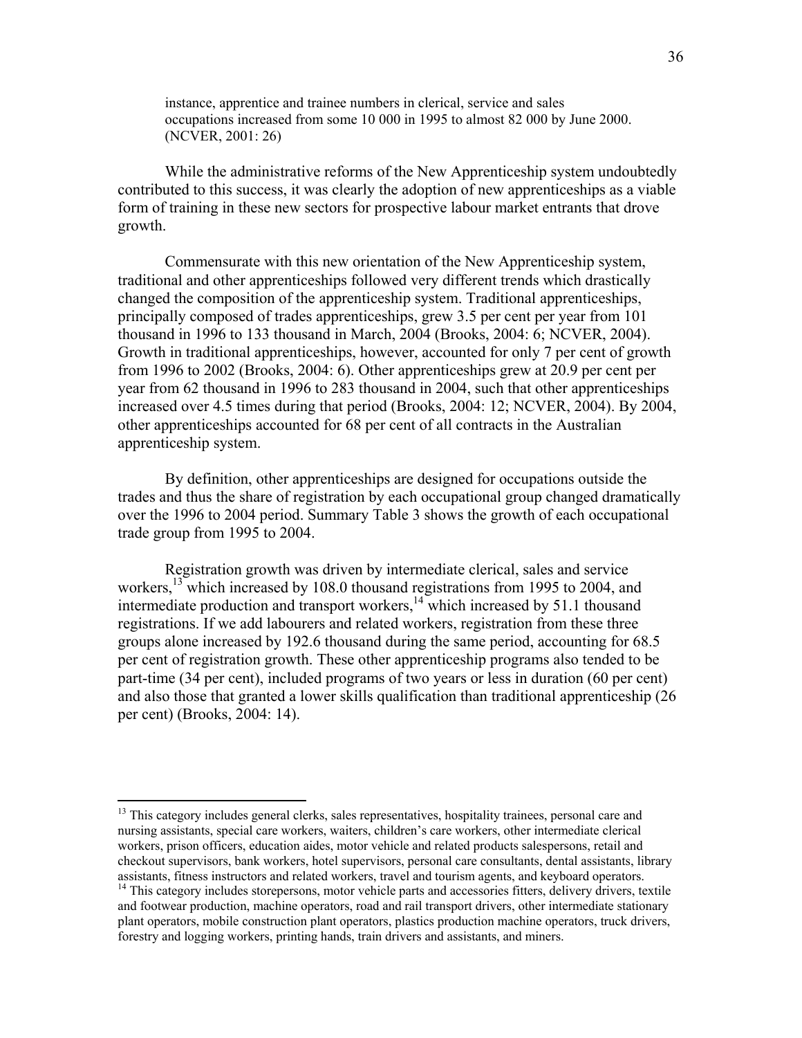> instance, apprentice and trainee numbers in clerical, service and sales occupations increased from some 10 000 in 1995 to almost 82 000 by June 2000. (NCVER, 2001: 26)

While the administrative reforms of the New Apprenticeship system undoubtedly contributed to this success, it was clearly the adoption of new apprenticeships as a viable form of training in these new sectors for prospective labour market entrants that drove growth.

Commensurate with this new orientation of the New Apprenticeship system, traditional and other apprenticeships followed very different trends which drastically changed the composition of the apprenticeship system. Traditional apprenticeships, principally composed of trades apprenticeships, grew 3.5 per cent per year from 101 thousand in 1996 to 133 thousand in March, 2004 (Brooks, 2004: 6; NCVER, 2004). Growth in traditional apprenticeships, however, accounted for only 7 per cent of growth from 1996 to 2002 (Brooks, 2004: 6). Other apprenticeships grew at 20.9 per cent per year from 62 thousand in 1996 to 283 thousand in 2004, such that other apprenticeships increased over 4.5 times during that period (Brooks, 2004: 12; NCVER, 2004). By 2004, other apprenticeships accounted for 68 per cent of all contracts in the Australian apprenticeship system.

By definition, other apprenticeships are designed for occupations outside the trades and thus the share of registration by each occupational group changed dramatically over the 1996 to 2004 period. Summary Table 3 shows the growth of each occupational trade group from 1995 to 2004.

Registration growth was driven by intermediate clerical, sales and service workers,[13] which increased by 108.0 thousand registrations from 1995 to 2004, and intermediate production and transport workers,[14] which increased by 51.1 thousand registrations. If we add labourers and related workers, registration from these three groups alone increased by 192.6 thousand during the same period, accounting for 68.5 per cent of registration growth. These other apprenticeship programs also tended to be part-time (34 per cent), included programs of two years or less in duration (60 per cent) and also those that granted a lower skills qualification than traditional apprenticeship (26 per cent) (Brooks, 2004: 14).

---

[13] This category includes general clerks, sales representatives, hospitality trainees, personal care and nursing assistants, special care workers, waiters, children's care workers, other intermediate clerical workers, prison officers, education aides, motor vehicle and related products salespersons, retail and checkout supervisors, bank workers, hotel supervisors, personal care consultants, dental assistants, library assistants, fitness instructors and related workers, travel and tourism agents, and keyboard operators.

[14] This category includes storepersons, motor vehicle parts and accessories fitters, delivery drivers, textile and footwear production, machine operators, road and rail transport drivers, other intermediate stationary plant operators, mobile construction plant operators, plastics production machine operators, truck drivers, forestry and logging workers, printing hands, train drivers and assistants, and miners.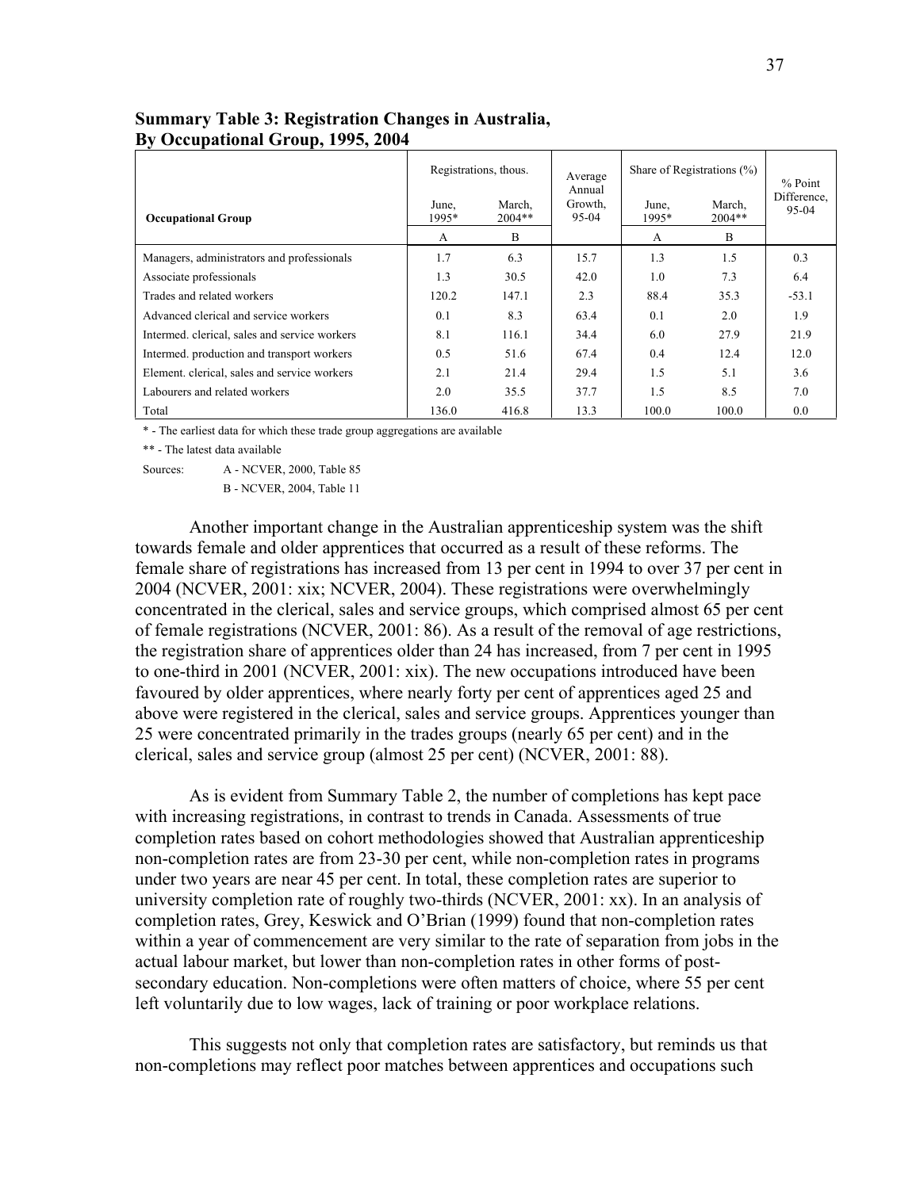**Summary Table 3: Registration Changes in Australia, By Occupational Group, 1995, 2004**

| Occupational Group | Registrations, thous. June, 1995* | Registrations, thous. March, 2004** | Average Annual Growth, 95-04 | Share of Registrations (%) June, 1995* | Share of Registrations (%) March, 2004** | % Point Difference, 95-04 |
|---|---|---|---|---|---|---|
| | A | B | | A | B | |
| Managers, administrators and professionals | 1.7 | 6.3 | 15.7 | 1.3 | 1.5 | 0.3 |
| Associate professionals | 1.3 | 30.5 | 42.0 | 1.0 | 7.3 | 6.4 |
| Trades and related workers | 120.2 | 147.1 | 2.3 | 88.4 | 35.3 | -53.1 |
| Advanced clerical and service workers | 0.1 | 8.3 | 63.4 | 0.1 | 2.0 | 1.9 |
| Intermed. clerical, sales and service workers | 8.1 | 116.1 | 34.4 | 6.0 | 27.9 | 21.9 |
| Intermed. production and transport workers | 0.5 | 51.6 | 67.4 | 0.4 | 12.4 | 12.0 |
| Element. clerical, sales and service workers | 2.1 | 21.4 | 29.4 | 1.5 | 5.1 | 3.6 |
| Labourers and related workers | 2.0 | 35.5 | 37.7 | 1.5 | 8.5 | 7.0 |
| Total | 136.0 | 416.8 | 13.3 | 100.0 | 100.0 | 0.0 |

\* - The earliest data for which these trade group aggregations are available

\*\* - The latest data available

Sources: A - NCVER, 2000, Table 85
B - NCVER, 2004, Table 11

Another important change in the Australian apprenticeship system was the shift towards female and older apprentices that occurred as a result of these reforms. The female share of registrations has increased from 13 per cent in 1994 to over 37 per cent in 2004 (NCVER, 2001: xix; NCVER, 2004). These registrations were overwhelmingly concentrated in the clerical, sales and service groups, which comprised almost 65 per cent of female registrations (NCVER, 2001: 86). As a result of the removal of age restrictions, the registration share of apprentices older than 24 has increased, from 7 per cent in 1995 to one-third in 2001 (NCVER, 2001: xix). The new occupations introduced have been favoured by older apprentices, where nearly forty per cent of apprentices aged 25 and above were registered in the clerical, sales and service groups. Apprentices younger than 25 were concentrated primarily in the trades groups (nearly 65 per cent) and in the clerical, sales and service group (almost 25 per cent) (NCVER, 2001: 88).

As is evident from Summary Table 2, the number of completions has kept pace with increasing registrations, in contrast to trends in Canada. Assessments of true completion rates based on cohort methodologies showed that Australian apprenticeship non-completion rates are from 23-30 per cent, while non-completion rates in programs under two years are near 45 per cent. In total, these completion rates are superior to university completion rate of roughly two-thirds (NCVER, 2001: xx). In an analysis of completion rates, Grey, Keswick and O'Brian (1999) found that non-completion rates within a year of commencement are very similar to the rate of separation from jobs in the actual labour market, but lower than non-completion rates in other forms of post-secondary education. Non-completions were often matters of choice, where 55 per cent left voluntarily due to low wages, lack of training or poor workplace relations.

This suggests not only that completion rates are satisfactory, but reminds us that non-completions may reflect poor matches between apprentices and occupations such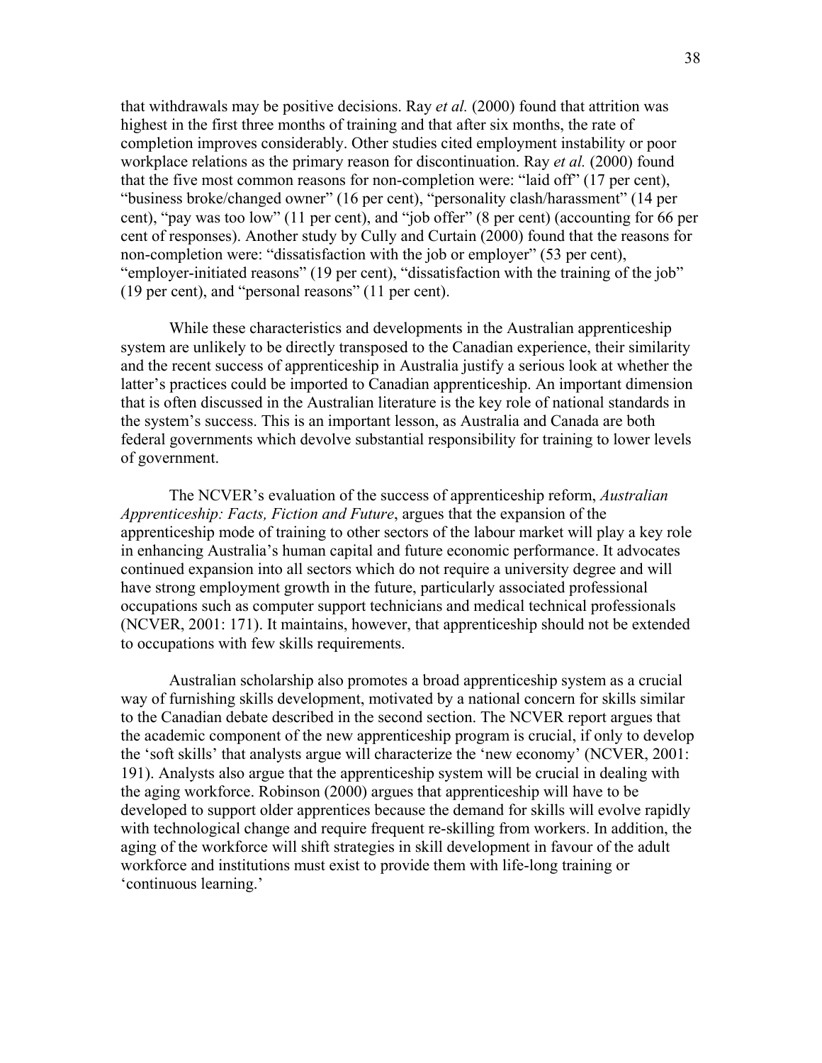that withdrawals may be positive decisions. Ray *et al.* (2000) found that attrition was highest in the first three months of training and that after six months, the rate of completion improves considerably. Other studies cited employment instability or poor workplace relations as the primary reason for discontinuation. Ray *et al.* (2000) found that the five most common reasons for non-completion were: "laid off" (17 per cent), "business broke/changed owner" (16 per cent), "personality clash/harassment" (14 per cent), "pay was too low" (11 per cent), and "job offer" (8 per cent) (accounting for 66 per cent of responses). Another study by Cully and Curtain (2000) found that the reasons for non-completion were: "dissatisfaction with the job or employer" (53 per cent), "employer-initiated reasons" (19 per cent), "dissatisfaction with the training of the job" (19 per cent), and "personal reasons" (11 per cent).

While these characteristics and developments in the Australian apprenticeship system are unlikely to be directly transposed to the Canadian experience, their similarity and the recent success of apprenticeship in Australia justify a serious look at whether the latter's practices could be imported to Canadian apprenticeship. An important dimension that is often discussed in the Australian literature is the key role of national standards in the system's success. This is an important lesson, as Australia and Canada are both federal governments which devolve substantial responsibility for training to lower levels of government.

The NCVER's evaluation of the success of apprenticeship reform, *Australian Apprenticeship: Facts, Fiction and Future*, argues that the expansion of the apprenticeship mode of training to other sectors of the labour market will play a key role in enhancing Australia's human capital and future economic performance. It advocates continued expansion into all sectors which do not require a university degree and will have strong employment growth in the future, particularly associated professional occupations such as computer support technicians and medical technical professionals (NCVER, 2001: 171). It maintains, however, that apprenticeship should not be extended to occupations with few skills requirements.

Australian scholarship also promotes a broad apprenticeship system as a crucial way of furnishing skills development, motivated by a national concern for skills similar to the Canadian debate described in the second section. The NCVER report argues that the academic component of the new apprenticeship program is crucial, if only to develop the 'soft skills' that analysts argue will characterize the 'new economy' (NCVER, 2001: 191). Analysts also argue that the apprenticeship system will be crucial in dealing with the aging workforce. Robinson (2000) argues that apprenticeship will have to be developed to support older apprentices because the demand for skills will evolve rapidly with technological change and require frequent re-skilling from workers. In addition, the aging of the workforce will shift strategies in skill development in favour of the adult workforce and institutions must exist to provide them with life-long training or 'continuous learning.'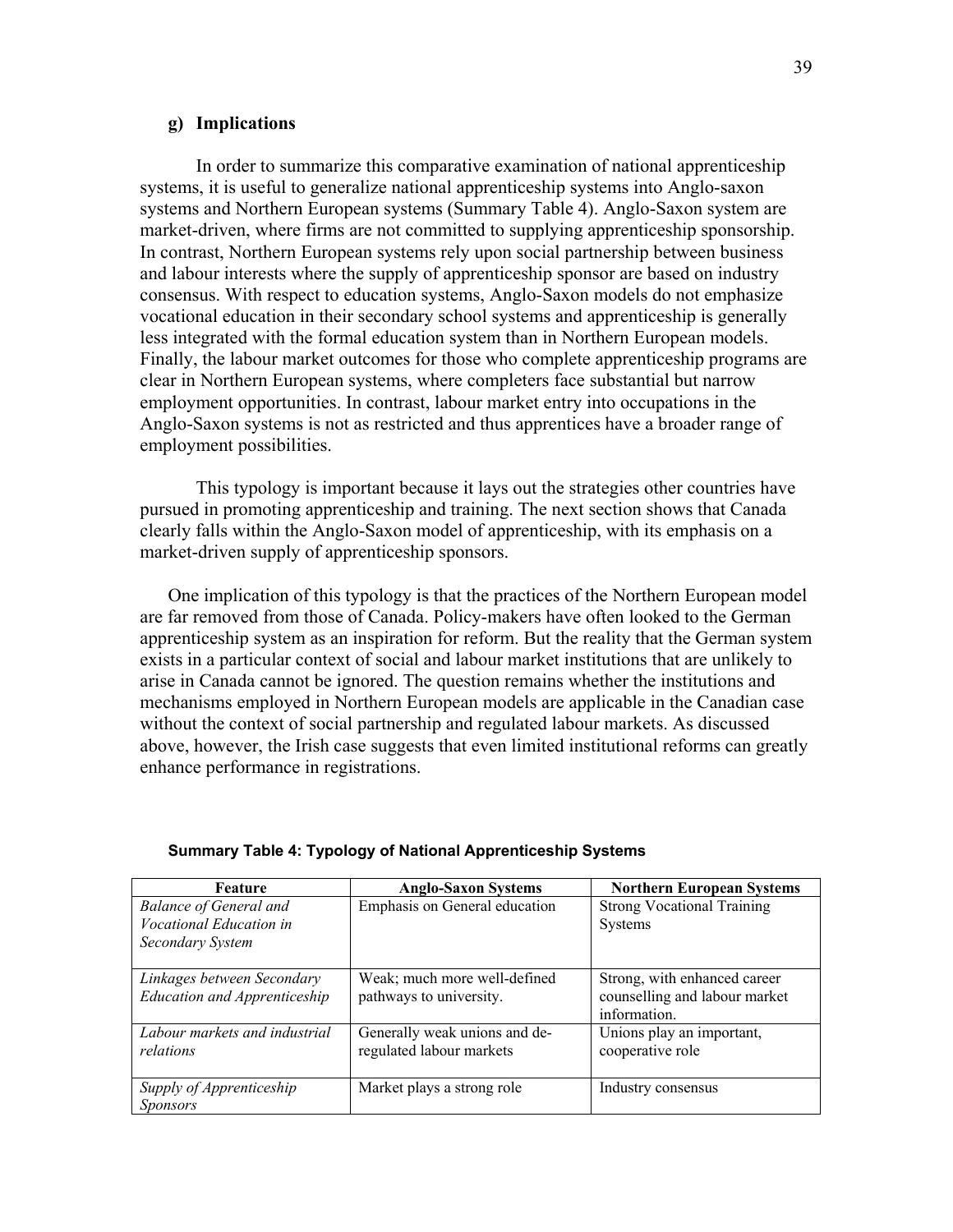### g) Implications

In order to summarize this comparative examination of national apprenticeship systems, it is useful to generalize national apprenticeship systems into Anglo-saxon systems and Northern European systems (Summary Table 4). Anglo-Saxon system are market-driven, where firms are not committed to supplying apprenticeship sponsorship. In contrast, Northern European systems rely upon social partnership between business and labour interests where the supply of apprenticeship sponsor are based on industry consensus. With respect to education systems, Anglo-Saxon models do not emphasize vocational education in their secondary school systems and apprenticeship is generally less integrated with the formal education system than in Northern European models. Finally, the labour market outcomes for those who complete apprenticeship programs are clear in Northern European systems, where completers face substantial but narrow employment opportunities. In contrast, labour market entry into occupations in the Anglo-Saxon systems is not as restricted and thus apprentices have a broader range of employment possibilities.

This typology is important because it lays out the strategies other countries have pursued in promoting apprenticeship and training. The next section shows that Canada clearly falls within the Anglo-Saxon model of apprenticeship, with its emphasis on a market-driven supply of apprenticeship sponsors.

One implication of this typology is that the practices of the Northern European model are far removed from those of Canada. Policy-makers have often looked to the German apprenticeship system as an inspiration for reform. But the reality that the German system exists in a particular context of social and labour market institutions that are unlikely to arise in Canada cannot be ignored. The question remains whether the institutions and mechanisms employed in Northern European models are applicable in the Canadian case without the context of social partnership and regulated labour markets. As discussed above, however, the Irish case suggests that even limited institutional reforms can greatly enhance performance in registrations.

**Summary Table 4: Typology of National Apprenticeship Systems**

| Feature | Anglo-Saxon Systems | Northern European Systems |
|---|---|---|
| *Balance of General and Vocational Education in Secondary System* | Emphasis on General education | Strong Vocational Training Systems |
| *Linkages between Secondary Education and Apprenticeship* | Weak; much more well-defined pathways to university. | Strong, with enhanced career counselling and labour market information. |
| *Labour markets and industrial relations* | Generally weak unions and de-regulated labour markets | Unions play an important, cooperative role |
| *Supply of Apprenticeship Sponsors* | Market plays a strong role | Industry consensus |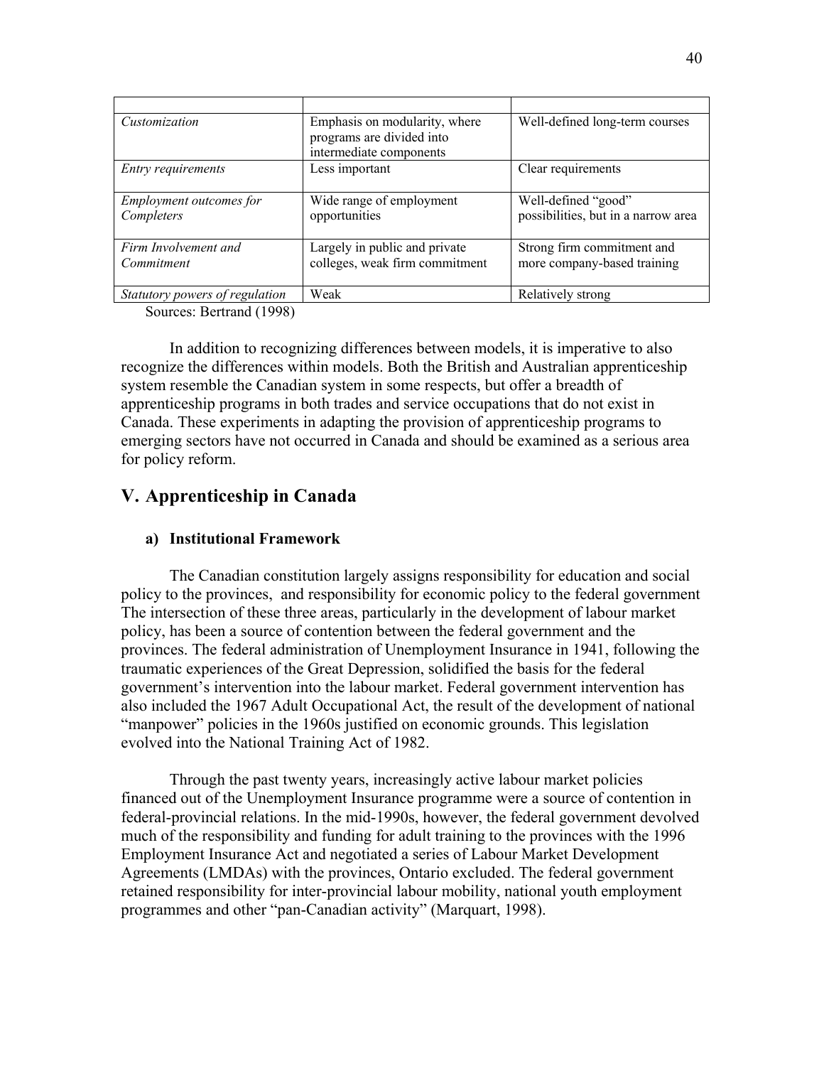| | | |
|---|---|---|
| *Customization* | Emphasis on modularity, where programs are divided into intermediate components | Well-defined long-term courses |
| *Entry requirements* | Less important | Clear requirements |
| *Employment outcomes for Completers* | Wide range of employment opportunities | Well-defined "good" possibilities, but in a narrow area |
| *Firm Involvement and Commitment* | Largely in public and private colleges, weak firm commitment | Strong firm commitment and more company-based training |
| *Statutory powers of regulation* | Weak | Relatively strong |

Sources: Bertrand (1998)

In addition to recognizing differences between models, it is imperative to also recognize the differences within models. Both the British and Australian apprenticeship system resemble the Canadian system in some respects, but offer a breadth of apprenticeship programs in both trades and service occupations that do not exist in Canada. These experiments in adapting the provision of apprenticeship programs to emerging sectors have not occurred in Canada and should be examined as a serious area for policy reform.

## V. Apprenticeship in Canada

### a) Institutional Framework

The Canadian constitution largely assigns responsibility for education and social policy to the provinces, and responsibility for economic policy to the federal government The intersection of these three areas, particularly in the development of labour market policy, has been a source of contention between the federal government and the provinces. The federal administration of Unemployment Insurance in 1941, following the traumatic experiences of the Great Depression, solidified the basis for the federal government's intervention into the labour market. Federal government intervention has also included the 1967 Adult Occupational Act, the result of the development of national "manpower" policies in the 1960s justified on economic grounds. This legislation evolved into the National Training Act of 1982.

Through the past twenty years, increasingly active labour market policies financed out of the Unemployment Insurance programme were a source of contention in federal-provincial relations. In the mid-1990s, however, the federal government devolved much of the responsibility and funding for adult training to the provinces with the 1996 Employment Insurance Act and negotiated a series of Labour Market Development Agreements (LMDAs) with the provinces, Ontario excluded. The federal government retained responsibility for inter-provincial labour mobility, national youth employment programmes and other "pan-Canadian activity" (Marquart, 1998).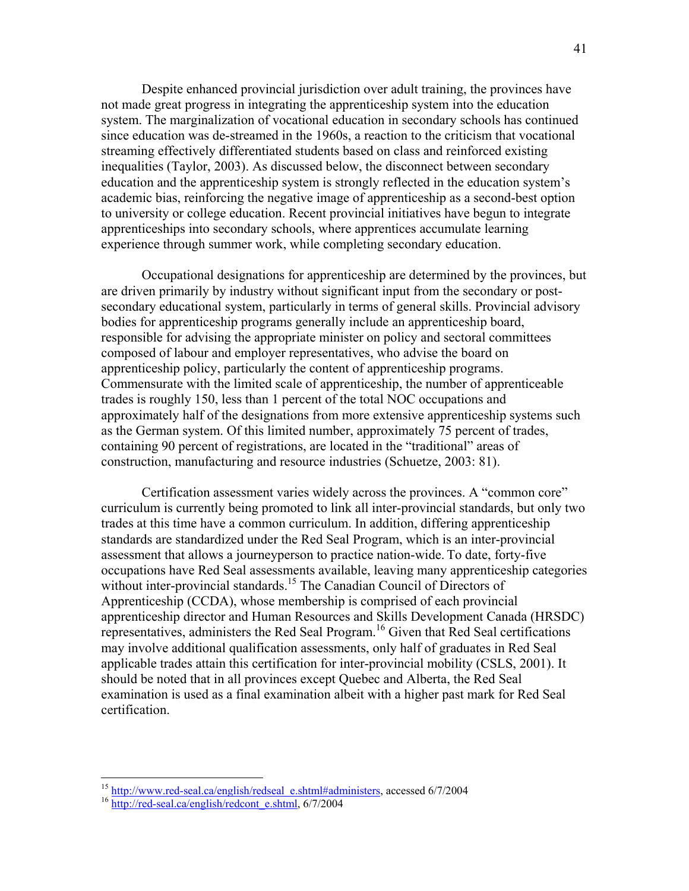Despite enhanced provincial jurisdiction over adult training, the provinces have not made great progress in integrating the apprenticeship system into the education system. The marginalization of vocational education in secondary schools has continued since education was de-streamed in the 1960s, a reaction to the criticism that vocational streaming effectively differentiated students based on class and reinforced existing inequalities (Taylor, 2003). As discussed below, the disconnect between secondary education and the apprenticeship system is strongly reflected in the education system's academic bias, reinforcing the negative image of apprenticeship as a second-best option to university or college education. Recent provincial initiatives have begun to integrate apprenticeships into secondary schools, where apprentices accumulate learning experience through summer work, while completing secondary education.

Occupational designations for apprenticeship are determined by the provinces, but are driven primarily by industry without significant input from the secondary or post-secondary educational system, particularly in terms of general skills. Provincial advisory bodies for apprenticeship programs generally include an apprenticeship board, responsible for advising the appropriate minister on policy and sectoral committees composed of labour and employer representatives, who advise the board on apprenticeship policy, particularly the content of apprenticeship programs. Commensurate with the limited scale of apprenticeship, the number of apprenticeable trades is roughly 150, less than 1 percent of the total NOC occupations and approximately half of the designations from more extensive apprenticeship systems such as the German system. Of this limited number, approximately 75 percent of trades, containing 90 percent of registrations, are located in the "traditional" areas of construction, manufacturing and resource industries (Schuetze, 2003: 81).

Certification assessment varies widely across the provinces. A "common core" curriculum is currently being promoted to link all inter-provincial standards, but only two trades at this time have a common curriculum. In addition, differing apprenticeship standards are standardized under the Red Seal Program, which is an inter-provincial assessment that allows a journeyperson to practice nation-wide. To date, forty-five occupations have Red Seal assessments available, leaving many apprenticeship categories without inter-provincial standards.[15] The Canadian Council of Directors of Apprenticeship (CCDA), whose membership is comprised of each provincial apprenticeship director and Human Resources and Skills Development Canada (HRSDC) representatives, administers the Red Seal Program.[16] Given that Red Seal certifications may involve additional qualification assessments, only half of graduates in Red Seal applicable trades attain this certification for inter-provincial mobility (CSLS, 2001). It should be noted that in all provinces except Quebec and Alberta, the Red Seal examination is used as a final examination albeit with a higher past mark for Red Seal certification.

---

[15] http://www.red-seal.ca/english/redseal_e.shtml#administers, accessed 6/7/2004

[16] http://red-seal.ca/english/redcont_e.shtml, 6/7/2004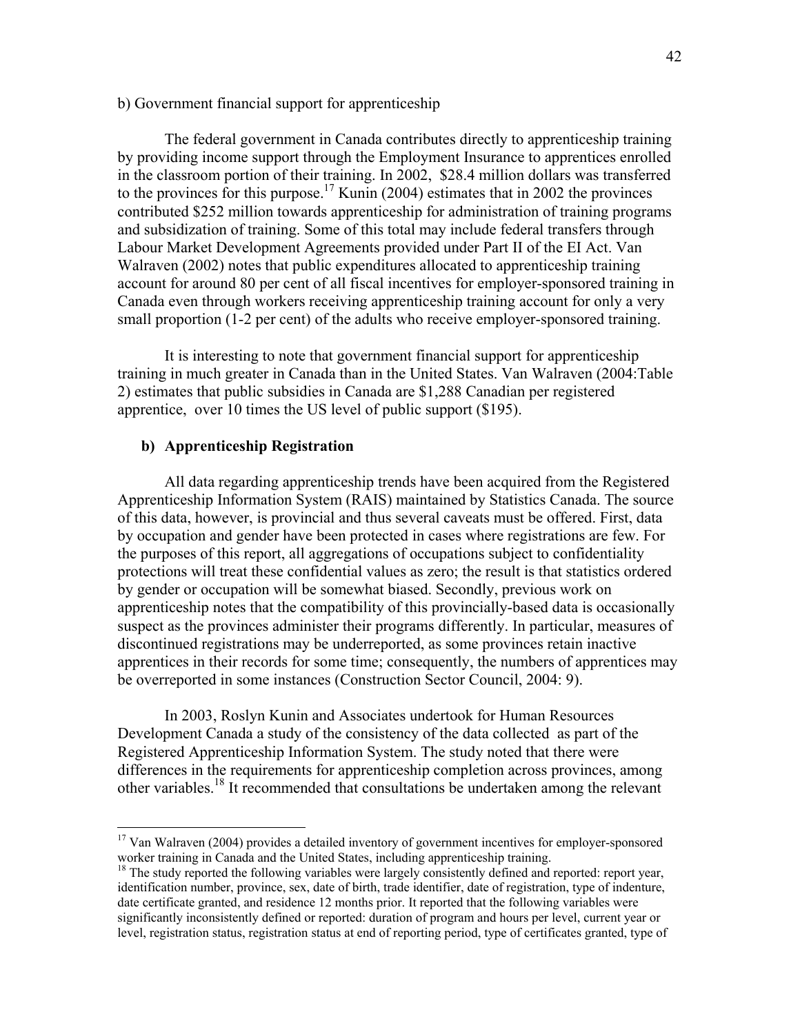b) Government financial support for apprenticeship

The federal government in Canada contributes directly to apprenticeship training by providing income support through the Employment Insurance to apprentices enrolled in the classroom portion of their training. In 2002, $28.4 million dollars was transferred to the provinces for this purpose.[17] Kunin (2004) estimates that in 2002 the provinces contributed $252 million towards apprenticeship for administration of training programs and subsidization of training. Some of this total may include federal transfers through Labour Market Development Agreements provided under Part II of the EI Act. Van Walraven (2002) notes that public expenditures allocated to apprenticeship training account for around 80 per cent of all fiscal incentives for employer-sponsored training in Canada even through workers receiving apprenticeship training account for only a very small proportion (1-2 per cent) of the adults who receive employer-sponsored training.

It is interesting to note that government financial support for apprenticeship training in much greater in Canada than in the United States. Van Walraven (2004:Table 2) estimates that public subsidies in Canada are $1,288 Canadian per registered apprentice, over 10 times the US level of public support ($195).

**b) Apprenticeship Registration**

All data regarding apprenticeship trends have been acquired from the Registered Apprenticeship Information System (RAIS) maintained by Statistics Canada. The source of this data, however, is provincial and thus several caveats must be offered. First, data by occupation and gender have been protected in cases where registrations are few. For the purposes of this report, all aggregations of occupations subject to confidentiality protections will treat these confidential values as zero; the result is that statistics ordered by gender or occupation will be somewhat biased. Secondly, previous work on apprenticeship notes that the compatibility of this provincially-based data is occasionally suspect as the provinces administer their programs differently. In particular, measures of discontinued registrations may be underreported, as some provinces retain inactive apprentices in their records for some time; consequently, the numbers of apprentices may be overreported in some instances (Construction Sector Council, 2004: 9).

In 2003, Roslyn Kunin and Associates undertook for Human Resources Development Canada a study of the consistency of the data collected as part of the Registered Apprenticeship Information System. The study noted that there were differences in the requirements for apprenticeship completion across provinces, among other variables.[18] It recommended that consultations be undertaken among the relevant

---

[17] Van Walraven (2004) provides a detailed inventory of government incentives for employer-sponsored worker training in Canada and the United States, including apprenticeship training.

[18] The study reported the following variables were largely consistently defined and reported: report year, identification number, province, sex, date of birth, trade identifier, date of registration, type of indenture, date certificate granted, and residence 12 months prior. It reported that the following variables were significantly inconsistently defined or reported: duration of program and hours per level, current year or level, registration status, registration status at end of reporting period, type of certificates granted, type of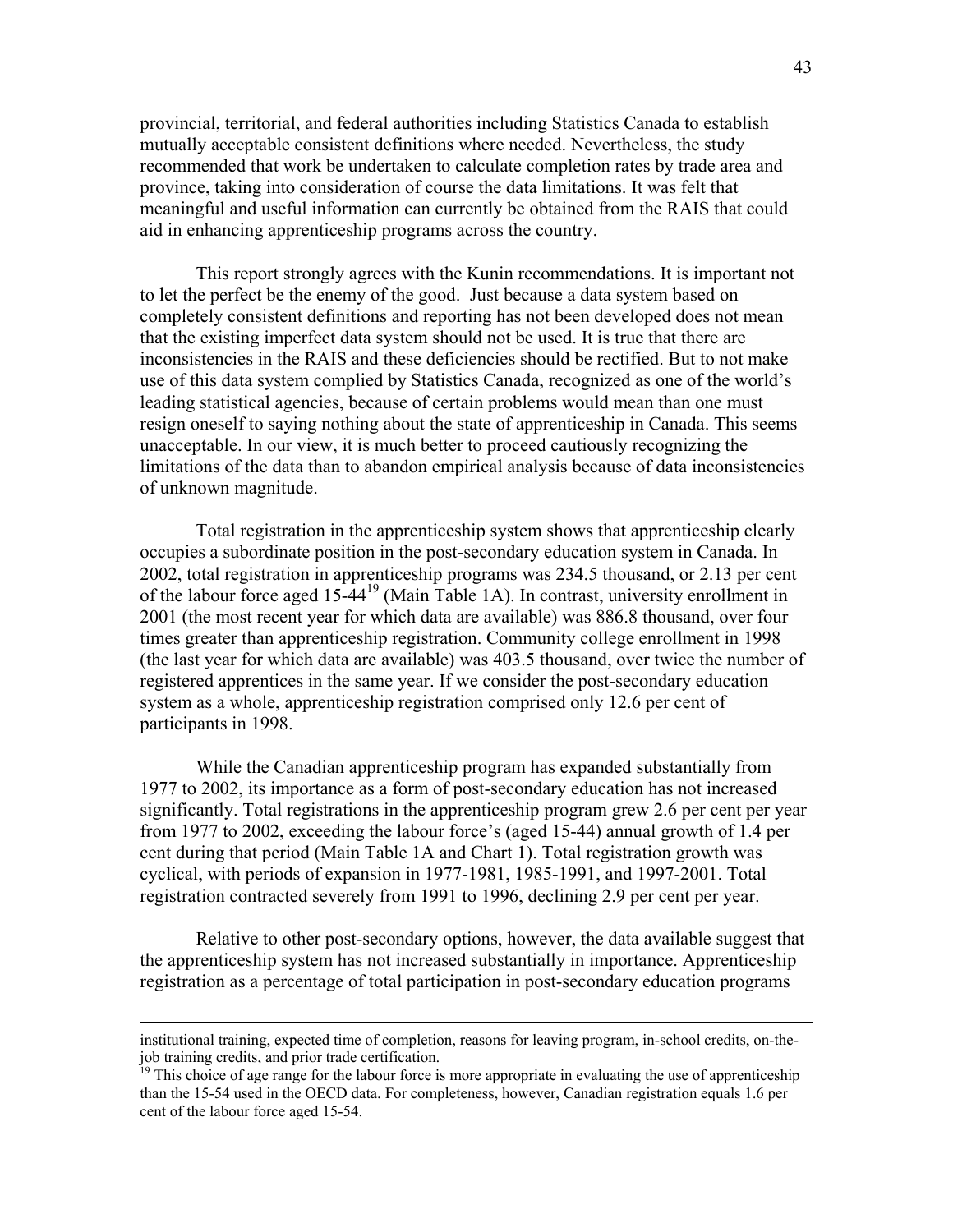provincial, territorial, and federal authorities including Statistics Canada to establish mutually acceptable consistent definitions where needed. Nevertheless, the study recommended that work be undertaken to calculate completion rates by trade area and province, taking into consideration of course the data limitations. It was felt that meaningful and useful information can currently be obtained from the RAIS that could aid in enhancing apprenticeship programs across the country.

This report strongly agrees with the Kunin recommendations. It is important not to let the perfect be the enemy of the good. Just because a data system based on completely consistent definitions and reporting has not been developed does not mean that the existing imperfect data system should not be used. It is true that there are inconsistencies in the RAIS and these deficiencies should be rectified. But to not make use of this data system complied by Statistics Canada, recognized as one of the world's leading statistical agencies, because of certain problems would mean than one must resign oneself to saying nothing about the state of apprenticeship in Canada. This seems unacceptable. In our view, it is much better to proceed cautiously recognizing the limitations of the data than to abandon empirical analysis because of data inconsistencies of unknown magnitude.

Total registration in the apprenticeship system shows that apprenticeship clearly occupies a subordinate position in the post-secondary education system in Canada. In 2002, total registration in apprenticeship programs was 234.5 thousand, or 2.13 per cent of the labour force aged 15-44[19] (Main Table 1A). In contrast, university enrollment in 2001 (the most recent year for which data are available) was 886.8 thousand, over four times greater than apprenticeship registration. Community college enrollment in 1998 (the last year for which data are available) was 403.5 thousand, over twice the number of registered apprentices in the same year. If we consider the post-secondary education system as a whole, apprenticeship registration comprised only 12.6 per cent of participants in 1998.

While the Canadian apprenticeship program has expanded substantially from 1977 to 2002, its importance as a form of post-secondary education has not increased significantly. Total registrations in the apprenticeship program grew 2.6 per cent per year from 1977 to 2002, exceeding the labour force's (aged 15-44) annual growth of 1.4 per cent during that period (Main Table 1A and Chart 1). Total registration growth was cyclical, with periods of expansion in 1977-1981, 1985-1991, and 1997-2001. Total registration contracted severely from 1991 to 1996, declining 2.9 per cent per year.

Relative to other post-secondary options, however, the data available suggest that the apprenticeship system has not increased substantially in importance. Apprenticeship registration as a percentage of total participation in post-secondary education programs

---

institutional training, expected time of completion, reasons for leaving program, in-school credits, on-the-job training credits, and prior trade certification.

[19] This choice of age range for the labour force is more appropriate in evaluating the use of apprenticeship than the 15-54 used in the OECD data. For completeness, however, Canadian registration equals 1.6 per cent of the labour force aged 15-54.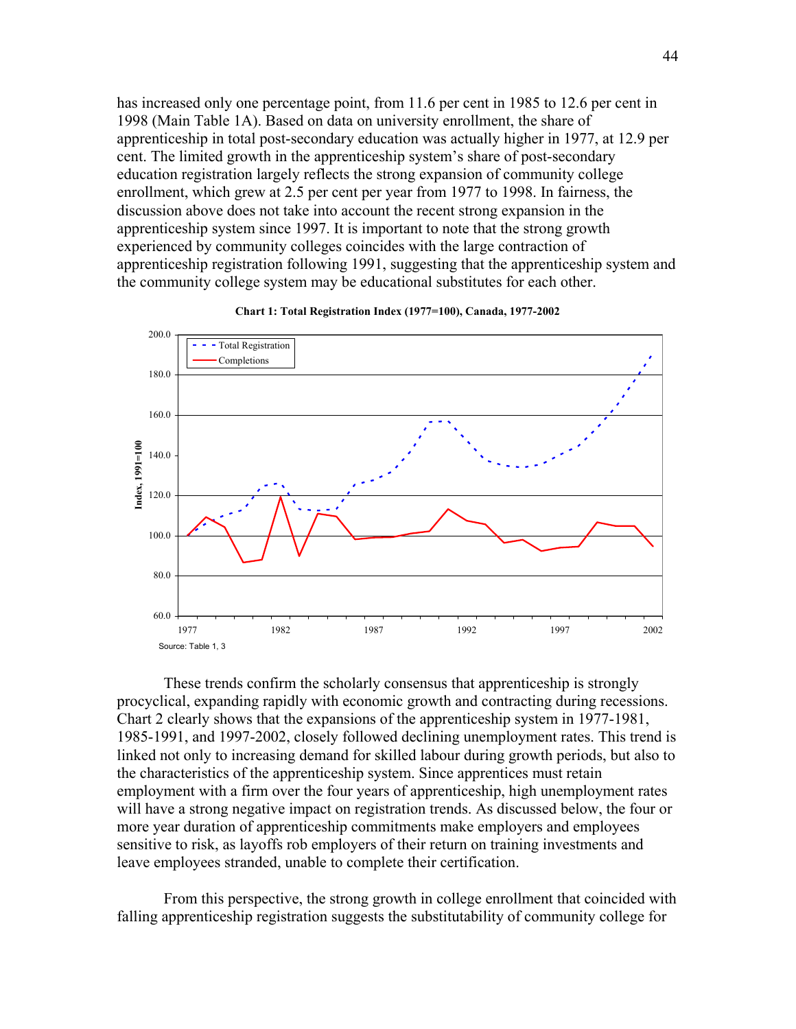has increased only one percentage point, from 11.6 per cent in 1985 to 12.6 per cent in 1998 (Main Table 1A). Based on data on university enrollment, the share of apprenticeship in total post-secondary education was actually higher in 1977, at 12.9 per cent. The limited growth in the apprenticeship system's share of post-secondary education registration largely reflects the strong expansion of community college enrollment, which grew at 2.5 per cent per year from 1977 to 1998. In fairness, the discussion above does not take into account the recent strong expansion in the apprenticeship system since 1997. It is important to note that the strong growth experienced by community colleges coincides with the large contraction of apprenticeship registration following 1991, suggesting that the apprenticeship system and the community college system may be educational substitutes for each other.

**Chart 1: Total Registration Index (1977=100), Canada, 1977-2002**

Source: Table 1, 3

These trends confirm the scholarly consensus that apprenticeship is strongly procyclical, expanding rapidly with economic growth and contracting during recessions. Chart 2 clearly shows that the expansions of the apprenticeship system in 1977-1981, 1985-1991, and 1997-2002, closely followed declining unemployment rates. This trend is linked not only to increasing demand for skilled labour during growth periods, but also to the characteristics of the apprenticeship system. Since apprentices must retain employment with a firm over the four years of apprenticeship, high unemployment rates will have a strong negative impact on registration trends. As discussed below, the four or more year duration of apprenticeship commitments make employers and employees sensitive to risk, as layoffs rob employers of their return on training investments and leave employees stranded, unable to complete their certification.

From this perspective, the strong growth in college enrollment that coincided with falling apprenticeship registration suggests the substitutability of community college for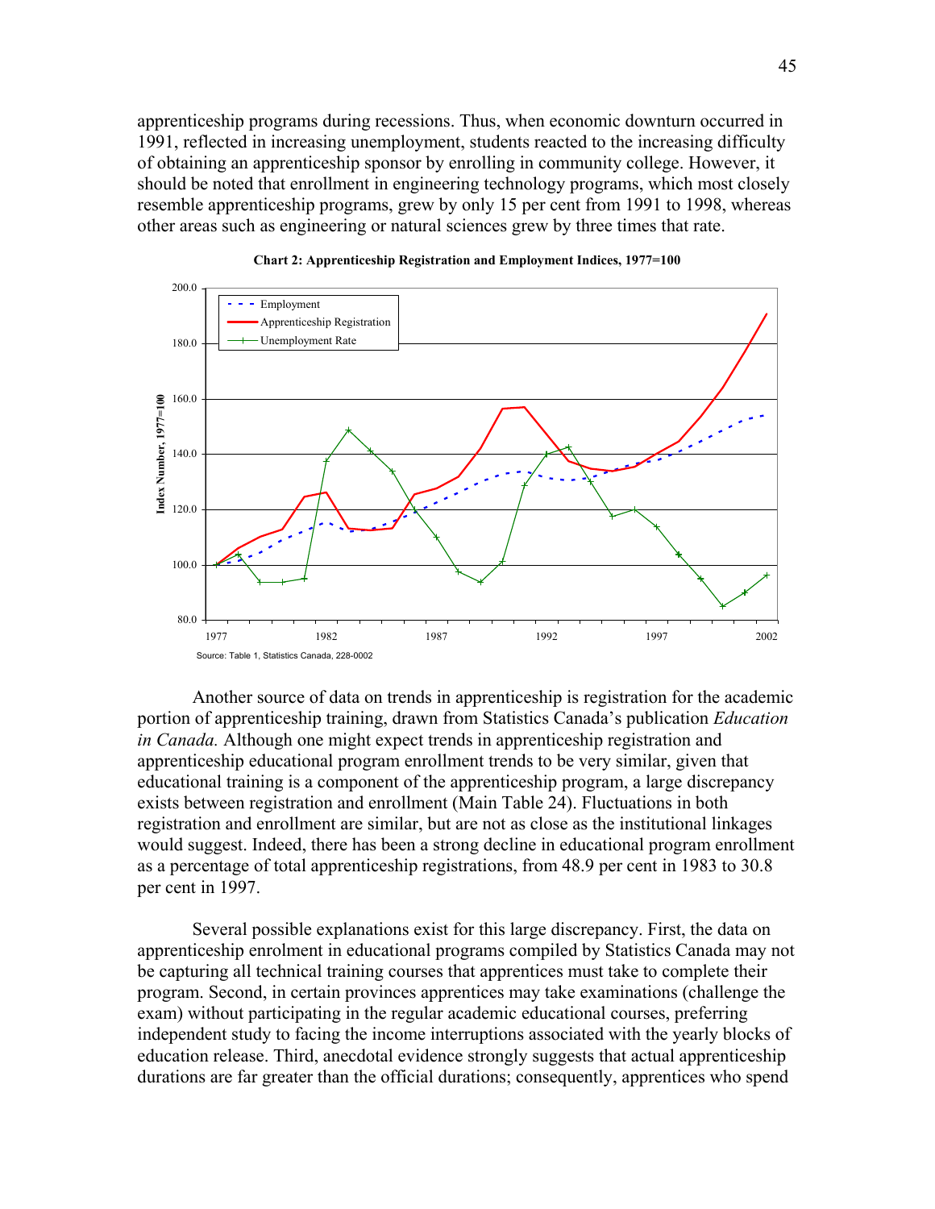apprenticeship programs during recessions. Thus, when economic downturn occurred in 1991, reflected in increasing unemployment, students reacted to the increasing difficulty of obtaining an apprenticeship sponsor by enrolling in community college. However, it should be noted that enrollment in engineering technology programs, which most closely resemble apprenticeship programs, grew by only 15 per cent from 1991 to 1998, whereas other areas such as engineering or natural sciences grew by three times that rate.

**Chart 2: Apprenticeship Registration and Employment Indices, 1977=100**

Source: Table 1, Statistics Canada, 228-0002

Another source of data on trends in apprenticeship is registration for the academic portion of apprenticeship training, drawn from Statistics Canada's publication *Education in Canada.* Although one might expect trends in apprenticeship registration and apprenticeship educational program enrollment trends to be very similar, given that educational training is a component of the apprenticeship program, a large discrepancy exists between registration and enrollment (Main Table 24). Fluctuations in both registration and enrollment are similar, but are not as close as the institutional linkages would suggest. Indeed, there has been a strong decline in educational program enrollment as a percentage of total apprenticeship registrations, from 48.9 per cent in 1983 to 30.8 per cent in 1997.

Several possible explanations exist for this large discrepancy. First, the data on apprenticeship enrolment in educational programs compiled by Statistics Canada may not be capturing all technical training courses that apprentices must take to complete their program. Second, in certain provinces apprentices may take examinations (challenge the exam) without participating in the regular academic educational courses, preferring independent study to facing the income interruptions associated with the yearly blocks of education release. Third, anecdotal evidence strongly suggests that actual apprenticeship durations are far greater than the official durations; consequently, apprentices who spend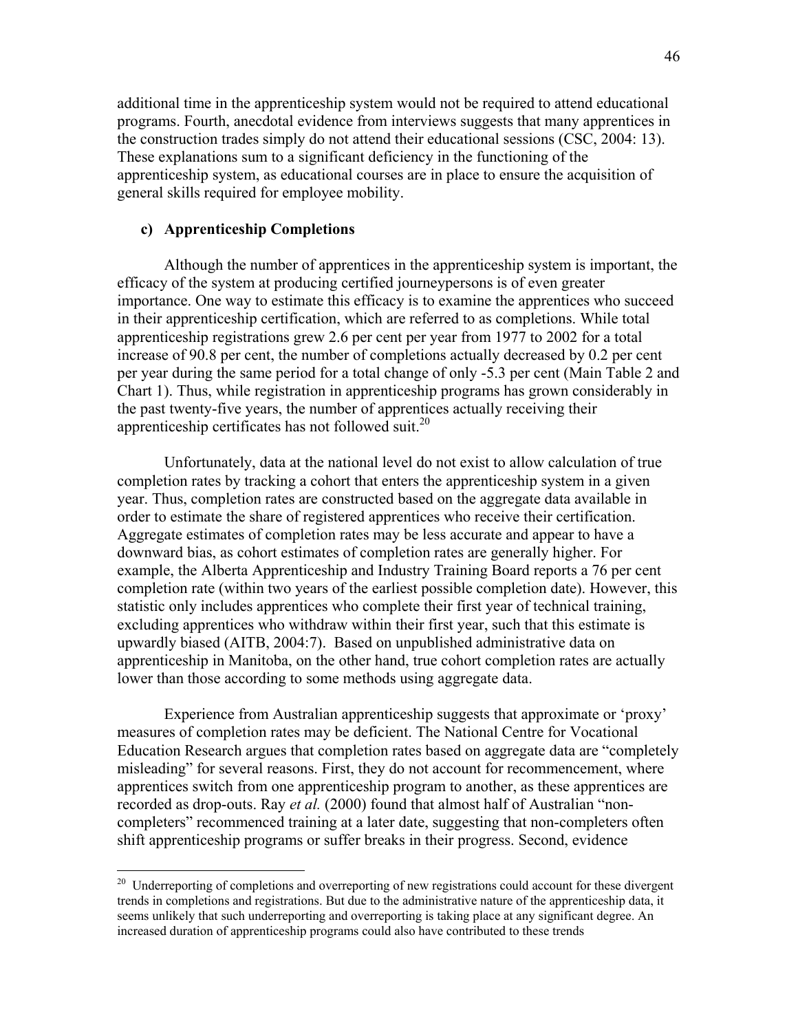additional time in the apprenticeship system would not be required to attend educational programs. Fourth, anecdotal evidence from interviews suggests that many apprentices in the construction trades simply do not attend their educational sessions (CSC, 2004: 13). These explanations sum to a significant deficiency in the functioning of the apprenticeship system, as educational courses are in place to ensure the acquisition of general skills required for employee mobility.

### c) Apprenticeship Completions

Although the number of apprentices in the apprenticeship system is important, the efficacy of the system at producing certified journeypersons is of even greater importance. One way to estimate this efficacy is to examine the apprentices who succeed in their apprenticeship certification, which are referred to as completions. While total apprenticeship registrations grew 2.6 per cent per year from 1977 to 2002 for a total increase of 90.8 per cent, the number of completions actually decreased by 0.2 per cent per year during the same period for a total change of only -5.3 per cent (Main Table 2 and Chart 1). Thus, while registration in apprenticeship programs has grown considerably in the past twenty-five years, the number of apprentices actually receiving their apprenticeship certificates has not followed suit.[20]

Unfortunately, data at the national level do not exist to allow calculation of true completion rates by tracking a cohort that enters the apprenticeship system in a given year. Thus, completion rates are constructed based on the aggregate data available in order to estimate the share of registered apprentices who receive their certification. Aggregate estimates of completion rates may be less accurate and appear to have a downward bias, as cohort estimates of completion rates are generally higher. For example, the Alberta Apprenticeship and Industry Training Board reports a 76 per cent completion rate (within two years of the earliest possible completion date). However, this statistic only includes apprentices who complete their first year of technical training, excluding apprentices who withdraw within their first year, such that this estimate is upwardly biased (AITB, 2004:7). Based on unpublished administrative data on apprenticeship in Manitoba, on the other hand, true cohort completion rates are actually lower than those according to some methods using aggregate data.

Experience from Australian apprenticeship suggests that approximate or 'proxy' measures of completion rates may be deficient. The National Centre for Vocational Education Research argues that completion rates based on aggregate data are "completely misleading" for several reasons. First, they do not account for recommencement, where apprentices switch from one apprenticeship program to another, as these apprentices are recorded as drop-outs. Ray *et al.* (2000) found that almost half of Australian "non-completers" recommenced training at a later date, suggesting that non-completers often shift apprenticeship programs or suffer breaks in their progress. Second, evidence

---

[20] Underreporting of completions and overreporting of new registrations could account for these divergent trends in completions and registrations. But due to the administrative nature of the apprenticeship data, it seems unlikely that such underreporting and overreporting is taking place at any significant degree. An increased duration of apprenticeship programs could also have contributed to these trends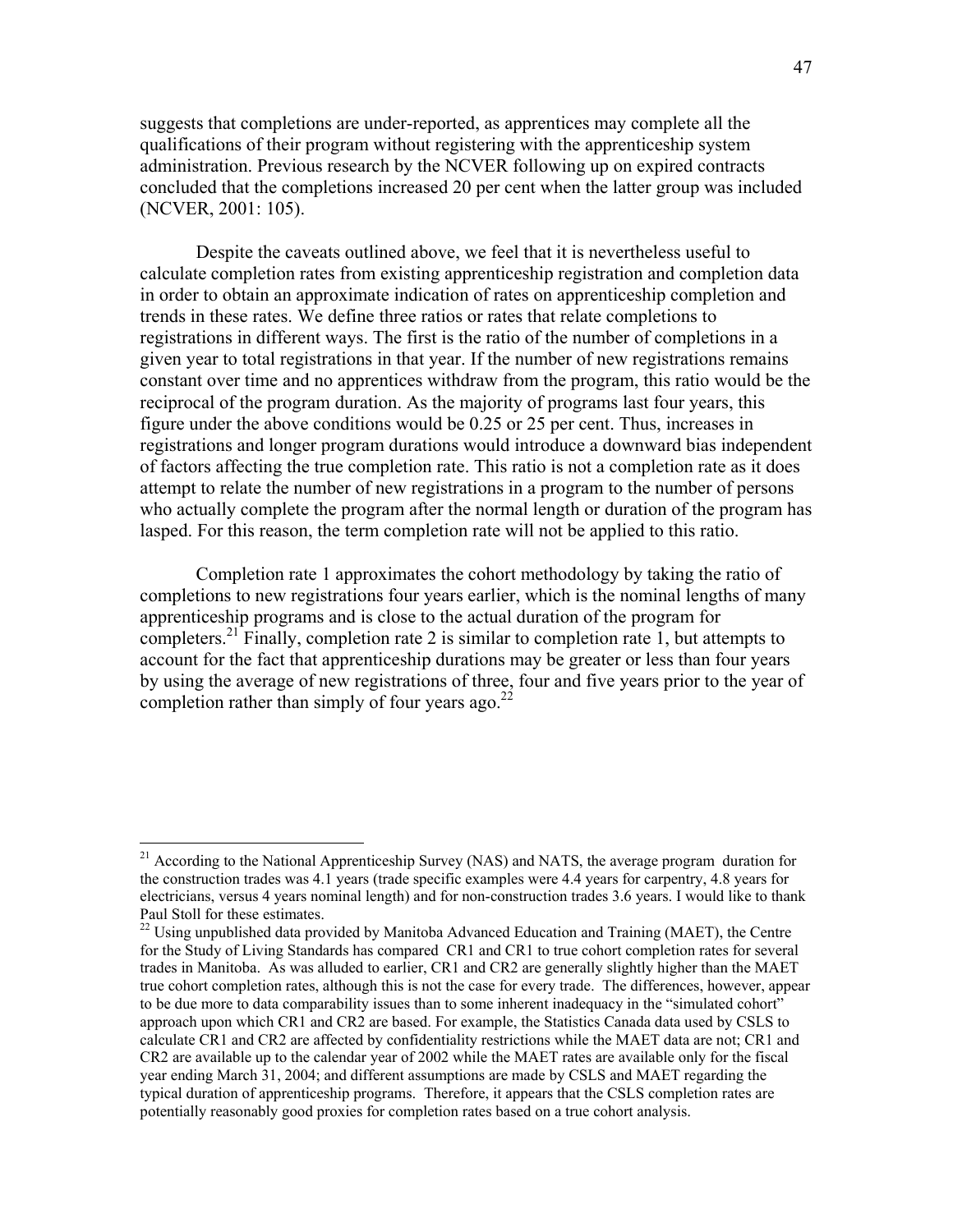suggests that completions are under-reported, as apprentices may complete all the qualifications of their program without registering with the apprenticeship system administration. Previous research by the NCVER following up on expired contracts concluded that the completions increased 20 per cent when the latter group was included (NCVER, 2001: 105).

Despite the caveats outlined above, we feel that it is nevertheless useful to calculate completion rates from existing apprenticeship registration and completion data in order to obtain an approximate indication of rates on apprenticeship completion and trends in these rates. We define three ratios or rates that relate completions to registrations in different ways. The first is the ratio of the number of completions in a given year to total registrations in that year. If the number of new registrations remains constant over time and no apprentices withdraw from the program, this ratio would be the reciprocal of the program duration. As the majority of programs last four years, this figure under the above conditions would be 0.25 or 25 per cent. Thus, increases in registrations and longer program durations would introduce a downward bias independent of factors affecting the true completion rate. This ratio is not a completion rate as it does attempt to relate the number of new registrations in a program to the number of persons who actually complete the program after the normal length or duration of the program has lasped. For this reason, the term completion rate will not be applied to this ratio.

Completion rate 1 approximates the cohort methodology by taking the ratio of completions to new registrations four years earlier, which is the nominal lengths of many apprenticeship programs and is close to the actual duration of the program for completers.[21] Finally, completion rate 2 is similar to completion rate 1, but attempts to account for the fact that apprenticeship durations may be greater or less than four years by using the average of new registrations of three, four and five years prior to the year of completion rather than simply of four years ago.[22]

---

[21] According to the National Apprenticeship Survey (NAS) and NATS, the average program duration for the construction trades was 4.1 years (trade specific examples were 4.4 years for carpentry, 4.8 years for electricians, versus 4 years nominal length) and for non-construction trades 3.6 years. I would like to thank Paul Stoll for these estimates.

[22] Using unpublished data provided by Manitoba Advanced Education and Training (MAET), the Centre for the Study of Living Standards has compared CR1 and CR1 to true cohort completion rates for several trades in Manitoba. As was alluded to earlier, CR1 and CR2 are generally slightly higher than the MAET true cohort completion rates, although this is not the case for every trade. The differences, however, appear to be due more to data comparability issues than to some inherent inadequacy in the "simulated cohort" approach upon which CR1 and CR2 are based. For example, the Statistics Canada data used by CSLS to calculate CR1 and CR2 are affected by confidentiality restrictions while the MAET data are not; CR1 and CR2 are available up to the calendar year of 2002 while the MAET rates are available only for the fiscal year ending March 31, 2004; and different assumptions are made by CSLS and MAET regarding the typical duration of apprenticeship programs. Therefore, it appears that the CSLS completion rates are potentially reasonably good proxies for completion rates based on a true cohort analysis.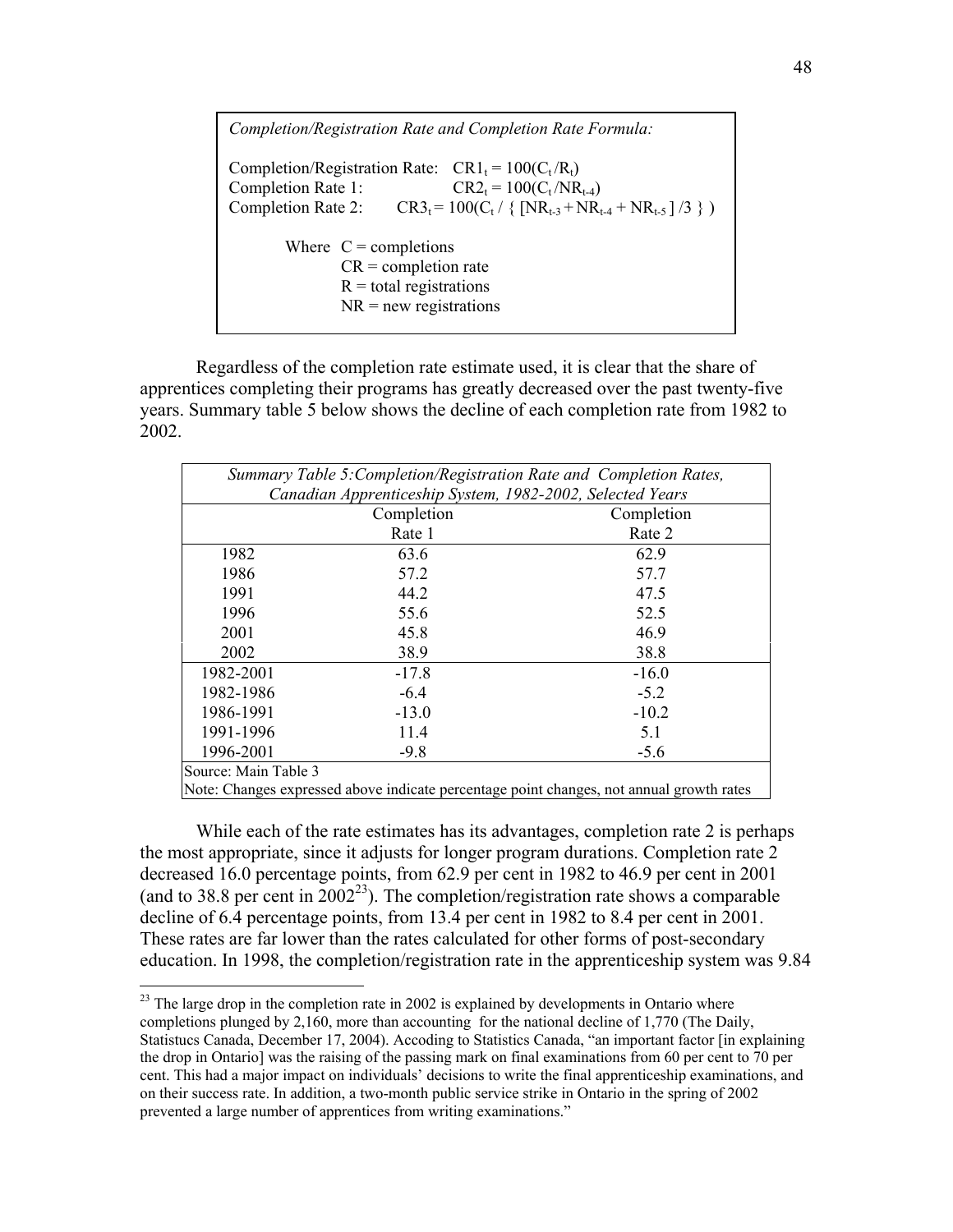*Completion/Registration Rate and Completion Rate Formula:*

Completion/Registration Rate: $CR1_t = 100(C_t / R_t)$

Completion Rate 1: $CR2_t = 100(C_t / NR_{t-4})$

Completion Rate 2: $CR3_t = 100(C_t / \{ [NR_{t-3} + NR_{t-4} + NR_{t-5}] / 3 \} )$

Where C = completions
CR = completion rate
R = total registrations
NR = new registrations

Regardless of the completion rate estimate used, it is clear that the share of apprentices completing their programs has greatly decreased over the past twenty-five years. Summary table 5 below shows the decline of each completion rate from 1982 to 2002.

| *Summary Table 5: Completion/Registration Rate and Completion Rates, Canadian Apprenticeship System, 1982-2002, Selected Years* | | |
|---|---|---|
| | Completion Rate 1 | Completion Rate 2 |
| 1982 | 63.6 | 62.9 |
| 1986 | 57.2 | 57.7 |
| 1991 | 44.2 | 47.5 |
| 1996 | 55.6 | 52.5 |
| 2001 | 45.8 | 46.9 |
| 2002 | 38.9 | 38.8 |
| 1982-2001 | -17.8 | -16.0 |
| 1982-1986 | -6.4 | -5.2 |
| 1986-1991 | -13.0 | -10.2 |
| 1991-1996 | 11.4 | 5.1 |
| 1996-2001 | -9.8 | -5.6 |
| Source: Main Table 3 | | |
| Note: Changes expressed above indicate percentage point changes, not annual growth rates | | |

While each of the rate estimates has its advantages, completion rate 2 is perhaps the most appropriate, since it adjusts for longer program durations. Completion rate 2 decreased 16.0 percentage points, from 62.9 per cent in 1982 to 46.9 per cent in 2001 (and to 38.8 per cent in 2002[23]). The completion/registration rate shows a comparable decline of 6.4 percentage points, from 13.4 per cent in 1982 to 8.4 per cent in 2001. These rates are far lower than the rates calculated for other forms of post-secondary education. In 1998, the completion/registration rate in the apprenticeship system was 9.84

[23] The large drop in the completion rate in 2002 is explained by developments in Ontario where completions plunged by 2,160, more than accounting for the national decline of 1,770 (The Daily, Statistucs Canada, December 17, 2004). Accoding to Statistics Canada, "an important factor [in explaining the drop in Ontario] was the raising of the passing mark on final examinations from 60 per cent to 70 per cent. This had a major impact on individuals' decisions to write the final apprenticeship examinations, and on their success rate. In addition, a two-month public service strike in Ontario in the spring of 2002 prevented a large number of apprentices from writing examinations."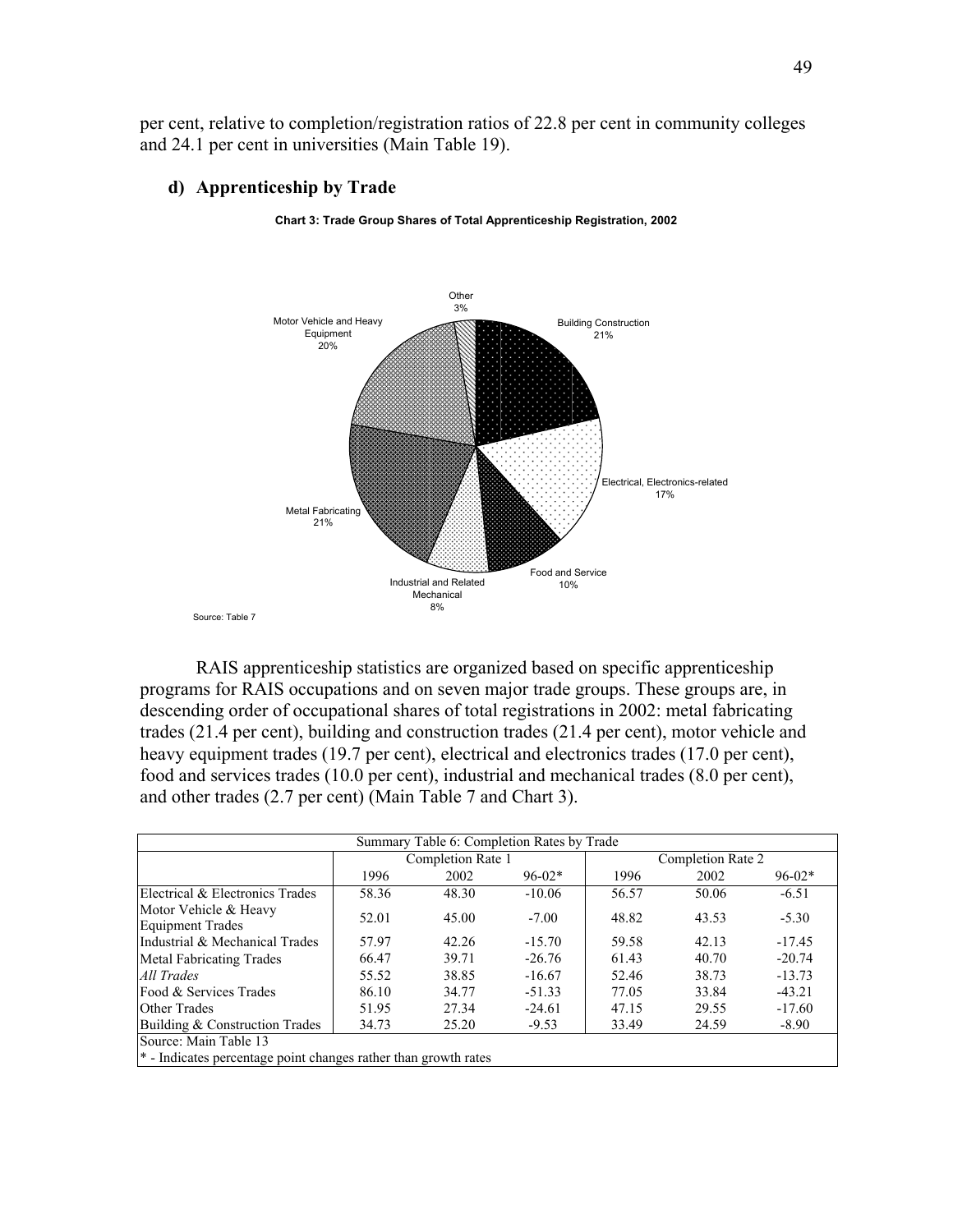per cent, relative to completion/registration ratios of 22.8 per cent in community colleges and 24.1 per cent in universities (Main Table 19).

### d) Apprenticeship by Trade

**Chart 3: Trade Group Shares of Total Apprenticeship Registration, 2002**

Other 3%

Building Construction 21%

Electrical, Electronics-related 17%

Food and Service 10%

Industrial and Related Mechanical 8%

Metal Fabricating 21%

Motor Vehicle and Heavy Equipment 20%

Source: Table 7

RAIS apprenticeship statistics are organized based on specific apprenticeship programs for RAIS occupations and on seven major trade groups. These groups are, in descending order of occupational shares of total registrations in 2002: metal fabricating trades (21.4 per cent), building and construction trades (21.4 per cent), motor vehicle and heavy equipment trades (19.7 per cent), electrical and electronics trades (17.0 per cent), food and services trades (10.0 per cent), industrial and mechanical trades (8.0 per cent), and other trades (2.7 per cent) (Main Table 7 and Chart 3).

Summary Table 6: Completion Rates by Trade

| | Completion Rate 1 | | | Completion Rate 2 | | |
|---|---|---|---|---|---|---|
| | 1996 | 2002 | 96-02* | 1996 | 2002 | 96-02* |
| Electrical & Electronics Trades | 58.36 | 48.30 | -10.06 | 56.57 | 50.06 | -6.51 |
| Motor Vehicle & Heavy Equipment Trades | 52.01 | 45.00 | -7.00 | 48.82 | 43.53 | -5.30 |
| Industrial & Mechanical Trades | 57.97 | 42.26 | -15.70 | 59.58 | 42.13 | -17.45 |
| Metal Fabricating Trades | 66.47 | 39.71 | -26.76 | 61.43 | 40.70 | -20.74 |
| *All Trades* | 55.52 | 38.85 | -16.67 | 52.46 | 38.73 | -13.73 |
| Food & Services Trades | 86.10 | 34.77 | -51.33 | 77.05 | 33.84 | -43.21 |
| Other Trades | 51.95 | 27.34 | -24.61 | 47.15 | 29.55 | -17.60 |
| Building & Construction Trades | 34.73 | 25.20 | -9.53 | 33.49 | 24.59 | -8.90 |

Source: Main Table 13

* - Indicates percentage point changes rather than growth rates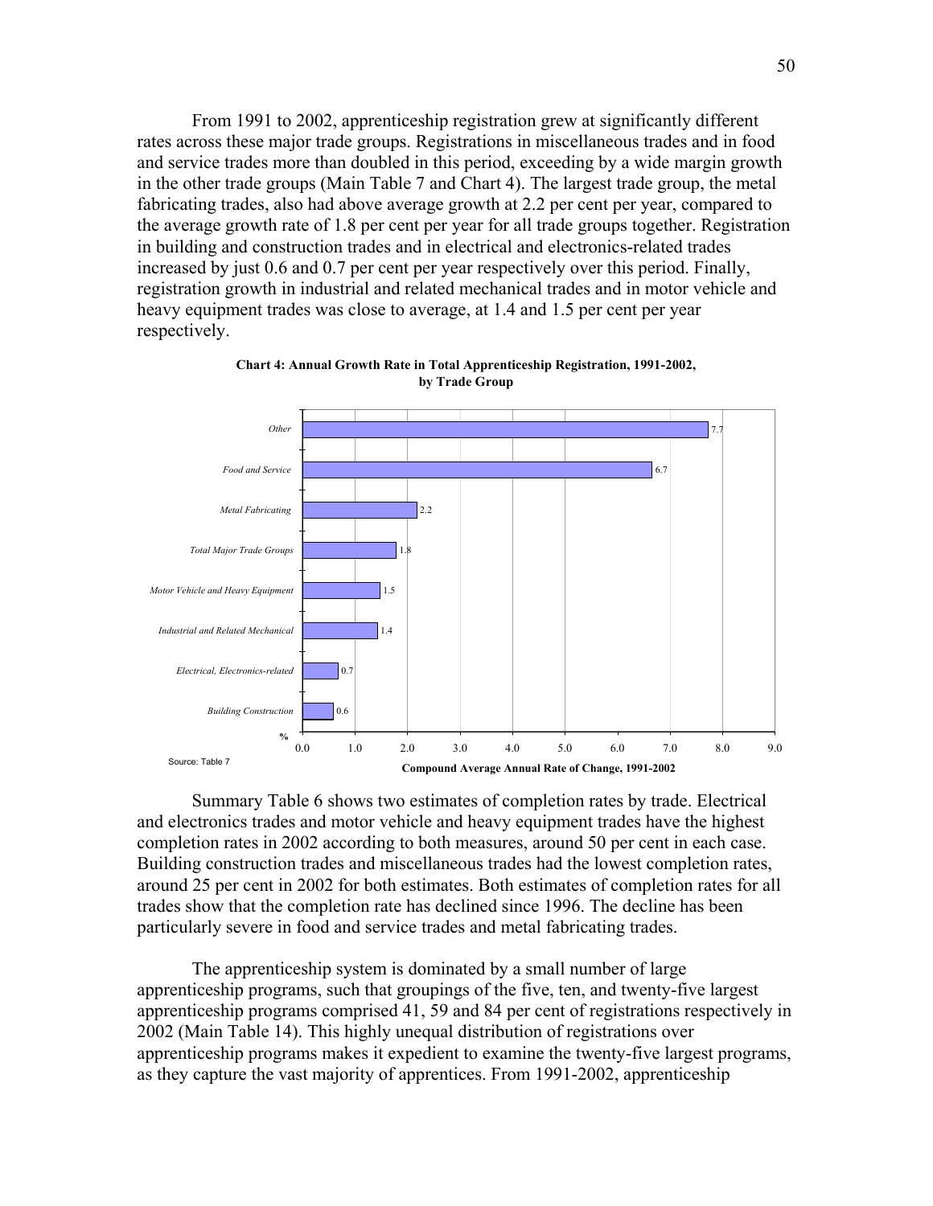From 1991 to 2002, apprenticeship registration grew at significantly different rates across these major trade groups. Registrations in miscellaneous trades and in food and service trades more than doubled in this period, exceeding by a wide margin growth in the other trade groups (Main Table 7 and Chart 4). The largest trade group, the metal fabricating trades, also had above average growth at 2.2 per cent per year, compared to the average growth rate of 1.8 per cent per year for all trade groups together. Registration in building and construction trades and in electrical and electronics-related trades increased by just 0.6 and 0.7 per cent per year respectively over this period. Finally, registration growth in industrial and related mechanical trades and in motor vehicle and heavy equipment trades was close to average, at 1.4 and 1.5 per cent per year respectively.

**Chart 4: Annual Growth Rate in Total Apprenticeship Registration, 1991-2002, by Trade Group**

| Trade Group | Compound Average Annual Rate of Change, 1991-2002 (%) |
|---|---|
| *Other* | 7.7 |
| *Food and Service* | 6.7 |
| *Metal Fabricating* | 2.2 |
| *Total Major Trade Groups* | 1.8 |
| *Motor Vehicle and Heavy Equipment* | 1.5 |
| *Industrial and Related Mechanical* | 1.4 |
| *Electrical, Electronics-related* | 0.7 |
| *Building Construction* | 0.6 |

Source: Table 7

Summary Table 6 shows two estimates of completion rates by trade. Electrical and electronics trades and motor vehicle and heavy equipment trades have the highest completion rates in 2002 according to both measures, around 50 per cent in each case. Building construction trades and miscellaneous trades had the lowest completion rates, around 25 per cent in 2002 for both estimates. Both estimates of completion rates for all trades show that the completion rate has declined since 1996. The decline has been particularly severe in food and service trades and metal fabricating trades.

The apprenticeship system is dominated by a small number of large apprenticeship programs, such that groupings of the five, ten, and twenty-five largest apprenticeship programs comprised 41, 59 and 84 per cent of registrations respectively in 2002 (Main Table 14). This highly unequal distribution of registrations over apprenticeship programs makes it expedient to examine the twenty-five largest programs, as they capture the vast majority of apprentices. From 1991-2002, apprenticeship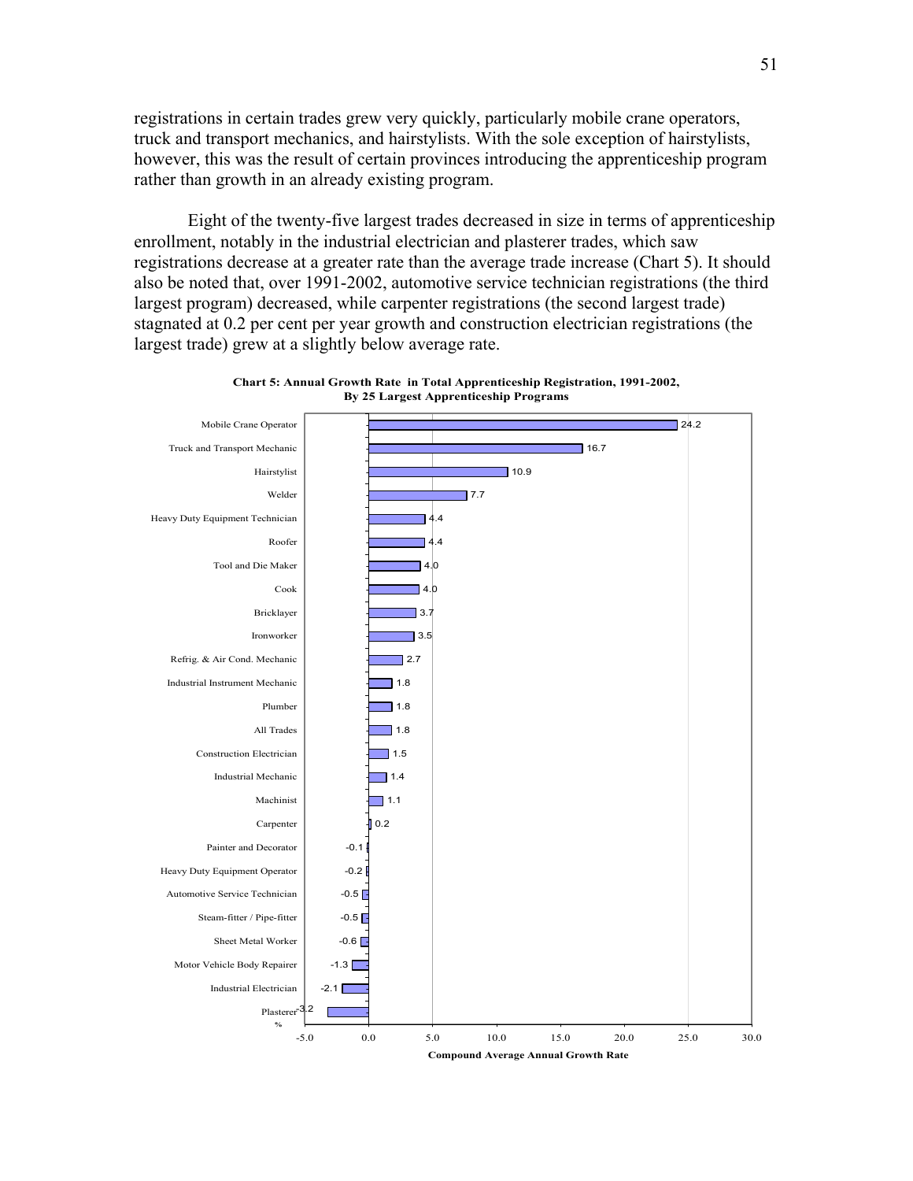registrations in certain trades grew very quickly, particularly mobile crane operators, truck and transport mechanics, and hairstylists. With the sole exception of hairstylists, however, this was the result of certain provinces introducing the apprenticeship program rather than growth in an already existing program.

Eight of the twenty-five largest trades decreased in size in terms of apprenticeship enrollment, notably in the industrial electrician and plasterer trades, which saw registrations decrease at a greater rate than the average trade increase (Chart 5). It should also be noted that, over 1991-2002, automotive service technician registrations (the third largest program) decreased, while carpenter registrations (the second largest trade) stagnated at 0.2 per cent per year growth and construction electrician registrations (the largest trade) grew at a slightly below average rate.

**Chart 5: Annual Growth Rate in Total Apprenticeship Registration, 1991-2002, By 25 Largest Apprenticeship Programs**

| Trade | Compound Average Annual Growth Rate (%) |
|---|---|
| Mobile Crane Operator | 24.2 |
| Truck and Transport Mechanic | 16.7 |
| Hairstylist | 10.9 |
| Welder | 7.7 |
| Heavy Duty Equipment Technician | 4.4 |
| Roofer | 4.4 |
| Tool and Die Maker | 4.0 |
| Cook | 4.0 |
| Bricklayer | 3.7 |
| Ironworker | 3.5 |
| Refrig. & Air Cond. Mechanic | 2.7 |
| Industrial Instrument Mechanic | 1.8 |
| Plumber | 1.8 |
| All Trades | 1.8 |
| Construction Electrician | 1.5 |
| Industrial Mechanic | 1.4 |
| Machinist | 1.1 |
| Carpenter | 0.2 |
| Painter and Decorator | -0.1 |
| Heavy Duty Equipment Operator | -0.2 |
| Automotive Service Technician | -0.5 |
| Steam-fitter / Pipe-fitter | -0.5 |
| Sheet Metal Worker | -0.6 |
| Motor Vehicle Body Repairer | -1.3 |
| Industrial Electrician | -2.1 |
| Plasterer | -3.2 |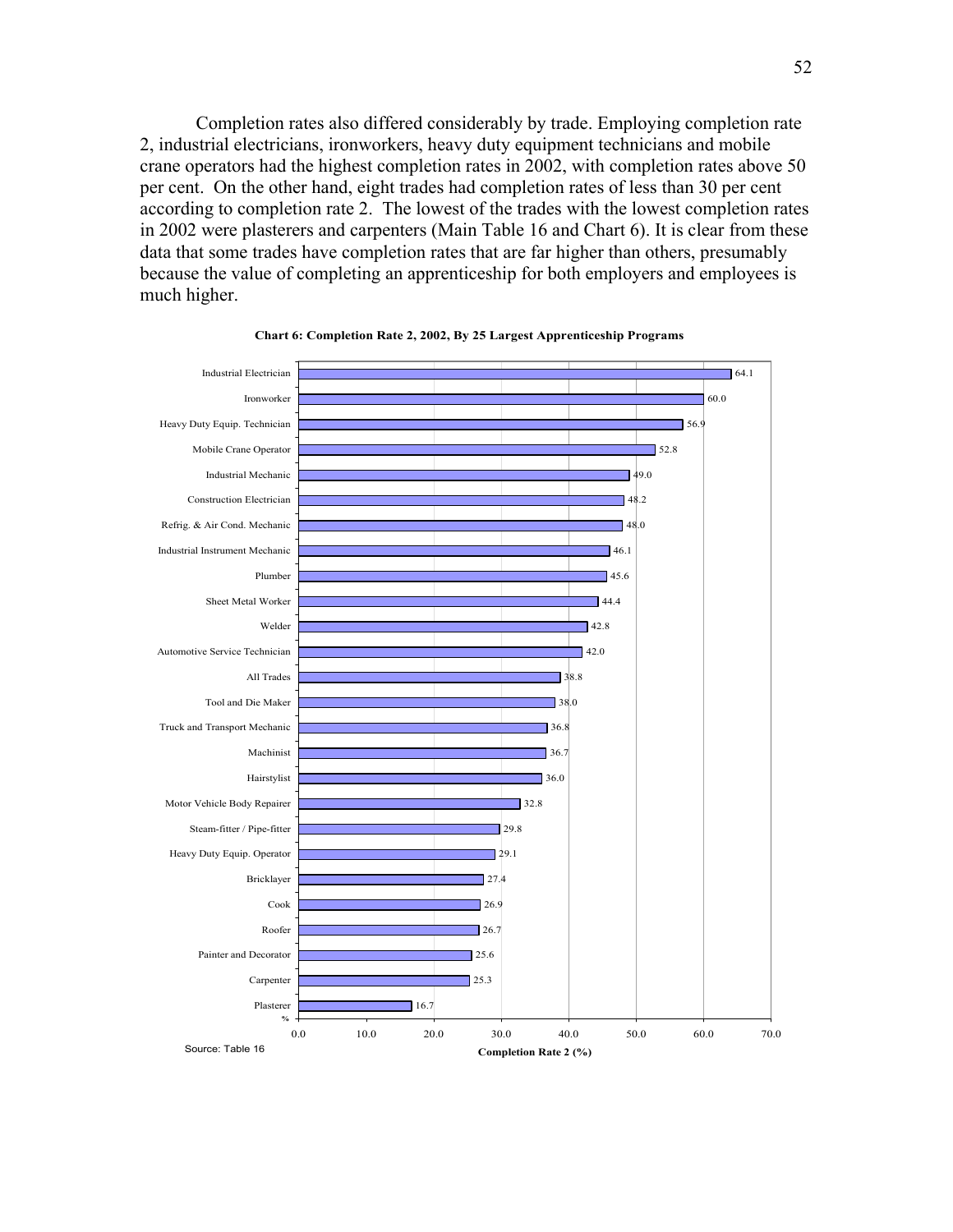Completion rates also differed considerably by trade. Employing completion rate 2, industrial electricians, ironworkers, heavy duty equipment technicians and mobile crane operators had the highest completion rates in 2002, with completion rates above 50 per cent. On the other hand, eight trades had completion rates of less than 30 per cent according to completion rate 2. The lowest of the trades with the lowest completion rates in 2002 were plasterers and carpenters (Main Table 16 and Chart 6). It is clear from these data that some trades have completion rates that are far higher than others, presumably because the value of completing an apprenticeship for both employers and employees is much higher.

**Chart 6: Completion Rate 2, 2002, By 25 Largest Apprenticeship Programs**

| Trade | Completion Rate 2 (%) |
|---|---|
| Industrial Electrician | 64.1 |
| Ironworker | 60.0 |
| Heavy Duty Equip. Technician | 56.9 |
| Mobile Crane Operator | 52.8 |
| Industrial Mechanic | 49.0 |
| Construction Electrician | 48.2 |
| Refrig. & Air Cond. Mechanic | 48.0 |
| Industrial Instrument Mechanic | 46.1 |
| Plumber | 45.6 |
| Sheet Metal Worker | 44.4 |
| Welder | 42.8 |
| Automotive Service Technician | 42.0 |
| All Trades | 38.8 |
| Tool and Die Maker | 38.0 |
| Truck and Transport Mechanic | 36.8 |
| Machinist | 36.7 |
| Hairstylist | 36.0 |
| Motor Vehicle Body Repairer | 32.8 |
| Steam-fitter / Pipe-fitter | 29.8 |
| Heavy Duty Equip. Operator | 29.1 |
| Bricklayer | 27.4 |
| Cook | 26.9 |
| Roofer | 26.7 |
| Painter and Decorator | 25.6 |
| Carpenter | 25.3 |
| Plasterer | 16.7 |

Source: Table 16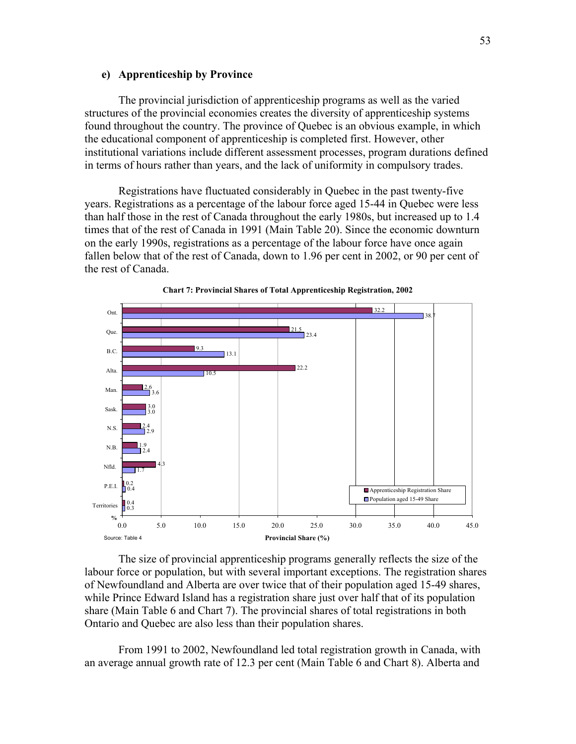## e) Apprenticeship by Province

The provincial jurisdiction of apprenticeship programs as well as the varied structures of the provincial economies creates the diversity of apprenticeship systems found throughout the country. The province of Quebec is an obvious example, in which the educational component of apprenticeship is completed first. However, other institutional variations include different assessment processes, program durations defined in terms of hours rather than years, and the lack of uniformity in compulsory trades.

Registrations have fluctuated considerably in Quebec in the past twenty-five years. Registrations as a percentage of the labour force aged 15-44 in Quebec were less than half those in the rest of Canada throughout the early 1980s, but increased up to 1.4 times that of the rest of Canada in 1991 (Main Table 20). Since the economic downturn on the early 1990s, registrations as a percentage of the labour force have once again fallen below that of the rest of Canada, down to 1.96 per cent in 2002, or 90 per cent of the rest of Canada.

**Chart 7: Provincial Shares of Total Apprenticeship Registration, 2002**

| | Apprenticeship Registration Share | Population aged 15-49 Share |
|---|---|---|
| Ont. | 32.2 | 38.7 |
| Que. | 21.5 | 23.4 |
| B.C. | 9.3 | 13.1 |
| Alta. | 22.2 | 10.5 |
| Man. | 2.6 | 3.6 |
| Sask. | 3.0 | 3.0 |
| N.S. | 2.4 | 2.9 |
| N.B. | 1.9 | 2.4 |
| Nfld. | 4.3 | 1.7 |
| P.E.I. | 0.2 | 0.4 |
| Territories | 0.4 | 0.3 |

Provincial Share (%)

Source: Table 4

The size of provincial apprenticeship programs generally reflects the size of the labour force or population, but with several important exceptions. The registration shares of Newfoundland and Alberta are over twice that of their population aged 15-49 shares, while Prince Edward Island has a registration share just over half that of its population share (Main Table 6 and Chart 7). The provincial shares of total registrations in both Ontario and Quebec are also less than their population shares.

From 1991 to 2002, Newfoundland led total registration growth in Canada, with an average annual growth rate of 12.3 per cent (Main Table 6 and Chart 8). Alberta and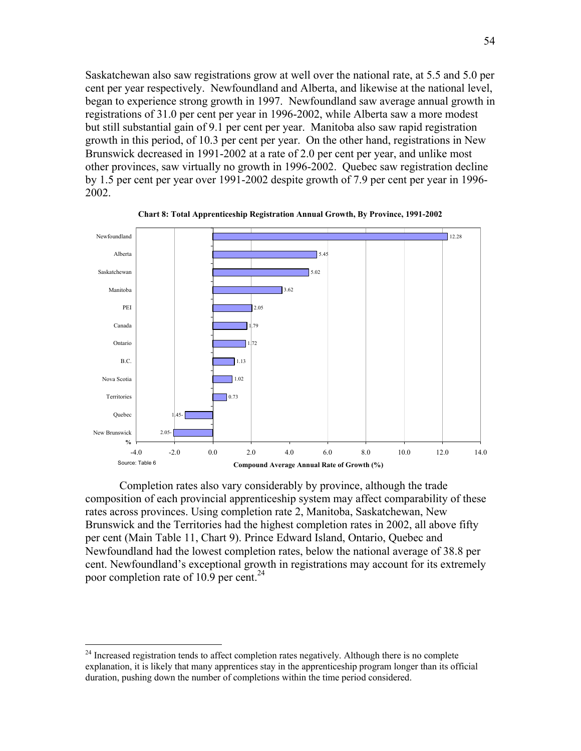Saskatchewan also saw registrations grow at well over the national rate, at 5.5 and 5.0 per cent per year respectively. Newfoundland and Alberta, and likewise at the national level, began to experience strong growth in 1997. Newfoundland saw average annual growth in registrations of 31.0 per cent per year in 1996-2002, while Alberta saw a more modest but still substantial gain of 9.1 per cent per year. Manitoba also saw rapid registration growth in this period, of 10.3 per cent per year. On the other hand, registrations in New Brunswick decreased in 1991-2002 at a rate of 2.0 per cent per year, and unlike most other provinces, saw virtually no growth in 1996-2002. Quebec saw registration decline by 1.5 per cent per year over 1991-2002 despite growth of 7.9 per cent per year in 1996-2002.

**Chart 8: Total Apprenticeship Registration Annual Growth, By Province, 1991-2002**

| % | Compound Average Annual Rate of Growth (%) |
|---|---|
| Newfoundland | 12.28 |
| Alberta | 5.45 |
| Saskatchewan | 5.02 |
| Manitoba | 3.62 |
| PEI | 2.05 |
| Canada | 1.79 |
| Ontario | 1.72 |
| B.C. | 1.13 |
| Nova Scotia | 1.02 |
| Territories | 0.73 |
| Quebec | 1.45- |
| New Brunswick | 2.05- |

Source: Table 6

Completion rates also vary considerably by province, although the trade composition of each provincial apprenticeship system may affect comparability of these rates across provinces. Using completion rate 2, Manitoba, Saskatchewan, New Brunswick and the Territories had the highest completion rates in 2002, all above fifty per cent (Main Table 11, Chart 9). Prince Edward Island, Ontario, Quebec and Newfoundland had the lowest completion rates, below the national average of 38.8 per cent. Newfoundland's exceptional growth in registrations may account for its extremely poor completion rate of 10.9 per cent.[24]

[24] Increased registration tends to affect completion rates negatively. Although there is no complete explanation, it is likely that many apprentices stay in the apprenticeship program longer than its official duration, pushing down the number of completions within the time period considered.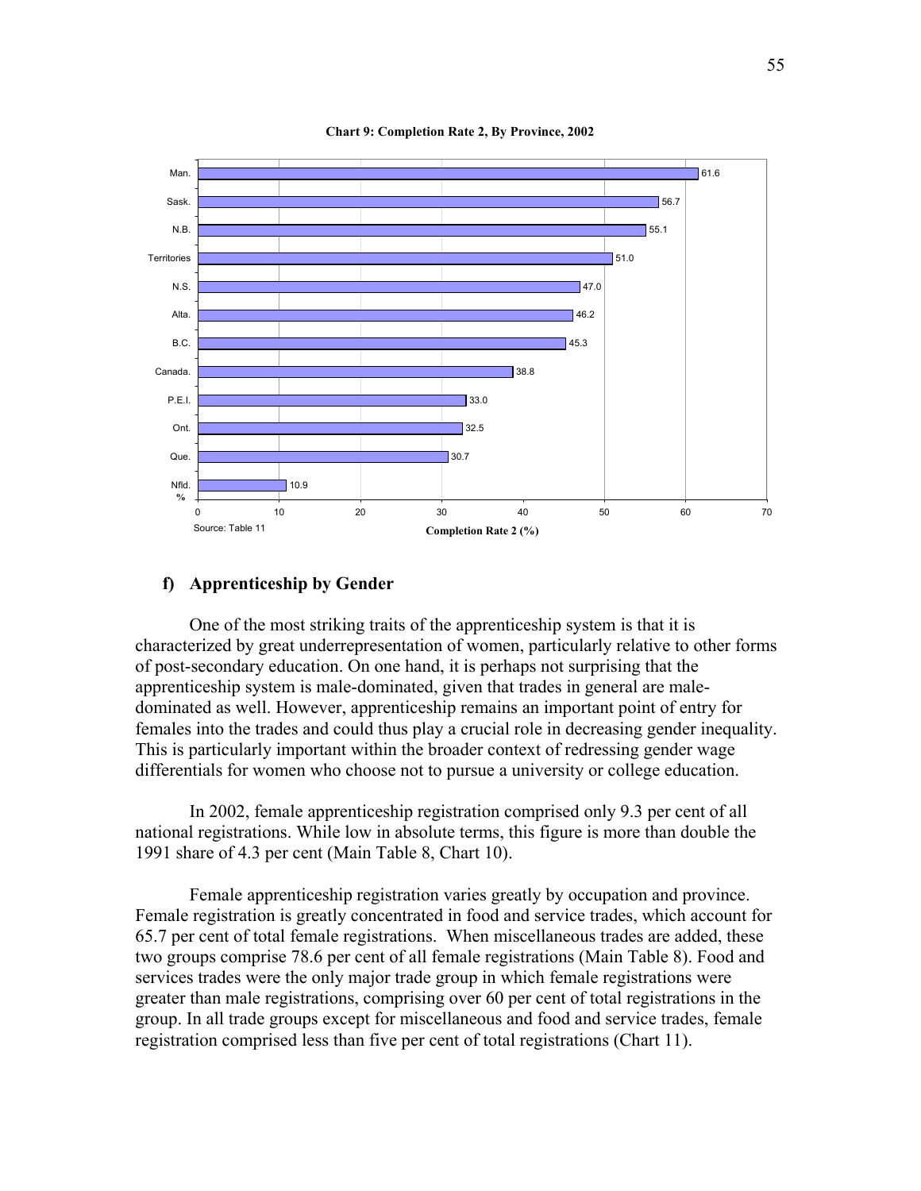**Chart 9: Completion Rate 2, By Province, 2002**

| Province | Completion Rate 2 (%) |
|---|---|
| Man. | 61.6 |
| Sask. | 56.7 |
| N.B. | 55.1 |
| Territories | 51.0 |
| N.S. | 47.0 |
| Alta. | 46.2 |
| B.C. | 45.3 |
| Canada. | 38.8 |
| P.E.I. | 33.0 |
| Ont. | 32.5 |
| Que. | 30.7 |
| Nfld. | 10.9 |

Source: Table 11

## f) Apprenticeship by Gender

One of the most striking traits of the apprenticeship system is that it is characterized by great underrepresentation of women, particularly relative to other forms of post-secondary education. On one hand, it is perhaps not surprising that the apprenticeship system is male-dominated, given that trades in general are male-dominated as well. However, apprenticeship remains an important point of entry for females into the trades and could thus play a crucial role in decreasing gender inequality. This is particularly important within the broader context of redressing gender wage differentials for women who choose not to pursue a university or college education.

In 2002, female apprenticeship registration comprised only 9.3 per cent of all national registrations. While low in absolute terms, this figure is more than double the 1991 share of 4.3 per cent (Main Table 8, Chart 10).

Female apprenticeship registration varies greatly by occupation and province. Female registration is greatly concentrated in food and service trades, which account for 65.7 per cent of total female registrations. When miscellaneous trades are added, these two groups comprise 78.6 per cent of all female registrations (Main Table 8). Food and services trades were the only major trade group in which female registrations were greater than male registrations, comprising over 60 per cent of total registrations in the group. In all trade groups except for miscellaneous and food and service trades, female registration comprised less than five per cent of total registrations (Chart 11).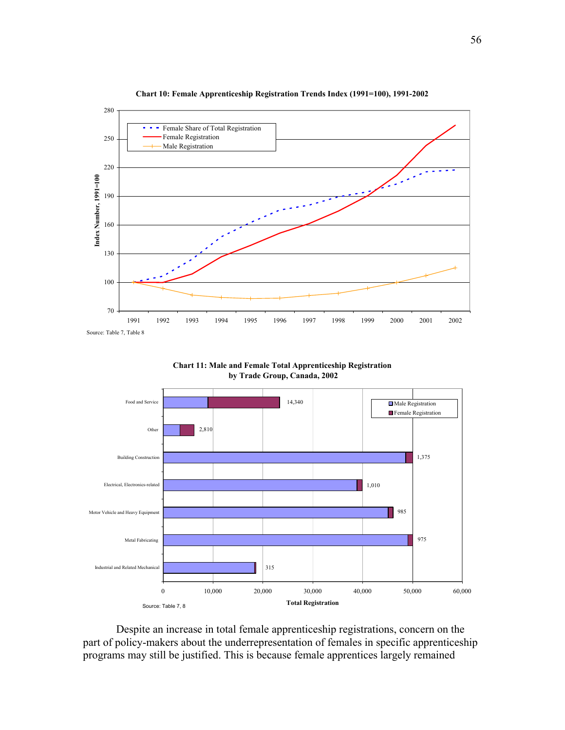**Chart 10: Female Apprenticeship Registration Trends Index (1991=100), 1991-2002**

Source: Table 7, Table 8

**Chart 11: Male and Female Total Apprenticeship Registration by Trade Group, Canada, 2002**

Source: Table 7, 8

Despite an increase in total female apprenticeship registrations, concern on the part of policy-makers about the underrepresentation of females in specific apprenticeship programs may still be justified. This is because female apprentices largely remained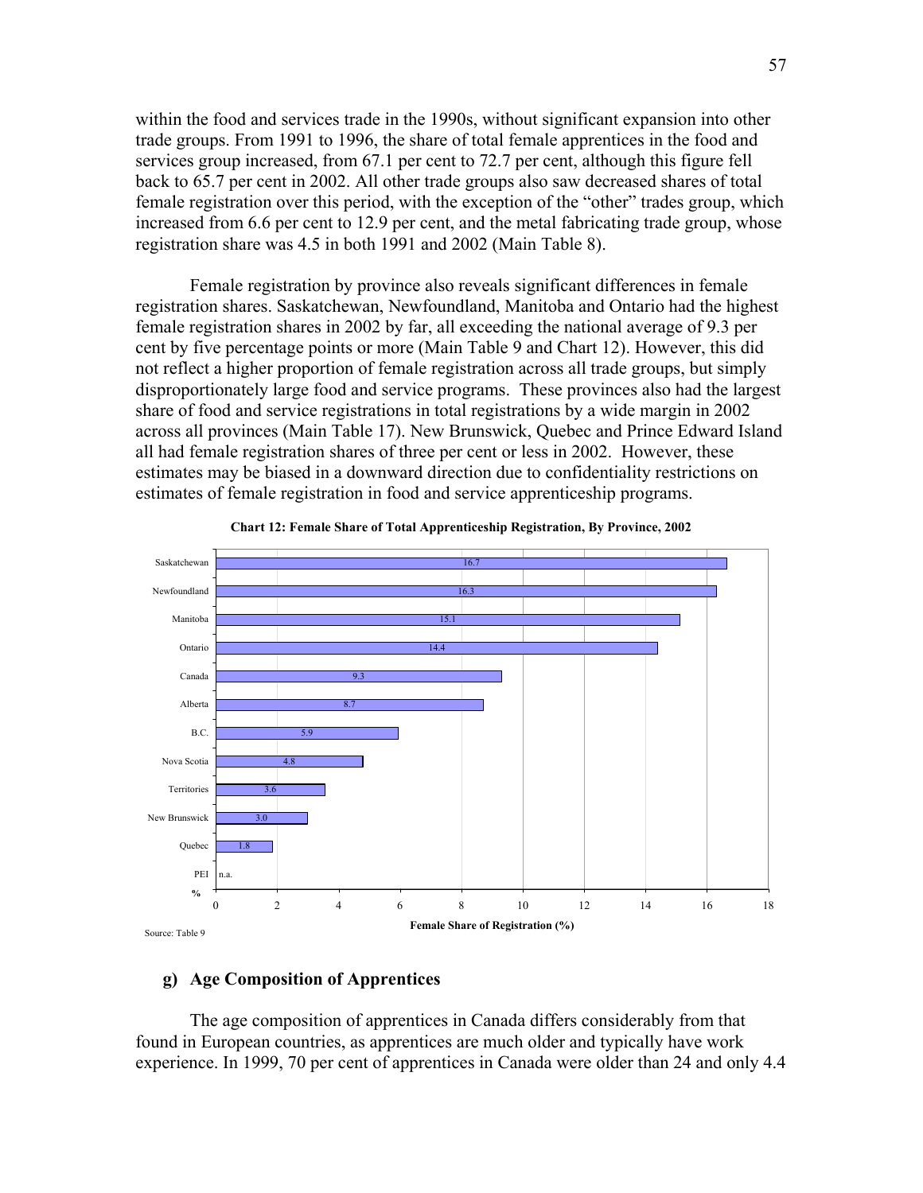within the food and services trade in the 1990s, without significant expansion into other trade groups. From 1991 to 1996, the share of total female apprentices in the food and services group increased, from 67.1 per cent to 72.7 per cent, although this figure fell back to 65.7 per cent in 2002. All other trade groups also saw decreased shares of total female registration over this period, with the exception of the "other" trades group, which increased from 6.6 per cent to 12.9 per cent, and the metal fabricating trade group, whose registration share was 4.5 in both 1991 and 2002 (Main Table 8).

Female registration by province also reveals significant differences in female registration shares. Saskatchewan, Newfoundland, Manitoba and Ontario had the highest female registration shares in 2002 by far, all exceeding the national average of 9.3 per cent by five percentage points or more (Main Table 9 and Chart 12). However, this did not reflect a higher proportion of female registration across all trade groups, but simply disproportionately large food and service programs. These provinces also had the largest share of food and service registrations in total registrations by a wide margin in 2002 across all provinces (Main Table 17). New Brunswick, Quebec and Prince Edward Island all had female registration shares of three per cent or less in 2002. However, these estimates may be biased in a downward direction due to confidentiality restrictions on estimates of female registration in food and service apprenticeship programs.

**Chart 12: Female Share of Total Apprenticeship Registration, By Province, 2002**

| Province | Female Share of Registration (%) |
|---|---|
| Saskatchewan | 16.7 |
| Newfoundland | 16.3 |
| Manitoba | 15.1 |
| Ontario | 14.4 |
| Canada | 9.3 |
| Alberta | 8.7 |
| B.C. | 5.9 |
| Nova Scotia | 4.8 |
| Territories | 3.6 |
| New Brunswick | 3.0 |
| Quebec | 1.8 |
| PEI | n.a. |

Source: Table 9

## g) Age Composition of Apprentices

The age composition of apprentices in Canada differs considerably from that found in European countries, as apprentices are much older and typically have work experience. In 1999, 70 per cent of apprentices in Canada were older than 24 and only 4.4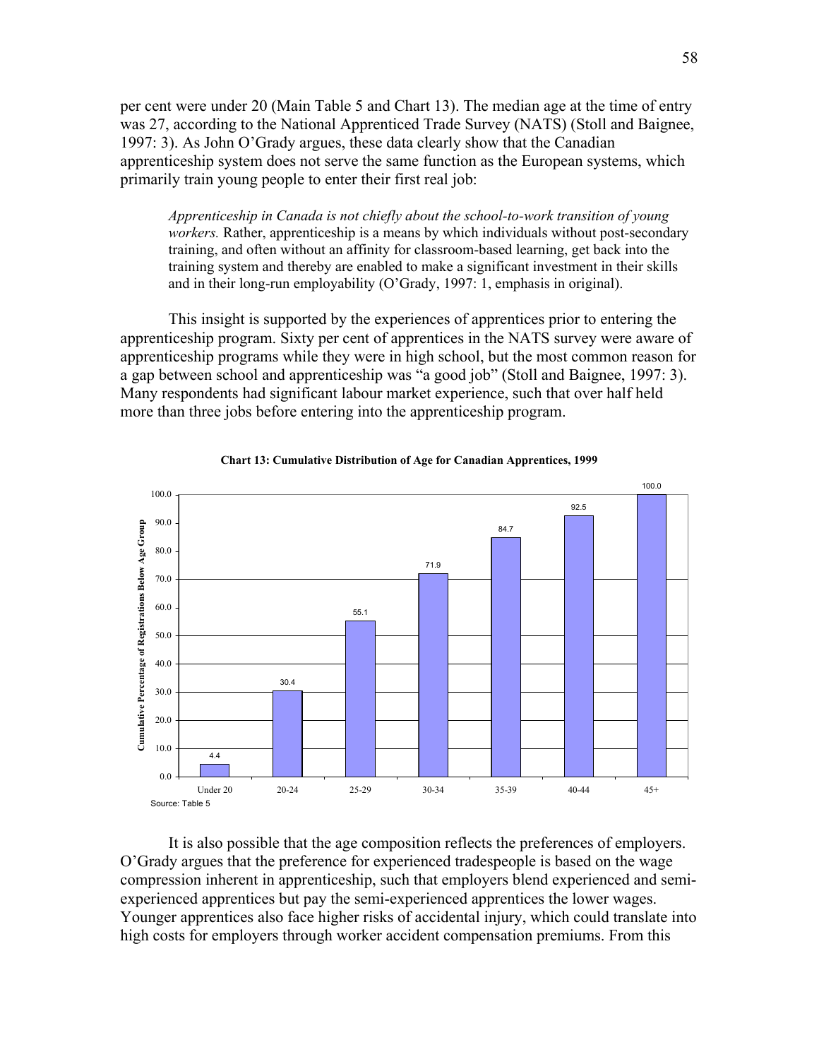per cent were under 20 (Main Table 5 and Chart 13). The median age at the time of entry was 27, according to the National Apprenticed Trade Survey (NATS) (Stoll and Baignee, 1997: 3). As John O'Grady argues, these data clearly show that the Canadian apprenticeship system does not serve the same function as the European systems, which primarily train young people to enter their first real job:

> *Apprenticeship in Canada is not chiefly about the school-to-work transition of young workers.* Rather, apprenticeship is a means by which individuals without post-secondary training, and often without an affinity for classroom-based learning, get back into the training system and thereby are enabled to make a significant investment in their skills and in their long-run employability (O'Grady, 1997: 1, emphasis in original).

This insight is supported by the experiences of apprentices prior to entering the apprenticeship program. Sixty per cent of apprentices in the NATS survey were aware of apprenticeship programs while they were in high school, but the most common reason for a gap between school and apprenticeship was "a good job" (Stoll and Baignee, 1997: 3). Many respondents had significant labour market experience, such that over half held more than three jobs before entering into the apprenticeship program.

**Chart 13: Cumulative Distribution of Age for Canadian Apprentices, 1999**

| Age Group | Cumulative Percentage of Registrations Below Age Group |
|---|---|
| Under 20 | 4.4 |
| 20-24 | 30.4 |
| 25-29 | 55.1 |
| 30-34 | 71.9 |
| 35-39 | 84.7 |
| 40-44 | 92.5 |
| 45+ | 100.0 |

Source: Table 5

It is also possible that the age composition reflects the preferences of employers. O'Grady argues that the preference for experienced tradespeople is based on the wage compression inherent in apprenticeship, such that employers blend experienced and semi-experienced apprentices but pay the semi-experienced apprentices the lower wages. Younger apprentices also face higher risks of accidental injury, which could translate into high costs for employers through worker accident compensation premiums. From this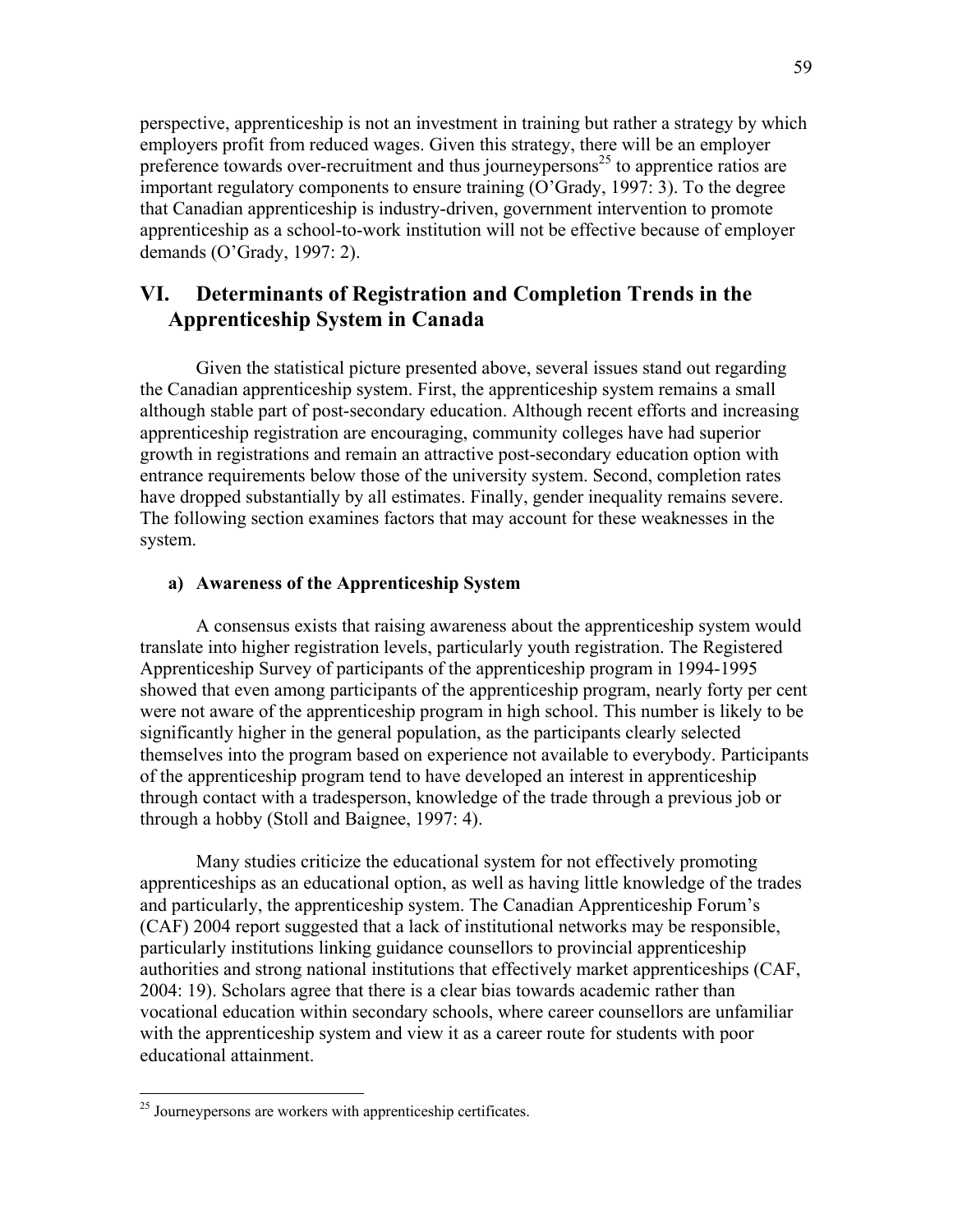perspective, apprenticeship is not an investment in training but rather a strategy by which employers profit from reduced wages. Given this strategy, there will be an employer preference towards over-recruitment and thus journeypersons[25] to apprentice ratios are important regulatory components to ensure training (O'Grady, 1997: 3). To the degree that Canadian apprenticeship is industry-driven, government intervention to promote apprenticeship as a school-to-work institution will not be effective because of employer demands (O'Grady, 1997: 2).

## VI. Determinants of Registration and Completion Trends in the Apprenticeship System in Canada

Given the statistical picture presented above, several issues stand out regarding the Canadian apprenticeship system. First, the apprenticeship system remains a small although stable part of post-secondary education. Although recent efforts and increasing apprenticeship registration are encouraging, community colleges have had superior growth in registrations and remain an attractive post-secondary education option with entrance requirements below those of the university system. Second, completion rates have dropped substantially by all estimates. Finally, gender inequality remains severe. The following section examines factors that may account for these weaknesses in the system.

### a) Awareness of the Apprenticeship System

A consensus exists that raising awareness about the apprenticeship system would translate into higher registration levels, particularly youth registration. The Registered Apprenticeship Survey of participants of the apprenticeship program in 1994-1995 showed that even among participants of the apprenticeship program, nearly forty per cent were not aware of the apprenticeship program in high school. This number is likely to be significantly higher in the general population, as the participants clearly selected themselves into the program based on experience not available to everybody. Participants of the apprenticeship program tend to have developed an interest in apprenticeship through contact with a tradesperson, knowledge of the trade through a previous job or through a hobby (Stoll and Baignee, 1997: 4).

Many studies criticize the educational system for not effectively promoting apprenticeships as an educational option, as well as having little knowledge of the trades and particularly, the apprenticeship system. The Canadian Apprenticeship Forum's (CAF) 2004 report suggested that a lack of institutional networks may be responsible, particularly institutions linking guidance counsellors to provincial apprenticeship authorities and strong national institutions that effectively market apprenticeships (CAF, 2004: 19). Scholars agree that there is a clear bias towards academic rather than vocational education within secondary schools, where career counsellors are unfamiliar with the apprenticeship system and view it as a career route for students with poor educational attainment.

[25] Journeypersons are workers with apprenticeship certificates.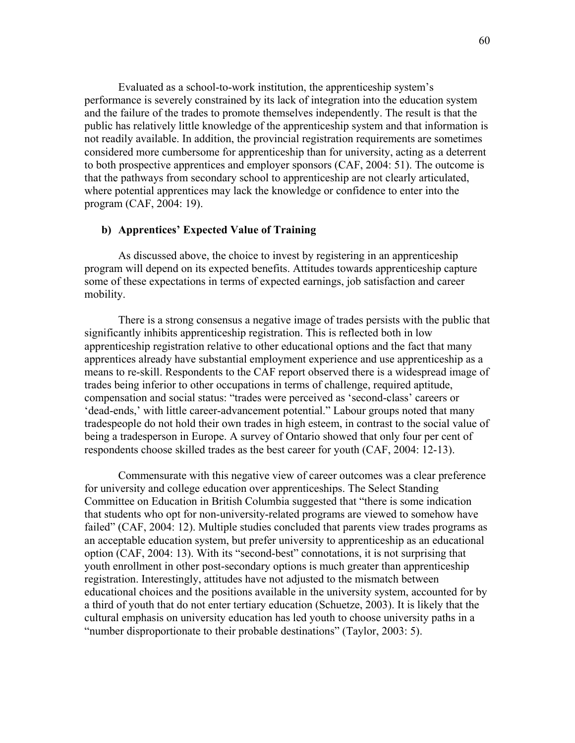Evaluated as a school-to-work institution, the apprenticeship system's performance is severely constrained by its lack of integration into the education system and the failure of the trades to promote themselves independently. The result is that the public has relatively little knowledge of the apprenticeship system and that information is not readily available. In addition, the provincial registration requirements are sometimes considered more cumbersome for apprenticeship than for university, acting as a deterrent to both prospective apprentices and employer sponsors (CAF, 2004: 51). The outcome is that the pathways from secondary school to apprenticeship are not clearly articulated, where potential apprentices may lack the knowledge or confidence to enter into the program (CAF, 2004: 19).

### b) Apprentices' Expected Value of Training

As discussed above, the choice to invest by registering in an apprenticeship program will depend on its expected benefits. Attitudes towards apprenticeship capture some of these expectations in terms of expected earnings, job satisfaction and career mobility.

There is a strong consensus a negative image of trades persists with the public that significantly inhibits apprenticeship registration. This is reflected both in low apprenticeship registration relative to other educational options and the fact that many apprentices already have substantial employment experience and use apprenticeship as a means to re-skill. Respondents to the CAF report observed there is a widespread image of trades being inferior to other occupations in terms of challenge, required aptitude, compensation and social status: "trades were perceived as 'second-class' careers or 'dead-ends,' with little career-advancement potential." Labour groups noted that many tradespeople do not hold their own trades in high esteem, in contrast to the social value of being a tradesperson in Europe. A survey of Ontario showed that only four per cent of respondents choose skilled trades as the best career for youth (CAF, 2004: 12-13).

Commensurate with this negative view of career outcomes was a clear preference for university and college education over apprenticeships. The Select Standing Committee on Education in British Columbia suggested that "there is some indication that students who opt for non-university-related programs are viewed to somehow have failed" (CAF, 2004: 12). Multiple studies concluded that parents view trades programs as an acceptable education system, but prefer university to apprenticeship as an educational option (CAF, 2004: 13). With its "second-best" connotations, it is not surprising that youth enrollment in other post-secondary options is much greater than apprenticeship registration. Interestingly, attitudes have not adjusted to the mismatch between educational choices and the positions available in the university system, accounted for by a third of youth that do not enter tertiary education (Schuetze, 2003). It is likely that the cultural emphasis on university education has led youth to choose university paths in a "number disproportionate to their probable destinations" (Taylor, 2003: 5).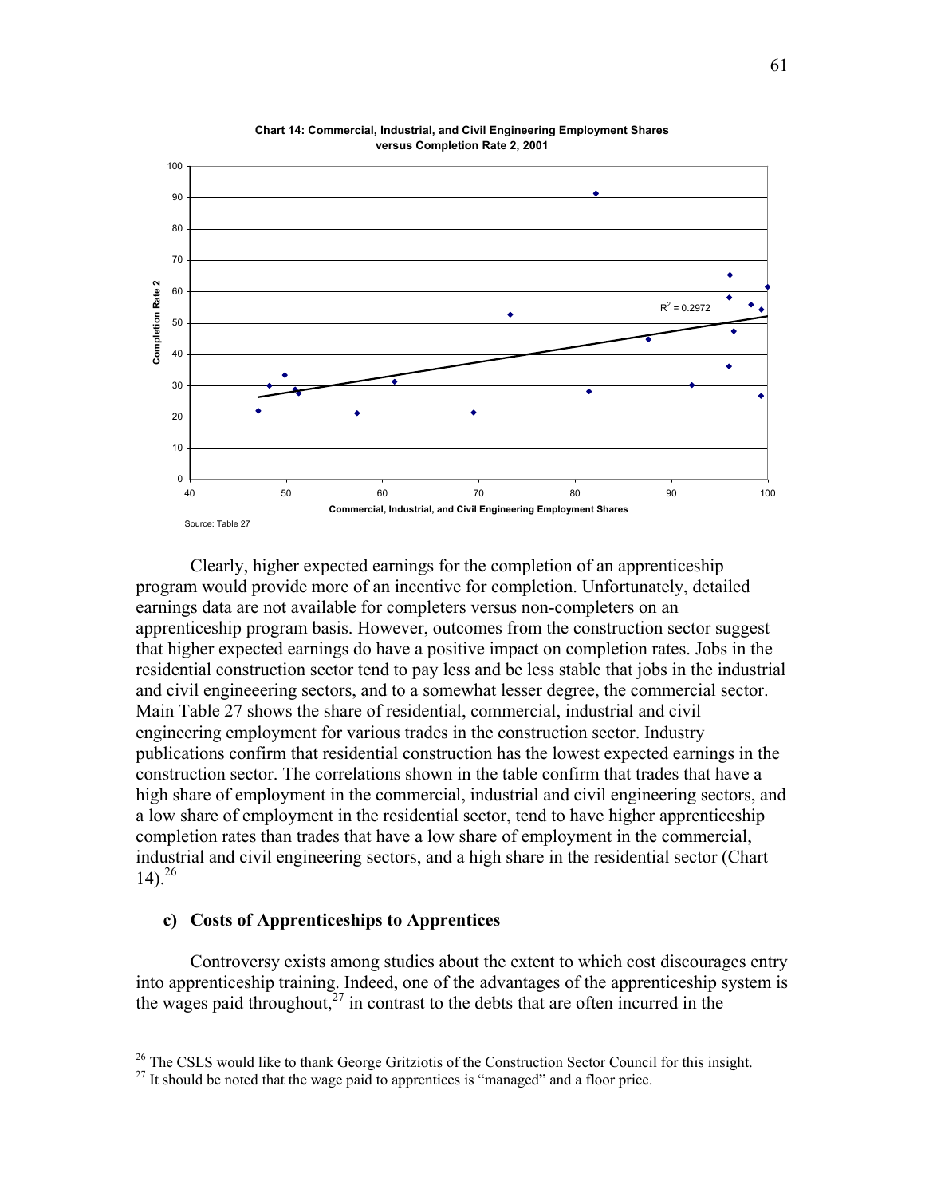**Chart 14: Commercial, Industrial, and Civil Engineering Employment Shares versus Completion Rate 2, 2001**

$R^2 = 0.2972$

Commercial, Industrial, and Civil Engineering Employment Shares

Completion Rate 2

Source: Table 27

Clearly, higher expected earnings for the completion of an apprenticeship program would provide more of an incentive for completion. Unfortunately, detailed earnings data are not available for completers versus non-completers on an apprenticeship program basis. However, outcomes from the construction sector suggest that higher expected earnings do have a positive impact on completion rates. Jobs in the residential construction sector tend to pay less and be less stable that jobs in the industrial and civil engineeering sectors, and to a somewhat lesser degree, the commercial sector. Main Table 27 shows the share of residential, commercial, industrial and civil engineering employment for various trades in the construction sector. Industry publications confirm that residential construction has the lowest expected earnings in the construction sector. The correlations shown in the table confirm that trades that have a high share of employment in the commercial, industrial and civil engineering sectors, and a low share of employment in the residential sector, tend to have higher apprenticeship completion rates than trades that have a low share of employment in the commercial, industrial and civil engineering sectors, and a high share in the residential sector (Chart 14).[26]

### c) Costs of Apprenticeships to Apprentices

Controversy exists among studies about the extent to which cost discourages entry into apprenticeship training. Indeed, one of the advantages of the apprenticeship system is the wages paid throughout,[27] in contrast to the debts that are often incurred in the

[26] The CSLS would like to thank George Gritziotis of the Construction Sector Council for this insight.

[27] It should be noted that the wage paid to apprentices is "managed" and a floor price.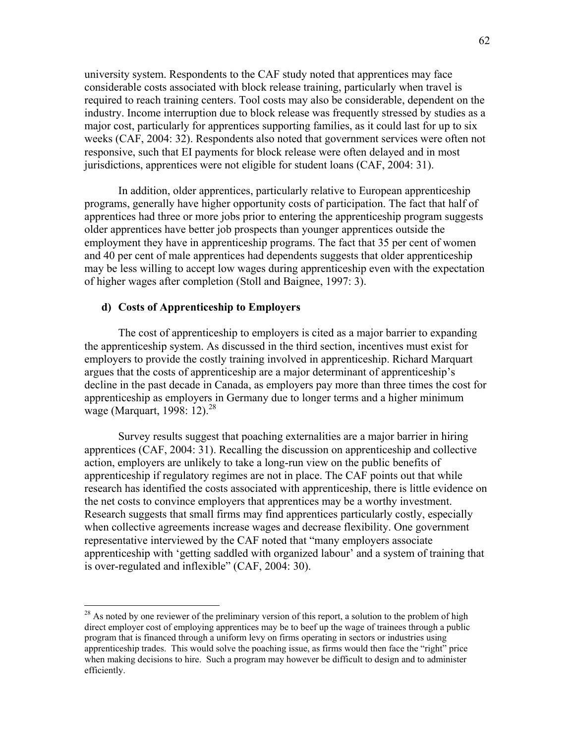university system. Respondents to the CAF study noted that apprentices may face considerable costs associated with block release training, particularly when travel is required to reach training centers. Tool costs may also be considerable, dependent on the industry. Income interruption due to block release was frequently stressed by studies as a major cost, particularly for apprentices supporting families, as it could last for up to six weeks (CAF, 2004: 32). Respondents also noted that government services were often not responsive, such that EI payments for block release were often delayed and in most jurisdictions, apprentices were not eligible for student loans (CAF, 2004: 31).

In addition, older apprentices, particularly relative to European apprenticeship programs, generally have higher opportunity costs of participation. The fact that half of apprentices had three or more jobs prior to entering the apprenticeship program suggests older apprentices have better job prospects than younger apprentices outside the employment they have in apprenticeship programs. The fact that 35 per cent of women and 40 per cent of male apprentices had dependents suggests that older apprenticeship may be less willing to accept low wages during apprenticeship even with the expectation of higher wages after completion (Stoll and Baignee, 1997: 3).

**d) Costs of Apprenticeship to Employers**

The cost of apprenticeship to employers is cited as a major barrier to expanding the apprenticeship system. As discussed in the third section, incentives must exist for employers to provide the costly training involved in apprenticeship. Richard Marquart argues that the costs of apprenticeship are a major determinant of apprenticeship's decline in the past decade in Canada, as employers pay more than three times the cost for apprenticeship as employers in Germany due to longer terms and a higher minimum wage (Marquart, 1998: 12).[28]

Survey results suggest that poaching externalities are a major barrier in hiring apprentices (CAF, 2004: 31). Recalling the discussion on apprenticeship and collective action, employers are unlikely to take a long-run view on the public benefits of apprenticeship if regulatory regimes are not in place. The CAF points out that while research has identified the costs associated with apprenticeship, there is little evidence on the net costs to convince employers that apprentices may be a worthy investment. Research suggests that small firms may find apprentices particularly costly, especially when collective agreements increase wages and decrease flexibility. One government representative interviewed by the CAF noted that "many employers associate apprenticeship with 'getting saddled with organized labour' and a system of training that is over-regulated and inflexible" (CAF, 2004: 30).

---

[28] As noted by one reviewer of the preliminary version of this report, a solution to the problem of high direct employer cost of employing apprentices may be to beef up the wage of trainees through a public program that is financed through a uniform levy on firms operating in sectors or industries using apprenticeship trades. This would solve the poaching issue, as firms would then face the "right" price when making decisions to hire. Such a program may however be difficult to design and to administer efficiently.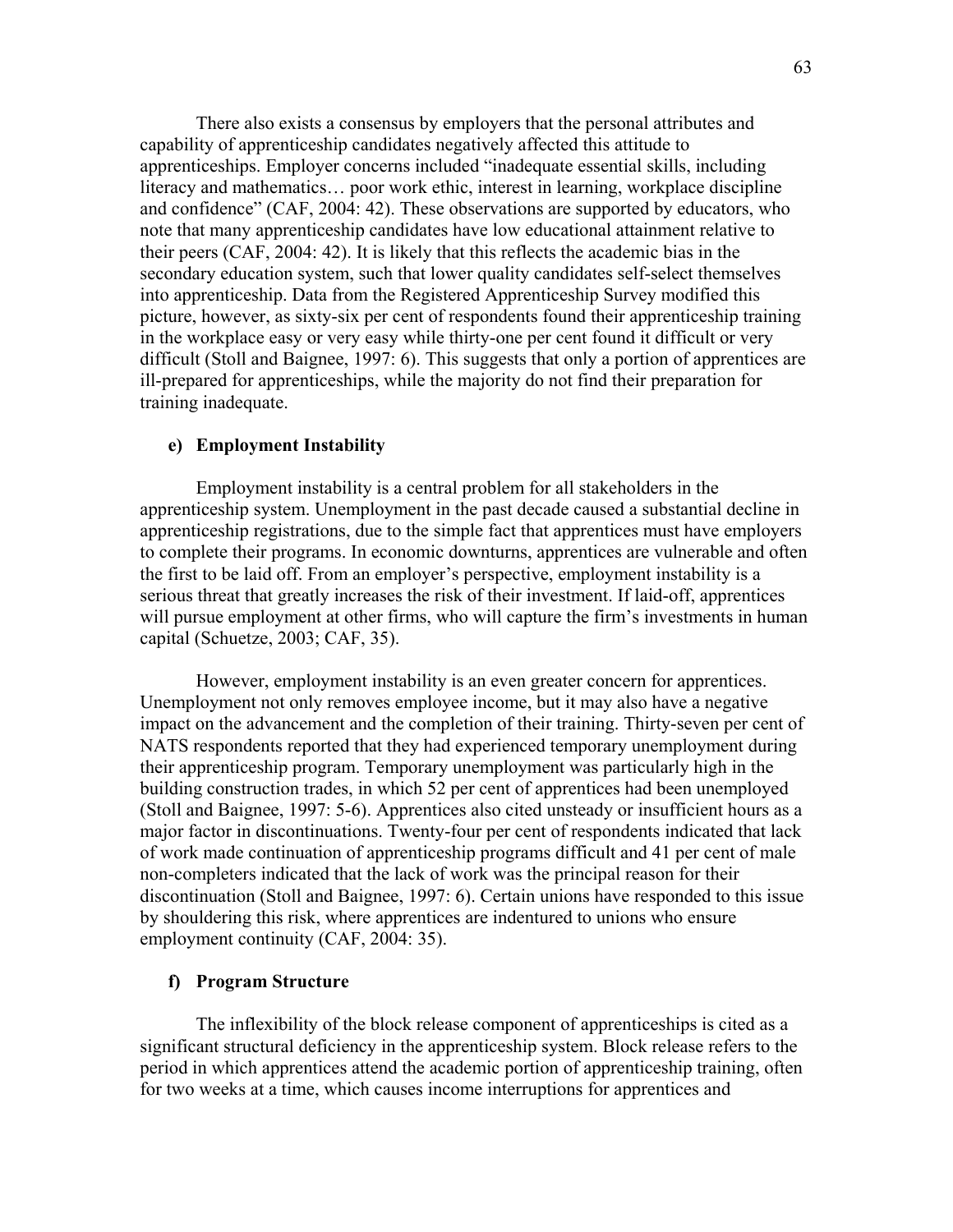There also exists a consensus by employers that the personal attributes and capability of apprenticeship candidates negatively affected this attitude to apprenticeships. Employer concerns included "inadequate essential skills, including literacy and mathematics… poor work ethic, interest in learning, workplace discipline and confidence" (CAF, 2004: 42). These observations are supported by educators, who note that many apprenticeship candidates have low educational attainment relative to their peers (CAF, 2004: 42). It is likely that this reflects the academic bias in the secondary education system, such that lower quality candidates self-select themselves into apprenticeship. Data from the Registered Apprenticeship Survey modified this picture, however, as sixty-six per cent of respondents found their apprenticeship training in the workplace easy or very easy while thirty-one per cent found it difficult or very difficult (Stoll and Baignee, 1997: 6). This suggests that only a portion of apprentices are ill-prepared for apprenticeships, while the majority do not find their preparation for training inadequate.

### e) Employment Instability

Employment instability is a central problem for all stakeholders in the apprenticeship system. Unemployment in the past decade caused a substantial decline in apprenticeship registrations, due to the simple fact that apprentices must have employers to complete their programs. In economic downturns, apprentices are vulnerable and often the first to be laid off. From an employer's perspective, employment instability is a serious threat that greatly increases the risk of their investment. If laid-off, apprentices will pursue employment at other firms, who will capture the firm's investments in human capital (Schuetze, 2003; CAF, 35).

However, employment instability is an even greater concern for apprentices. Unemployment not only removes employee income, but it may also have a negative impact on the advancement and the completion of their training. Thirty-seven per cent of NATS respondents reported that they had experienced temporary unemployment during their apprenticeship program. Temporary unemployment was particularly high in the building construction trades, in which 52 per cent of apprentices had been unemployed (Stoll and Baignee, 1997: 5-6). Apprentices also cited unsteady or insufficient hours as a major factor in discontinuations. Twenty-four per cent of respondents indicated that lack of work made continuation of apprenticeship programs difficult and 41 per cent of male non-completers indicated that the lack of work was the principal reason for their discontinuation (Stoll and Baignee, 1997: 6). Certain unions have responded to this issue by shouldering this risk, where apprentices are indentured to unions who ensure employment continuity (CAF, 2004: 35).

### f) Program Structure

The inflexibility of the block release component of apprenticeships is cited as a significant structural deficiency in the apprenticeship system. Block release refers to the period in which apprentices attend the academic portion of apprenticeship training, often for two weeks at a time, which causes income interruptions for apprentices and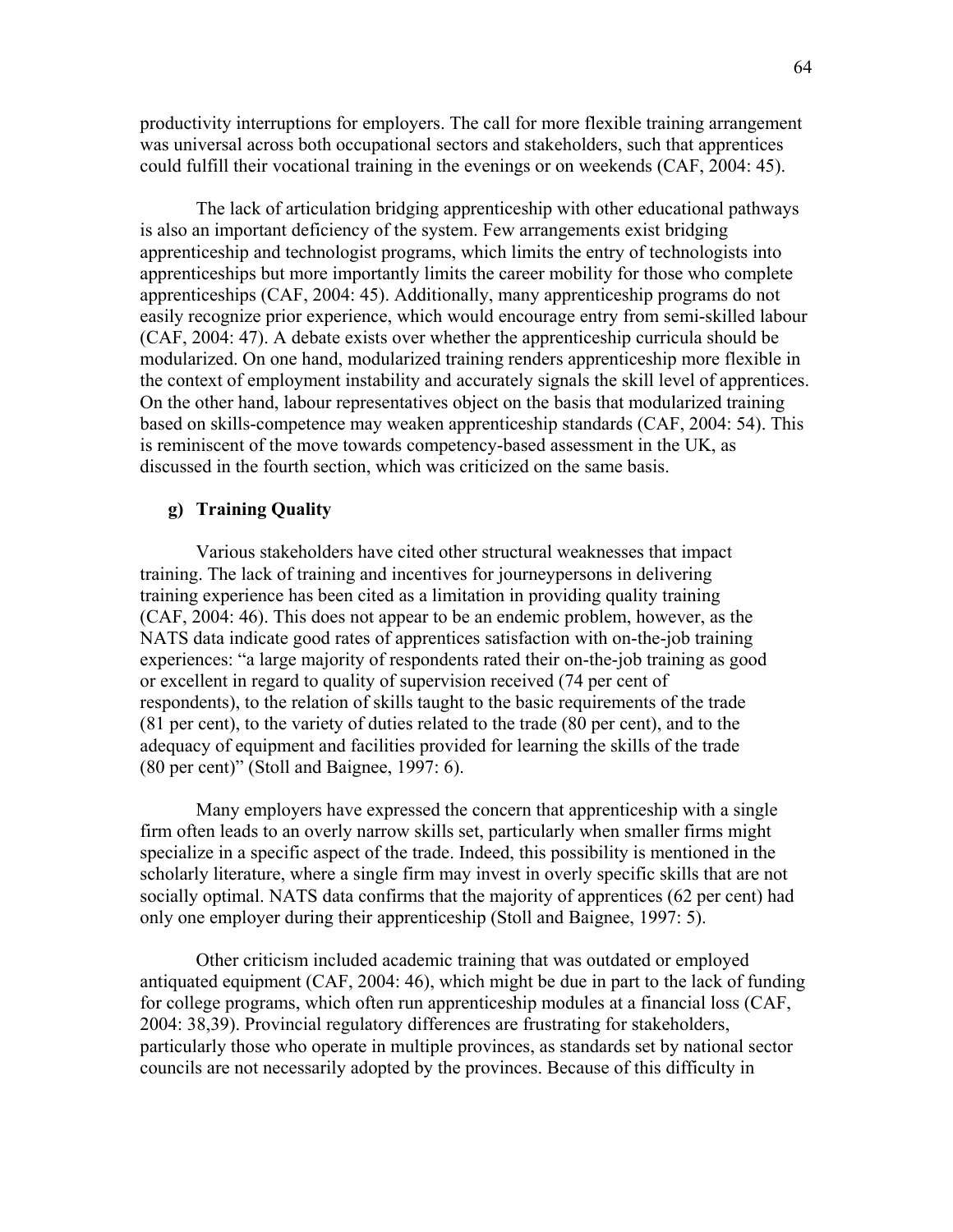productivity interruptions for employers. The call for more flexible training arrangement was universal across both occupational sectors and stakeholders, such that apprentices could fulfill their vocational training in the evenings or on weekends (CAF, 2004: 45).

The lack of articulation bridging apprenticeship with other educational pathways is also an important deficiency of the system. Few arrangements exist bridging apprenticeship and technologist programs, which limits the entry of technologists into apprenticeships but more importantly limits the career mobility for those who complete apprenticeships (CAF, 2004: 45). Additionally, many apprenticeship programs do not easily recognize prior experience, which would encourage entry from semi-skilled labour (CAF, 2004: 47). A debate exists over whether the apprenticeship curricula should be modularized. On one hand, modularized training renders apprenticeship more flexible in the context of employment instability and accurately signals the skill level of apprentices. On the other hand, labour representatives object on the basis that modularized training based on skills-competence may weaken apprenticeship standards (CAF, 2004: 54). This is reminiscent of the move towards competency-based assessment in the UK, as discussed in the fourth section, which was criticized on the same basis.

### g) Training Quality

Various stakeholders have cited other structural weaknesses that impact training. The lack of training and incentives for journeypersons in delivering training experience has been cited as a limitation in providing quality training (CAF, 2004: 46). This does not appear to be an endemic problem, however, as the NATS data indicate good rates of apprentices satisfaction with on-the-job training experiences: "a large majority of respondents rated their on-the-job training as good or excellent in regard to quality of supervision received (74 per cent of respondents), to the relation of skills taught to the basic requirements of the trade (81 per cent), to the variety of duties related to the trade (80 per cent), and to the adequacy of equipment and facilities provided for learning the skills of the trade (80 per cent)" (Stoll and Baignee, 1997: 6).

Many employers have expressed the concern that apprenticeship with a single firm often leads to an overly narrow skills set, particularly when smaller firms might specialize in a specific aspect of the trade. Indeed, this possibility is mentioned in the scholarly literature, where a single firm may invest in overly specific skills that are not socially optimal. NATS data confirms that the majority of apprentices (62 per cent) had only one employer during their apprenticeship (Stoll and Baignee, 1997: 5).

Other criticism included academic training that was outdated or employed antiquated equipment (CAF, 2004: 46), which might be due in part to the lack of funding for college programs, which often run apprenticeship modules at a financial loss (CAF, 2004: 38,39). Provincial regulatory differences are frustrating for stakeholders, particularly those who operate in multiple provinces, as standards set by national sector councils are not necessarily adopted by the provinces. Because of this difficulty in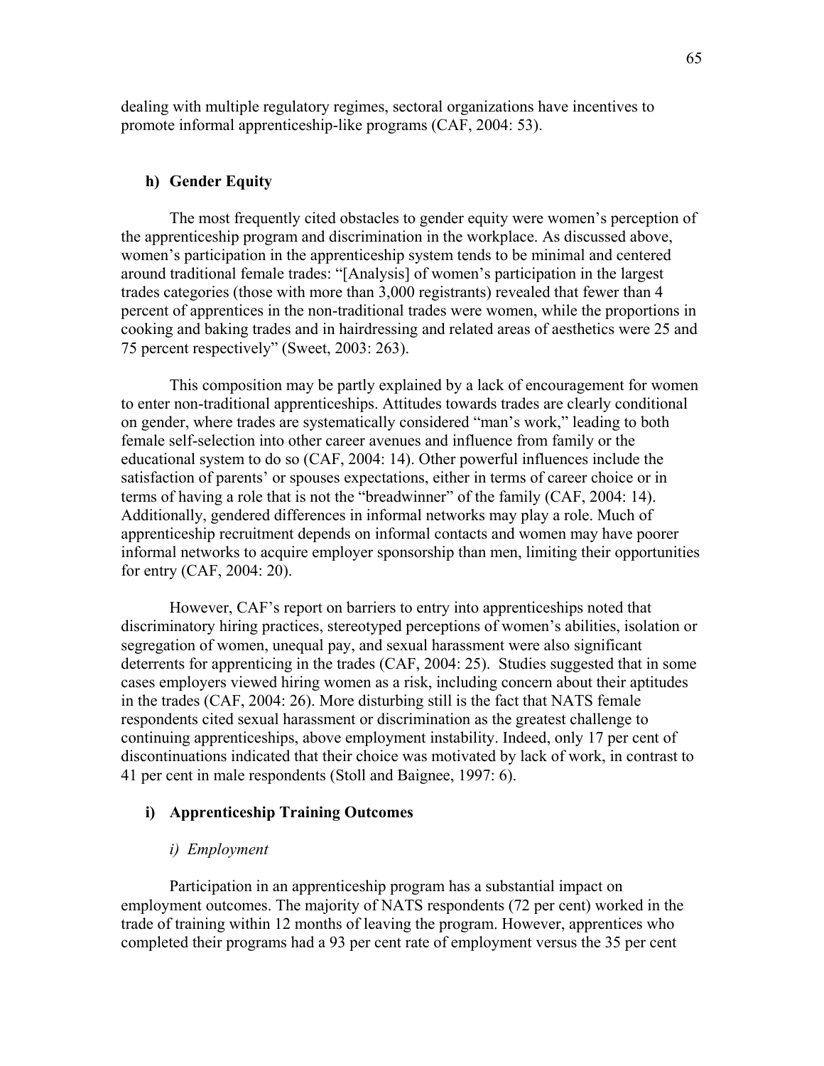dealing with multiple regulatory regimes, sectoral organizations have incentives to promote informal apprenticeship-like programs (CAF, 2004: 53).

### h) Gender Equity

The most frequently cited obstacles to gender equity were women's perception of the apprenticeship program and discrimination in the workplace. As discussed above, women's participation in the apprenticeship system tends to be minimal and centered around traditional female trades: "[Analysis] of women's participation in the largest trades categories (those with more than 3,000 registrants) revealed that fewer than 4 percent of apprentices in the non-traditional trades were women, while the proportions in cooking and baking trades and in hairdressing and related areas of aesthetics were 25 and 75 percent respectively" (Sweet, 2003: 263).

This composition may be partly explained by a lack of encouragement for women to enter non-traditional apprenticeships. Attitudes towards trades are clearly conditional on gender, where trades are systematically considered "man's work," leading to both female self-selection into other career avenues and influence from family or the educational system to do so (CAF, 2004: 14). Other powerful influences include the satisfaction of parents' or spouses expectations, either in terms of career choice or in terms of having a role that is not the "breadwinner" of the family (CAF, 2004: 14). Additionally, gendered differences in informal networks may play a role. Much of apprenticeship recruitment depends on informal contacts and women may have poorer informal networks to acquire employer sponsorship than men, limiting their opportunities for entry (CAF, 2004: 20).

However, CAF's report on barriers to entry into apprenticeships noted that discriminatory hiring practices, stereotyped perceptions of women's abilities, isolation or segregation of women, unequal pay, and sexual harassment were also significant deterrents for apprenticing in the trades (CAF, 2004: 25). Studies suggested that in some cases employers viewed hiring women as a risk, including concern about their aptitudes in the trades (CAF, 2004: 26). More disturbing still is the fact that NATS female respondents cited sexual harassment or discrimination as the greatest challenge to continuing apprenticeships, above employment instability. Indeed, only 17 per cent of discontinuations indicated that their choice was motivated by lack of work, in contrast to 41 per cent in male respondents (Stoll and Baignee, 1997: 6).

### i) Apprenticeship Training Outcomes

#### *i) Employment*

Participation in an apprenticeship program has a substantial impact on employment outcomes. The majority of NATS respondents (72 per cent) worked in the trade of training within 12 months of leaving the program. However, apprentices who completed their programs had a 93 per cent rate of employment versus the 35 per cent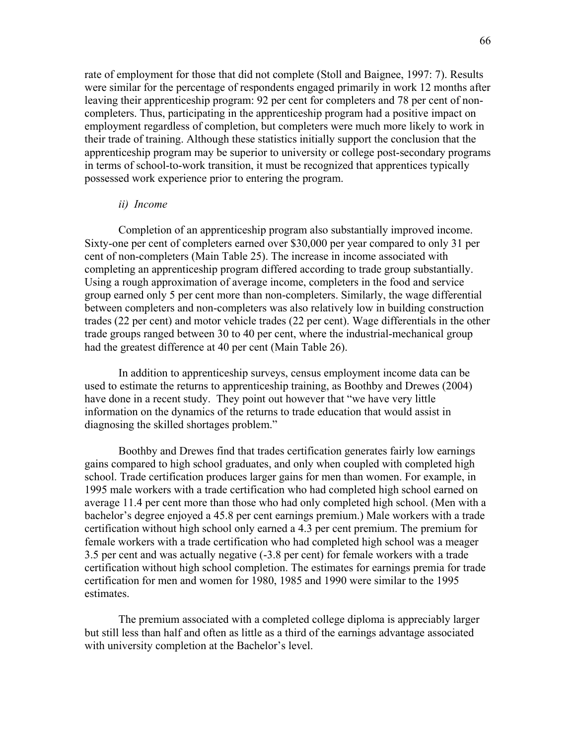rate of employment for those that did not complete (Stoll and Baignee, 1997: 7). Results were similar for the percentage of respondents engaged primarily in work 12 months after leaving their apprenticeship program: 92 per cent for completers and 78 per cent of non-completers. Thus, participating in the apprenticeship program had a positive impact on employment regardless of completion, but completers were much more likely to work in their trade of training. Although these statistics initially support the conclusion that the apprenticeship program may be superior to university or college post-secondary programs in terms of school-to-work transition, it must be recognized that apprentices typically possessed work experience prior to entering the program.

*ii) Income*

Completion of an apprenticeship program also substantially improved income. Sixty-one per cent of completers earned over $30,000 per year compared to only 31 per cent of non-completers (Main Table 25). The increase in income associated with completing an apprenticeship program differed according to trade group substantially. Using a rough approximation of average income, completers in the food and service group earned only 5 per cent more than non-completers. Similarly, the wage differential between completers and non-completers was also relatively low in building construction trades (22 per cent) and motor vehicle trades (22 per cent). Wage differentials in the other trade groups ranged between 30 to 40 per cent, where the industrial-mechanical group had the greatest difference at 40 per cent (Main Table 26).

In addition to apprenticeship surveys, census employment income data can be used to estimate the returns to apprenticeship training, as Boothby and Drewes (2004) have done in a recent study. They point out however that "we have very little information on the dynamics of the returns to trade education that would assist in diagnosing the skilled shortages problem."

Boothby and Drewes find that trades certification generates fairly low earnings gains compared to high school graduates, and only when coupled with completed high school. Trade certification produces larger gains for men than women. For example, in 1995 male workers with a trade certification who had completed high school earned on average 11.4 per cent more than those who had only completed high school. (Men with a bachelor's degree enjoyed a 45.8 per cent earnings premium.) Male workers with a trade certification without high school only earned a 4.3 per cent premium. The premium for female workers with a trade certification who had completed high school was a meager 3.5 per cent and was actually negative (-3.8 per cent) for female workers with a trade certification without high school completion. The estimates for earnings premia for trade certification for men and women for 1980, 1985 and 1990 were similar to the 1995 estimates.

The premium associated with a completed college diploma is appreciably larger but still less than half and often as little as a third of the earnings advantage associated with university completion at the Bachelor's level.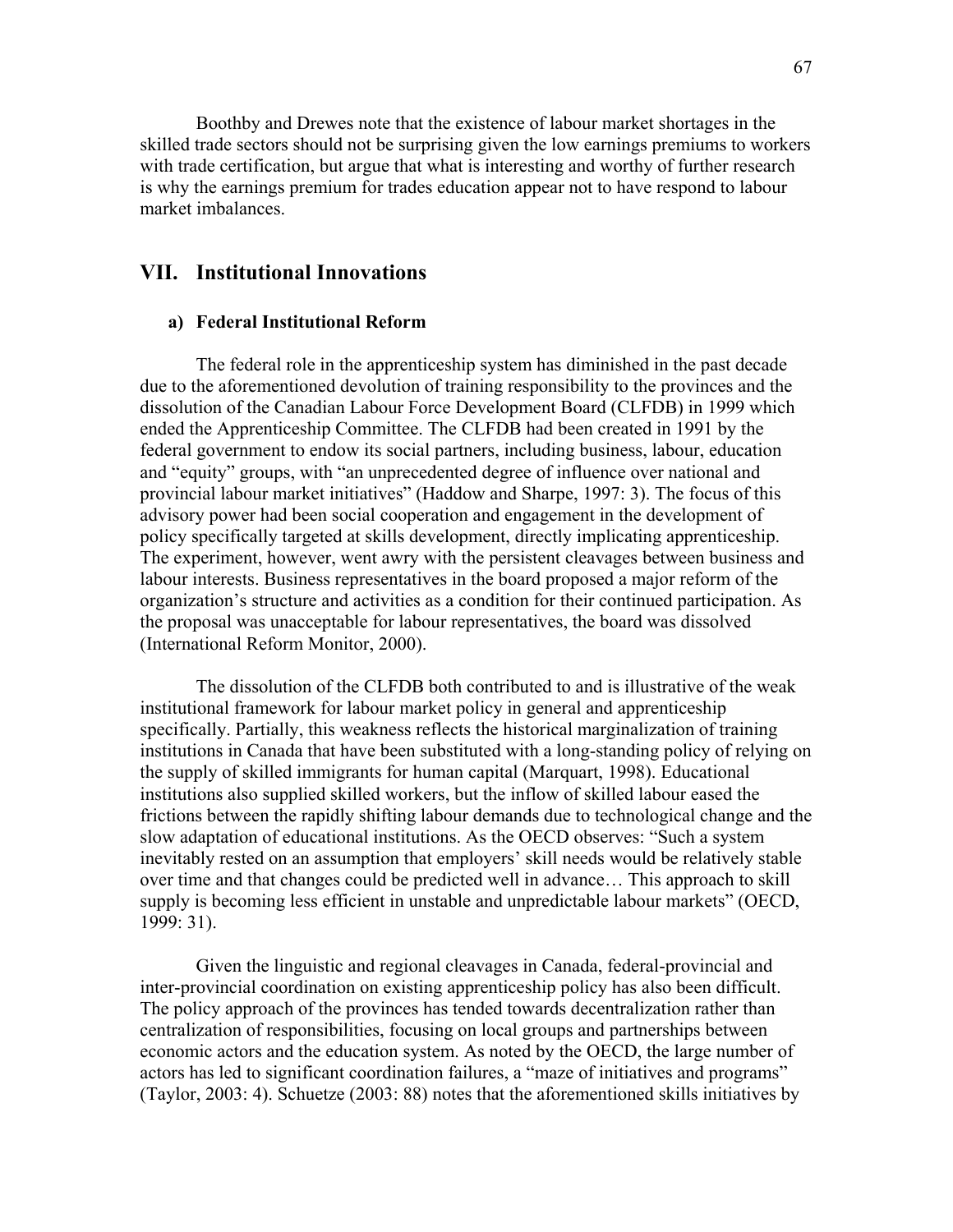Boothby and Drewes note that the existence of labour market shortages in the skilled trade sectors should not be surprising given the low earnings premiums to workers with trade certification, but argue that what is interesting and worthy of further research is why the earnings premium for trades education appear not to have respond to labour market imbalances.

## VII. Institutional Innovations

### a) Federal Institutional Reform

The federal role in the apprenticeship system has diminished in the past decade due to the aforementioned devolution of training responsibility to the provinces and the dissolution of the Canadian Labour Force Development Board (CLFDB) in 1999 which ended the Apprenticeship Committee. The CLFDB had been created in 1991 by the federal government to endow its social partners, including business, labour, education and "equity" groups, with "an unprecedented degree of influence over national and provincial labour market initiatives" (Haddow and Sharpe, 1997: 3). The focus of this advisory power had been social cooperation and engagement in the development of policy specifically targeted at skills development, directly implicating apprenticeship. The experiment, however, went awry with the persistent cleavages between business and labour interests. Business representatives in the board proposed a major reform of the organization's structure and activities as a condition for their continued participation. As the proposal was unacceptable for labour representatives, the board was dissolved (International Reform Monitor, 2000).

The dissolution of the CLFDB both contributed to and is illustrative of the weak institutional framework for labour market policy in general and apprenticeship specifically. Partially, this weakness reflects the historical marginalization of training institutions in Canada that have been substituted with a long-standing policy of relying on the supply of skilled immigrants for human capital (Marquart, 1998). Educational institutions also supplied skilled workers, but the inflow of skilled labour eased the frictions between the rapidly shifting labour demands due to technological change and the slow adaptation of educational institutions. As the OECD observes: "Such a system inevitably rested on an assumption that employers' skill needs would be relatively stable over time and that changes could be predicted well in advance… This approach to skill supply is becoming less efficient in unstable and unpredictable labour markets" (OECD, 1999: 31).

Given the linguistic and regional cleavages in Canada, federal-provincial and inter-provincial coordination on existing apprenticeship policy has also been difficult. The policy approach of the provinces has tended towards decentralization rather than centralization of responsibilities, focusing on local groups and partnerships between economic actors and the education system. As noted by the OECD, the large number of actors has led to significant coordination failures, a "maze of initiatives and programs" (Taylor, 2003: 4). Schuetze (2003: 88) notes that the aforementioned skills initiatives by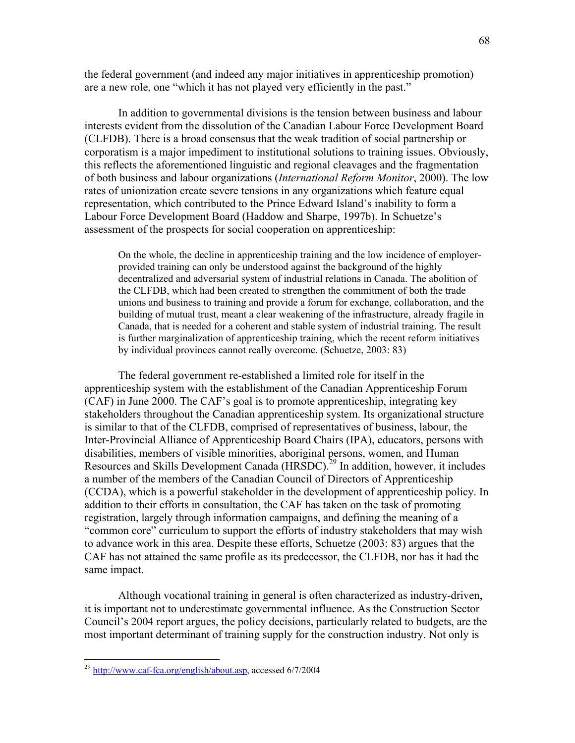the federal government (and indeed any major initiatives in apprenticeship promotion) are a new role, one "which it has not played very efficiently in the past."

In addition to governmental divisions is the tension between business and labour interests evident from the dissolution of the Canadian Labour Force Development Board (CLFDB). There is a broad consensus that the weak tradition of social partnership or corporatism is a major impediment to institutional solutions to training issues. Obviously, this reflects the aforementioned linguistic and regional cleavages and the fragmentation of both business and labour organizations (*International Reform Monitor*, 2000). The low rates of unionization create severe tensions in any organizations which feature equal representation, which contributed to the Prince Edward Island's inability to form a Labour Force Development Board (Haddow and Sharpe, 1997b). In Schuetze's assessment of the prospects for social cooperation on apprenticeship:

> On the whole, the decline in apprenticeship training and the low incidence of employer-provided training can only be understood against the background of the highly decentralized and adversarial system of industrial relations in Canada. The abolition of the CLFDB, which had been created to strengthen the commitment of both the trade unions and business to training and provide a forum for exchange, collaboration, and the building of mutual trust, meant a clear weakening of the infrastructure, already fragile in Canada, that is needed for a coherent and stable system of industrial training. The result is further marginalization of apprenticeship training, which the recent reform initiatives by individual provinces cannot really overcome. (Schuetze, 2003: 83)

The federal government re-established a limited role for itself in the apprenticeship system with the establishment of the Canadian Apprenticeship Forum (CAF) in June 2000. The CAF's goal is to promote apprenticeship, integrating key stakeholders throughout the Canadian apprenticeship system. Its organizational structure is similar to that of the CLFDB, comprised of representatives of business, labour, the Inter-Provincial Alliance of Apprenticeship Board Chairs (IPA), educators, persons with disabilities, members of visible minorities, aboriginal persons, women, and Human Resources and Skills Development Canada (HRSDC).[29] In addition, however, it includes a number of the members of the Canadian Council of Directors of Apprenticeship (CCDA), which is a powerful stakeholder in the development of apprenticeship policy. In addition to their efforts in consultation, the CAF has taken on the task of promoting registration, largely through information campaigns, and defining the meaning of a "common core" curriculum to support the efforts of industry stakeholders that may wish to advance work in this area. Despite these efforts, Schuetze (2003: 83) argues that the CAF has not attained the same profile as its predecessor, the CLFDB, nor has it had the same impact.

Although vocational training in general is often characterized as industry-driven, it is important not to underestimate governmental influence. As the Construction Sector Council's 2004 report argues, the policy decisions, particularly related to budgets, are the most important determinant of training supply for the construction industry. Not only is

---

[29] http://www.caf-fca.org/english/about.asp, accessed 6/7/2004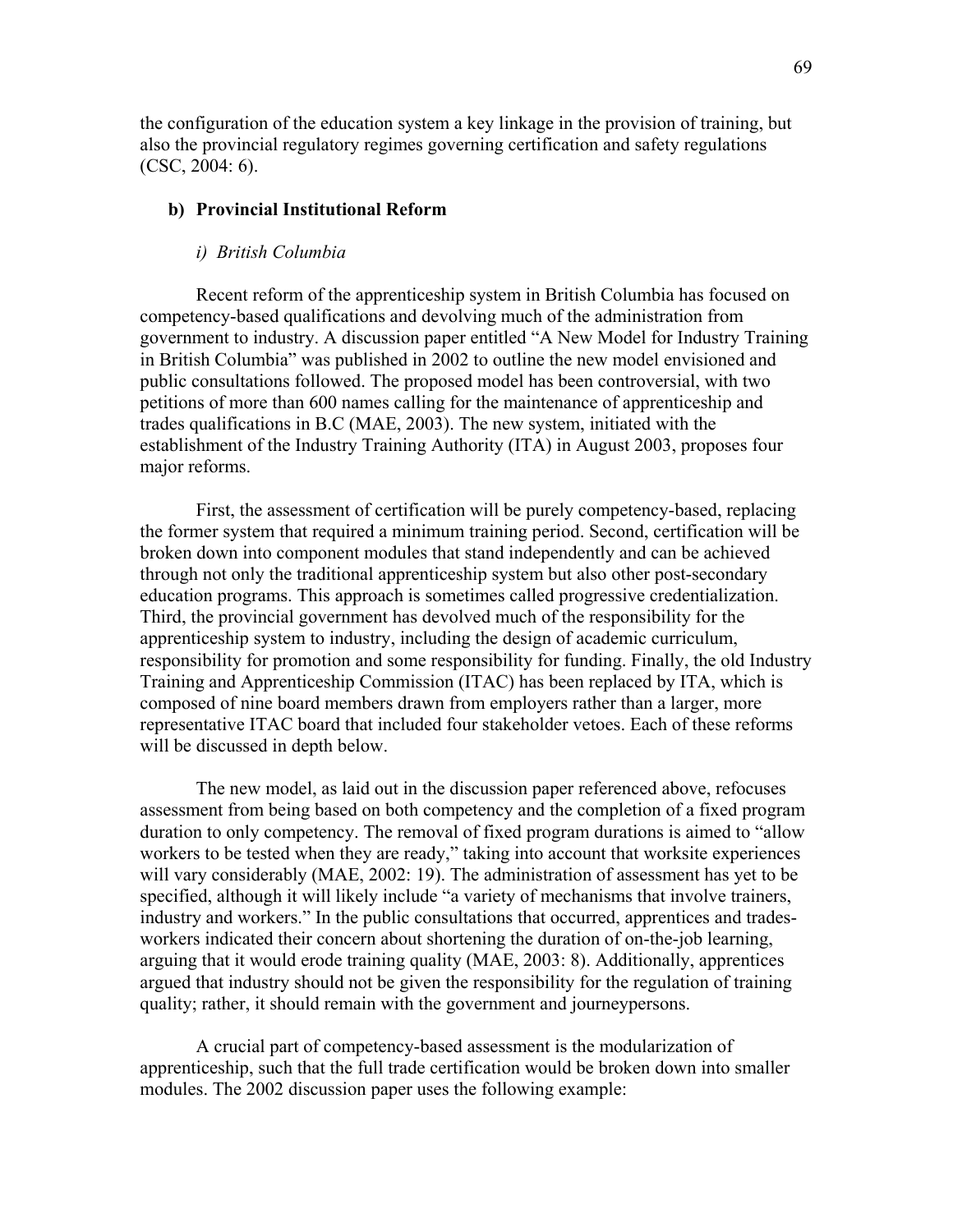the configuration of the education system a key linkage in the provision of training, but also the provincial regulatory regimes governing certification and safety regulations (CSC, 2004: 6).

### b) Provincial Institutional Reform

#### *i) British Columbia*

Recent reform of the apprenticeship system in British Columbia has focused on competency-based qualifications and devolving much of the administration from government to industry. A discussion paper entitled "A New Model for Industry Training in British Columbia" was published in 2002 to outline the new model envisioned and public consultations followed. The proposed model has been controversial, with two petitions of more than 600 names calling for the maintenance of apprenticeship and trades qualifications in B.C (MAE, 2003). The new system, initiated with the establishment of the Industry Training Authority (ITA) in August 2003, proposes four major reforms.

First, the assessment of certification will be purely competency-based, replacing the former system that required a minimum training period. Second, certification will be broken down into component modules that stand independently and can be achieved through not only the traditional apprenticeship system but also other post-secondary education programs. This approach is sometimes called progressive credentialization. Third, the provincial government has devolved much of the responsibility for the apprenticeship system to industry, including the design of academic curriculum, responsibility for promotion and some responsibility for funding. Finally, the old Industry Training and Apprenticeship Commission (ITAC) has been replaced by ITA, which is composed of nine board members drawn from employers rather than a larger, more representative ITAC board that included four stakeholder vetoes. Each of these reforms will be discussed in depth below.

The new model, as laid out in the discussion paper referenced above, refocuses assessment from being based on both competency and the completion of a fixed program duration to only competency. The removal of fixed program durations is aimed to "allow workers to be tested when they are ready," taking into account that worksite experiences will vary considerably (MAE, 2002: 19). The administration of assessment has yet to be specified, although it will likely include "a variety of mechanisms that involve trainers, industry and workers." In the public consultations that occurred, apprentices and trades-workers indicated their concern about shortening the duration of on-the-job learning, arguing that it would erode training quality (MAE, 2003: 8). Additionally, apprentices argued that industry should not be given the responsibility for the regulation of training quality; rather, it should remain with the government and journeypersons.

A crucial part of competency-based assessment is the modularization of apprenticeship, such that the full trade certification would be broken down into smaller modules. The 2002 discussion paper uses the following example: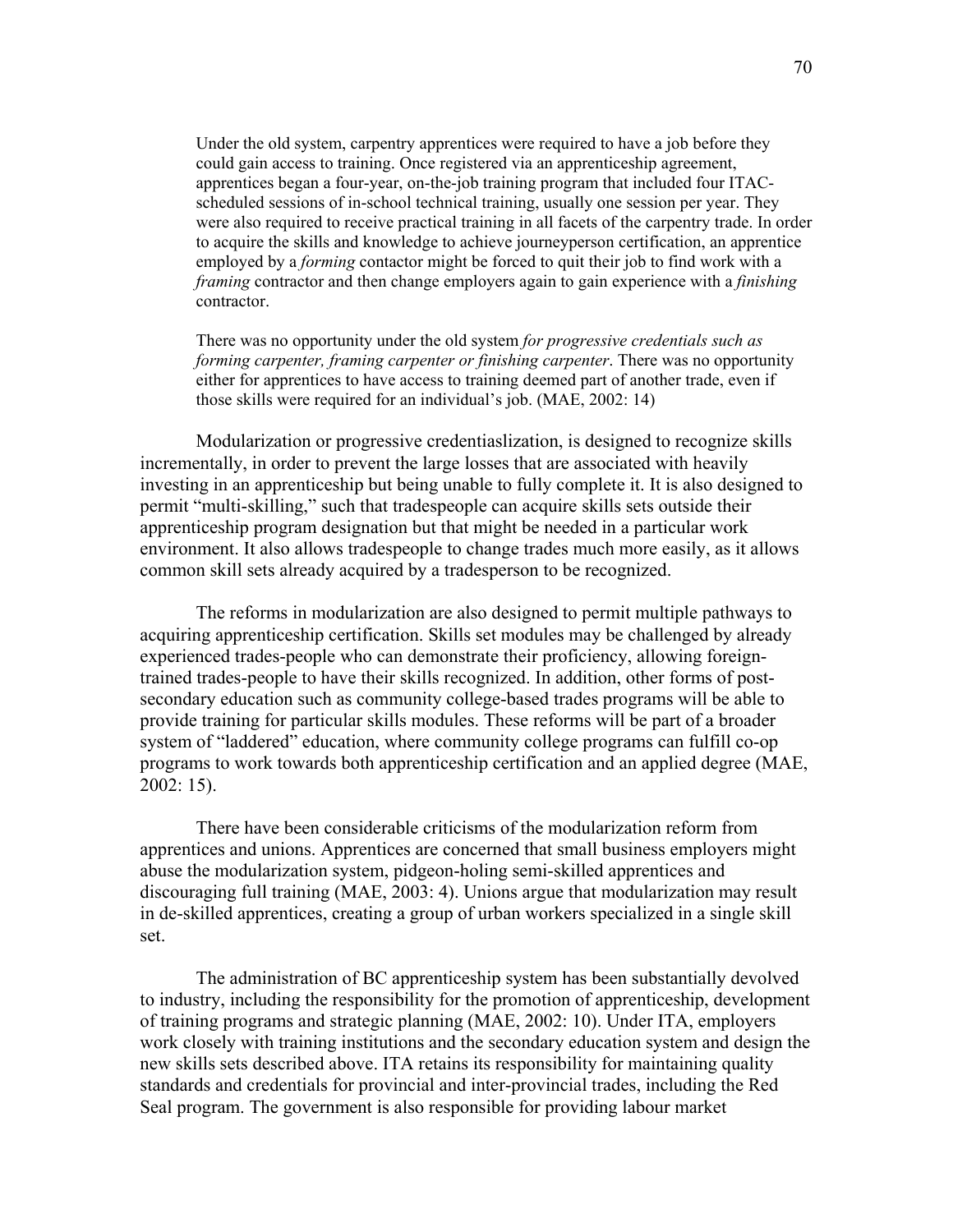> Under the old system, carpentry apprentices were required to have a job before they could gain access to training. Once registered via an apprenticeship agreement, apprentices began a four-year, on-the-job training program that included four ITAC-scheduled sessions of in-school technical training, usually one session per year. They were also required to receive practical training in all facets of the carpentry trade. In order to acquire the skills and knowledge to achieve journeyperson certification, an apprentice employed by a *forming* contactor might be forced to quit their job to find work with a *framing* contractor and then change employers again to gain experience with a *finishing* contractor.
>
> There was no opportunity under the old system *for progressive credentials such as forming carpenter, framing carpenter or finishing carpenter*. There was no opportunity either for apprentices to have access to training deemed part of another trade, even if those skills were required for an individual's job. (MAE, 2002: 14)

Modularization or progressive credentiaslization, is designed to recognize skills incrementally, in order to prevent the large losses that are associated with heavily investing in an apprenticeship but being unable to fully complete it. It is also designed to permit "multi-skilling," such that tradespeople can acquire skills sets outside their apprenticeship program designation but that might be needed in a particular work environment. It also allows tradespeople to change trades much more easily, as it allows common skill sets already acquired by a tradesperson to be recognized.

The reforms in modularization are also designed to permit multiple pathways to acquiring apprenticeship certification. Skills set modules may be challenged by already experienced trades-people who can demonstrate their proficiency, allowing foreign-trained trades-people to have their skills recognized. In addition, other forms of post-secondary education such as community college-based trades programs will be able to provide training for particular skills modules. These reforms will be part of a broader system of "laddered" education, where community college programs can fulfill co-op programs to work towards both apprenticeship certification and an applied degree (MAE, 2002: 15).

There have been considerable criticisms of the modularization reform from apprentices and unions. Apprentices are concerned that small business employers might abuse the modularization system, pidgeon-holing semi-skilled apprentices and discouraging full training (MAE, 2003: 4). Unions argue that modularization may result in de-skilled apprentices, creating a group of urban workers specialized in a single skill set.

The administration of BC apprenticeship system has been substantially devolved to industry, including the responsibility for the promotion of apprenticeship, development of training programs and strategic planning (MAE, 2002: 10). Under ITA, employers work closely with training institutions and the secondary education system and design the new skills sets described above. ITA retains its responsibility for maintaining quality standards and credentials for provincial and inter-provincial trades, including the Red Seal program. The government is also responsible for providing labour market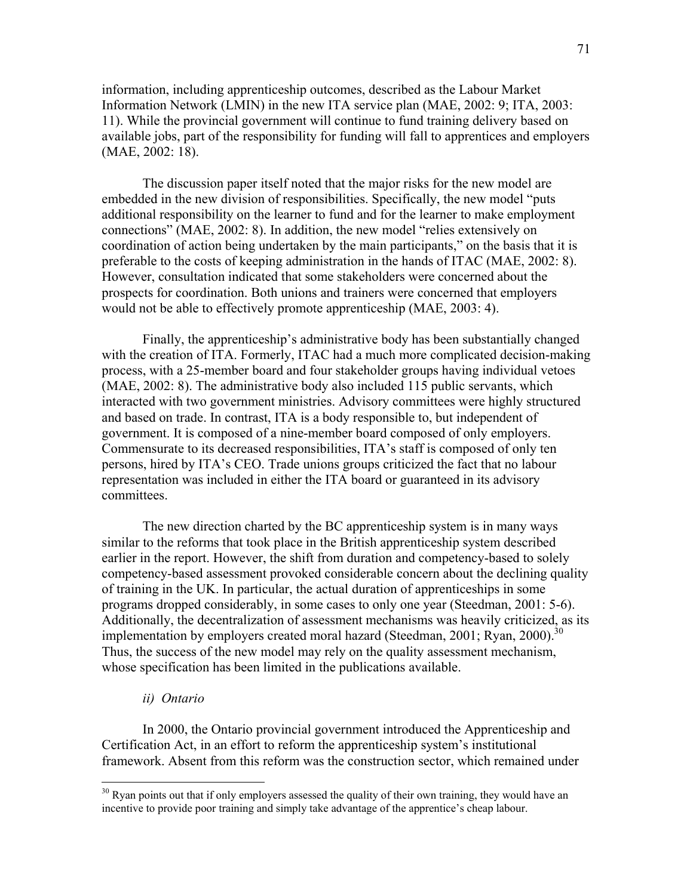information, including apprenticeship outcomes, described as the Labour Market Information Network (LMIN) in the new ITA service plan (MAE, 2002: 9; ITA, 2003: 11). While the provincial government will continue to fund training delivery based on available jobs, part of the responsibility for funding will fall to apprentices and employers (MAE, 2002: 18).

The discussion paper itself noted that the major risks for the new model are embedded in the new division of responsibilities. Specifically, the new model "puts additional responsibility on the learner to fund and for the learner to make employment connections" (MAE, 2002: 8). In addition, the new model "relies extensively on coordination of action being undertaken by the main participants," on the basis that it is preferable to the costs of keeping administration in the hands of ITAC (MAE, 2002: 8). However, consultation indicated that some stakeholders were concerned about the prospects for coordination. Both unions and trainers were concerned that employers would not be able to effectively promote apprenticeship (MAE, 2003: 4).

Finally, the apprenticeship's administrative body has been substantially changed with the creation of ITA. Formerly, ITAC had a much more complicated decision-making process, with a 25-member board and four stakeholder groups having individual vetoes (MAE, 2002: 8). The administrative body also included 115 public servants, which interacted with two government ministries. Advisory committees were highly structured and based on trade. In contrast, ITA is a body responsible to, but independent of government. It is composed of a nine-member board composed of only employers. Commensurate to its decreased responsibilities, ITA's staff is composed of only ten persons, hired by ITA's CEO. Trade unions groups criticized the fact that no labour representation was included in either the ITA board or guaranteed in its advisory committees.

The new direction charted by the BC apprenticeship system is in many ways similar to the reforms that took place in the British apprenticeship system described earlier in the report. However, the shift from duration and competency-based to solely competency-based assessment provoked considerable concern about the declining quality of training in the UK. In particular, the actual duration of apprenticeships in some programs dropped considerably, in some cases to only one year (Steedman, 2001: 5-6). Additionally, the decentralization of assessment mechanisms was heavily criticized, as its implementation by employers created moral hazard (Steedman, 2001; Ryan, 2000).[30] Thus, the success of the new model may rely on the quality assessment mechanism, whose specification has been limited in the publications available.

### *ii) Ontario*

In 2000, the Ontario provincial government introduced the Apprenticeship and Certification Act, in an effort to reform the apprenticeship system's institutional framework. Absent from this reform was the construction sector, which remained under

---

[30] Ryan points out that if only employers assessed the quality of their own training, they would have an incentive to provide poor training and simply take advantage of the apprentice's cheap labour.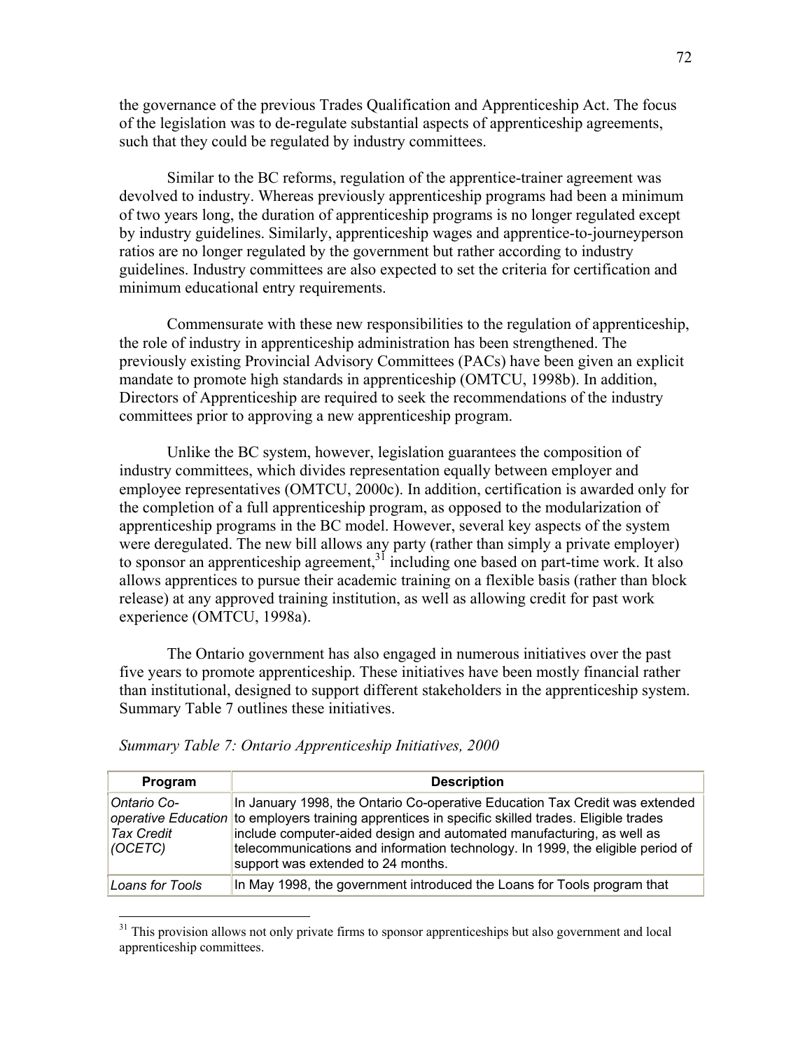the governance of the previous Trades Qualification and Apprenticeship Act. The focus of the legislation was to de-regulate substantial aspects of apprenticeship agreements, such that they could be regulated by industry committees.

Similar to the BC reforms, regulation of the apprentice-trainer agreement was devolved to industry. Whereas previously apprenticeship programs had been a minimum of two years long, the duration of apprenticeship programs is no longer regulated except by industry guidelines. Similarly, apprenticeship wages and apprentice-to-journeyperson ratios are no longer regulated by the government but rather according to industry guidelines. Industry committees are also expected to set the criteria for certification and minimum educational entry requirements.

Commensurate with these new responsibilities to the regulation of apprenticeship, the role of industry in apprenticeship administration has been strengthened. The previously existing Provincial Advisory Committees (PACs) have been given an explicit mandate to promote high standards in apprenticeship (OMTCU, 1998b). In addition, Directors of Apprenticeship are required to seek the recommendations of the industry committees prior to approving a new apprenticeship program.

Unlike the BC system, however, legislation guarantees the composition of industry committees, which divides representation equally between employer and employee representatives (OMTCU, 2000c). In addition, certification is awarded only for the completion of a full apprenticeship program, as opposed to the modularization of apprenticeship programs in the BC model. However, several key aspects of the system were deregulated. The new bill allows any party (rather than simply a private employer) to sponsor an apprenticeship agreement,[31] including one based on part-time work. It also allows apprentices to pursue their academic training on a flexible basis (rather than block release) at any approved training institution, as well as allowing credit for past work experience (OMTCU, 1998a).

The Ontario government has also engaged in numerous initiatives over the past five years to promote apprenticeship. These initiatives have been mostly financial rather than institutional, designed to support different stakeholders in the apprenticeship system. Summary Table 7 outlines these initiatives.

*Summary Table 7: Ontario Apprenticeship Initiatives, 2000*

| Program | Description |
|---|---|
| *Ontario Co-operative Education Tax Credit (OCETC)* | In January 1998, the Ontario Co-operative Education Tax Credit was extended to employers training apprentices in specific skilled trades. Eligible trades include computer-aided design and automated manufacturing, as well as telecommunications and information technology. In 1999, the eligible period of support was extended to 24 months. |
| *Loans for Tools* | In May 1998, the government introduced the Loans for Tools program that |

[31] This provision allows not only private firms to sponsor apprenticeships but also government and local apprenticeship committees.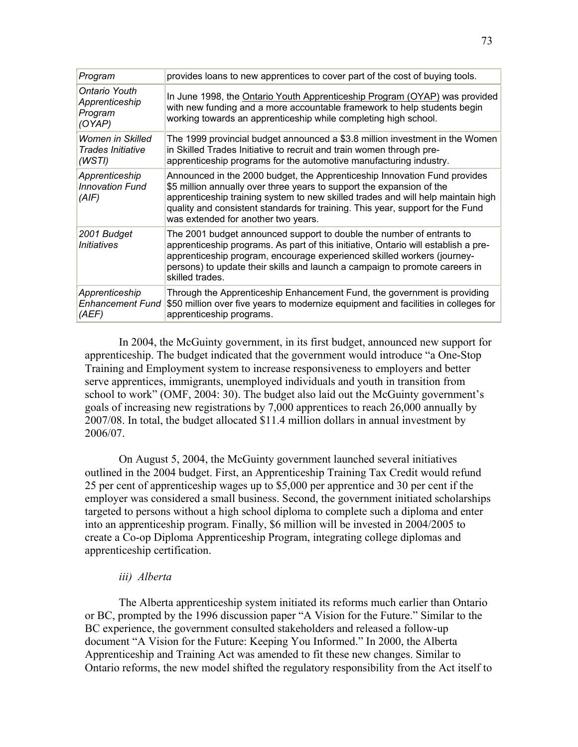| | |
|---|---|
| *Program* | provides loans to new apprentices to cover part of the cost of buying tools. |
| *Ontario Youth Apprenticeship Program (OYAP)* | In June 1998, the Ontario Youth Apprenticeship Program (OYAP) was provided with new funding and a more accountable framework to help students begin working towards an apprenticeship while completing high school. |
| *Women in Skilled Trades Initiative (WSTI)* | The 1999 provincial budget announced a $3.8 million investment in the Women in Skilled Trades Initiative to recruit and train women through pre-apprenticeship programs for the automotive manufacturing industry. |
| *Apprenticeship Innovation Fund (AIF)* | Announced in the 2000 budget, the Apprenticeship Innovation Fund provides $5 million annually over three years to support the expansion of the apprenticeship training system to new skilled trades and will help maintain high quality and consistent standards for training. This year, support for the Fund was extended for another two years. |
| *2001 Budget Initiatives* | The 2001 budget announced support to double the number of entrants to apprenticeship programs. As part of this initiative, Ontario will establish a pre-apprenticeship program, encourage experienced skilled workers (journey-persons) to update their skills and launch a campaign to promote careers in skilled trades. |
| *Apprenticeship Enhancement Fund (AEF)* | Through the Apprenticeship Enhancement Fund, the government is providing $50 million over five years to modernize equipment and facilities in colleges for apprenticeship programs. |

In 2004, the McGuinty government, in its first budget, announced new support for apprenticeship. The budget indicated that the government would introduce "a One-Stop Training and Employment system to increase responsiveness to employers and better serve apprentices, immigrants, unemployed individuals and youth in transition from school to work" (OMF, 2004: 30). The budget also laid out the McGuinty government's goals of increasing new registrations by 7,000 apprentices to reach 26,000 annually by 2007/08. In total, the budget allocated $11.4 million dollars in annual investment by 2006/07.

On August 5, 2004, the McGuinty government launched several initiatives outlined in the 2004 budget. First, an Apprenticeship Training Tax Credit would refund 25 per cent of apprenticeship wages up to $5,000 per apprentice and 30 per cent if the employer was considered a small business. Second, the government initiated scholarships targeted to persons without a high school diploma to complete such a diploma and enter into an apprenticeship program. Finally, $6 million will be invested in 2004/2005 to create a Co-op Diploma Apprenticeship Program, integrating college diplomas and apprenticeship certification.

*iii) Alberta*

The Alberta apprenticeship system initiated its reforms much earlier than Ontario or BC, prompted by the 1996 discussion paper "A Vision for the Future." Similar to the BC experience, the government consulted stakeholders and released a follow-up document "A Vision for the Future: Keeping You Informed." In 2000, the Alberta Apprenticeship and Training Act was amended to fit these new changes. Similar to Ontario reforms, the new model shifted the regulatory responsibility from the Act itself to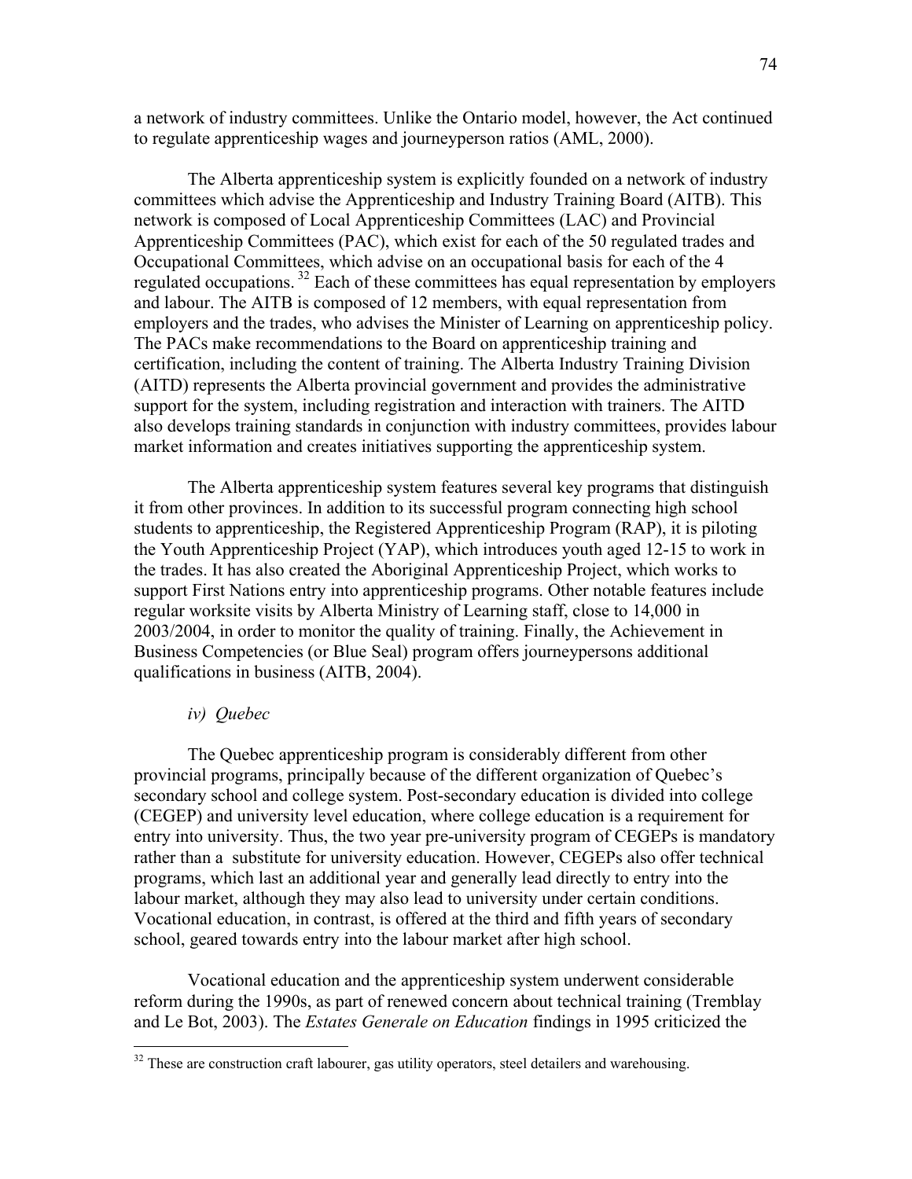a network of industry committees. Unlike the Ontario model, however, the Act continued to regulate apprenticeship wages and journeyperson ratios (AML, 2000).

The Alberta apprenticeship system is explicitly founded on a network of industry committees which advise the Apprenticeship and Industry Training Board (AITB). This network is composed of Local Apprenticeship Committees (LAC) and Provincial Apprenticeship Committees (PAC), which exist for each of the 50 regulated trades and Occupational Committees, which advise on an occupational basis for each of the 4 regulated occupations.[32] Each of these committees has equal representation by employers and labour. The AITB is composed of 12 members, with equal representation from employers and the trades, who advises the Minister of Learning on apprenticeship policy. The PACs make recommendations to the Board on apprenticeship training and certification, including the content of training. The Alberta Industry Training Division (AITD) represents the Alberta provincial government and provides the administrative support for the system, including registration and interaction with trainers. The AITD also develops training standards in conjunction with industry committees, provides labour market information and creates initiatives supporting the apprenticeship system.

The Alberta apprenticeship system features several key programs that distinguish it from other provinces. In addition to its successful program connecting high school students to apprenticeship, the Registered Apprenticeship Program (RAP), it is piloting the Youth Apprenticeship Project (YAP), which introduces youth aged 12-15 to work in the trades. It has also created the Aboriginal Apprenticeship Project, which works to support First Nations entry into apprenticeship programs. Other notable features include regular worksite visits by Alberta Ministry of Learning staff, close to 14,000 in 2003/2004, in order to monitor the quality of training. Finally, the Achievement in Business Competencies (or Blue Seal) program offers journeypersons additional qualifications in business (AITB, 2004).

*iv) Quebec*

The Quebec apprenticeship program is considerably different from other provincial programs, principally because of the different organization of Quebec's secondary school and college system. Post-secondary education is divided into college (CEGEP) and university level education, where college education is a requirement for entry into university. Thus, the two year pre-university program of CEGEPs is mandatory rather than a substitute for university education. However, CEGEPs also offer technical programs, which last an additional year and generally lead directly to entry into the labour market, although they may also lead to university under certain conditions. Vocational education, in contrast, is offered at the third and fifth years of secondary school, geared towards entry into the labour market after high school.

Vocational education and the apprenticeship system underwent considerable reform during the 1990s, as part of renewed concern about technical training (Tremblay and Le Bot, 2003). The *Estates Generale on Education* findings in 1995 criticized the

[32] These are construction craft labourer, gas utility operators, steel detailers and warehousing.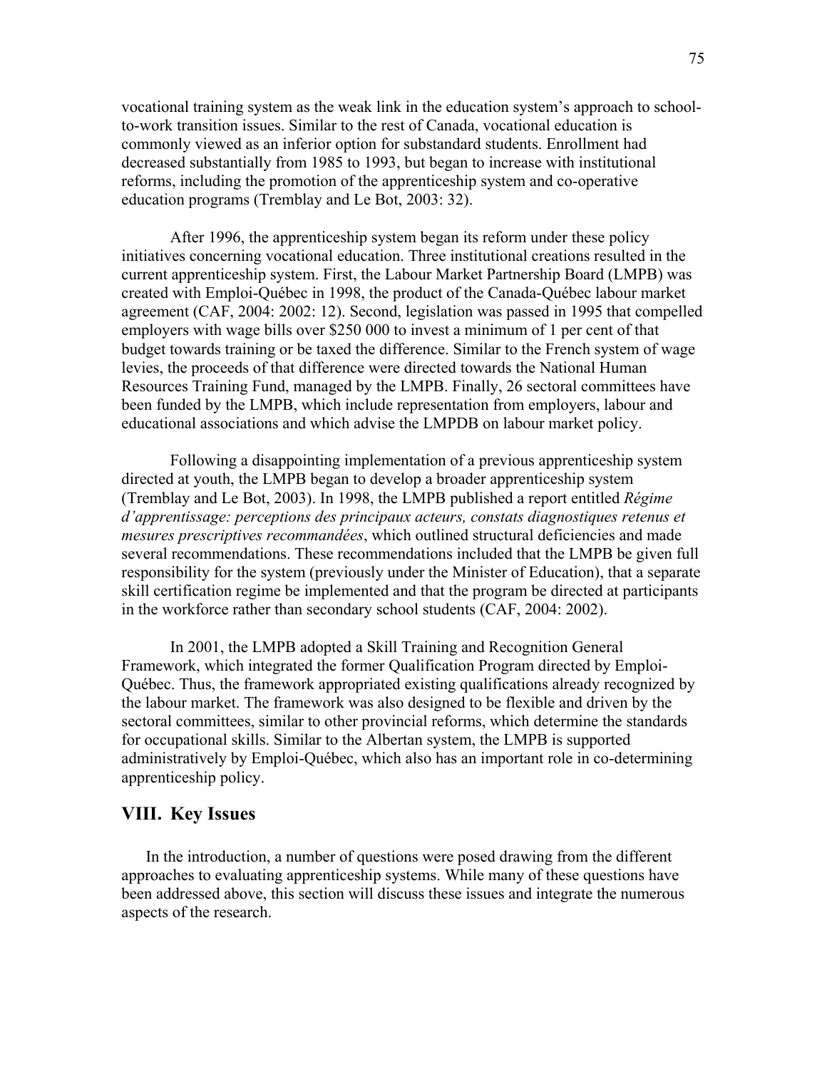vocational training system as the weak link in the education system's approach to school-to-work transition issues. Similar to the rest of Canada, vocational education is commonly viewed as an inferior option for substandard students. Enrollment had decreased substantially from 1985 to 1993, but began to increase with institutional reforms, including the promotion of the apprenticeship system and co-operative education programs (Tremblay and Le Bot, 2003: 32).

After 1996, the apprenticeship system began its reform under these policy initiatives concerning vocational education. Three institutional creations resulted in the current apprenticeship system. First, the Labour Market Partnership Board (LMPB) was created with Emploi-Québec in 1998, the product of the Canada-Québec labour market agreement (CAF, 2004: 2002: 12). Second, legislation was passed in 1995 that compelled employers with wage bills over $250 000 to invest a minimum of 1 per cent of that budget towards training or be taxed the difference. Similar to the French system of wage levies, the proceeds of that difference were directed towards the National Human Resources Training Fund, managed by the LMPB. Finally, 26 sectoral committees have been funded by the LMPB, which include representation from employers, labour and educational associations and which advise the LMPDB on labour market policy.

Following a disappointing implementation of a previous apprenticeship system directed at youth, the LMPB began to develop a broader apprenticeship system (Tremblay and Le Bot, 2003). In 1998, the LMPB published a report entitled *Régime d'apprentissage: perceptions des principaux acteurs, constats diagnostiques retenus et mesures prescriptives recommandées*, which outlined structural deficiencies and made several recommendations. These recommendations included that the LMPB be given full responsibility for the system (previously under the Minister of Education), that a separate skill certification regime be implemented and that the program be directed at participants in the workforce rather than secondary school students (CAF, 2004: 2002).

In 2001, the LMPB adopted a Skill Training and Recognition General Framework, which integrated the former Qualification Program directed by Emploi-Québec. Thus, the framework appropriated existing qualifications already recognized by the labour market. The framework was also designed to be flexible and driven by the sectoral committees, similar to other provincial reforms, which determine the standards for occupational skills. Similar to the Albertan system, the LMPB is supported administratively by Emploi-Québec, which also has an important role in co-determining apprenticeship policy.

## VIII. Key Issues

In the introduction, a number of questions were posed drawing from the different approaches to evaluating apprenticeship systems. While many of these questions have been addressed above, this section will discuss these issues and integrate the numerous aspects of the research.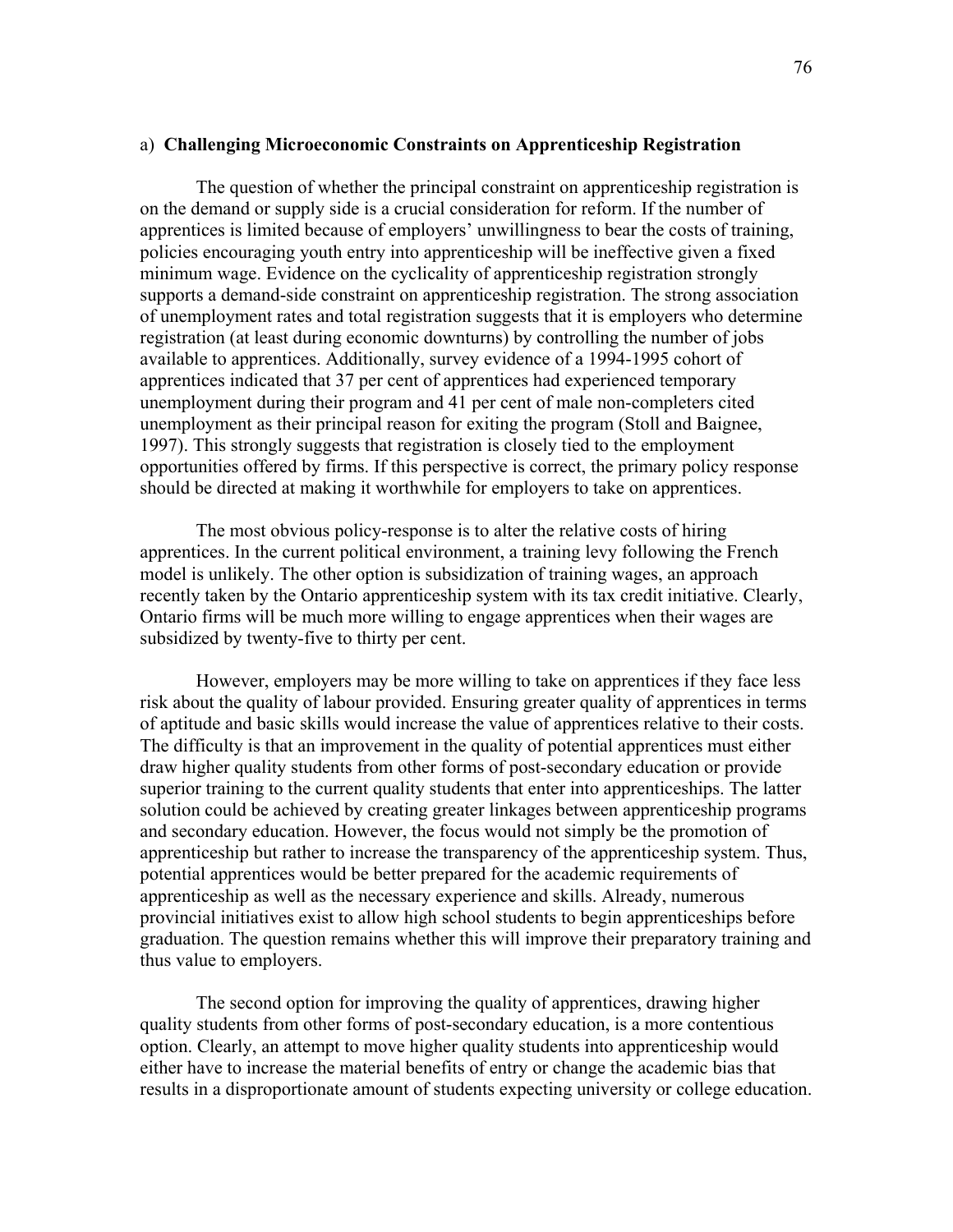### a) **Challenging Microeconomic Constraints on Apprenticeship Registration**

The question of whether the principal constraint on apprenticeship registration is on the demand or supply side is a crucial consideration for reform. If the number of apprentices is limited because of employers' unwillingness to bear the costs of training, policies encouraging youth entry into apprenticeship will be ineffective given a fixed minimum wage. Evidence on the cyclicality of apprenticeship registration strongly supports a demand-side constraint on apprenticeship registration. The strong association of unemployment rates and total registration suggests that it is employers who determine registration (at least during economic downturns) by controlling the number of jobs available to apprentices. Additionally, survey evidence of a 1994-1995 cohort of apprentices indicated that 37 per cent of apprentices had experienced temporary unemployment during their program and 41 per cent of male non-completers cited unemployment as their principal reason for exiting the program (Stoll and Baignee, 1997). This strongly suggests that registration is closely tied to the employment opportunities offered by firms. If this perspective is correct, the primary policy response should be directed at making it worthwhile for employers to take on apprentices.

The most obvious policy-response is to alter the relative costs of hiring apprentices. In the current political environment, a training levy following the French model is unlikely. The other option is subsidization of training wages, an approach recently taken by the Ontario apprenticeship system with its tax credit initiative. Clearly, Ontario firms will be much more willing to engage apprentices when their wages are subsidized by twenty-five to thirty per cent.

However, employers may be more willing to take on apprentices if they face less risk about the quality of labour provided. Ensuring greater quality of apprentices in terms of aptitude and basic skills would increase the value of apprentices relative to their costs. The difficulty is that an improvement in the quality of potential apprentices must either draw higher quality students from other forms of post-secondary education or provide superior training to the current quality students that enter into apprenticeships. The latter solution could be achieved by creating greater linkages between apprenticeship programs and secondary education. However, the focus would not simply be the promotion of apprenticeship but rather to increase the transparency of the apprenticeship system. Thus, potential apprentices would be better prepared for the academic requirements of apprenticeship as well as the necessary experience and skills. Already, numerous provincial initiatives exist to allow high school students to begin apprenticeships before graduation. The question remains whether this will improve their preparatory training and thus value to employers.

The second option for improving the quality of apprentices, drawing higher quality students from other forms of post-secondary education, is a more contentious option. Clearly, an attempt to move higher quality students into apprenticeship would either have to increase the material benefits of entry or change the academic bias that results in a disproportionate amount of students expecting university or college education.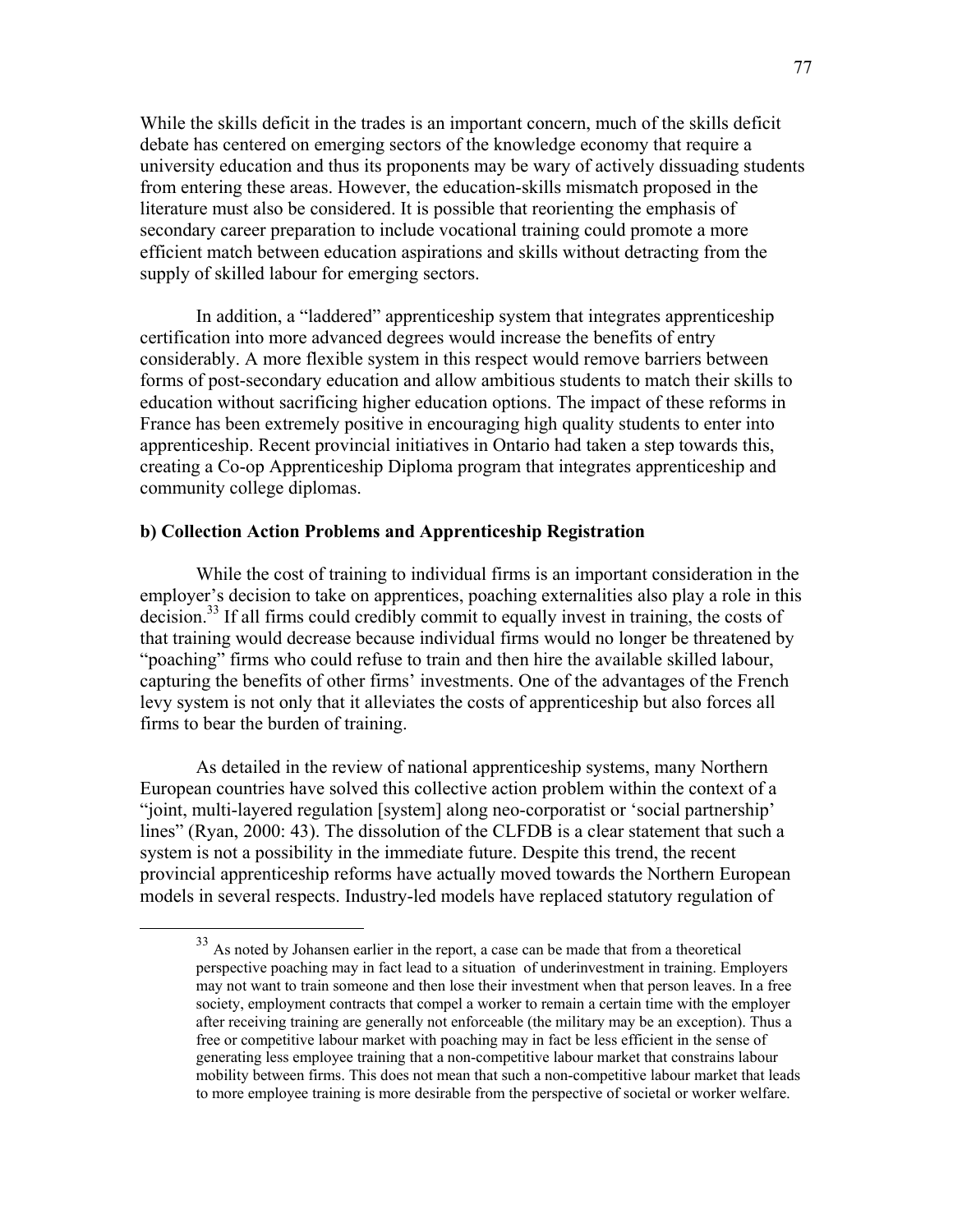While the skills deficit in the trades is an important concern, much of the skills deficit debate has centered on emerging sectors of the knowledge economy that require a university education and thus its proponents may be wary of actively dissuading students from entering these areas. However, the education-skills mismatch proposed in the literature must also be considered. It is possible that reorienting the emphasis of secondary career preparation to include vocational training could promote a more efficient match between education aspirations and skills without detracting from the supply of skilled labour for emerging sectors.

In addition, a "laddered" apprenticeship system that integrates apprenticeship certification into more advanced degrees would increase the benefits of entry considerably. A more flexible system in this respect would remove barriers between forms of post-secondary education and allow ambitious students to match their skills to education without sacrificing higher education options. The impact of these reforms in France has been extremely positive in encouraging high quality students to enter into apprenticeship. Recent provincial initiatives in Ontario had taken a step towards this, creating a Co-op Apprenticeship Diploma program that integrates apprenticeship and community college diplomas.

### b) Collection Action Problems and Apprenticeship Registration

While the cost of training to individual firms is an important consideration in the employer's decision to take on apprentices, poaching externalities also play a role in this decision.[33] If all firms could credibly commit to equally invest in training, the costs of that training would decrease because individual firms would no longer be threatened by "poaching" firms who could refuse to train and then hire the available skilled labour, capturing the benefits of other firms' investments. One of the advantages of the French levy system is not only that it alleviates the costs of apprenticeship but also forces all firms to bear the burden of training.

As detailed in the review of national apprenticeship systems, many Northern European countries have solved this collective action problem within the context of a "joint, multi-layered regulation [system] along neo-corporatist or 'social partnership' lines" (Ryan, 2000: 43). The dissolution of the CLFDB is a clear statement that such a system is not a possibility in the immediate future. Despite this trend, the recent provincial apprenticeship reforms have actually moved towards the Northern European models in several respects. Industry-led models have replaced statutory regulation of

---

[33] As noted by Johansen earlier in the report, a case can be made that from a theoretical perspective poaching may in fact lead to a situation of underinvestment in training. Employers may not want to train someone and then lose their investment when that person leaves. In a free society, employment contracts that compel a worker to remain a certain time with the employer after receiving training are generally not enforceable (the military may be an exception). Thus a free or competitive labour market with poaching may in fact be less efficient in the sense of generating less employee training that a non-competitive labour market that constrains labour mobility between firms. This does not mean that such a non-competitive labour market that leads to more employee training is more desirable from the perspective of societal or worker welfare.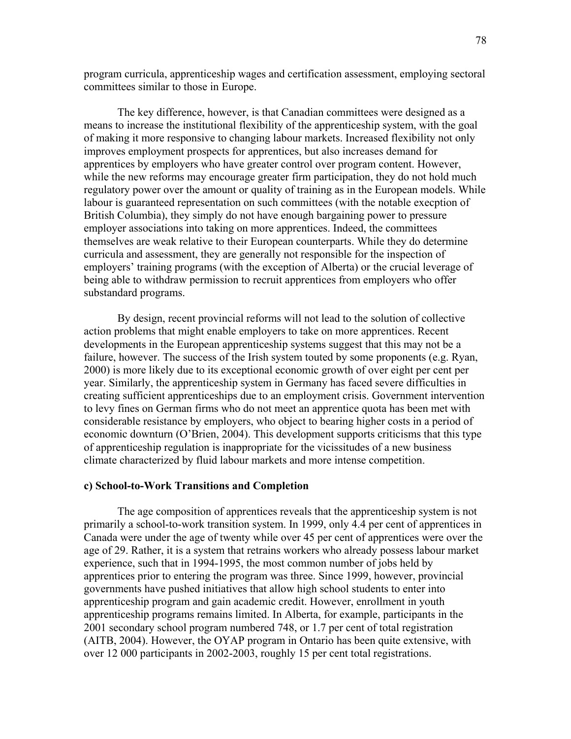program curricula, apprenticeship wages and certification assessment, employing sectoral committees similar to those in Europe.

The key difference, however, is that Canadian committees were designed as a means to increase the institutional flexibility of the apprenticeship system, with the goal of making it more responsive to changing labour markets. Increased flexibility not only improves employment prospects for apprentices, but also increases demand for apprentices by employers who have greater control over program content. However, while the new reforms may encourage greater firm participation, they do not hold much regulatory power over the amount or quality of training as in the European models. While labour is guaranteed representation on such committees (with the notable execption of British Columbia), they simply do not have enough bargaining power to pressure employer associations into taking on more apprentices. Indeed, the committees themselves are weak relative to their European counterparts. While they do determine curricula and assessment, they are generally not responsible for the inspection of employers' training programs (with the exception of Alberta) or the crucial leverage of being able to withdraw permission to recruit apprentices from employers who offer substandard programs.

By design, recent provincial reforms will not lead to the solution of collective action problems that might enable employers to take on more apprentices. Recent developments in the European apprenticeship systems suggest that this may not be a failure, however. The success of the Irish system touted by some proponents (e.g. Ryan, 2000) is more likely due to its exceptional economic growth of over eight per cent per year. Similarly, the apprenticeship system in Germany has faced severe difficulties in creating sufficient apprenticeships due to an employment crisis. Government intervention to levy fines on German firms who do not meet an apprentice quota has been met with considerable resistance by employers, who object to bearing higher costs in a period of economic downturn (O'Brien, 2004). This development supports criticisms that this type of apprenticeship regulation is inappropriate for the vicissitudes of a new business climate characterized by fluid labour markets and more intense competition.

**c) School-to-Work Transitions and Completion**

The age composition of apprentices reveals that the apprenticeship system is not primarily a school-to-work transition system. In 1999, only 4.4 per cent of apprentices in Canada were under the age of twenty while over 45 per cent of apprentices were over the age of 29. Rather, it is a system that retrains workers who already possess labour market experience, such that in 1994-1995, the most common number of jobs held by apprentices prior to entering the program was three. Since 1999, however, provincial governments have pushed initiatives that allow high school students to enter into apprenticeship program and gain academic credit. However, enrollment in youth apprenticeship programs remains limited. In Alberta, for example, participants in the 2001 secondary school program numbered 748, or 1.7 per cent of total registration (AITB, 2004). However, the OYAP program in Ontario has been quite extensive, with over 12 000 participants in 2002-2003, roughly 15 per cent total registrations.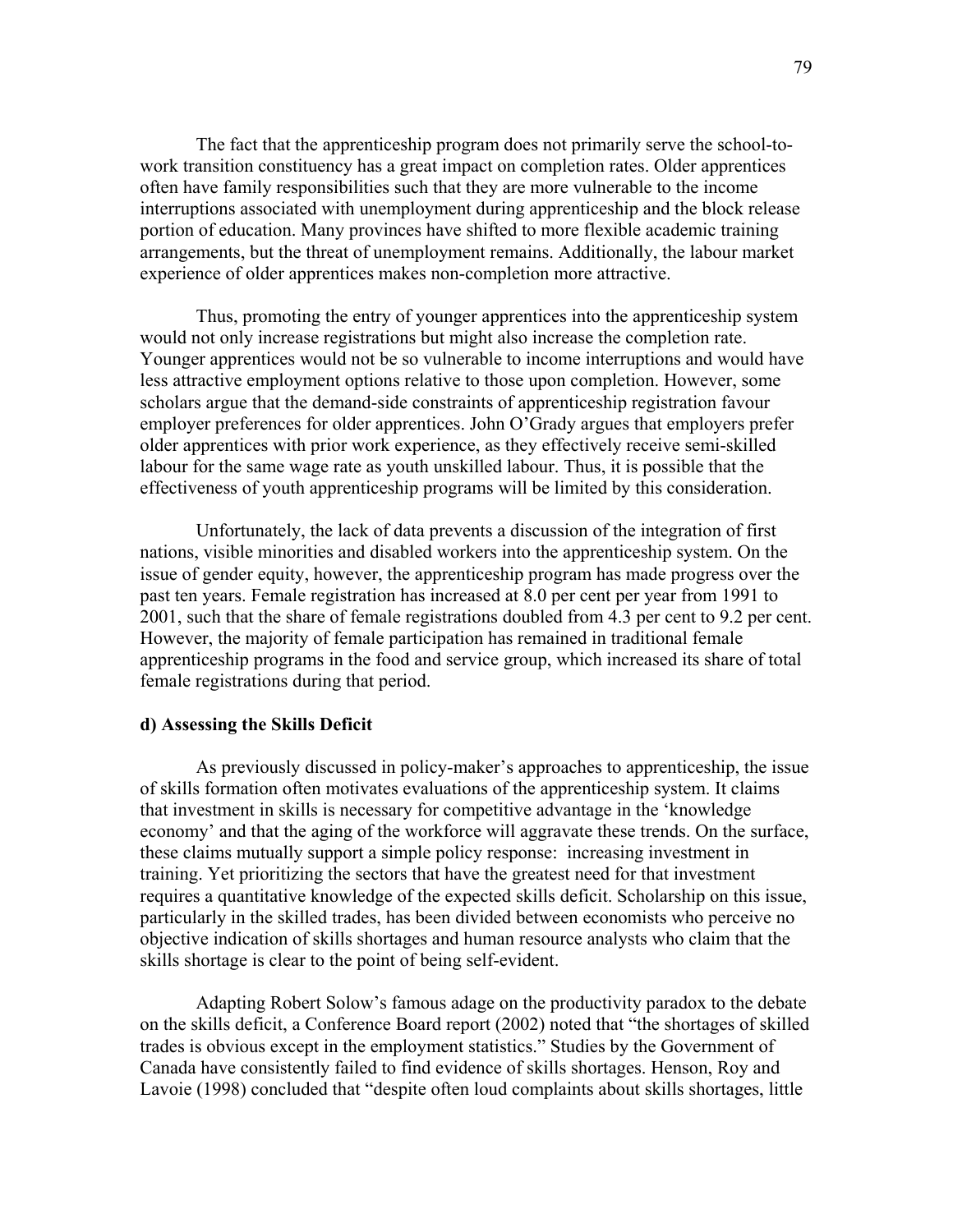The fact that the apprenticeship program does not primarily serve the school-to-work transition constituency has a great impact on completion rates. Older apprentices often have family responsibilities such that they are more vulnerable to the income interruptions associated with unemployment during apprenticeship and the block release portion of education. Many provinces have shifted to more flexible academic training arrangements, but the threat of unemployment remains. Additionally, the labour market experience of older apprentices makes non-completion more attractive.

Thus, promoting the entry of younger apprentices into the apprenticeship system would not only increase registrations but might also increase the completion rate. Younger apprentices would not be so vulnerable to income interruptions and would have less attractive employment options relative to those upon completion. However, some scholars argue that the demand-side constraints of apprenticeship registration favour employer preferences for older apprentices. John O'Grady argues that employers prefer older apprentices with prior work experience, as they effectively receive semi-skilled labour for the same wage rate as youth unskilled labour. Thus, it is possible that the effectiveness of youth apprenticeship programs will be limited by this consideration.

Unfortunately, the lack of data prevents a discussion of the integration of first nations, visible minorities and disabled workers into the apprenticeship system. On the issue of gender equity, however, the apprenticeship program has made progress over the past ten years. Female registration has increased at 8.0 per cent per year from 1991 to 2001, such that the share of female registrations doubled from 4.3 per cent to 9.2 per cent. However, the majority of female participation has remained in traditional female apprenticeship programs in the food and service group, which increased its share of total female registrations during that period.

**d) Assessing the Skills Deficit**

As previously discussed in policy-maker's approaches to apprenticeship, the issue of skills formation often motivates evaluations of the apprenticeship system. It claims that investment in skills is necessary for competitive advantage in the 'knowledge economy' and that the aging of the workforce will aggravate these trends. On the surface, these claims mutually support a simple policy response: increasing investment in training. Yet prioritizing the sectors that have the greatest need for that investment requires a quantitative knowledge of the expected skills deficit. Scholarship on this issue, particularly in the skilled trades, has been divided between economists who perceive no objective indication of skills shortages and human resource analysts who claim that the skills shortage is clear to the point of being self-evident.

Adapting Robert Solow's famous adage on the productivity paradox to the debate on the skills deficit, a Conference Board report (2002) noted that "the shortages of skilled trades is obvious except in the employment statistics." Studies by the Government of Canada have consistently failed to find evidence of skills shortages. Henson, Roy and Lavoie (1998) concluded that "despite often loud complaints about skills shortages, little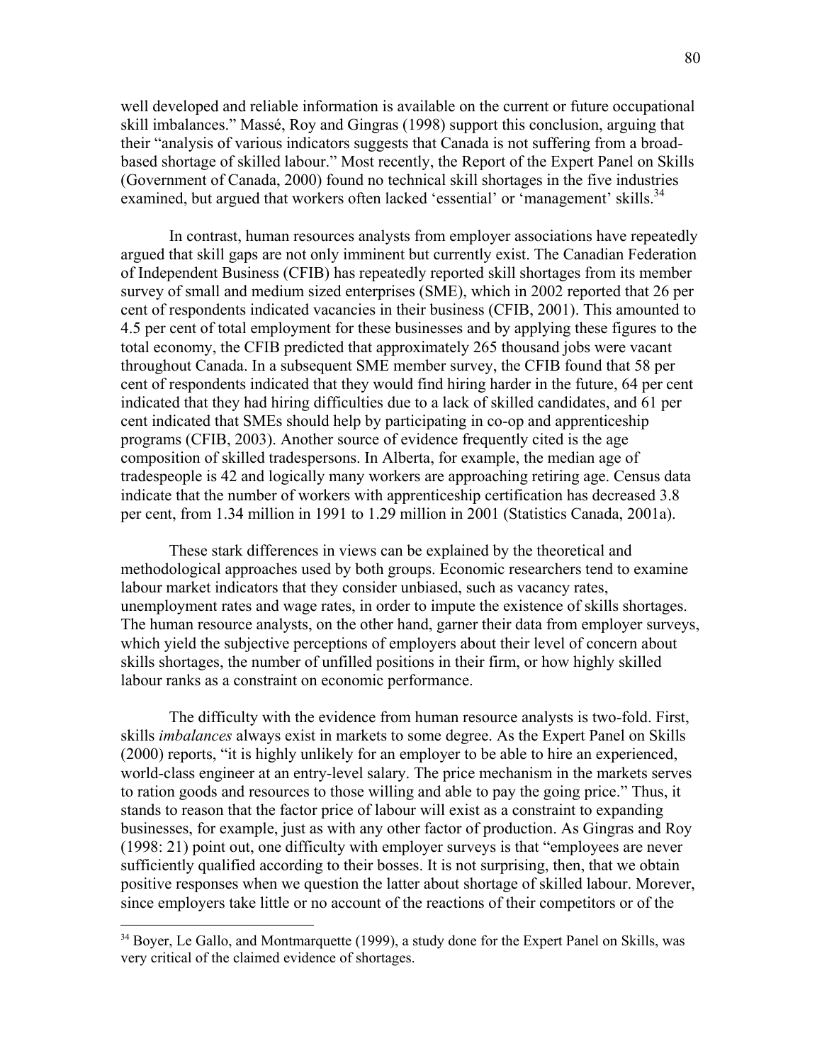well developed and reliable information is available on the current or future occupational skill imbalances." Massé, Roy and Gingras (1998) support this conclusion, arguing that their "analysis of various indicators suggests that Canada is not suffering from a broad-based shortage of skilled labour." Most recently, the Report of the Expert Panel on Skills (Government of Canada, 2000) found no technical skill shortages in the five industries examined, but argued that workers often lacked 'essential' or 'management' skills.[34]

In contrast, human resources analysts from employer associations have repeatedly argued that skill gaps are not only imminent but currently exist. The Canadian Federation of Independent Business (CFIB) has repeatedly reported skill shortages from its member survey of small and medium sized enterprises (SME), which in 2002 reported that 26 per cent of respondents indicated vacancies in their business (CFIB, 2001). This amounted to 4.5 per cent of total employment for these businesses and by applying these figures to the total economy, the CFIB predicted that approximately 265 thousand jobs were vacant throughout Canada. In a subsequent SME member survey, the CFIB found that 58 per cent of respondents indicated that they would find hiring harder in the future, 64 per cent indicated that they had hiring difficulties due to a lack of skilled candidates, and 61 per cent indicated that SMEs should help by participating in co-op and apprenticeship programs (CFIB, 2003). Another source of evidence frequently cited is the age composition of skilled tradespersons. In Alberta, for example, the median age of tradespeople is 42 and logically many workers are approaching retiring age. Census data indicate that the number of workers with apprenticeship certification has decreased 3.8 per cent, from 1.34 million in 1991 to 1.29 million in 2001 (Statistics Canada, 2001a).

These stark differences in views can be explained by the theoretical and methodological approaches used by both groups. Economic researchers tend to examine labour market indicators that they consider unbiased, such as vacancy rates, unemployment rates and wage rates, in order to impute the existence of skills shortages. The human resource analysts, on the other hand, garner their data from employer surveys, which yield the subjective perceptions of employers about their level of concern about skills shortages, the number of unfilled positions in their firm, or how highly skilled labour ranks as a constraint on economic performance.

The difficulty with the evidence from human resource analysts is two-fold. First, skills *imbalances* always exist in markets to some degree. As the Expert Panel on Skills (2000) reports, "it is highly unlikely for an employer to be able to hire an experienced, world-class engineer at an entry-level salary. The price mechanism in the markets serves to ration goods and resources to those willing and able to pay the going price." Thus, it stands to reason that the factor price of labour will exist as a constraint to expanding businesses, for example, just as with any other factor of production. As Gingras and Roy (1998: 21) point out, one difficulty with employer surveys is that "employees are never sufficiently qualified according to their bosses. It is not surprising, then, that we obtain positive responses when we question the latter about shortage of skilled labour. Morever, since employers take little or no account of the reactions of their competitors or of the

---

[34] Boyer, Le Gallo, and Montmarquette (1999), a study done for the Expert Panel on Skills, was very critical of the claimed evidence of shortages.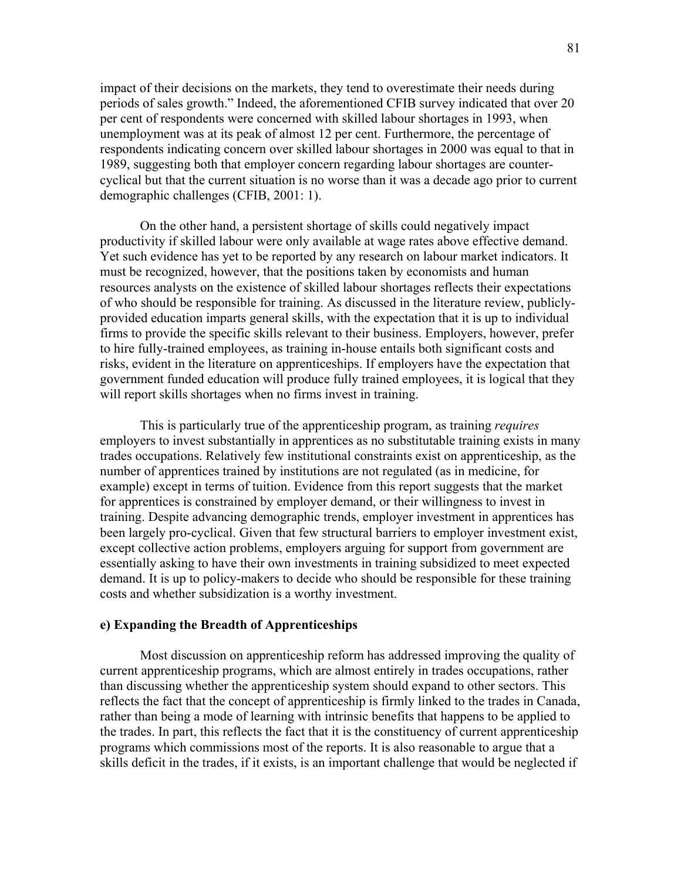impact of their decisions on the markets, they tend to overestimate their needs during periods of sales growth." Indeed, the aforementioned CFIB survey indicated that over 20 per cent of respondents were concerned with skilled labour shortages in 1993, when unemployment was at its peak of almost 12 per cent. Furthermore, the percentage of respondents indicating concern over skilled labour shortages in 2000 was equal to that in 1989, suggesting both that employer concern regarding labour shortages are counter-cyclical but that the current situation is no worse than it was a decade ago prior to current demographic challenges (CFIB, 2001: 1).

On the other hand, a persistent shortage of skills could negatively impact productivity if skilled labour were only available at wage rates above effective demand. Yet such evidence has yet to be reported by any research on labour market indicators. It must be recognized, however, that the positions taken by economists and human resources analysts on the existence of skilled labour shortages reflects their expectations of who should be responsible for training. As discussed in the literature review, publicly-provided education imparts general skills, with the expectation that it is up to individual firms to provide the specific skills relevant to their business. Employers, however, prefer to hire fully-trained employees, as training in-house entails both significant costs and risks, evident in the literature on apprenticeships. If employers have the expectation that government funded education will produce fully trained employees, it is logical that they will report skills shortages when no firms invest in training.

This is particularly true of the apprenticeship program, as training *requires* employers to invest substantially in apprentices as no substitutable training exists in many trades occupations. Relatively few institutional constraints exist on apprenticeship, as the number of apprentices trained by institutions are not regulated (as in medicine, for example) except in terms of tuition. Evidence from this report suggests that the market for apprentices is constrained by employer demand, or their willingness to invest in training. Despite advancing demographic trends, employer investment in apprentices has been largely pro-cyclical. Given that few structural barriers to employer investment exist, except collective action problems, employers arguing for support from government are essentially asking to have their own investments in training subsidized to meet expected demand. It is up to policy-makers to decide who should be responsible for these training costs and whether subsidization is a worthy investment.

#### e) Expanding the Breadth of Apprenticeships

Most discussion on apprenticeship reform has addressed improving the quality of current apprenticeship programs, which are almost entirely in trades occupations, rather than discussing whether the apprenticeship system should expand to other sectors. This reflects the fact that the concept of apprenticeship is firmly linked to the trades in Canada, rather than being a mode of learning with intrinsic benefits that happens to be applied to the trades. In part, this reflects the fact that it is the constituency of current apprenticeship programs which commissions most of the reports. It is also reasonable to argue that a skills deficit in the trades, if it exists, is an important challenge that would be neglected if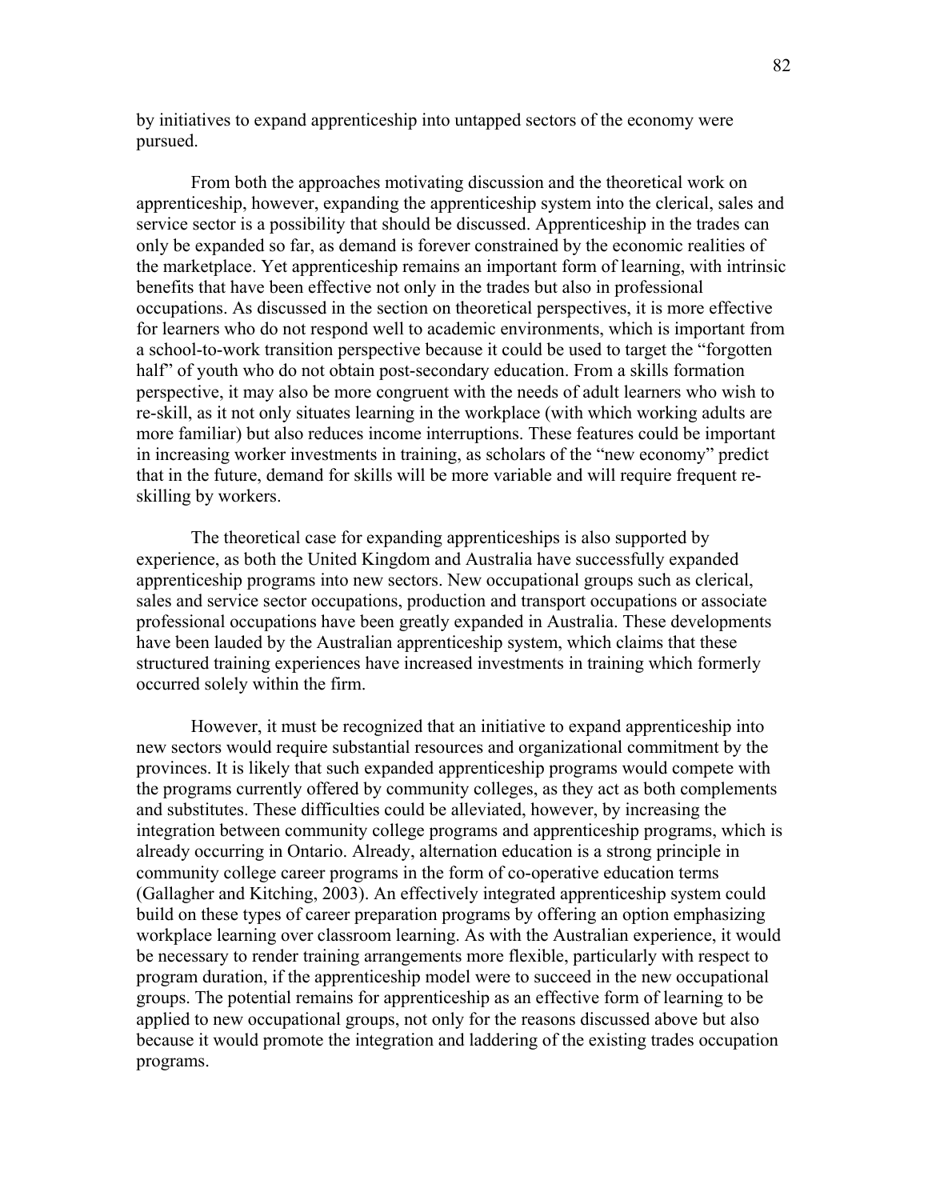by initiatives to expand apprenticeship into untapped sectors of the economy were pursued.

From both the approaches motivating discussion and the theoretical work on apprenticeship, however, expanding the apprenticeship system into the clerical, sales and service sector is a possibility that should be discussed. Apprenticeship in the trades can only be expanded so far, as demand is forever constrained by the economic realities of the marketplace. Yet apprenticeship remains an important form of learning, with intrinsic benefits that have been effective not only in the trades but also in professional occupations. As discussed in the section on theoretical perspectives, it is more effective for learners who do not respond well to academic environments, which is important from a school-to-work transition perspective because it could be used to target the "forgotten half" of youth who do not obtain post-secondary education. From a skills formation perspective, it may also be more congruent with the needs of adult learners who wish to re-skill, as it not only situates learning in the workplace (with which working adults are more familiar) but also reduces income interruptions. These features could be important in increasing worker investments in training, as scholars of the "new economy" predict that in the future, demand for skills will be more variable and will require frequent re-skilling by workers.

The theoretical case for expanding apprenticeships is also supported by experience, as both the United Kingdom and Australia have successfully expanded apprenticeship programs into new sectors. New occupational groups such as clerical, sales and service sector occupations, production and transport occupations or associate professional occupations have been greatly expanded in Australia. These developments have been lauded by the Australian apprenticeship system, which claims that these structured training experiences have increased investments in training which formerly occurred solely within the firm.

However, it must be recognized that an initiative to expand apprenticeship into new sectors would require substantial resources and organizational commitment by the provinces. It is likely that such expanded apprenticeship programs would compete with the programs currently offered by community colleges, as they act as both complements and substitutes. These difficulties could be alleviated, however, by increasing the integration between community college programs and apprenticeship programs, which is already occurring in Ontario. Already, alternation education is a strong principle in community college career programs in the form of co-operative education terms (Gallagher and Kitching, 2003). An effectively integrated apprenticeship system could build on these types of career preparation programs by offering an option emphasizing workplace learning over classroom learning. As with the Australian experience, it would be necessary to render training arrangements more flexible, particularly with respect to program duration, if the apprenticeship model were to succeed in the new occupational groups. The potential remains for apprenticeship as an effective form of learning to be applied to new occupational groups, not only for the reasons discussed above but also because it would promote the integration and laddering of the existing trades occupation programs.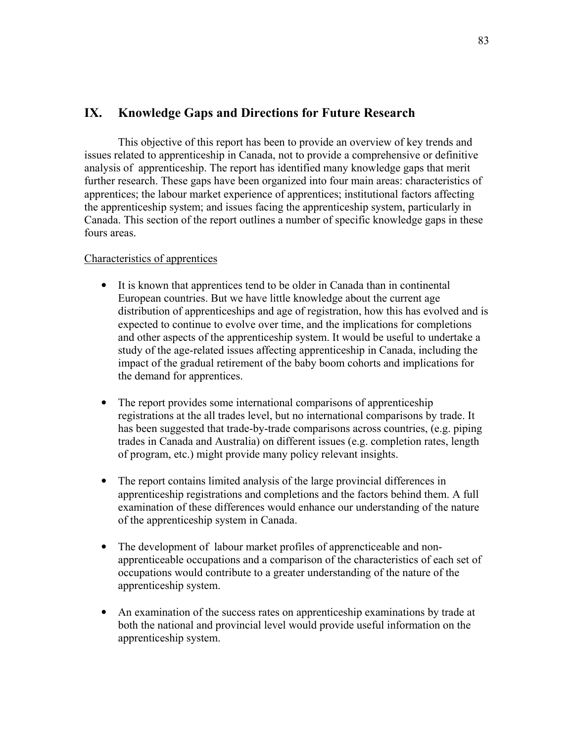# IX. Knowledge Gaps and Directions for Future Research

This objective of this report has been to provide an overview of key trends and issues related to apprenticeship in Canada, not to provide a comprehensive or definitive analysis of apprenticeship. The report has identified many knowledge gaps that merit further research. These gaps have been organized into four main areas: characteristics of apprentices; the labour market experience of apprentices; institutional factors affecting the apprenticeship system; and issues facing the apprenticeship system, particularly in Canada. This section of the report outlines a number of specific knowledge gaps in these fours areas.

Characteristics of apprentices

- It is known that apprentices tend to be older in Canada than in continental European countries. But we have little knowledge about the current age distribution of apprenticeships and age of registration, how this has evolved and is expected to continue to evolve over time, and the implications for completions and other aspects of the apprenticeship system. It would be useful to undertake a study of the age-related issues affecting apprenticeship in Canada, including the impact of the gradual retirement of the baby boom cohorts and implications for the demand for apprentices.

- The report provides some international comparisons of apprenticeship registrations at the all trades level, but no international comparisons by trade. It has been suggested that trade-by-trade comparisons across countries, (e.g. piping trades in Canada and Australia) on different issues (e.g. completion rates, length of program, etc.) might provide many policy relevant insights.

- The report contains limited analysis of the large provincial differences in apprenticeship registrations and completions and the factors behind them. A full examination of these differences would enhance our understanding of the nature of the apprenticeship system in Canada.

- The development of labour market profiles of apprencticeable and non-apprenticeable occupations and a comparison of the characteristics of each set of occupations would contribute to a greater understanding of the nature of the apprenticeship system.

- An examination of the success rates on apprenticeship examinations by trade at both the national and provincial level would provide useful information on the apprenticeship system.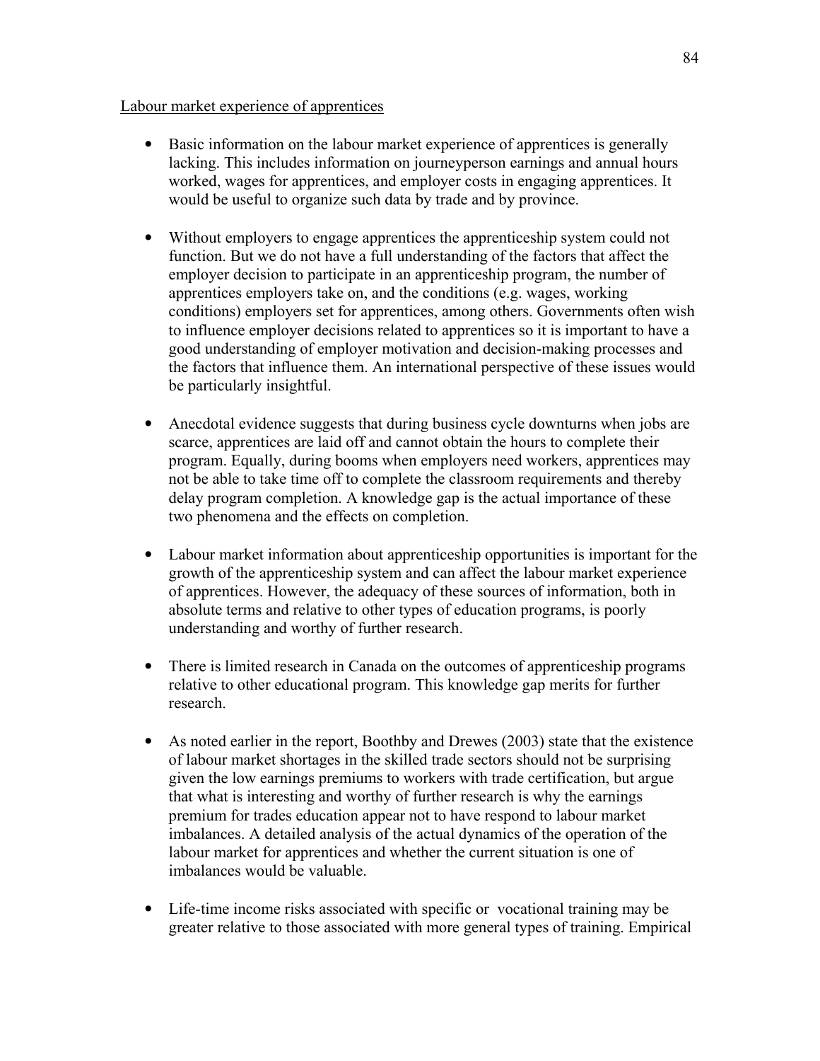<u>Labour market experience of apprentices</u>

- Basic information on the labour market experience of apprentices is generally lacking. This includes information on journeyperson earnings and annual hours worked, wages for apprentices, and employer costs in engaging apprentices. It would be useful to organize such data by trade and by province.

- Without employers to engage apprentices the apprenticeship system could not function. But we do not have a full understanding of the factors that affect the employer decision to participate in an apprenticeship program, the number of apprentices employers take on, and the conditions (e.g. wages, working conditions) employers set for apprentices, among others. Governments often wish to influence employer decisions related to apprentices so it is important to have a good understanding of employer motivation and decision-making processes and the factors that influence them. An international perspective of these issues would be particularly insightful.

- Anecdotal evidence suggests that during business cycle downturns when jobs are scarce, apprentices are laid off and cannot obtain the hours to complete their program. Equally, during booms when employers need workers, apprentices may not be able to take time off to complete the classroom requirements and thereby delay program completion. A knowledge gap is the actual importance of these two phenomena and the effects on completion.

- Labour market information about apprenticeship opportunities is important for the growth of the apprenticeship system and can affect the labour market experience of apprentices. However, the adequacy of these sources of information, both in absolute terms and relative to other types of education programs, is poorly understanding and worthy of further research.

- There is limited research in Canada on the outcomes of apprenticeship programs relative to other educational program. This knowledge gap merits for further research.

- As noted earlier in the report, Boothby and Drewes (2003) state that the existence of labour market shortages in the skilled trade sectors should not be surprising given the low earnings premiums to workers with trade certification, but argue that what is interesting and worthy of further research is why the earnings premium for trades education appear not to have respond to labour market imbalances. A detailed analysis of the actual dynamics of the operation of the labour market for apprentices and whether the current situation is one of imbalances would be valuable.

- Life-time income risks associated with specific or vocational training may be greater relative to those associated with more general types of training. Empirical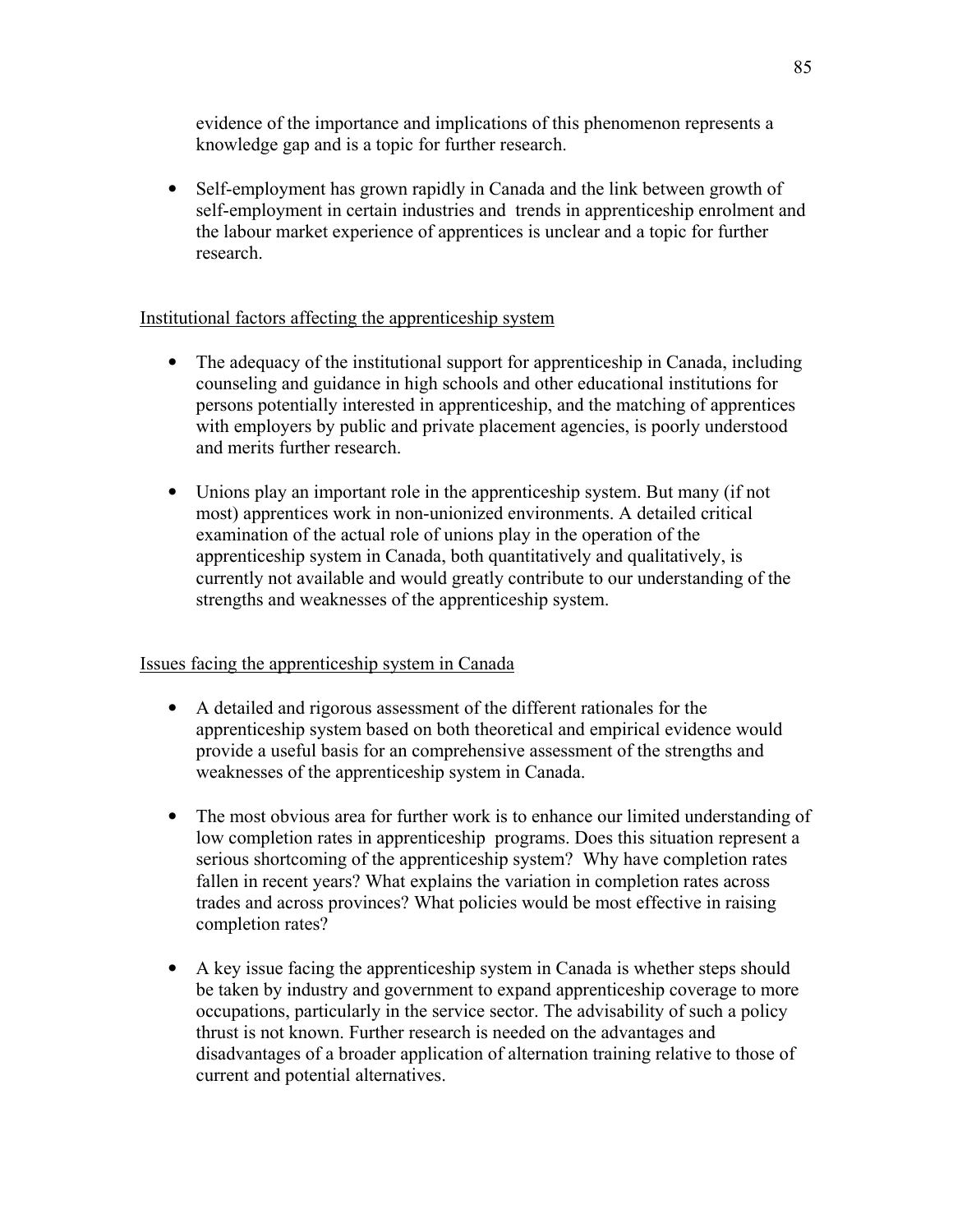evidence of the importance and implications of this phenomenon represents a knowledge gap and is a topic for further research.

- Self-employment has grown rapidly in Canada and the link between growth of self-employment in certain industries and trends in apprenticeship enrolment and the labour market experience of apprentices is unclear and a topic for further research.

Institutional factors affecting the apprenticeship system

- The adequacy of the institutional support for apprenticeship in Canada, including counseling and guidance in high schools and other educational institutions for persons potentially interested in apprenticeship, and the matching of apprentices with employers by public and private placement agencies, is poorly understood and merits further research.

- Unions play an important role in the apprenticeship system. But many (if not most) apprentices work in non-unionized environments. A detailed critical examination of the actual role of unions play in the operation of the apprenticeship system in Canada, both quantitatively and qualitatively, is currently not available and would greatly contribute to our understanding of the strengths and weaknesses of the apprenticeship system.

Issues facing the apprenticeship system in Canada

- A detailed and rigorous assessment of the different rationales for the apprenticeship system based on both theoretical and empirical evidence would provide a useful basis for an comprehensive assessment of the strengths and weaknesses of the apprenticeship system in Canada.

- The most obvious area for further work is to enhance our limited understanding of low completion rates in apprenticeship programs. Does this situation represent a serious shortcoming of the apprenticeship system? Why have completion rates fallen in recent years? What explains the variation in completion rates across trades and across provinces? What policies would be most effective in raising completion rates?

- A key issue facing the apprenticeship system in Canada is whether steps should be taken by industry and government to expand apprenticeship coverage to more occupations, particularly in the service sector. The advisability of such a policy thrust is not known. Further research is needed on the advantages and disadvantages of a broader application of alternation training relative to those of current and potential alternatives.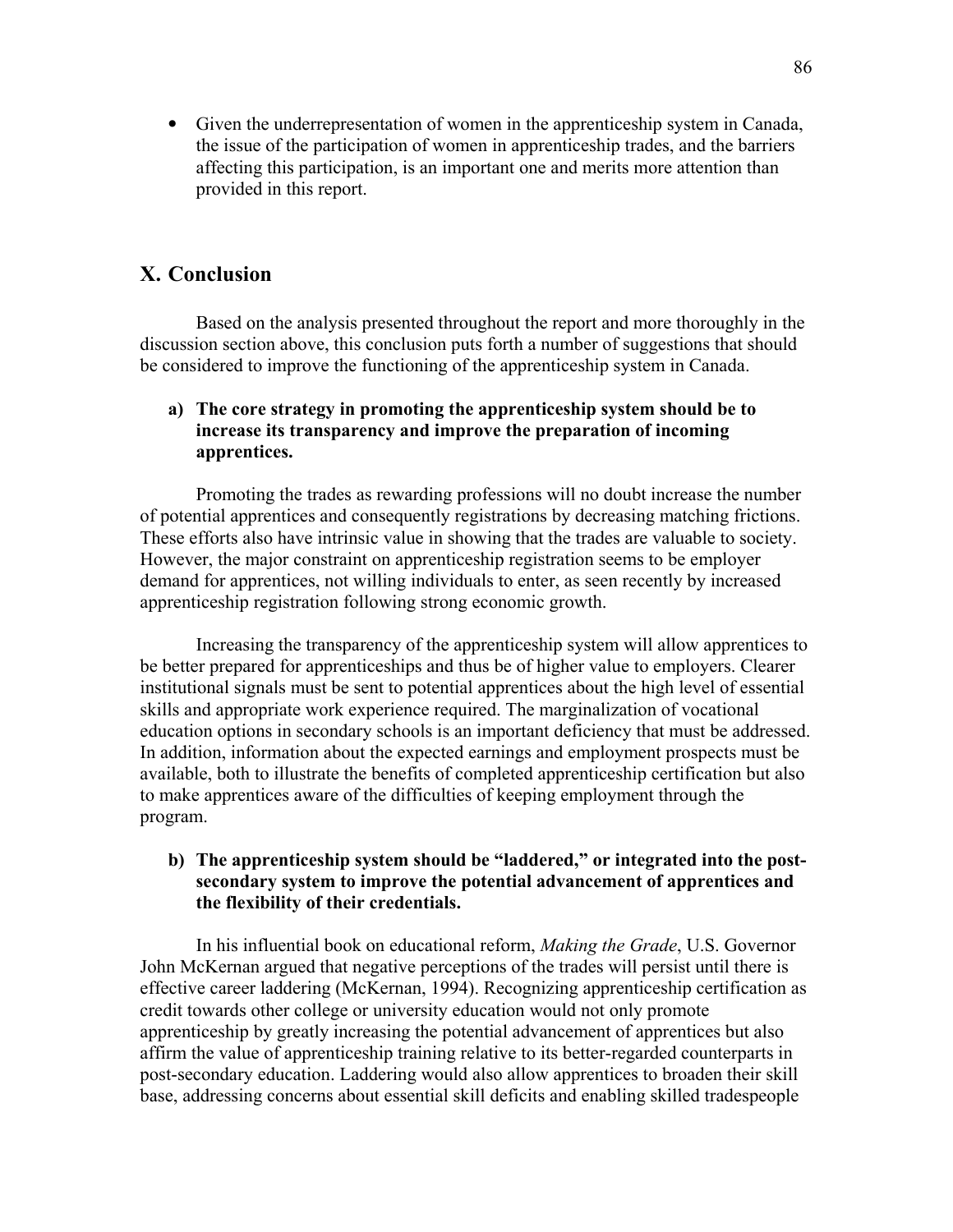- Given the underrepresentation of women in the apprenticeship system in Canada, the issue of the participation of women in apprenticeship trades, and the barriers affecting this participation, is an important one and merits more attention than provided in this report.

## X. Conclusion

Based on the analysis presented throughout the report and more thoroughly in the discussion section above, this conclusion puts forth a number of suggestions that should be considered to improve the functioning of the apprenticeship system in Canada.

**a) The core strategy in promoting the apprenticeship system should be to increase its transparency and improve the preparation of incoming apprentices.**

Promoting the trades as rewarding professions will no doubt increase the number of potential apprentices and consequently registrations by decreasing matching frictions. These efforts also have intrinsic value in showing that the trades are valuable to society. However, the major constraint on apprenticeship registration seems to be employer demand for apprentices, not willing individuals to enter, as seen recently by increased apprenticeship registration following strong economic growth.

Increasing the transparency of the apprenticeship system will allow apprentices to be better prepared for apprenticeships and thus be of higher value to employers. Clearer institutional signals must be sent to potential apprentices about the high level of essential skills and appropriate work experience required. The marginalization of vocational education options in secondary schools is an important deficiency that must be addressed. In addition, information about the expected earnings and employment prospects must be available, both to illustrate the benefits of completed apprenticeship certification but also to make apprentices aware of the difficulties of keeping employment through the program.

**b) The apprenticeship system should be "laddered," or integrated into the post-secondary system to improve the potential advancement of apprentices and the flexibility of their credentials.**

In his influential book on educational reform, *Making the Grade*, U.S. Governor John McKernan argued that negative perceptions of the trades will persist until there is effective career laddering (McKernan, 1994). Recognizing apprenticeship certification as credit towards other college or university education would not only promote apprenticeship by greatly increasing the potential advancement of apprentices but also affirm the value of apprenticeship training relative to its better-regarded counterparts in post-secondary education. Laddering would also allow apprentices to broaden their skill base, addressing concerns about essential skill deficits and enabling skilled tradespeople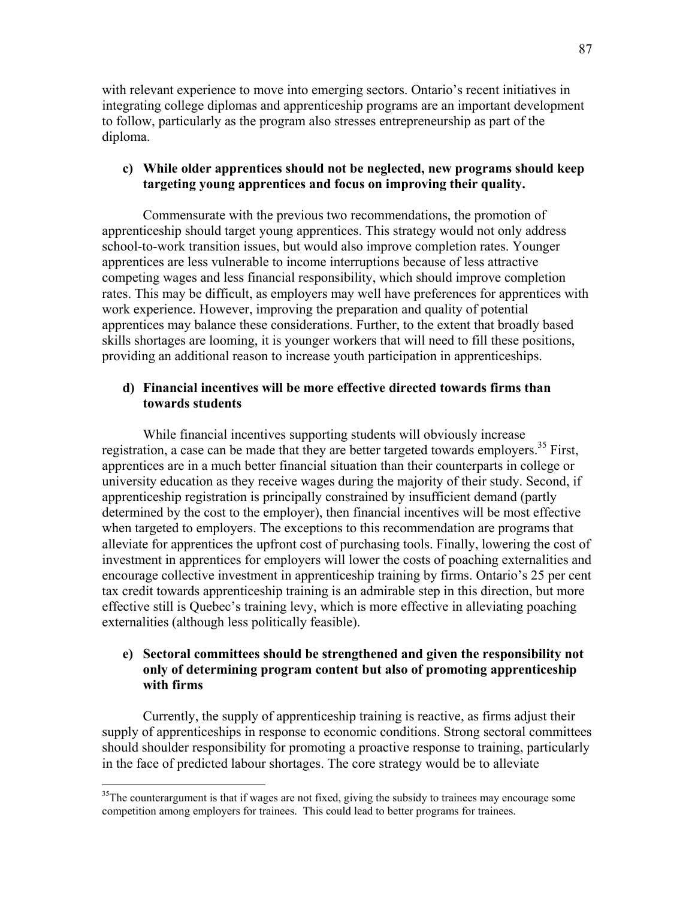with relevant experience to move into emerging sectors. Ontario's recent initiatives in integrating college diplomas and apprenticeship programs are an important development to follow, particularly as the program also stresses entrepreneurship as part of the diploma.

**c) While older apprentices should not be neglected, new programs should keep targeting young apprentices and focus on improving their quality.**

Commensurate with the previous two recommendations, the promotion of apprenticeship should target young apprentices. This strategy would not only address school-to-work transition issues, but would also improve completion rates. Younger apprentices are less vulnerable to income interruptions because of less attractive competing wages and less financial responsibility, which should improve completion rates. This may be difficult, as employers may well have preferences for apprentices with work experience. However, improving the preparation and quality of potential apprentices may balance these considerations. Further, to the extent that broadly based skills shortages are looming, it is younger workers that will need to fill these positions, providing an additional reason to increase youth participation in apprenticeships.

**d) Financial incentives will be more effective directed towards firms than towards students**

While financial incentives supporting students will obviously increase registration, a case can be made that they are better targeted towards employers.[35] First, apprentices are in a much better financial situation than their counterparts in college or university education as they receive wages during the majority of their study. Second, if apprenticeship registration is principally constrained by insufficient demand (partly determined by the cost to the employer), then financial incentives will be most effective when targeted to employers. The exceptions to this recommendation are programs that alleviate for apprentices the upfront cost of purchasing tools. Finally, lowering the cost of investment in apprentices for employers will lower the costs of poaching externalities and encourage collective investment in apprenticeship training by firms. Ontario's 25 per cent tax credit towards apprenticeship training is an admirable step in this direction, but more effective still is Quebec's training levy, which is more effective in alleviating poaching externalities (although less politically feasible).

**e) Sectoral committees should be strengthened and given the responsibility not only of determining program content but also of promoting apprenticeship with firms**

Currently, the supply of apprenticeship training is reactive, as firms adjust their supply of apprenticeships in response to economic conditions. Strong sectoral committees should shoulder responsibility for promoting a proactive response to training, particularly in the face of predicted labour shortages. The core strategy would be to alleviate

[35]The counterargument is that if wages are not fixed, giving the subsidy to trainees may encourage some competition among employers for trainees. This could lead to better programs for trainees.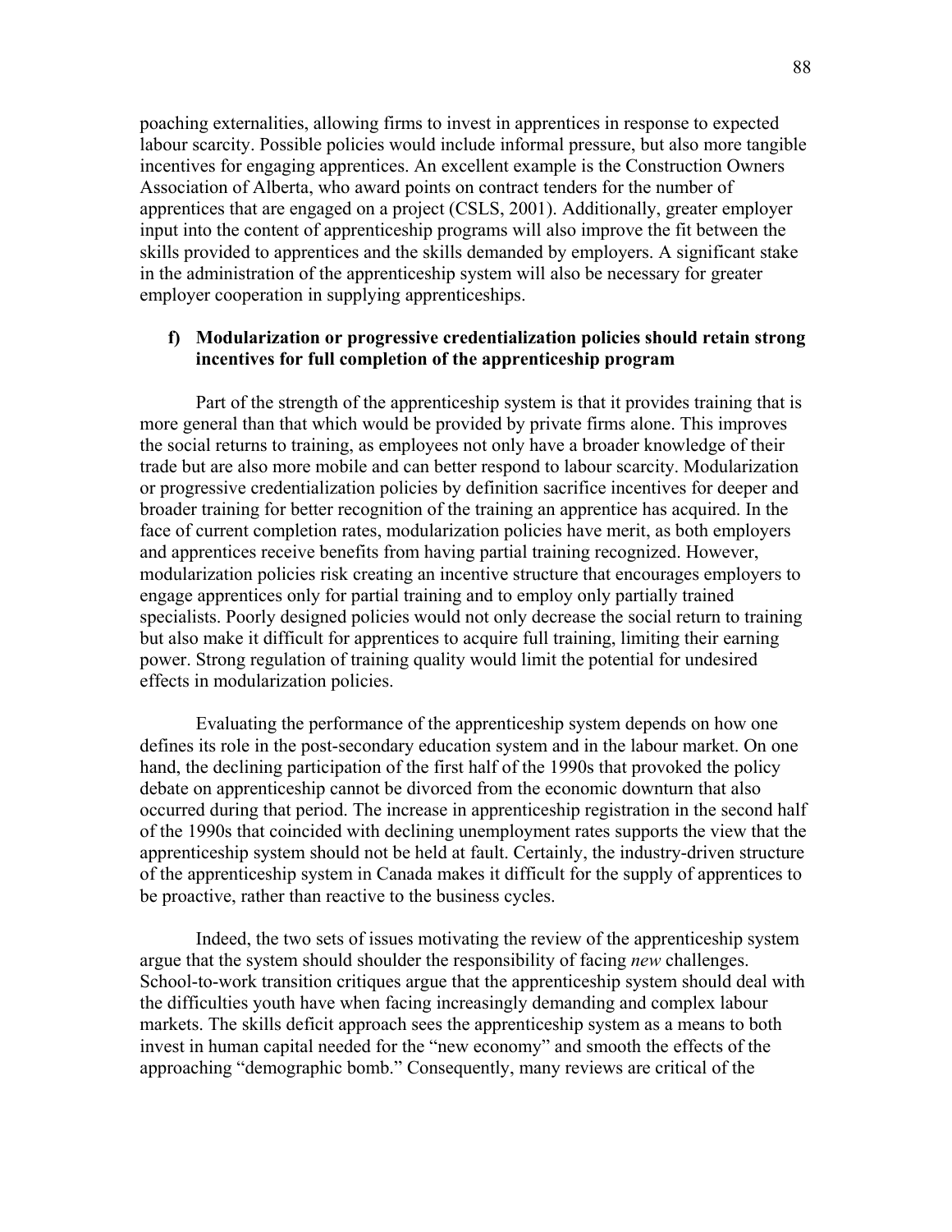poaching externalities, allowing firms to invest in apprentices in response to expected labour scarcity. Possible policies would include informal pressure, but also more tangible incentives for engaging apprentices. An excellent example is the Construction Owners Association of Alberta, who award points on contract tenders for the number of apprentices that are engaged on a project (CSLS, 2001). Additionally, greater employer input into the content of apprenticeship programs will also improve the fit between the skills provided to apprentices and the skills demanded by employers. A significant stake in the administration of the apprenticeship system will also be necessary for greater employer cooperation in supplying apprenticeships.

**f) Modularization or progressive credentialization policies should retain strong incentives for full completion of the apprenticeship program**

Part of the strength of the apprenticeship system is that it provides training that is more general than that which would be provided by private firms alone. This improves the social returns to training, as employees not only have a broader knowledge of their trade but are also more mobile and can better respond to labour scarcity. Modularization or progressive credentialization policies by definition sacrifice incentives for deeper and broader training for better recognition of the training an apprentice has acquired. In the face of current completion rates, modularization policies have merit, as both employers and apprentices receive benefits from having partial training recognized. However, modularization policies risk creating an incentive structure that encourages employers to engage apprentices only for partial training and to employ only partially trained specialists. Poorly designed policies would not only decrease the social return to training but also make it difficult for apprentices to acquire full training, limiting their earning power. Strong regulation of training quality would limit the potential for undesired effects in modularization policies.

Evaluating the performance of the apprenticeship system depends on how one defines its role in the post-secondary education system and in the labour market. On one hand, the declining participation of the first half of the 1990s that provoked the policy debate on apprenticeship cannot be divorced from the economic downturn that also occurred during that period. The increase in apprenticeship registration in the second half of the 1990s that coincided with declining unemployment rates supports the view that the apprenticeship system should not be held at fault. Certainly, the industry-driven structure of the apprenticeship system in Canada makes it difficult for the supply of apprentices to be proactive, rather than reactive to the business cycles.

Indeed, the two sets of issues motivating the review of the apprenticeship system argue that the system should shoulder the responsibility of facing *new* challenges. School-to-work transition critiques argue that the apprenticeship system should deal with the difficulties youth have when facing increasingly demanding and complex labour markets. The skills deficit approach sees the apprenticeship system as a means to both invest in human capital needed for the "new economy" and smooth the effects of the approaching "demographic bomb." Consequently, many reviews are critical of the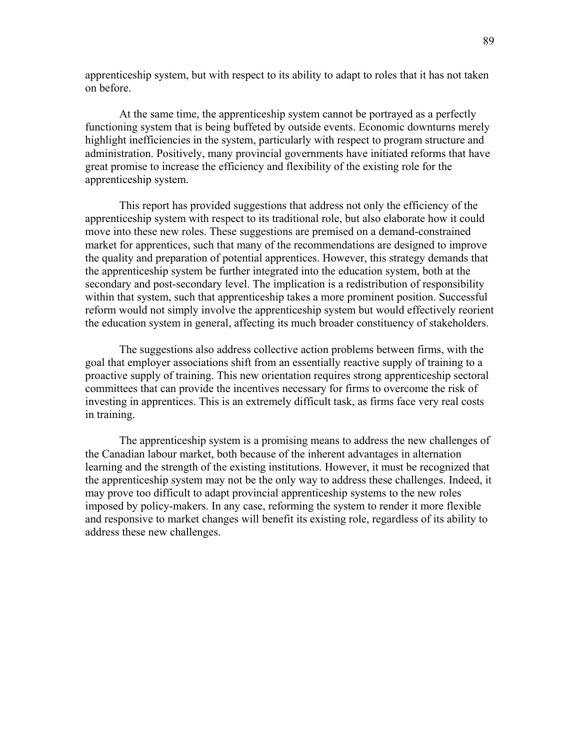apprenticeship system, but with respect to its ability to adapt to roles that it has not taken on before.

At the same time, the apprenticeship system cannot be portrayed as a perfectly functioning system that is being buffeted by outside events. Economic downturns merely highlight inefficiencies in the system, particularly with respect to program structure and administration. Positively, many provincial governments have initiated reforms that have great promise to increase the efficiency and flexibility of the existing role for the apprenticeship system.

This report has provided suggestions that address not only the efficiency of the apprenticeship system with respect to its traditional role, but also elaborate how it could move into these new roles. These suggestions are premised on a demand-constrained market for apprentices, such that many of the recommendations are designed to improve the quality and preparation of potential apprentices. However, this strategy demands that the apprenticeship system be further integrated into the education system, both at the secondary and post-secondary level. The implication is a redistribution of responsibility within that system, such that apprenticeship takes a more prominent position. Successful reform would not simply involve the apprenticeship system but would effectively reorient the education system in general, affecting its much broader constituency of stakeholders.

The suggestions also address collective action problems between firms, with the goal that employer associations shift from an essentially reactive supply of training to a proactive supply of training. This new orientation requires strong apprenticeship sectoral committees that can provide the incentives necessary for firms to overcome the risk of investing in apprentices. This is an extremely difficult task, as firms face very real costs in training.

The apprenticeship system is a promising means to address the new challenges of the Canadian labour market, both because of the inherent advantages in alternation learning and the strength of the existing institutions. However, it must be recognized that the apprenticeship system may not be the only way to address these challenges. Indeed, it may prove too difficult to adapt provincial apprenticeship systems to the new roles imposed by policy-makers. In any case, reforming the system to render it more flexible and responsive to market changes will benefit its existing role, regardless of its ability to address these new challenges.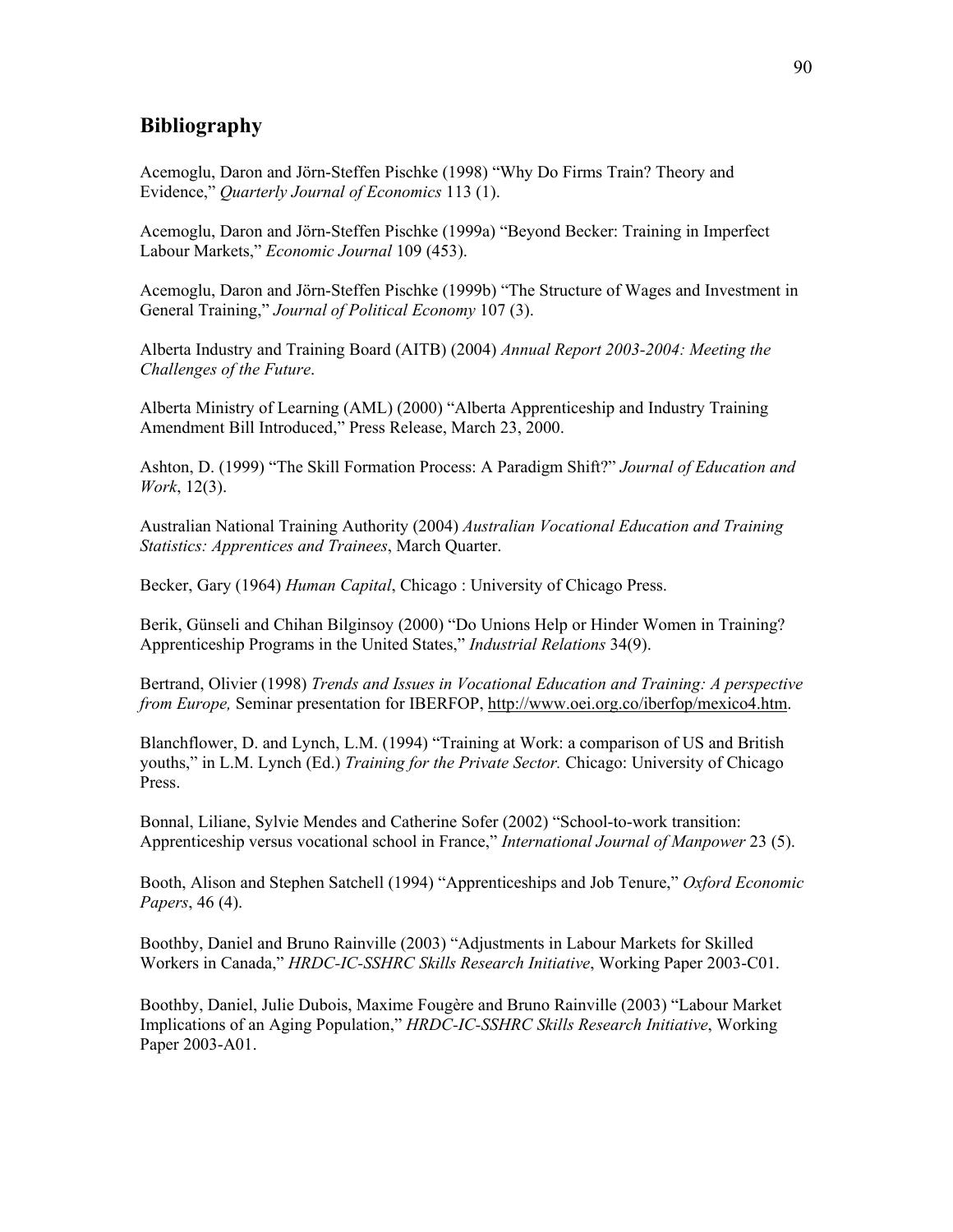## Bibliography

Acemoglu, Daron and Jörn-Steffen Pischke (1998) "Why Do Firms Train? Theory and Evidence," *Quarterly Journal of Economics* 113 (1).

Acemoglu, Daron and Jörn-Steffen Pischke (1999a) "Beyond Becker: Training in Imperfect Labour Markets," *Economic Journal* 109 (453).

Acemoglu, Daron and Jörn-Steffen Pischke (1999b) "The Structure of Wages and Investment in General Training," *Journal of Political Economy* 107 (3).

Alberta Industry and Training Board (AITB) (2004) *Annual Report 2003-2004: Meeting the Challenges of the Future*.

Alberta Ministry of Learning (AML) (2000) "Alberta Apprenticeship and Industry Training Amendment Bill Introduced," Press Release, March 23, 2000.

Ashton, D. (1999) "The Skill Formation Process: A Paradigm Shift?" *Journal of Education and Work*, 12(3).

Australian National Training Authority (2004) *Australian Vocational Education and Training Statistics: Apprentices and Trainees*, March Quarter.

Becker, Gary (1964) *Human Capital*, Chicago : University of Chicago Press.

Berik, Günseli and Chihan Bilginsoy (2000) "Do Unions Help or Hinder Women in Training? Apprenticeship Programs in the United States," *Industrial Relations* 34(9).

Bertrand, Olivier (1998) *Trends and Issues in Vocational Education and Training: A perspective from Europe,* Seminar presentation for IBERFOP, http://www.oei.org.co/iberfop/mexico4.htm.

Blanchflower, D. and Lynch, L.M. (1994) "Training at Work: a comparison of US and British youths," in L.M. Lynch (Ed.) *Training for the Private Sector.* Chicago: University of Chicago Press.

Bonnal, Liliane, Sylvie Mendes and Catherine Sofer (2002) "School-to-work transition: Apprenticeship versus vocational school in France," *International Journal of Manpower* 23 (5).

Booth, Alison and Stephen Satchell (1994) "Apprenticeships and Job Tenure," *Oxford Economic Papers*, 46 (4).

Boothby, Daniel and Bruno Rainville (2003) "Adjustments in Labour Markets for Skilled Workers in Canada," *HRDC-IC-SSHRC Skills Research Initiative*, Working Paper 2003-C01.

Boothby, Daniel, Julie Dubois, Maxime Fougère and Bruno Rainville (2003) "Labour Market Implications of an Aging Population," *HRDC-IC-SSHRC Skills Research Initiative*, Working Paper 2003-A01.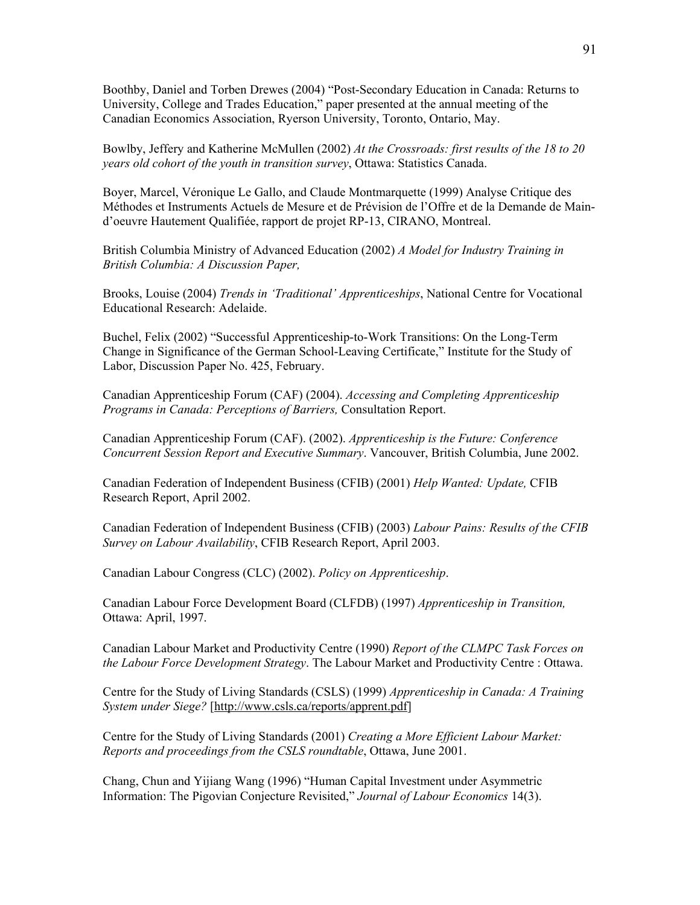Boothby, Daniel and Torben Drewes (2004) “Post-Secondary Education in Canada: Returns to University, College and Trades Education,” paper presented at the annual meeting of the Canadian Economics Association, Ryerson University, Toronto, Ontario, May.

Bowlby, Jeffery and Katherine McMullen (2002) *At the Crossroads: first results of the 18 to 20 years old cohort of the youth in transition survey*, Ottawa: Statistics Canada.

Boyer, Marcel, Véronique Le Gallo, and Claude Montmarquette (1999) Analyse Critique des Méthodes et Instruments Actuels de Mesure et de Prévision de l’Offre et de la Demande de Main-d’oeuvre Hautement Qualifiée, rapport de projet RP-13, CIRANO, Montreal.

British Columbia Ministry of Advanced Education (2002) *A Model for Industry Training in British Columbia: A Discussion Paper,*

Brooks, Louise (2004) *Trends in ‘Traditional’ Apprenticeships*, National Centre for Vocational Educational Research: Adelaide.

Buchel, Felix (2002) “Successful Apprenticeship-to-Work Transitions: On the Long-Term Change in Significance of the German School-Leaving Certificate,” Institute for the Study of Labor, Discussion Paper No. 425, February.

Canadian Apprenticeship Forum (CAF) (2004). *Accessing and Completing Apprenticeship Programs in Canada: Perceptions of Barriers,* Consultation Report.

Canadian Apprenticeship Forum (CAF). (2002). *Apprenticeship is the Future: Conference Concurrent Session Report and Executive Summary*. Vancouver, British Columbia, June 2002.

Canadian Federation of Independent Business (CFIB) (2001) *Help Wanted: Update,* CFIB Research Report, April 2002.

Canadian Federation of Independent Business (CFIB) (2003) *Labour Pains: Results of the CFIB Survey on Labour Availability*, CFIB Research Report, April 2003.

Canadian Labour Congress (CLC) (2002). *Policy on Apprenticeship*.

Canadian Labour Force Development Board (CLFDB) (1997) *Apprenticeship in Transition,* Ottawa: April, 1997.

Canadian Labour Market and Productivity Centre (1990) *Report of the CLMPC Task Forces on the Labour Force Development Strategy*. The Labour Market and Productivity Centre : Ottawa.

Centre for the Study of Living Standards (CSLS) (1999) *Apprenticeship in Canada: A Training System under Siege?* [http://www.csls.ca/reports/apprent.pdf]

Centre for the Study of Living Standards (2001) *Creating a More Efficient Labour Market: Reports and proceedings from the CSLS roundtable*, Ottawa, June 2001.

Chang, Chun and Yijiang Wang (1996) “Human Capital Investment under Asymmetric Information: The Pigovian Conjecture Revisited,” *Journal of Labour Economics* 14(3).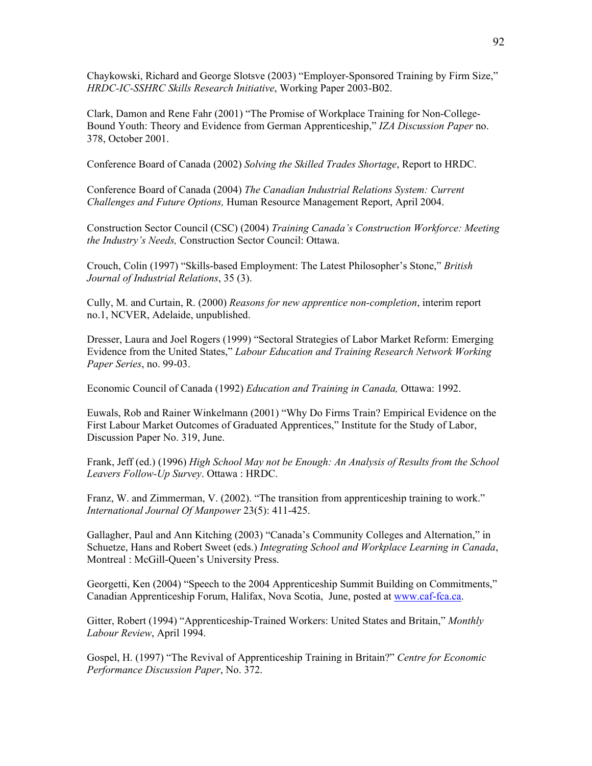Chaykowski, Richard and George Slotsve (2003) "Employer-Sponsored Training by Firm Size," *HRDC-IC-SSHRC Skills Research Initiative*, Working Paper 2003-B02.

Clark, Damon and Rene Fahr (2001) "The Promise of Workplace Training for Non-College-Bound Youth: Theory and Evidence from German Apprenticeship," *IZA Discussion Paper* no. 378, October 2001.

Conference Board of Canada (2002) *Solving the Skilled Trades Shortage*, Report to HRDC.

Conference Board of Canada (2004) *The Canadian Industrial Relations System: Current Challenges and Future Options,* Human Resource Management Report, April 2004.

Construction Sector Council (CSC) (2004) *Training Canada's Construction Workforce: Meeting the Industry's Needs,* Construction Sector Council: Ottawa.

Crouch, Colin (1997) "Skills-based Employment: The Latest Philosopher's Stone," *British Journal of Industrial Relations*, 35 (3).

Cully, M. and Curtain, R. (2000) *Reasons for new apprentice non-completion*, interim report no.1, NCVER, Adelaide, unpublished.

Dresser, Laura and Joel Rogers (1999) "Sectoral Strategies of Labor Market Reform: Emerging Evidence from the United States," *Labour Education and Training Research Network Working Paper Series*, no. 99-03.

Economic Council of Canada (1992) *Education and Training in Canada,* Ottawa: 1992.

Euwals, Rob and Rainer Winkelmann (2001) "Why Do Firms Train? Empirical Evidence on the First Labour Market Outcomes of Graduated Apprentices," Institute for the Study of Labor, Discussion Paper No. 319, June.

Frank, Jeff (ed.) (1996) *High School May not be Enough: An Analysis of Results from the School Leavers Follow-Up Survey*. Ottawa : HRDC.

Franz, W. and Zimmerman, V. (2002). "The transition from apprenticeship training to work." *International Journal Of Manpower* 23(5): 411-425.

Gallagher, Paul and Ann Kitching (2003) "Canada's Community Colleges and Alternation," in Schuetze, Hans and Robert Sweet (eds.) *Integrating School and Workplace Learning in Canada*, Montreal : McGill-Queen's University Press.

Georgetti, Ken (2004) "Speech to the 2004 Apprenticeship Summit Building on Commitments," Canadian Apprenticeship Forum, Halifax, Nova Scotia, June, posted at www.caf-fca.ca.

Gitter, Robert (1994) "Apprenticeship-Trained Workers: United States and Britain," *Monthly Labour Review*, April 1994.

Gospel, H. (1997) "The Revival of Apprenticeship Training in Britain?" *Centre for Economic Performance Discussion Paper*, No. 372.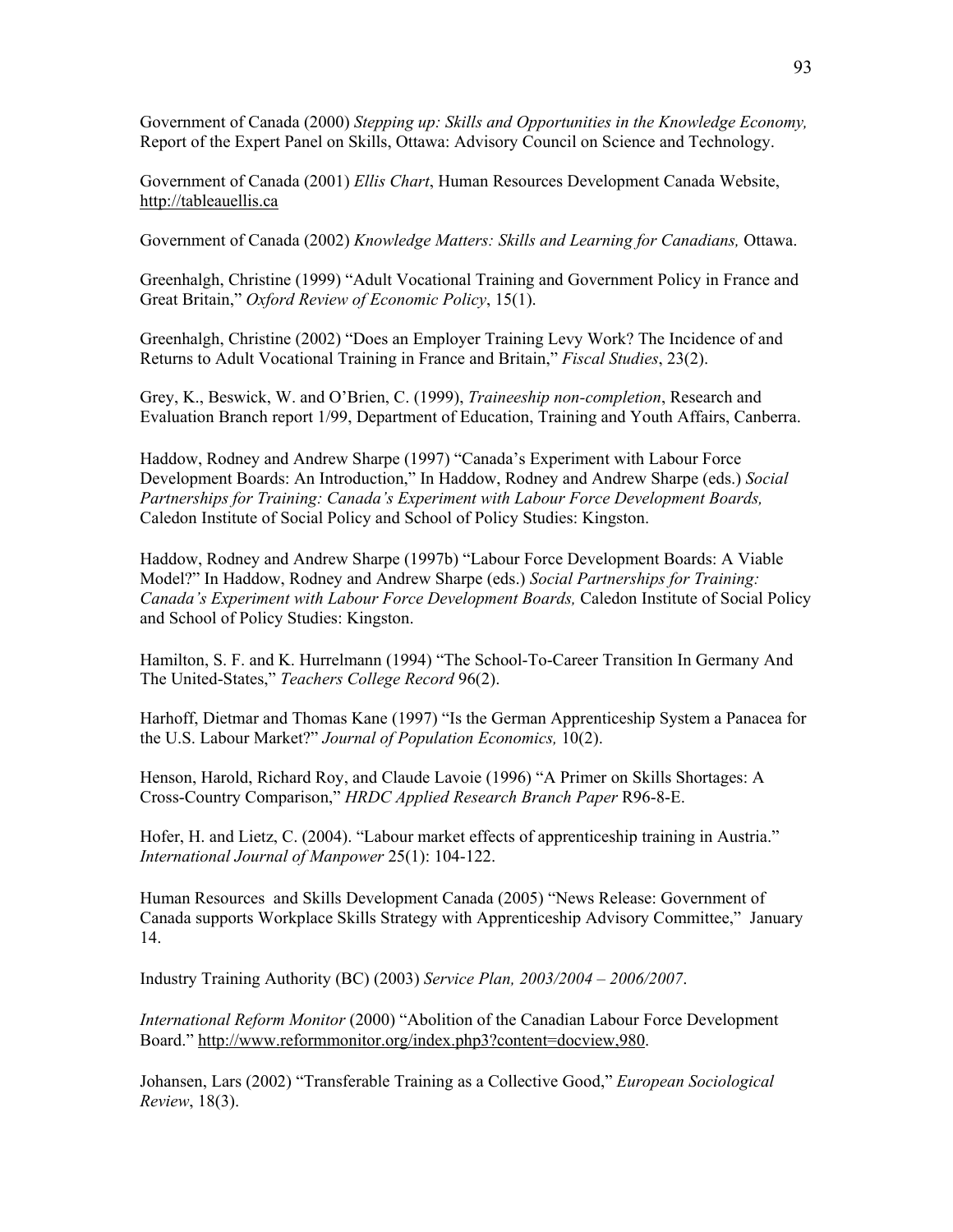Government of Canada (2000) *Stepping up: Skills and Opportunities in the Knowledge Economy,* Report of the Expert Panel on Skills, Ottawa: Advisory Council on Science and Technology.

Government of Canada (2001) *Ellis Chart*, Human Resources Development Canada Website, http://tableauellis.ca

Government of Canada (2002) *Knowledge Matters: Skills and Learning for Canadians,* Ottawa.

Greenhalgh, Christine (1999) "Adult Vocational Training and Government Policy in France and Great Britain," *Oxford Review of Economic Policy*, 15(1).

Greenhalgh, Christine (2002) "Does an Employer Training Levy Work? The Incidence of and Returns to Adult Vocational Training in France and Britain," *Fiscal Studies*, 23(2).

Grey, K., Beswick, W. and O'Brien, C. (1999), *Traineeship non-completion*, Research and Evaluation Branch report 1/99, Department of Education, Training and Youth Affairs, Canberra.

Haddow, Rodney and Andrew Sharpe (1997) "Canada's Experiment with Labour Force Development Boards: An Introduction," In Haddow, Rodney and Andrew Sharpe (eds.) *Social Partnerships for Training: Canada's Experiment with Labour Force Development Boards,* Caledon Institute of Social Policy and School of Policy Studies: Kingston.

Haddow, Rodney and Andrew Sharpe (1997b) "Labour Force Development Boards: A Viable Model?" In Haddow, Rodney and Andrew Sharpe (eds.) *Social Partnerships for Training: Canada's Experiment with Labour Force Development Boards,* Caledon Institute of Social Policy and School of Policy Studies: Kingston.

Hamilton, S. F. and K. Hurrelmann (1994) "The School-To-Career Transition In Germany And The United-States," *Teachers College Record* 96(2).

Harhoff, Dietmar and Thomas Kane (1997) "Is the German Apprenticeship System a Panacea for the U.S. Labour Market?" *Journal of Population Economics,* 10(2).

Henson, Harold, Richard Roy, and Claude Lavoie (1996) "A Primer on Skills Shortages: A Cross-Country Comparison," *HRDC Applied Research Branch Paper* R96-8-E.

Hofer, H. and Lietz, C. (2004). "Labour market effects of apprenticeship training in Austria." *International Journal of Manpower* 25(1): 104-122.

Human Resources and Skills Development Canada (2005) "News Release: Government of Canada supports Workplace Skills Strategy with Apprenticeship Advisory Committee," January 14.

Industry Training Authority (BC) (2003) *Service Plan, 2003/2004 – 2006/2007*.

*International Reform Monitor* (2000) "Abolition of the Canadian Labour Force Development Board." http://www.reformmonitor.org/index.php3?content=docview,980.

Johansen, Lars (2002) "Transferable Training as a Collective Good," *European Sociological Review*, 18(3).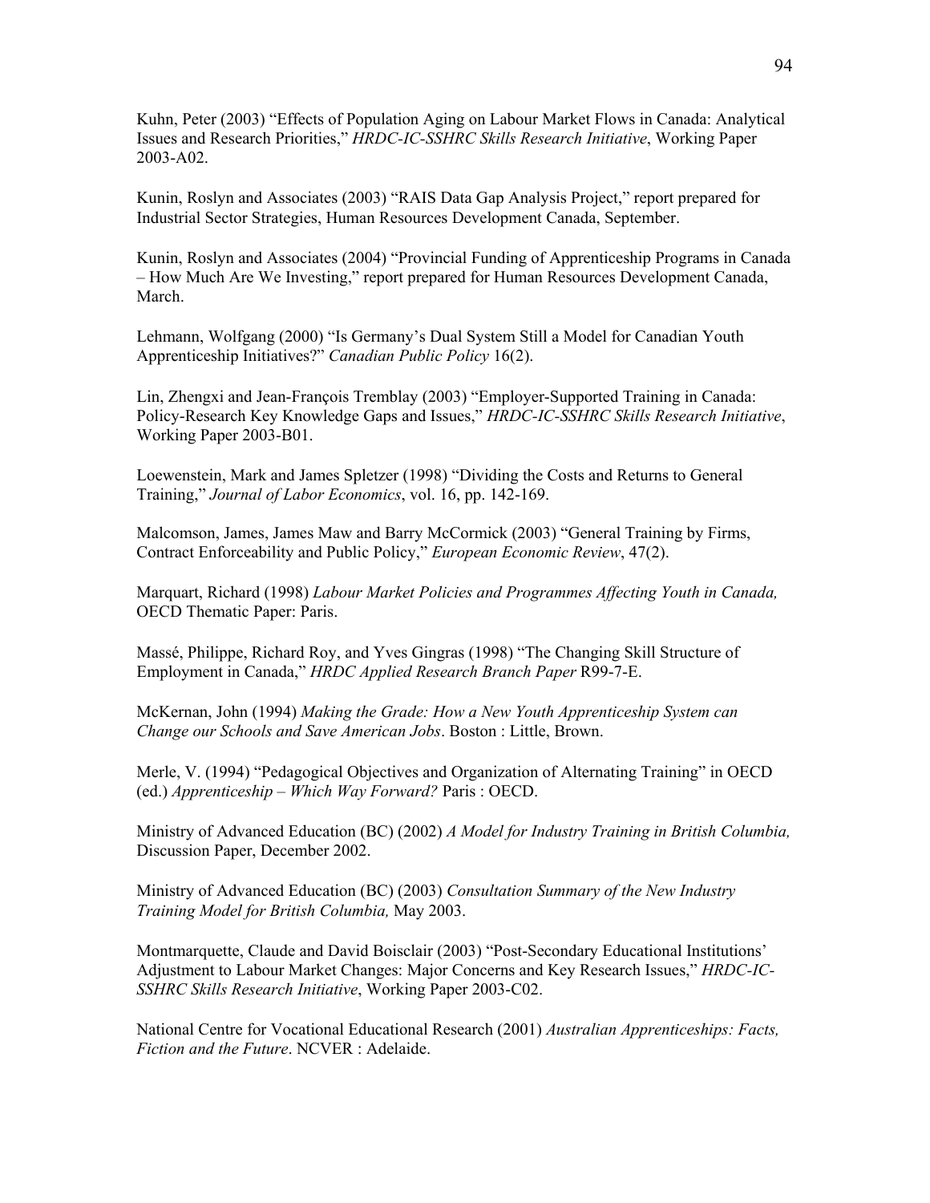Kuhn, Peter (2003) “Effects of Population Aging on Labour Market Flows in Canada: Analytical Issues and Research Priorities,” *HRDC-IC-SSHRC Skills Research Initiative*, Working Paper 2003-A02.

Kunin, Roslyn and Associates (2003) “RAIS Data Gap Analysis Project,” report prepared for Industrial Sector Strategies, Human Resources Development Canada, September.

Kunin, Roslyn and Associates (2004) “Provincial Funding of Apprenticeship Programs in Canada – How Much Are We Investing,” report prepared for Human Resources Development Canada, March.

Lehmann, Wolfgang (2000) “Is Germany’s Dual System Still a Model for Canadian Youth Apprenticeship Initiatives?” *Canadian Public Policy* 16(2).

Lin, Zhengxi and Jean-François Tremblay (2003) “Employer-Supported Training in Canada: Policy-Research Key Knowledge Gaps and Issues,” *HRDC-IC-SSHRC Skills Research Initiative*, Working Paper 2003-B01.

Loewenstein, Mark and James Spletzer (1998) “Dividing the Costs and Returns to General Training,” *Journal of Labor Economics*, vol. 16, pp. 142-169.

Malcomson, James, James Maw and Barry McCormick (2003) “General Training by Firms, Contract Enforceability and Public Policy,” *European Economic Review*, 47(2).

Marquart, Richard (1998) *Labour Market Policies and Programmes Affecting Youth in Canada,* OECD Thematic Paper: Paris.

Massé, Philippe, Richard Roy, and Yves Gingras (1998) “The Changing Skill Structure of Employment in Canada,” *HRDC Applied Research Branch Paper* R99-7-E.

McKernan, John (1994) *Making the Grade: How a New Youth Apprenticeship System can Change our Schools and Save American Jobs*. Boston : Little, Brown.

Merle, V. (1994) “Pedagogical Objectives and Organization of Alternating Training” in OECD (ed.) *Apprenticeship – Which Way Forward?* Paris : OECD.

Ministry of Advanced Education (BC) (2002) *A Model for Industry Training in British Columbia,* Discussion Paper, December 2002.

Ministry of Advanced Education (BC) (2003) *Consultation Summary of the New Industry Training Model for British Columbia,* May 2003.

Montmarquette, Claude and David Boisclair (2003) “Post-Secondary Educational Institutions’ Adjustment to Labour Market Changes: Major Concerns and Key Research Issues,” *HRDC-IC-SSHRC Skills Research Initiative*, Working Paper 2003-C02.

National Centre for Vocational Educational Research (2001) *Australian Apprenticeships: Facts, Fiction and the Future*. NCVER : Adelaide.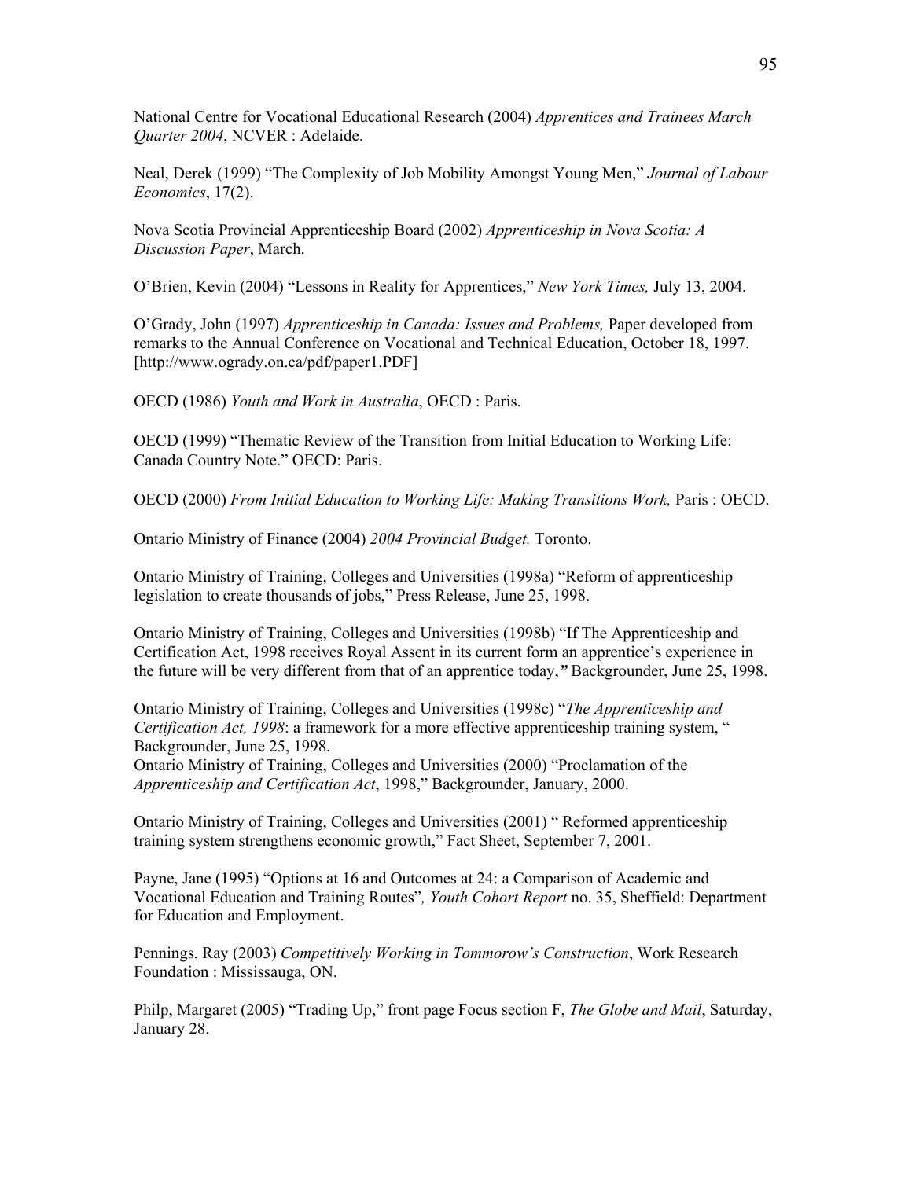National Centre for Vocational Educational Research (2004) *Apprentices and Trainees March Quarter 2004*, NCVER : Adelaide.

Neal, Derek (1999) "The Complexity of Job Mobility Amongst Young Men," *Journal of Labour Economics*, 17(2).

Nova Scotia Provincial Apprenticeship Board (2002) *Apprenticeship in Nova Scotia: A Discussion Paper*, March.

O'Brien, Kevin (2004) "Lessons in Reality for Apprentices," *New York Times,* July 13, 2004.

O'Grady, John (1997) *Apprenticeship in Canada: Issues and Problems,* Paper developed from remarks to the Annual Conference on Vocational and Technical Education, October 18, 1997. [http://www.ogrady.on.ca/pdf/paper1.PDF]

OECD (1986) *Youth and Work in Australia*, OECD : Paris.

OECD (1999) "Thematic Review of the Transition from Initial Education to Working Life: Canada Country Note." OECD: Paris.

OECD (2000) *From Initial Education to Working Life: Making Transitions Work,* Paris : OECD.

Ontario Ministry of Finance (2004) *2004 Provincial Budget.* Toronto.

Ontario Ministry of Training, Colleges and Universities (1998a) "Reform of apprenticeship legislation to create thousands of jobs," Press Release, June 25, 1998.

Ontario Ministry of Training, Colleges and Universities (1998b) "If The Apprenticeship and Certification Act, 1998 receives Royal Assent in its current form an apprentice's experience in the future will be very different from that of an apprentice today,**"** Backgrounder, June 25, 1998.

Ontario Ministry of Training, Colleges and Universities (1998c) "*The Apprenticeship and Certification Act, 1998*: a framework for a more effective apprenticeship training system, " Backgrounder, June 25, 1998.

Ontario Ministry of Training, Colleges and Universities (2000) "Proclamation of the *Apprenticeship and Certification Act*, 1998," Backgrounder, January, 2000.

Ontario Ministry of Training, Colleges and Universities (2001) " Reformed apprenticeship training system strengthens economic growth," Fact Sheet, September 7, 2001.

Payne, Jane (1995) "Options at 16 and Outcomes at 24: a Comparison of Academic and Vocational Education and Training Routes"*, Youth Cohort Report* no. 35, Sheffield: Department for Education and Employment.

Pennings, Ray (2003) *Competitively Working in Tommorow's Construction*, Work Research Foundation : Mississauga, ON.

Philp, Margaret (2005) "Trading Up," front page Focus section F, *The Globe and Mail*, Saturday, January 28.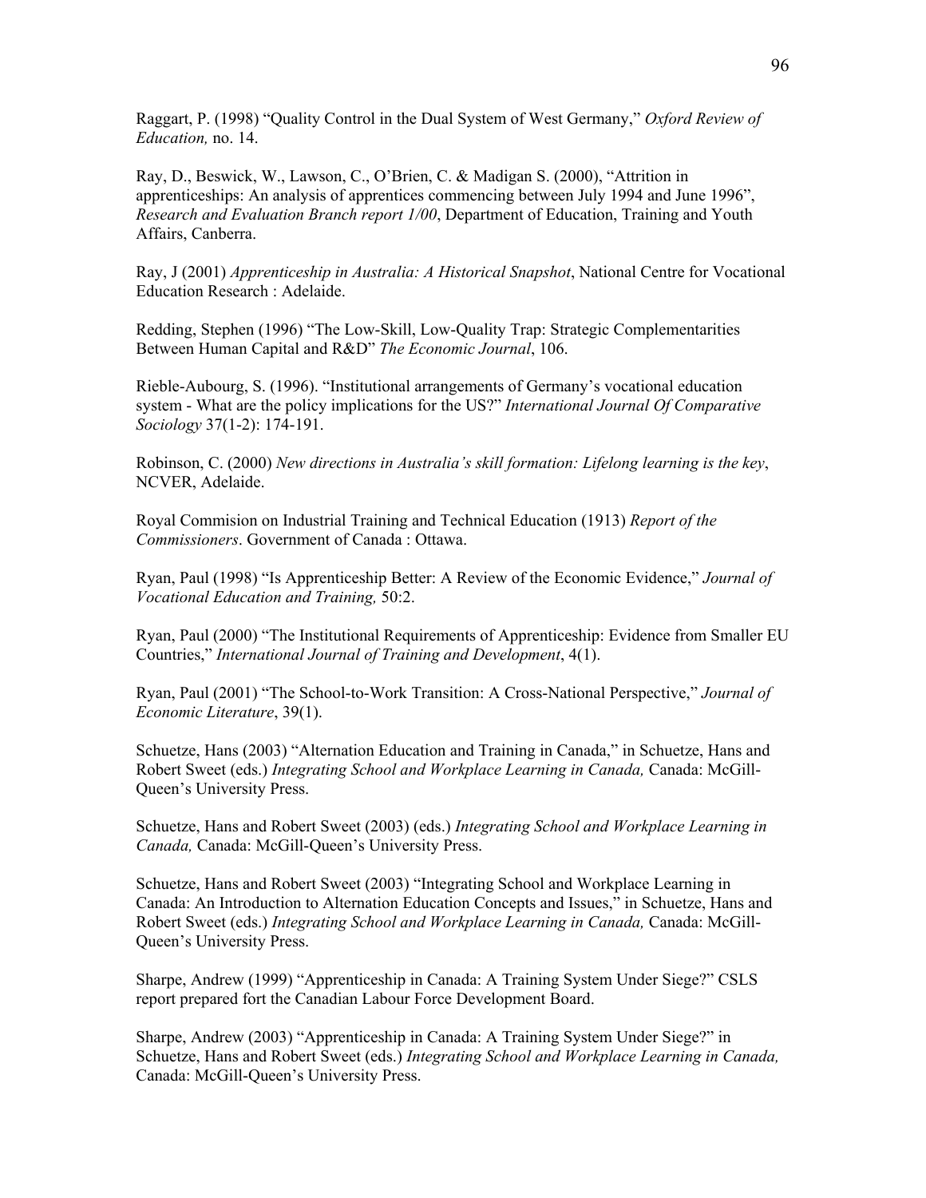Raggart, P. (1998) “Quality Control in the Dual System of West Germany,” *Oxford Review of Education,* no. 14.

Ray, D., Beswick, W., Lawson, C., O’Brien, C. & Madigan S. (2000), “Attrition in apprenticeships: An analysis of apprentices commencing between July 1994 and June 1996”, *Research and Evaluation Branch report 1/00*, Department of Education, Training and Youth Affairs, Canberra.

Ray, J (2001) *Apprenticeship in Australia: A Historical Snapshot*, National Centre for Vocational Education Research : Adelaide.

Redding, Stephen (1996) “The Low-Skill, Low-Quality Trap: Strategic Complementarities Between Human Capital and R&D” *The Economic Journal*, 106.

Rieble-Aubourg, S. (1996). “Institutional arrangements of Germany’s vocational education system - What are the policy implications for the US?” *International Journal Of Comparative Sociology* 37(1-2): 174-191.

Robinson, C. (2000) *New directions in Australia’s skill formation: Lifelong learning is the key*, NCVER, Adelaide.

Royal Commision on Industrial Training and Technical Education (1913) *Report of the Commissioners*. Government of Canada : Ottawa.

Ryan, Paul (1998) “Is Apprenticeship Better: A Review of the Economic Evidence,” *Journal of Vocational Education and Training,* 50:2.

Ryan, Paul (2000) “The Institutional Requirements of Apprenticeship: Evidence from Smaller EU Countries,” *International Journal of Training and Development*, 4(1).

Ryan, Paul (2001) “The School-to-Work Transition: A Cross-National Perspective,” *Journal of Economic Literature*, 39(1).

Schuetze, Hans (2003) “Alternation Education and Training in Canada,” in Schuetze, Hans and Robert Sweet (eds.) *Integrating School and Workplace Learning in Canada,* Canada: McGill-Queen’s University Press.

Schuetze, Hans and Robert Sweet (2003) (eds.) *Integrating School and Workplace Learning in Canada,* Canada: McGill-Queen’s University Press.

Schuetze, Hans and Robert Sweet (2003) “Integrating School and Workplace Learning in Canada: An Introduction to Alternation Education Concepts and Issues,” in Schuetze, Hans and Robert Sweet (eds.) *Integrating School and Workplace Learning in Canada,* Canada: McGill-Queen’s University Press.

Sharpe, Andrew (1999) “Apprenticeship in Canada: A Training System Under Siege?” CSLS report prepared fort the Canadian Labour Force Development Board.

Sharpe, Andrew (2003) “Apprenticeship in Canada: A Training System Under Siege?” in Schuetze, Hans and Robert Sweet (eds.) *Integrating School and Workplace Learning in Canada,* Canada: McGill-Queen’s University Press.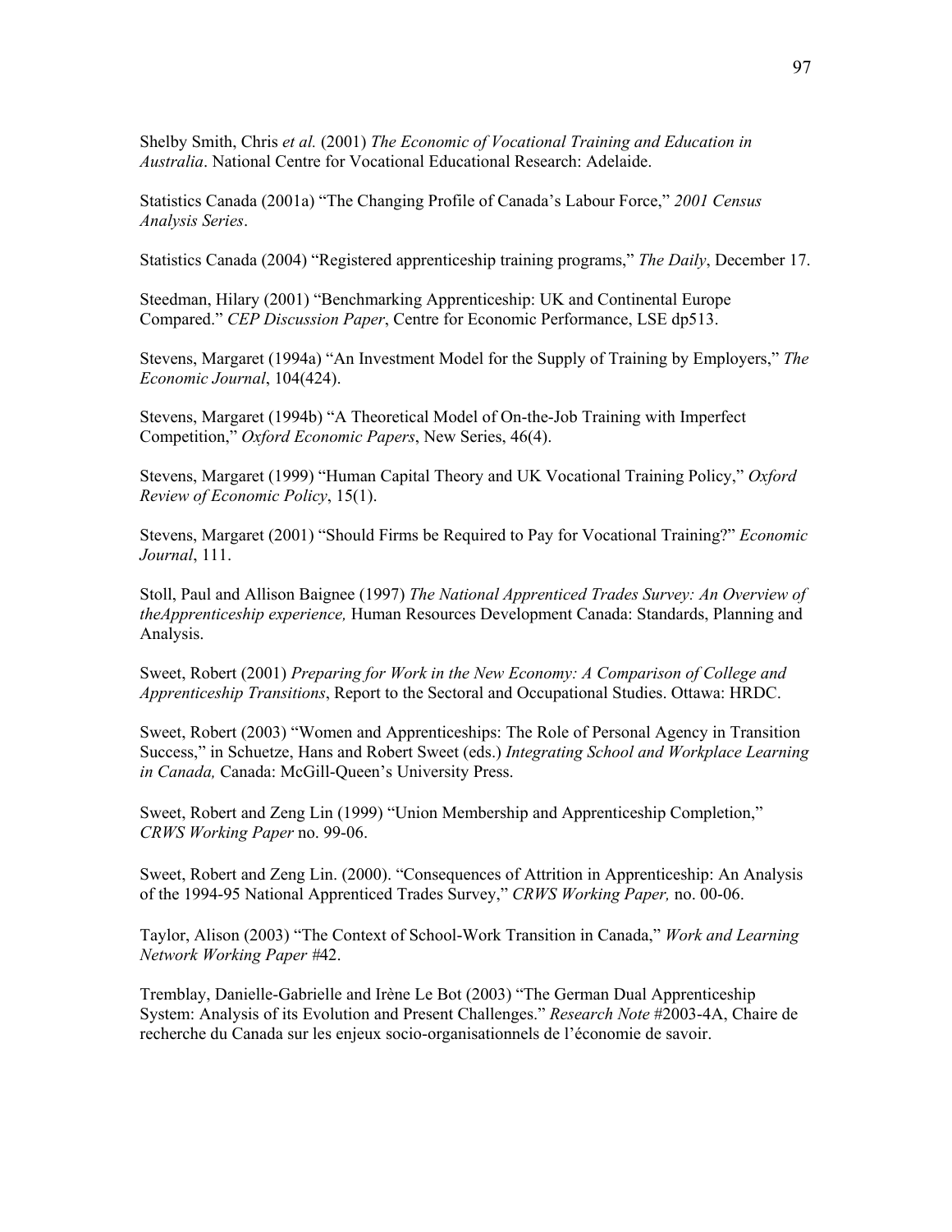Shelby Smith, Chris *et al.* (2001) *The Economic of Vocational Training and Education in Australia*. National Centre for Vocational Educational Research: Adelaide.

Statistics Canada (2001a) "The Changing Profile of Canada's Labour Force," *2001 Census Analysis Series*.

Statistics Canada (2004) "Registered apprenticeship training programs," *The Daily*, December 17.

Steedman, Hilary (2001) "Benchmarking Apprenticeship: UK and Continental Europe Compared." *CEP Discussion Paper*, Centre for Economic Performance, LSE dp513.

Stevens, Margaret (1994a) "An Investment Model for the Supply of Training by Employers," *The Economic Journal*, 104(424).

Stevens, Margaret (1994b) "A Theoretical Model of On-the-Job Training with Imperfect Competition," *Oxford Economic Papers*, New Series, 46(4).

Stevens, Margaret (1999) "Human Capital Theory and UK Vocational Training Policy," *Oxford Review of Economic Policy*, 15(1).

Stevens, Margaret (2001) "Should Firms be Required to Pay for Vocational Training?" *Economic Journal*, 111.

Stoll, Paul and Allison Baignee (1997) *The National Apprenticed Trades Survey: An Overview of theApprenticeship experience,* Human Resources Development Canada: Standards, Planning and Analysis.

Sweet, Robert (2001) *Preparing for Work in the New Economy: A Comparison of College and Apprenticeship Transitions*, Report to the Sectoral and Occupational Studies. Ottawa: HRDC.

Sweet, Robert (2003) "Women and Apprenticeships: The Role of Personal Agency in Transition Success," in Schuetze, Hans and Robert Sweet (eds.) *Integrating School and Workplace Learning in Canada,* Canada: McGill-Queen's University Press.

Sweet, Robert and Zeng Lin (1999) "Union Membership and Apprenticeship Completion," *CRWS Working Paper* no. 99-06.

Sweet, Robert and Zeng Lin. (2000). "Consequences of Attrition in Apprenticeship: An Analysis of the 1994-95 National Apprenticed Trades Survey," *CRWS Working Paper,* no. 00-06.

Taylor, Alison (2003) "The Context of School-Work Transition in Canada," *Work and Learning Network Working Paper* #42.

Tremblay, Danielle-Gabrielle and Irène Le Bot (2003) "The German Dual Apprenticeship System: Analysis of its Evolution and Present Challenges." *Research Note* #2003-4A, Chaire de recherche du Canada sur les enjeux socio-organisationnels de l'économie de savoir.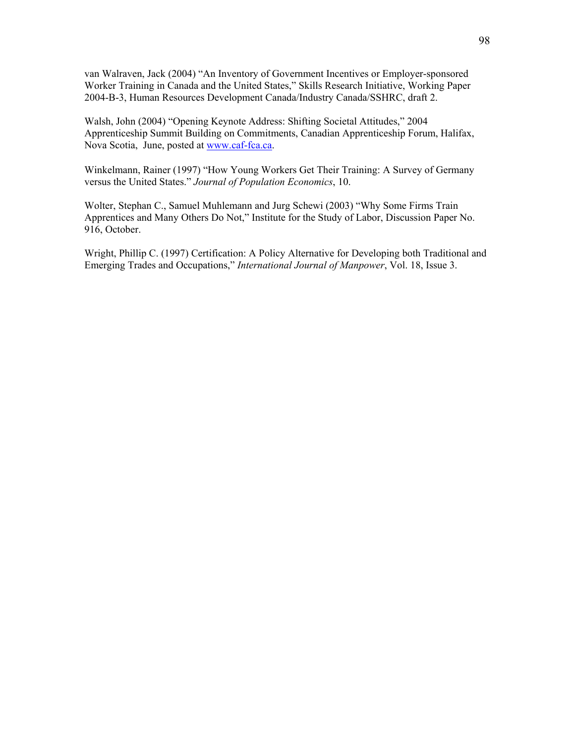van Walraven, Jack (2004) "An Inventory of Government Incentives or Employer-sponsored Worker Training in Canada and the United States," Skills Research Initiative, Working Paper 2004-B-3, Human Resources Development Canada/Industry Canada/SSHRC, draft 2.

Walsh, John (2004) "Opening Keynote Address: Shifting Societal Attitudes," 2004 Apprenticeship Summit Building on Commitments, Canadian Apprenticeship Forum, Halifax, Nova Scotia, June, posted at www.caf-fca.ca.

Winkelmann, Rainer (1997) "How Young Workers Get Their Training: A Survey of Germany versus the United States." *Journal of Population Economics*, 10.

Wolter, Stephan C., Samuel Muhlemann and Jurg Schewi (2003) "Why Some Firms Train Apprentices and Many Others Do Not," Institute for the Study of Labor, Discussion Paper No. 916, October.

Wright, Phillip C. (1997) Certification: A Policy Alternative for Developing both Traditional and Emerging Trades and Occupations," *International Journal of Manpower*, Vol. 18, Issue 3.